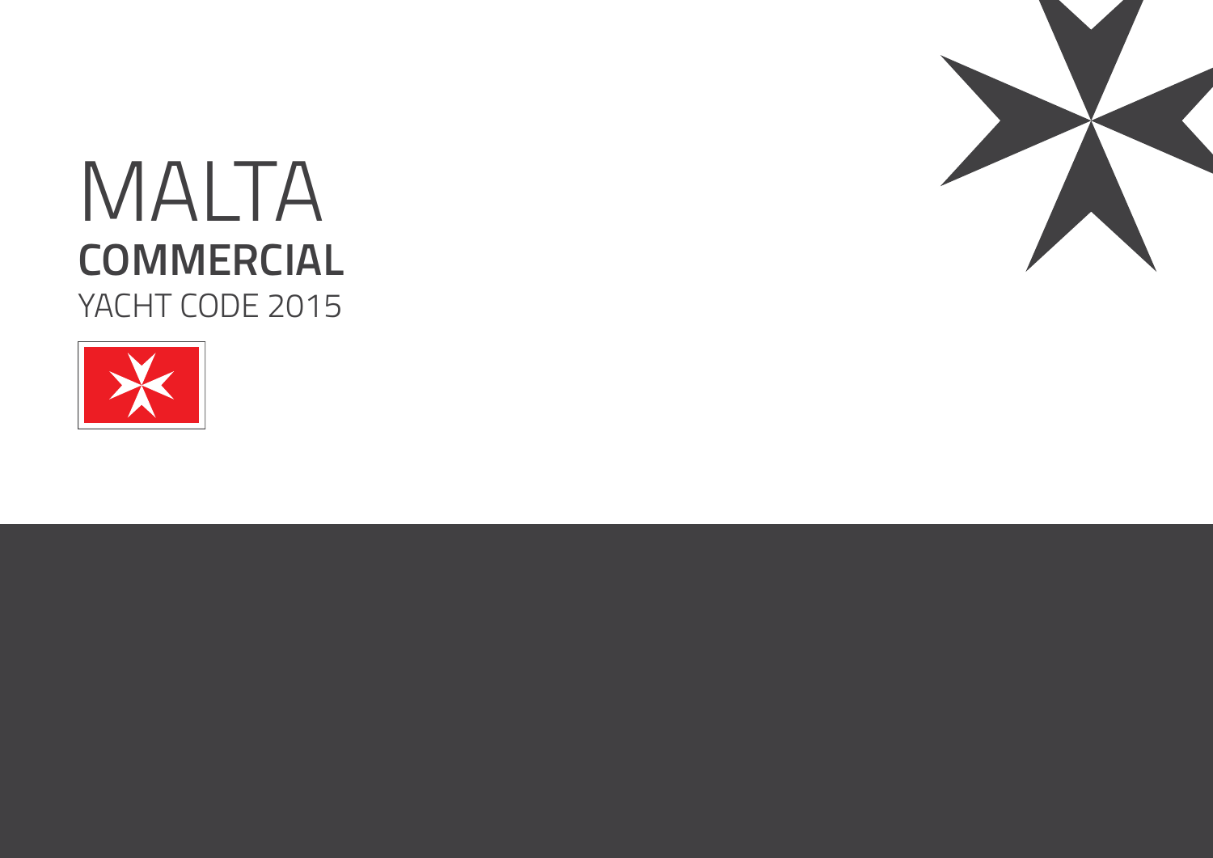# MALTA

**COMMERCIAL**

YACHT CODE 2015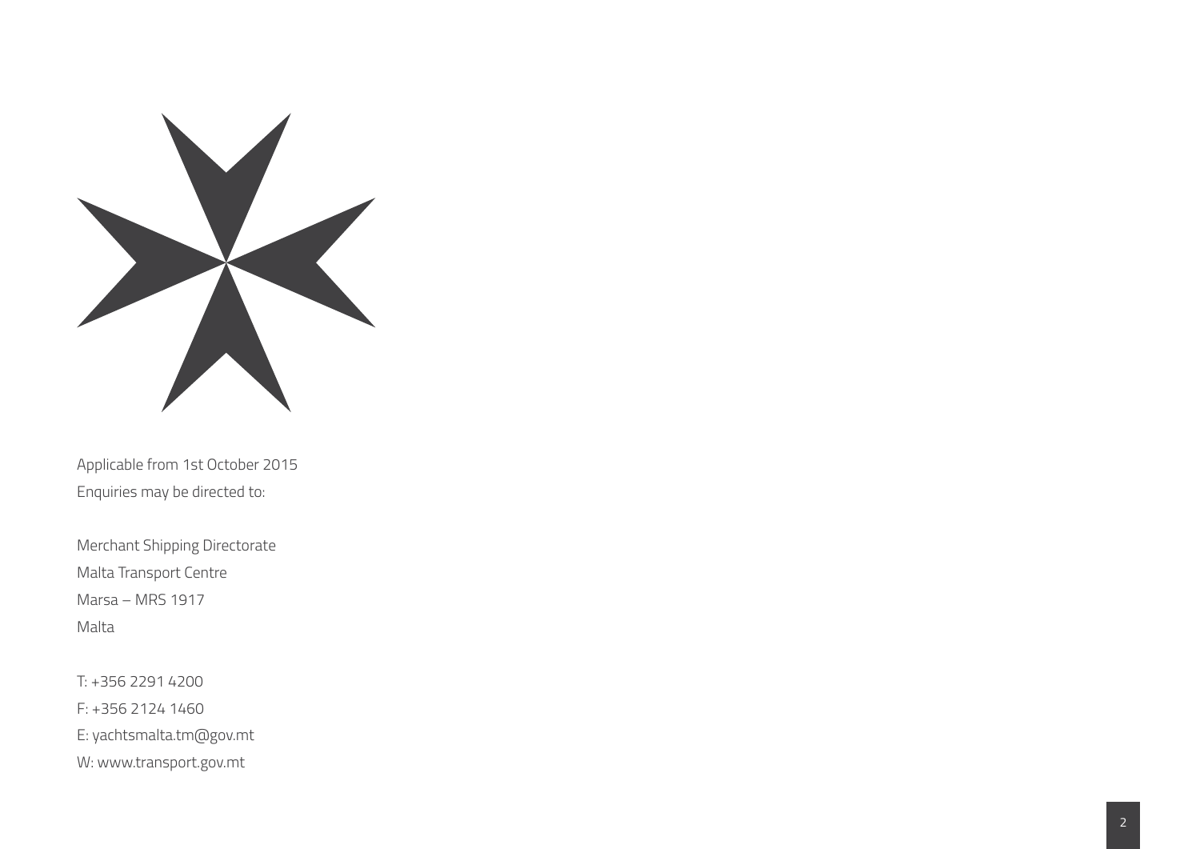Applicable from 1st October 2015

Enquiries may be directed to:

Merchant Shipping Directorate
Malta Transport Centre
Marsa – MRS 1917
Malta

T: +356 2291 4200
F: +356 2124 1460
E: yachtsmalta.tm@gov.mt
W: www.transport.gov.mt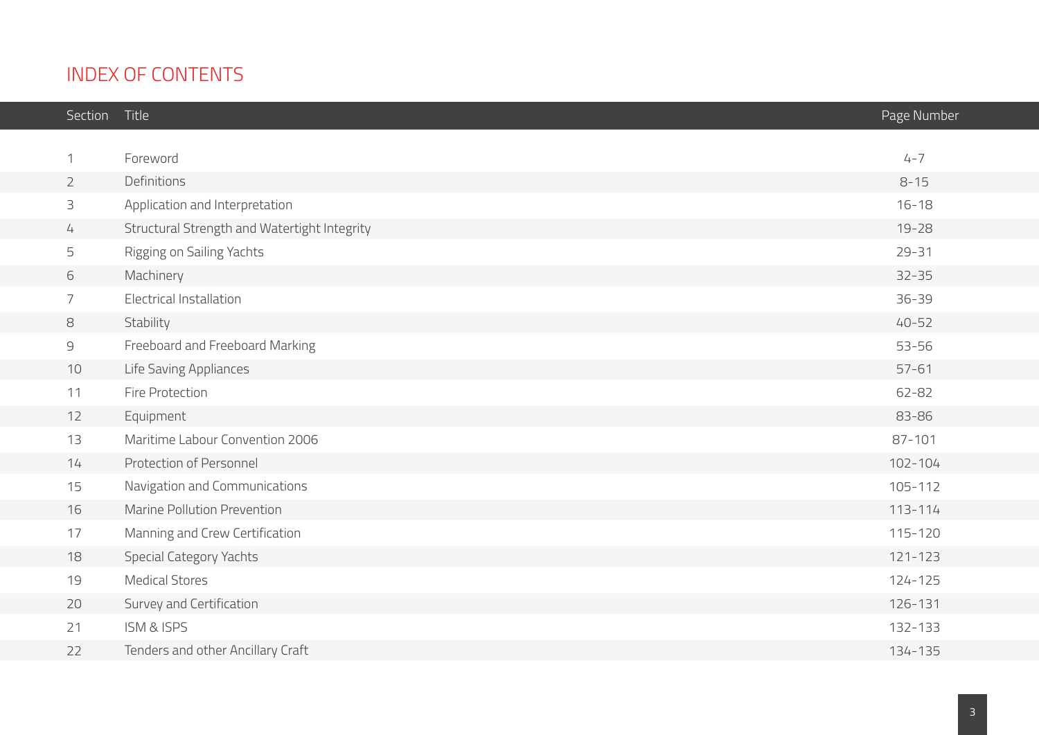# INDEX OF CONTENTS

| Section | Title | Page Number |
| --- | --- | --- |
| 1 | Foreword | 4-7 |
| 2 | Definitions | 8-15 |
| 3 | Application and Interpretation | 16-18 |
| 4 | Structural Strength and Watertight Integrity | 19-28 |
| 5 | Rigging on Sailing Yachts | 29-31 |
| 6 | Machinery | 32-35 |
| 7 | Electrical Installation | 36-39 |
| 8 | Stability | 40-52 |
| 9 | Freeboard and Freeboard Marking | 53-56 |
| 10 | Life Saving Appliances | 57-61 |
| 11 | Fire Protection | 62-82 |
| 12 | Equipment | 83-86 |
| 13 | Maritime Labour Convention 2006 | 87-101 |
| 14 | Protection of Personnel | 102-104 |
| 15 | Navigation and Communications | 105-112 |
| 16 | Marine Pollution Prevention | 113-114 |
| 17 | Manning and Crew Certification | 115-120 |
| 18 | Special Category Yachts | 121-123 |
| 19 | Medical Stores | 124-125 |
| 20 | Survey and Certification | 126-131 |
| 21 | ISM & ISPS | 132-133 |
| 22 | Tenders and other Ancillary Craft | 134-135 |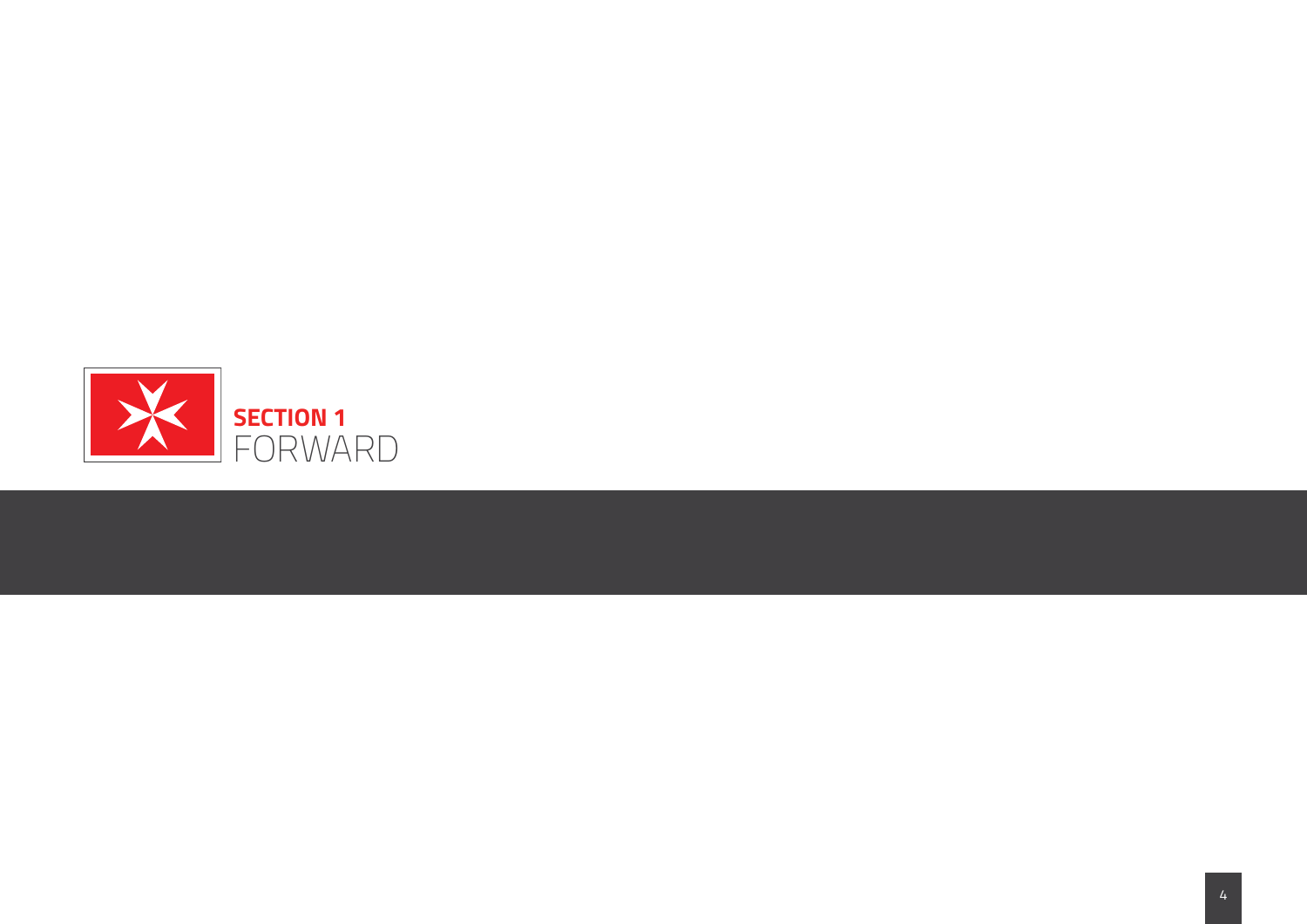# SECTION 1
# FORWARD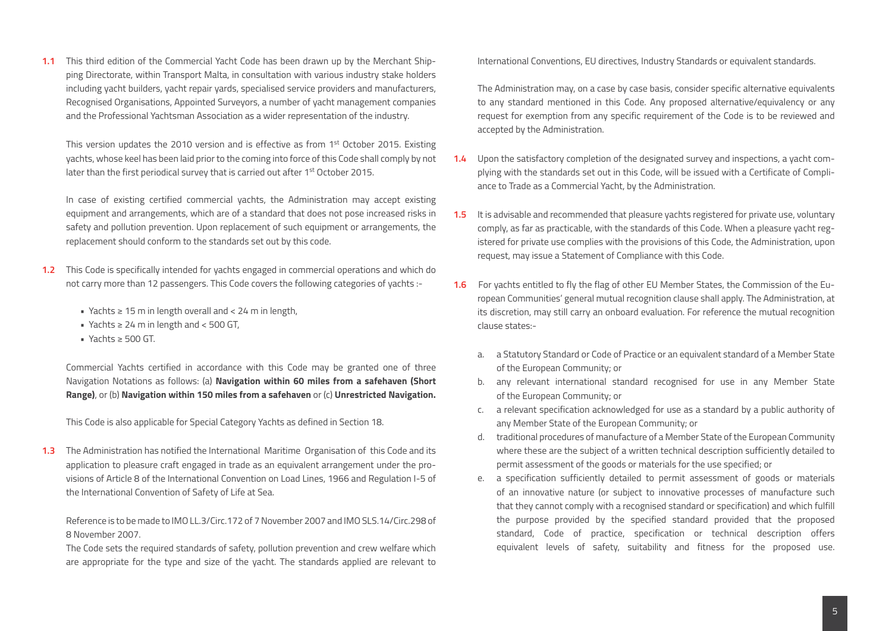**1.1** This third edition of the Commercial Yacht Code has been drawn up by the Merchant Shipping Directorate, within Transport Malta, in consultation with various industry stake holders including yacht builders, yacht repair yards, specialised service providers and manufacturers, Recognised Organisations, Appointed Surveyors, a number of yacht management companies and the Professional Yachtsman Association as a wider representation of the industry.

This version updates the 2010 version and is effective as from 1st October 2015. Existing yachts, whose keel has been laid prior to the coming into force of this Code shall comply by not later than the first periodical survey that is carried out after 1st October 2015.

In case of existing certified commercial yachts, the Administration may accept existing equipment and arrangements, which are of a standard that does not pose increased risks in safety and pollution prevention. Upon replacement of such equipment or arrangements, the replacement should conform to the standards set out by this code.

**1.2** This Code is specifically intended for yachts engaged in commercial operations and which do not carry more than 12 passengers. This Code covers the following categories of yachts :-

- Yachts ≥ 15 m in length overall and < 24 m in length,
- Yachts ≥ 24 m in length and < 500 GT,
- Yachts ≥ 500 GT.

Commercial Yachts certified in accordance with this Code may be granted one of three Navigation Notations as follows: (a) **Navigation within 60 miles from a safehaven (Short Range)**, or (b) **Navigation within 150 miles from a safehaven** or (c) **Unrestricted Navigation.**

This Code is also applicable for Special Category Yachts as defined in Section 18.

**1.3** The Administration has notified the International Maritime Organisation of this Code and its application to pleasure craft engaged in trade as an equivalent arrangement under the provisions of Article 8 of the International Convention on Load Lines, 1966 and Regulation I-5 of the International Convention of Safety of Life at Sea.

Reference is to be made to IMO LL.3/Circ.172 of 7 November 2007 and IMO SLS.14/Circ.298 of 8 November 2007.

The Code sets the required standards of safety, pollution prevention and crew welfare which are appropriate for the type and size of the yacht. The standards applied are relevant to International Conventions, EU directives, Industry Standards or equivalent standards.

The Administration may, on a case by case basis, consider specific alternative equivalents to any standard mentioned in this Code. Any proposed alternative/equivalency or any request for exemption from any specific requirement of the Code is to be reviewed and accepted by the Administration.

**1.4** Upon the satisfactory completion of the designated survey and inspections, a yacht complying with the standards set out in this Code, will be issued with a Certificate of Compliance to Trade as a Commercial Yacht, by the Administration.

**1.5** It is advisable and recommended that pleasure yachts registered for private use, voluntary comply, as far as practicable, with the standards of this Code. When a pleasure yacht registered for private use complies with the provisions of this Code, the Administration, upon request, may issue a Statement of Compliance with this Code.

**1.6** For yachts entitled to fly the flag of other EU Member States, the Commission of the European Communities' general mutual recognition clause shall apply. The Administration, at its discretion, may still carry an onboard evaluation. For reference the mutual recognition clause states:-

a. a Statutory Standard or Code of Practice or an equivalent standard of a Member State of the European Community; or
b. any relevant international standard recognised for use in any Member State of the European Community; or
c. a relevant specification acknowledged for use as a standard by a public authority of any Member State of the European Community; or
d. traditional procedures of manufacture of a Member State of the European Community where these are the subject of a written technical description sufficiently detailed to permit assessment of the goods or materials for the use specified; or
e. a specification sufficiently detailed to permit assessment of goods or materials of an innovative nature (or subject to innovative processes of manufacture such that they cannot comply with a recognised standard or specification) and which fulfill the purpose provided by the specified standard provided that the proposed standard, Code of practice, specification or technical description offers equivalent levels of safety, suitability and fitness for the proposed use.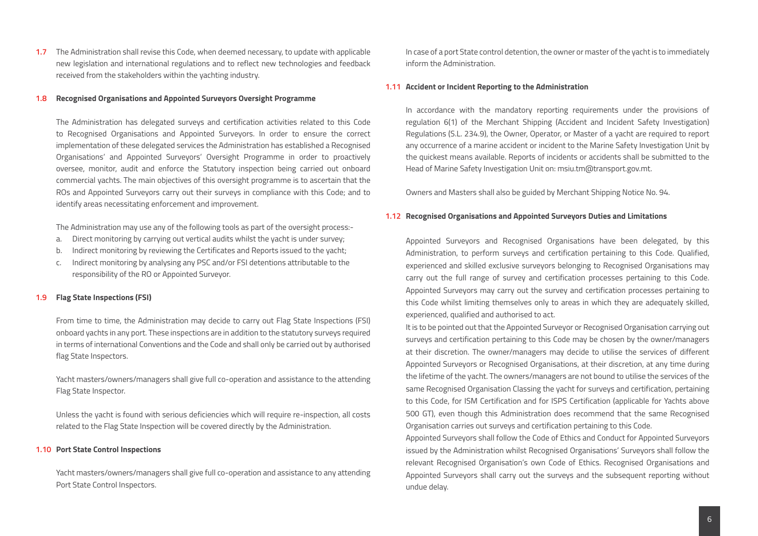**1.7** The Administration shall revise this Code, when deemed necessary, to update with applicable new legislation and international regulations and to reflect new technologies and feedback received from the stakeholders within the yachting industry.

### 1.8 Recognised Organisations and Appointed Surveyors Oversight Programme

The Administration has delegated surveys and certification activities related to this Code to Recognised Organisations and Appointed Surveyors. In order to ensure the correct implementation of these delegated services the Administration has established a Recognised Organisations' and Appointed Surveyors' Oversight Programme in order to proactively oversee, monitor, audit and enforce the Statutory inspection being carried out onboard commercial yachts. The main objectives of this oversight programme is to ascertain that the ROs and Appointed Surveyors carry out their surveys in compliance with this Code; and to identify areas necessitating enforcement and improvement.

The Administration may use any of the following tools as part of the oversight process:-

a. Direct monitoring by carrying out vertical audits whilst the yacht is under survey;
b. Indirect monitoring by reviewing the Certificates and Reports issued to the yacht;
c. Indirect monitoring by analysing any PSC and/or FSI detentions attributable to the responsibility of the RO or Appointed Surveyor.

### 1.9 Flag State Inspections (FSI)

From time to time, the Administration may decide to carry out Flag State Inspections (FSI) onboard yachts in any port. These inspections are in addition to the statutory surveys required in terms of international Conventions and the Code and shall only be carried out by authorised flag State Inspectors.

Yacht masters/owners/managers shall give full co-operation and assistance to the attending Flag State Inspector.

Unless the yacht is found with serious deficiencies which will require re-inspection, all costs related to the Flag State Inspection will be covered directly by the Administration.

### 1.10 Port State Control Inspections

Yacht masters/owners/managers shall give full co-operation and assistance to any attending Port State Control Inspectors.

In case of a port State control detention, the owner or master of the yacht is to immediately inform the Administration.

### 1.11 Accident or Incident Reporting to the Administration

In accordance with the mandatory reporting requirements under the provisions of regulation 6(1) of the Merchant Shipping (Accident and Incident Safety Investigation) Regulations (S.L. 234.9), the Owner, Operator, or Master of a yacht are required to report any occurrence of a marine accident or incident to the Marine Safety Investigation Unit by the quickest means available. Reports of incidents or accidents shall be submitted to the Head of Marine Safety Investigation Unit on: msiu.tm@transport.gov.mt.

Owners and Masters shall also be guided by Merchant Shipping Notice No. 94.

### 1.12 Recognised Organisations and Appointed Surveyors Duties and Limitations

Appointed Surveyors and Recognised Organisations have been delegated, by this Administration, to perform surveys and certification pertaining to this Code. Qualified, experienced and skilled exclusive surveyors belonging to Recognised Organisations may carry out the full range of survey and certification processes pertaining to this Code. Appointed Surveyors may carry out the survey and certification processes pertaining to this Code whilst limiting themselves only to areas in which they are adequately skilled, experienced, qualified and authorised to act.

It is to be pointed out that the Appointed Surveyor or Recognised Organisation carrying out surveys and certification pertaining to this Code may be chosen by the owner/managers at their discretion. The owner/managers may decide to utilise the services of different Appointed Surveyors or Recognised Organisations, at their discretion, at any time during the lifetime of the yacht. The owners/managers are not bound to utilise the services of the same Recognised Organisation Classing the yacht for surveys and certification, pertaining to this Code, for ISM Certification and for ISPS Certification (applicable for Yachts above 500 GT), even though this Administration does recommend that the same Recognised Organisation carries out surveys and certification pertaining to this Code.

Appointed Surveyors shall follow the Code of Ethics and Conduct for Appointed Surveyors issued by the Administration whilst Recognised Organisations' Surveyors shall follow the relevant Recognised Organisation's own Code of Ethics. Recognised Organisations and Appointed Surveyors shall carry out the surveys and the subsequent reporting without undue delay.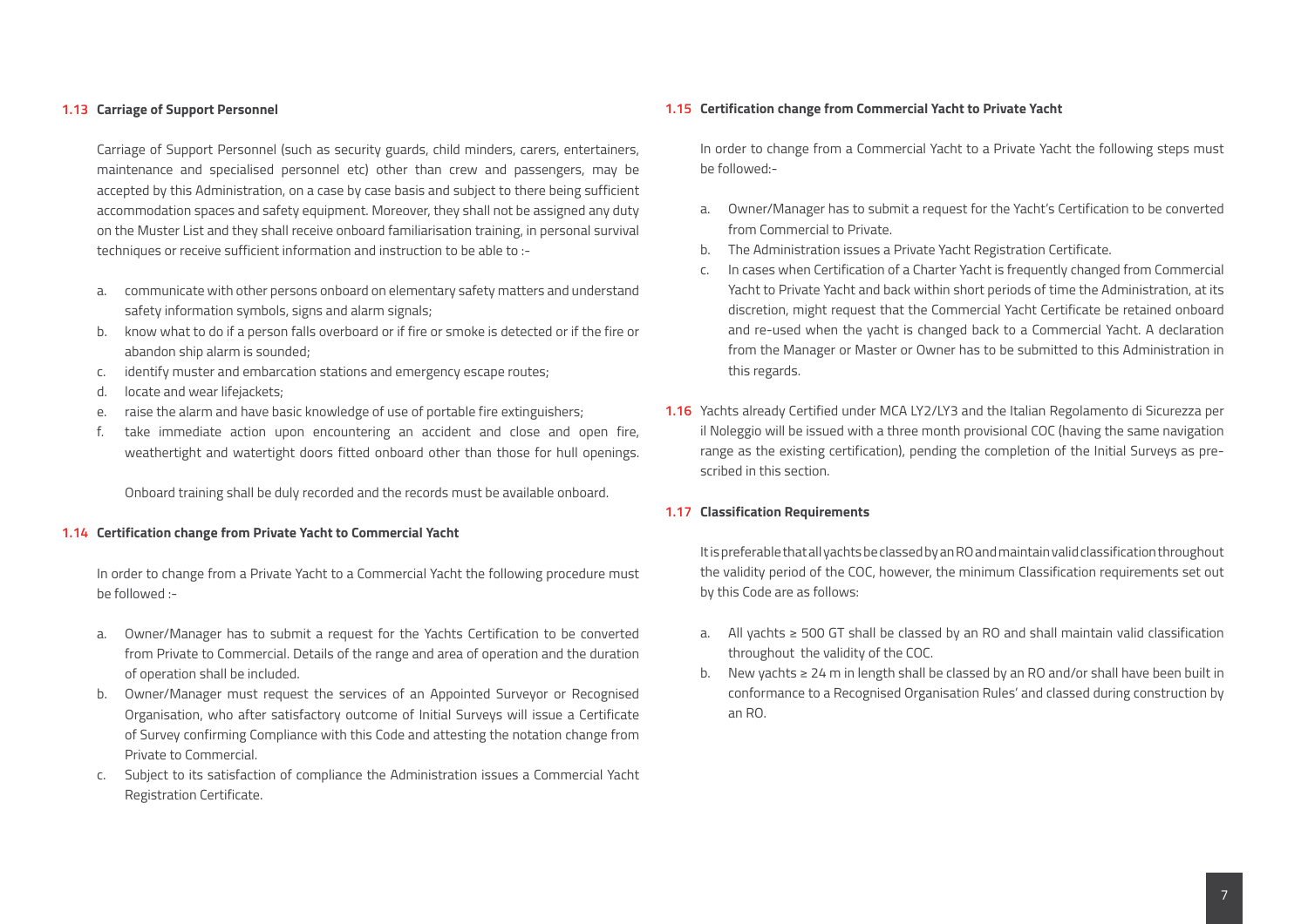### 1.13 Carriage of Support Personnel

Carriage of Support Personnel (such as security guards, child minders, carers, entertainers, maintenance and specialised personnel etc) other than crew and passengers, may be accepted by this Administration, on a case by case basis and subject to there being sufficient accommodation spaces and safety equipment. Moreover, they shall not be assigned any duty on the Muster List and they shall receive onboard familiarisation training, in personal survival techniques or receive sufficient information and instruction to be able to :-

a. communicate with other persons onboard on elementary safety matters and understand safety information symbols, signs and alarm signals;
b. know what to do if a person falls overboard or if fire or smoke is detected or if the fire or abandon ship alarm is sounded;
c. identify muster and embarcation stations and emergency escape routes;
d. locate and wear lifejackets;
e. raise the alarm and have basic knowledge of use of portable fire extinguishers;
f. take immediate action upon encountering an accident and close and open fire, weathertight and watertight doors fitted onboard other than those for hull openings.

Onboard training shall be duly recorded and the records must be available onboard.

### 1.14 Certification change from Private Yacht to Commercial Yacht

In order to change from a Private Yacht to a Commercial Yacht the following procedure must be followed :-

a. Owner/Manager has to submit a request for the Yachts Certification to be converted from Private to Commercial. Details of the range and area of operation and the duration of operation shall be included.
b. Owner/Manager must request the services of an Appointed Surveyor or Recognised Organisation, who after satisfactory outcome of Initial Surveys will issue a Certificate of Survey confirming Compliance with this Code and attesting the notation change from Private to Commercial.
c. Subject to its satisfaction of compliance the Administration issues a Commercial Yacht Registration Certificate.

### 1.15 Certification change from Commercial Yacht to Private Yacht

In order to change from a Commercial Yacht to a Private Yacht the following steps must be followed:-

a. Owner/Manager has to submit a request for the Yacht's Certification to be converted from Commercial to Private.
b. The Administration issues a Private Yacht Registration Certificate.
c. In cases when Certification of a Charter Yacht is frequently changed from Commercial Yacht to Private Yacht and back within short periods of time the Administration, at its discretion, might request that the Commercial Yacht Certificate be retained onboard and re-used when the yacht is changed back to a Commercial Yacht. A declaration from the Manager or Master or Owner has to be submitted to this Administration in this regards.

**1.16** Yachts already Certified under MCA LY2/LY3 and the Italian Regolamento di Sicurezza per il Noleggio will be issued with a three month provisional COC (having the same navigation range as the existing certification), pending the completion of the Initial Surveys as prescribed in this section.

### 1.17 Classification Requirements

It is preferable that all yachts be classed by an RO and maintain valid classification throughout the validity period of the COC, however, the minimum Classification requirements set out by this Code are as follows:

a. All yachts ≥ 500 GT shall be classed by an RO and shall maintain valid classification throughout the validity of the COC.
b. New yachts ≥ 24 m in length shall be classed by an RO and/or shall have been built in conformance to a Recognised Organisation Rules' and classed during construction by an RO.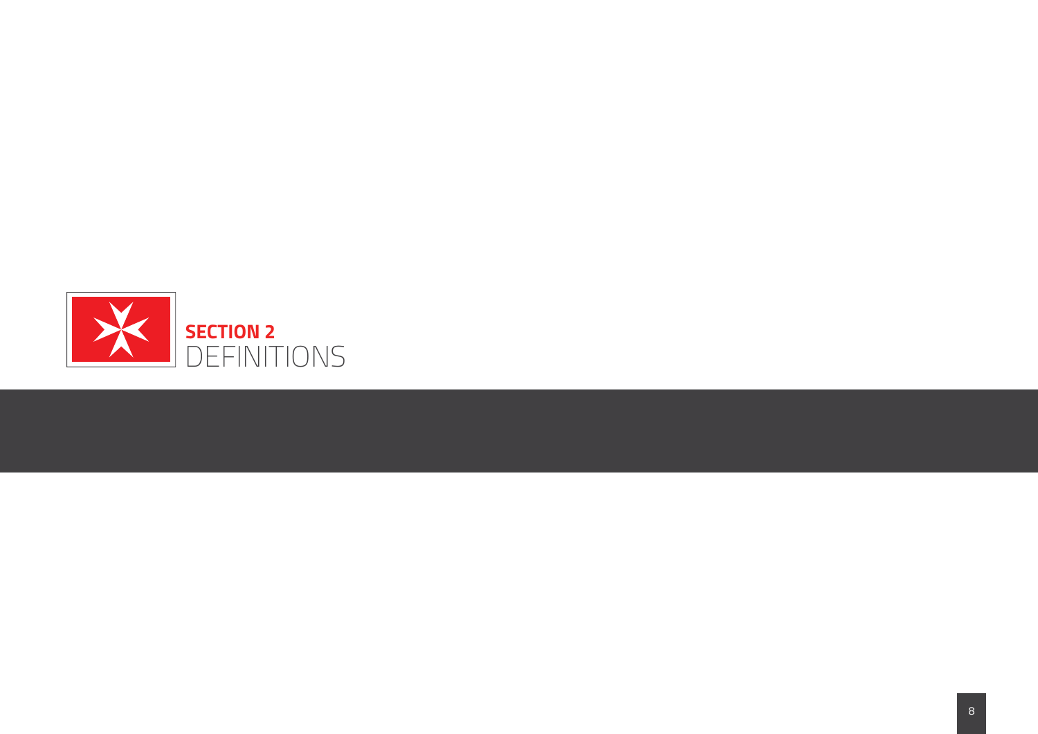# SECTION 2
# DEFINITIONS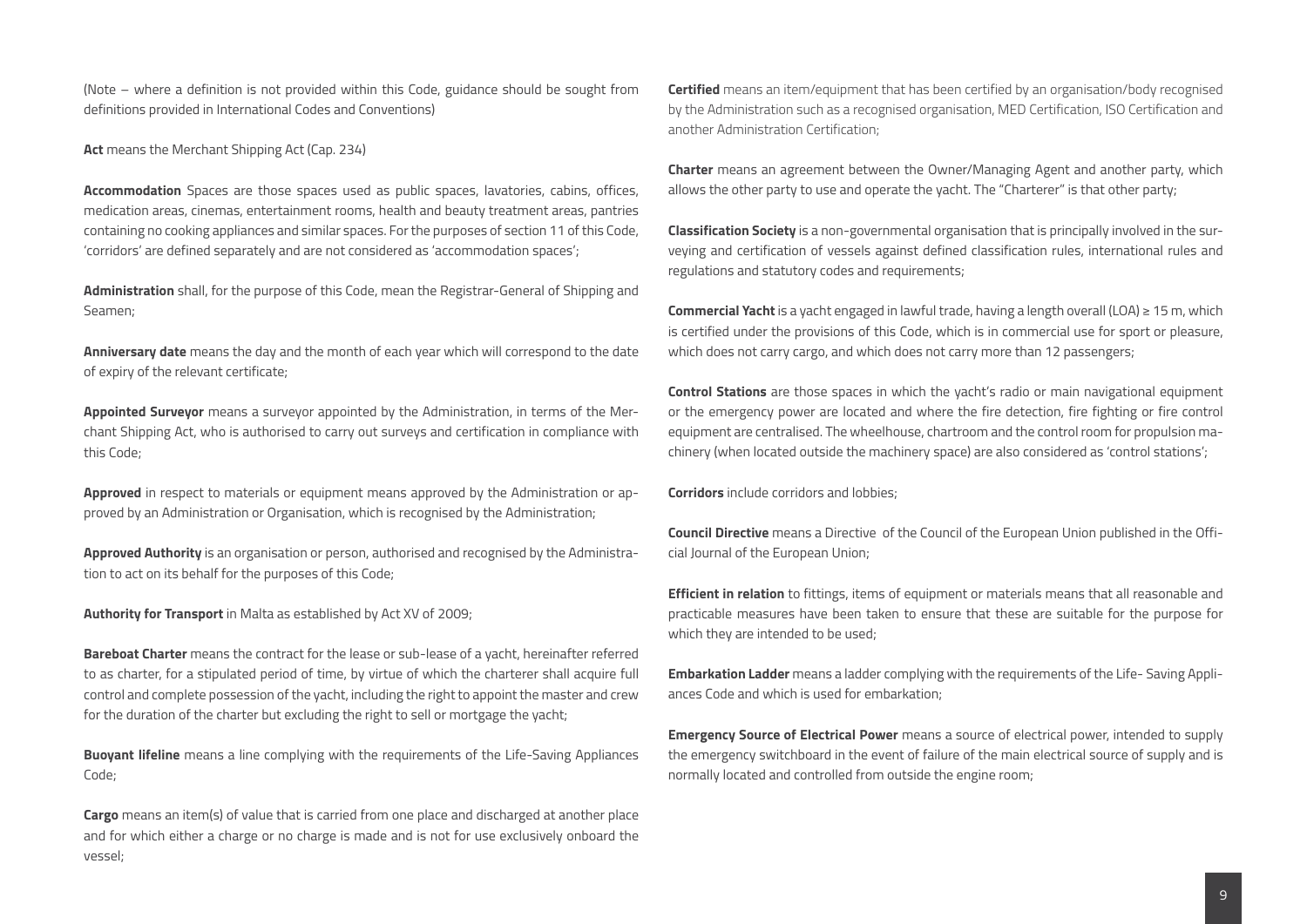(Note – where a definition is not provided within this Code, guidance should be sought from definitions provided in International Codes and Conventions)

**Act** means the Merchant Shipping Act (Cap. 234)

**Accommodation** Spaces are those spaces used as public spaces, lavatories, cabins, offices, medication areas, cinemas, entertainment rooms, health and beauty treatment areas, pantries containing no cooking appliances and similar spaces. For the purposes of section 11 of this Code, 'corridors' are defined separately and are not considered as 'accommodation spaces';

**Administration** shall, for the purpose of this Code, mean the Registrar-General of Shipping and Seamen;

**Anniversary date** means the day and the month of each year which will correspond to the date of expiry of the relevant certificate;

**Appointed Surveyor** means a surveyor appointed by the Administration, in terms of the Merchant Shipping Act, who is authorised to carry out surveys and certification in compliance with this Code;

**Approved** in respect to materials or equipment means approved by the Administration or approved by an Administration or Organisation, which is recognised by the Administration;

**Approved Authority** is an organisation or person, authorised and recognised by the Administration to act on its behalf for the purposes of this Code;

**Authority for Transport** in Malta as established by Act XV of 2009;

**Bareboat Charter** means the contract for the lease or sub-lease of a yacht, hereinafter referred to as charter, for a stipulated period of time, by virtue of which the charterer shall acquire full control and complete possession of the yacht, including the right to appoint the master and crew for the duration of the charter but excluding the right to sell or mortgage the yacht;

**Buoyant lifeline** means a line complying with the requirements of the Life-Saving Appliances Code;

**Cargo** means an item(s) of value that is carried from one place and discharged at another place and for which either a charge or no charge is made and is not for use exclusively onboard the vessel;

**Certified** means an item/equipment that has been certified by an organisation/body recognised by the Administration such as a recognised organisation, MED Certification, ISO Certification and another Administration Certification;

**Charter** means an agreement between the Owner/Managing Agent and another party, which allows the other party to use and operate the yacht. The "Charterer" is that other party;

**Classification Society** is a non-governmental organisation that is principally involved in the surveying and certification of vessels against defined classification rules, international rules and regulations and statutory codes and requirements;

**Commercial Yacht** is a yacht engaged in lawful trade, having a length overall (LOA) ≥ 15 m, which is certified under the provisions of this Code, which is in commercial use for sport or pleasure, which does not carry cargo, and which does not carry more than 12 passengers;

**Control Stations** are those spaces in which the yacht's radio or main navigational equipment or the emergency power are located and where the fire detection, fire fighting or fire control equipment are centralised. The wheelhouse, chartroom and the control room for propulsion machinery (when located outside the machinery space) are also considered as 'control stations';

**Corridors** include corridors and lobbies;

**Council Directive** means a Directive of the Council of the European Union published in the Official Journal of the European Union;

**Efficient in relation** to fittings, items of equipment or materials means that all reasonable and practicable measures have been taken to ensure that these are suitable for the purpose for which they are intended to be used;

**Embarkation Ladder** means a ladder complying with the requirements of the Life- Saving Appliances Code and which is used for embarkation;

**Emergency Source of Electrical Power** means a source of electrical power, intended to supply the emergency switchboard in the event of failure of the main electrical source of supply and is normally located and controlled from outside the engine room;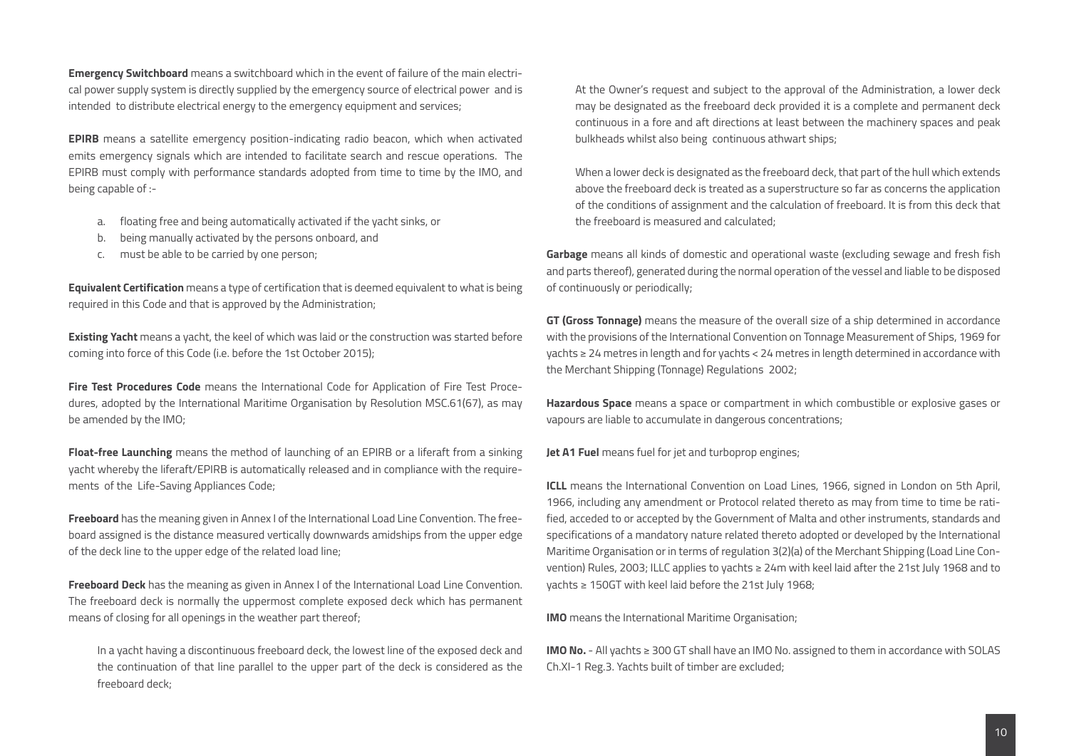**Emergency Switchboard** means a switchboard which in the event of failure of the main electrical power supply system is directly supplied by the emergency source of electrical power and is intended to distribute electrical energy to the emergency equipment and services;

**EPIRB** means a satellite emergency position-indicating radio beacon, which when activated emits emergency signals which are intended to facilitate search and rescue operations. The EPIRB must comply with performance standards adopted from time to time by the IMO, and being capable of :-

a. floating free and being automatically activated if the yacht sinks, or
b. being manually activated by the persons onboard, and
c. must be able to be carried by one person;

**Equivalent Certification** means a type of certification that is deemed equivalent to what is being required in this Code and that is approved by the Administration;

**Existing Yacht** means a yacht, the keel of which was laid or the construction was started before coming into force of this Code (i.e. before the 1st October 2015);

**Fire Test Procedures Code** means the International Code for Application of Fire Test Procedures, adopted by the International Maritime Organisation by Resolution MSC.61(67), as may be amended by the IMO;

**Float-free Launching** means the method of launching of an EPIRB or a liferaft from a sinking yacht whereby the liferaft/EPIRB is automatically released and in compliance with the requirements of the Life-Saving Appliances Code;

**Freeboard** has the meaning given in Annex I of the International Load Line Convention. The freeboard assigned is the distance measured vertically downwards amidships from the upper edge of the deck line to the upper edge of the related load line;

**Freeboard Deck** has the meaning as given in Annex I of the International Load Line Convention. The freeboard deck is normally the uppermost complete exposed deck which has permanent means of closing for all openings in the weather part thereof;

In a yacht having a discontinuous freeboard deck, the lowest line of the exposed deck and the continuation of that line parallel to the upper part of the deck is considered as the freeboard deck;

At the Owner's request and subject to the approval of the Administration, a lower deck may be designated as the freeboard deck provided it is a complete and permanent deck continuous in a fore and aft directions at least between the machinery spaces and peak bulkheads whilst also being continuous athwart ships;

When a lower deck is designated as the freeboard deck, that part of the hull which extends above the freeboard deck is treated as a superstructure so far as concerns the application of the conditions of assignment and the calculation of freeboard. It is from this deck that the freeboard is measured and calculated;

**Garbage** means all kinds of domestic and operational waste (excluding sewage and fresh fish and parts thereof), generated during the normal operation of the vessel and liable to be disposed of continuously or periodically;

**GT (Gross Tonnage)** means the measure of the overall size of a ship determined in accordance with the provisions of the International Convention on Tonnage Measurement of Ships, 1969 for yachts ≥ 24 metres in length and for yachts < 24 metres in length determined in accordance with the Merchant Shipping (Tonnage) Regulations 2002;

**Hazardous Space** means a space or compartment in which combustible or explosive gases or vapours are liable to accumulate in dangerous concentrations;

**Jet A1 Fuel** means fuel for jet and turboprop engines;

**ICLL** means the International Convention on Load Lines, 1966, signed in London on 5th April, 1966, including any amendment or Protocol related thereto as may from time to time be ratified, acceded to or accepted by the Government of Malta and other instruments, standards and specifications of a mandatory nature related thereto adopted or developed by the International Maritime Organisation or in terms of regulation 3(2)(a) of the Merchant Shipping (Load Line Convention) Rules, 2003; ILLC applies to yachts ≥ 24m with keel laid after the 21st July 1968 and to yachts ≥ 150GT with keel laid before the 21st July 1968;

**IMO** means the International Maritime Organisation;

**IMO No.** - All yachts ≥ 300 GT shall have an IMO No. assigned to them in accordance with SOLAS Ch.XI-1 Reg.3. Yachts built of timber are excluded;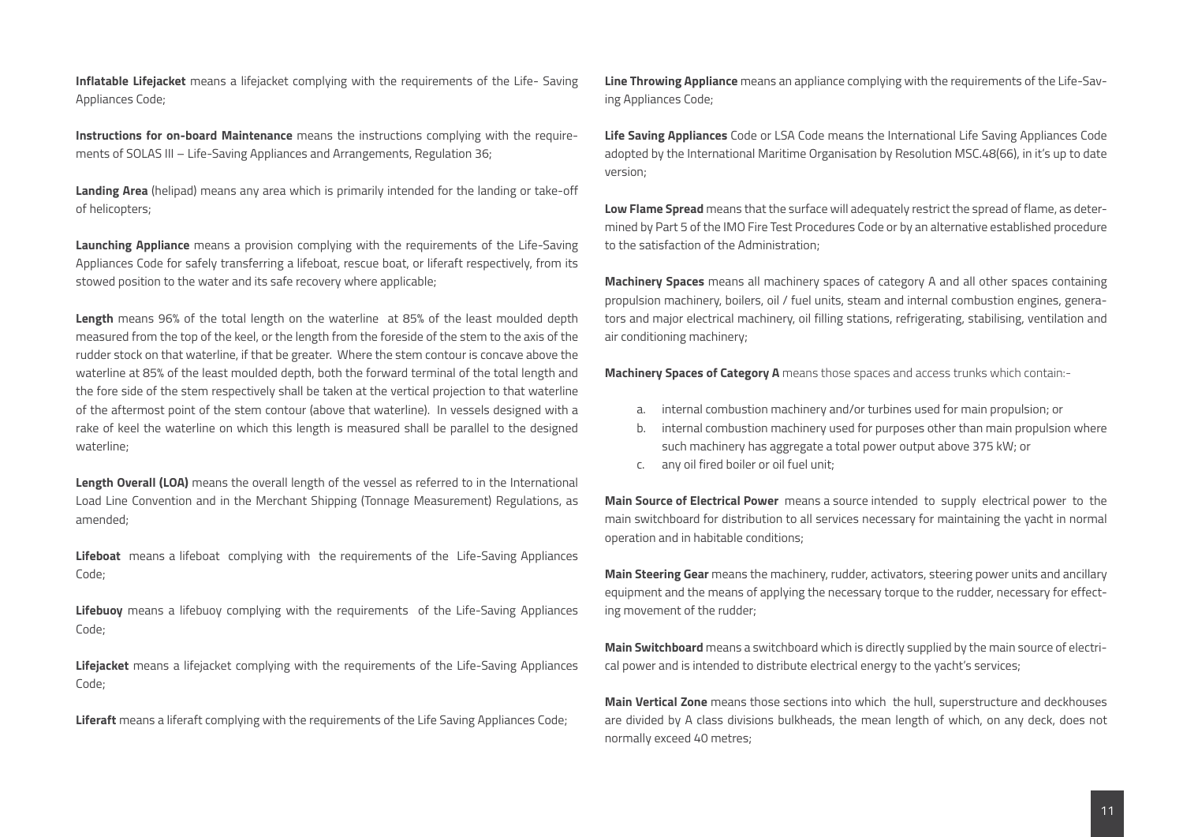**Inflatable Lifejacket** means a lifejacket complying with the requirements of the Life- Saving Appliances Code;

**Instructions for on-board Maintenance** means the instructions complying with the requirements of SOLAS III – Life-Saving Appliances and Arrangements, Regulation 36;

**Landing Area** (helipad) means any area which is primarily intended for the landing or take-off of helicopters;

**Launching Appliance** means a provision complying with the requirements of the Life-Saving Appliances Code for safely transferring a lifeboat, rescue boat, or liferaft respectively, from its stowed position to the water and its safe recovery where applicable;

**Length** means 96% of the total length on the waterline at 85% of the least moulded depth measured from the top of the keel, or the length from the foreside of the stem to the axis of the rudder stock on that waterline, if that be greater. Where the stem contour is concave above the waterline at 85% of the least moulded depth, both the forward terminal of the total length and the fore side of the stem respectively shall be taken at the vertical projection to that waterline of the aftermost point of the stem contour (above that waterline). In vessels designed with a rake of keel the waterline on which this length is measured shall be parallel to the designed waterline;

**Length Overall (LOA)** means the overall length of the vessel as referred to in the International Load Line Convention and in the Merchant Shipping (Tonnage Measurement) Regulations, as amended;

**Lifeboat** means a lifeboat complying with the requirements of the Life-Saving Appliances Code;

**Lifebuoy** means a lifebuoy complying with the requirements of the Life-Saving Appliances Code;

**Lifejacket** means a lifejacket complying with the requirements of the Life-Saving Appliances Code;

**Liferaft** means a liferaft complying with the requirements of the Life Saving Appliances Code;

**Line Throwing Appliance** means an appliance complying with the requirements of the Life-Saving Appliances Code;

**Life Saving Appliances** Code or LSA Code means the International Life Saving Appliances Code adopted by the International Maritime Organisation by Resolution MSC.48(66), in it's up to date version;

**Low Flame Spread** means that the surface will adequately restrict the spread of flame, as determined by Part 5 of the IMO Fire Test Procedures Code or by an alternative established procedure to the satisfaction of the Administration;

**Machinery Spaces** means all machinery spaces of category A and all other spaces containing propulsion machinery, boilers, oil / fuel units, steam and internal combustion engines, generators and major electrical machinery, oil filling stations, refrigerating, stabilising, ventilation and air conditioning machinery;

**Machinery Spaces of Category A** means those spaces and access trunks which contain:-

a. internal combustion machinery and/or turbines used for main propulsion; or
b. internal combustion machinery used for purposes other than main propulsion where such machinery has aggregate a total power output above 375 kW; or
c. any oil fired boiler or oil fuel unit;

**Main Source of Electrical Power** means a source intended to supply electrical power to the main switchboard for distribution to all services necessary for maintaining the yacht in normal operation and in habitable conditions;

**Main Steering Gear** means the machinery, rudder, activators, steering power units and ancillary equipment and the means of applying the necessary torque to the rudder, necessary for effecting movement of the rudder;

**Main Switchboard** means a switchboard which is directly supplied by the main source of electrical power and is intended to distribute electrical energy to the yacht's services;

**Main Vertical Zone** means those sections into which the hull, superstructure and deckhouses are divided by A class divisions bulkheads, the mean length of which, on any deck, does not normally exceed 40 metres;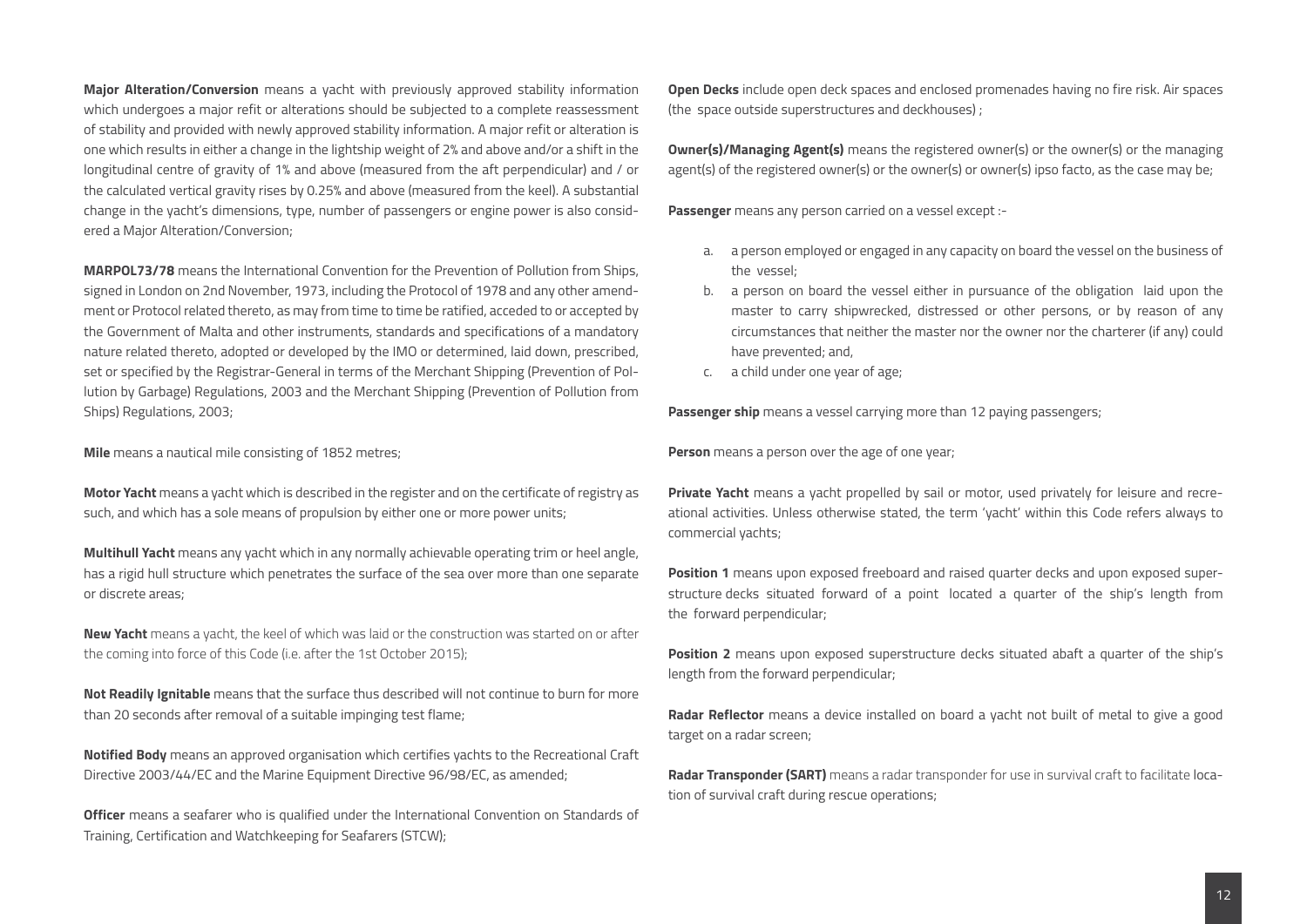**Major Alteration/Conversion** means a yacht with previously approved stability information which undergoes a major refit or alterations should be subjected to a complete reassessment of stability and provided with newly approved stability information. A major refit or alteration is one which results in either a change in the lightship weight of 2% and above and/or a shift in the longitudinal centre of gravity of 1% and above (measured from the aft perpendicular) and / or the calculated vertical gravity rises by 0.25% and above (measured from the keel). A substantial change in the yacht's dimensions, type, number of passengers or engine power is also considered a Major Alteration/Conversion;

**MARPOL73/78** means the International Convention for the Prevention of Pollution from Ships, signed in London on 2nd November, 1973, including the Protocol of 1978 and any other amendment or Protocol related thereto, as may from time to time be ratified, acceded to or accepted by the Government of Malta and other instruments, standards and specifications of a mandatory nature related thereto, adopted or developed by the IMO or determined, laid down, prescribed, set or specified by the Registrar-General in terms of the Merchant Shipping (Prevention of Pollution by Garbage) Regulations, 2003 and the Merchant Shipping (Prevention of Pollution from Ships) Regulations, 2003;

**Mile** means a nautical mile consisting of 1852 metres;

**Motor Yacht** means a yacht which is described in the register and on the certificate of registry as such, and which has a sole means of propulsion by either one or more power units;

**Multihull Yacht** means any yacht which in any normally achievable operating trim or heel angle, has a rigid hull structure which penetrates the surface of the sea over more than one separate or discrete areas;

**New Yacht** means a yacht, the keel of which was laid or the construction was started on or after the coming into force of this Code (i.e. after the 1st October 2015);

**Not Readily Ignitable** means that the surface thus described will not continue to burn for more than 20 seconds after removal of a suitable impinging test flame;

**Notified Body** means an approved organisation which certifies yachts to the Recreational Craft Directive 2003/44/EC and the Marine Equipment Directive 96/98/EC, as amended;

**Officer** means a seafarer who is qualified under the International Convention on Standards of Training, Certification and Watchkeeping for Seafarers (STCW);

**Open Decks** include open deck spaces and enclosed promenades having no fire risk. Air spaces (the space outside superstructures and deckhouses) ;

**Owner(s)/Managing Agent(s)** means the registered owner(s) or the owner(s) or the managing agent(s) of the registered owner(s) or the owner(s) or owner(s) ipso facto, as the case may be;

**Passenger** means any person carried on a vessel except :-

a. a person employed or engaged in any capacity on board the vessel on the business of the vessel;
b. a person on board the vessel either in pursuance of the obligation laid upon the master to carry shipwrecked, distressed or other persons, or by reason of any circumstances that neither the master nor the owner nor the charterer (if any) could have prevented; and,
c. a child under one year of age;

**Passenger ship** means a vessel carrying more than 12 paying passengers;

**Person** means a person over the age of one year;

**Private Yacht** means a yacht propelled by sail or motor, used privately for leisure and recreational activities. Unless otherwise stated, the term 'yacht' within this Code refers always to commercial yachts;

**Position 1** means upon exposed freeboard and raised quarter decks and upon exposed superstructure decks situated forward of a point located a quarter of the ship's length from the forward perpendicular;

**Position 2** means upon exposed superstructure decks situated abaft a quarter of the ship's length from the forward perpendicular;

**Radar Reflector** means a device installed on board a yacht not built of metal to give a good target on a radar screen;

**Radar Transponder (SART)** means a radar transponder for use in survival craft to facilitate location of survival craft during rescue operations;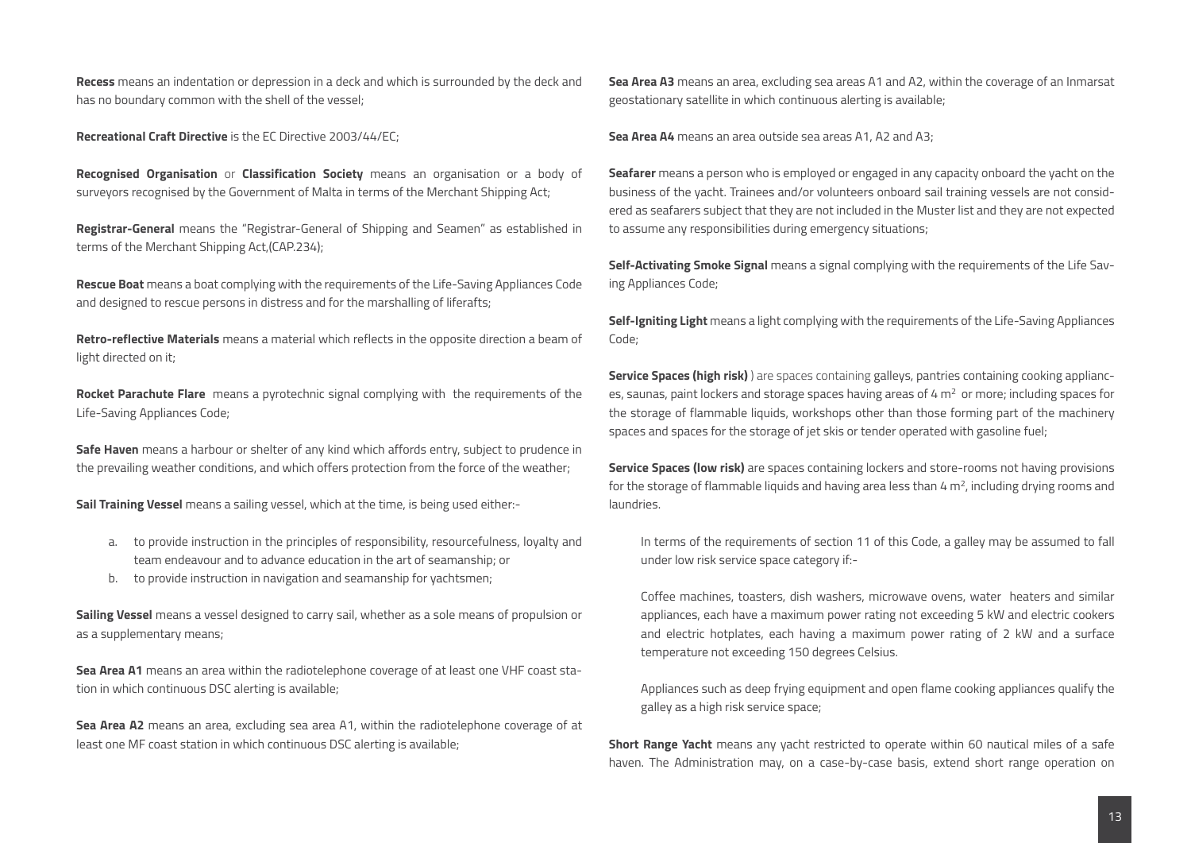**Recess** means an indentation or depression in a deck and which is surrounded by the deck and has no boundary common with the shell of the vessel;

**Recreational Craft Directive** is the EC Directive 2003/44/EC;

**Recognised Organisation** or **Classification Society** means an organisation or a body of surveyors recognised by the Government of Malta in terms of the Merchant Shipping Act;

**Registrar-General** means the "Registrar-General of Shipping and Seamen" as established in terms of the Merchant Shipping Act,(CAP.234);

**Rescue Boat** means a boat complying with the requirements of the Life-Saving Appliances Code and designed to rescue persons in distress and for the marshalling of liferafts;

**Retro-reflective Materials** means a material which reflects in the opposite direction a beam of light directed on it;

**Rocket Parachute Flare** means a pyrotechnic signal complying with the requirements of the Life-Saving Appliances Code;

**Safe Haven** means a harbour or shelter of any kind which affords entry, subject to prudence in the prevailing weather conditions, and which offers protection from the force of the weather;

**Sail Training Vessel** means a sailing vessel, which at the time, is being used either:-

a. to provide instruction in the principles of responsibility, resourcefulness, loyalty and team endeavour and to advance education in the art of seamanship; or
b. to provide instruction in navigation and seamanship for yachtsmen;

**Sailing Vessel** means a vessel designed to carry sail, whether as a sole means of propulsion or as a supplementary means;

**Sea Area A1** means an area within the radiotelephone coverage of at least one VHF coast station in which continuous DSC alerting is available;

**Sea Area A2** means an area, excluding sea area A1, within the radiotelephone coverage of at least one MF coast station in which continuous DSC alerting is available;

**Sea Area A3** means an area, excluding sea areas A1 and A2, within the coverage of an Inmarsat geostationary satellite in which continuous alerting is available;

**Sea Area A4** means an area outside sea areas A1, A2 and A3;

**Seafarer** means a person who is employed or engaged in any capacity onboard the yacht on the business of the yacht. Trainees and/or volunteers onboard sail training vessels are not considered as seafarers subject that they are not included in the Muster list and they are not expected to assume any responsibilities during emergency situations;

**Self-Activating Smoke Signal** means a signal complying with the requirements of the Life Saving Appliances Code;

**Self-Igniting Light** means a light complying with the requirements of the Life-Saving Appliances Code;

**Service Spaces (high risk)** ) are spaces containing galleys, pantries containing cooking appliances, saunas, paint lockers and storage spaces having areas of 4 $m^2$ or more; including spaces for the storage of flammable liquids, workshops other than those forming part of the machinery spaces and spaces for the storage of jet skis or tender operated with gasoline fuel;

**Service Spaces (low risk)** are spaces containing lockers and store-rooms not having provisions for the storage of flammable liquids and having area less than 4 $m^2$, including drying rooms and laundries.

In terms of the requirements of section 11 of this Code, a galley may be assumed to fall under low risk service space category if:-

Coffee machines, toasters, dish washers, microwave ovens, water heaters and similar appliances, each have a maximum power rating not exceeding 5 kW and electric cookers and electric hotplates, each having a maximum power rating of 2 kW and a surface temperature not exceeding 150 degrees Celsius.

Appliances such as deep frying equipment and open flame cooking appliances qualify the galley as a high risk service space;

**Short Range Yacht** means any yacht restricted to operate within 60 nautical miles of a safe haven. The Administration may, on a case-by-case basis, extend short range operation on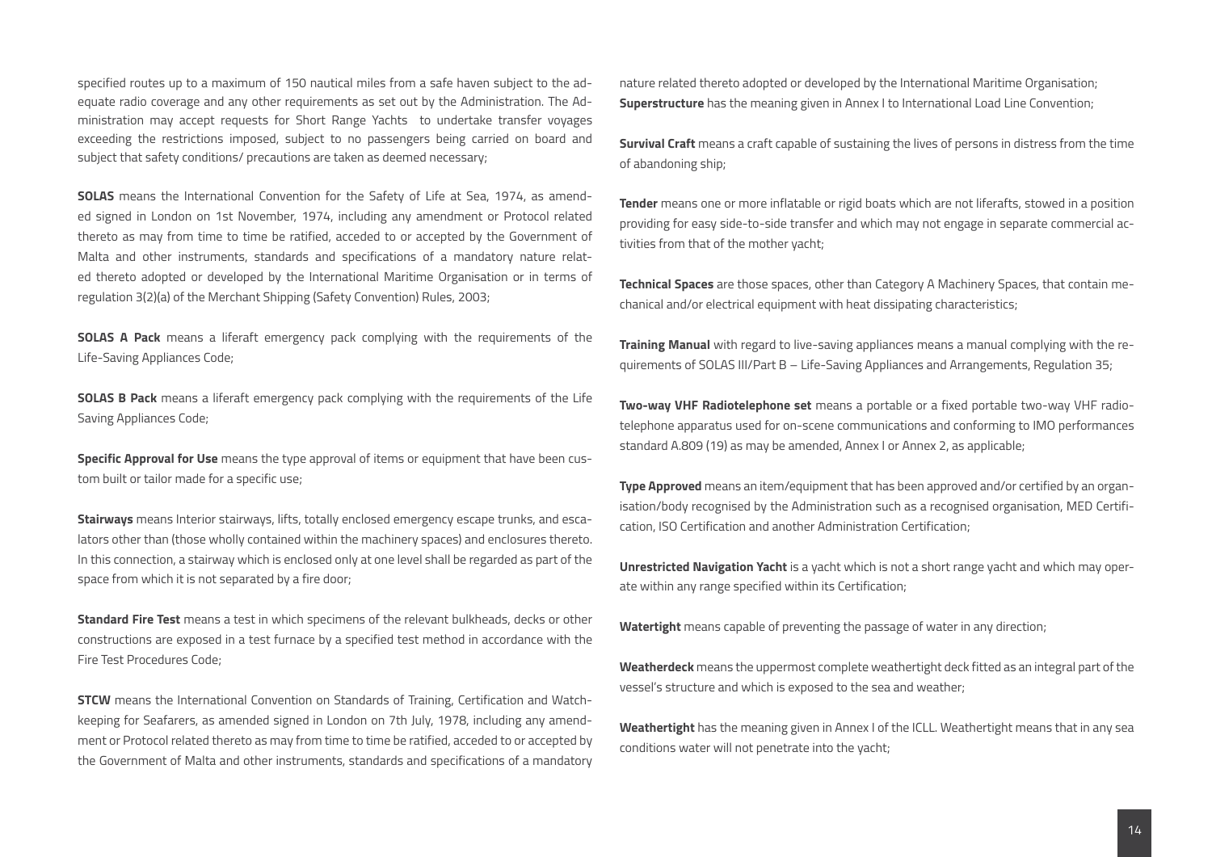specified routes up to a maximum of 150 nautical miles from a safe haven subject to the adequate radio coverage and any other requirements as set out by the Administration. The Administration may accept requests for Short Range Yachts  to undertake transfer voyages exceeding the restrictions imposed, subject to no passengers being carried on board and subject that safety conditions/ precautions are taken as deemed necessary;

**SOLAS** means the International Convention for the Safety of Life at Sea, 1974, as amended signed in London on 1st November, 1974, including any amendment or Protocol related thereto as may from time to time be ratified, acceded to or accepted by the Government of Malta and other instruments, standards and specifications of a mandatory nature related thereto adopted or developed by the International Maritime Organisation or in terms of regulation 3(2)(a) of the Merchant Shipping (Safety Convention) Rules, 2003;

**SOLAS A Pack** means a liferaft emergency pack complying with the requirements of the Life-Saving Appliances Code;

**SOLAS B Pack** means a liferaft emergency pack complying with the requirements of the Life Saving Appliances Code;

**Specific Approval for Use** means the type approval of items or equipment that have been custom built or tailor made for a specific use;

**Stairways** means Interior stairways, lifts, totally enclosed emergency escape trunks, and escalators other than (those wholly contained within the machinery spaces) and enclosures thereto. In this connection, a stairway which is enclosed only at one level shall be regarded as part of the space from which it is not separated by a fire door;

**Standard Fire Test** means a test in which specimens of the relevant bulkheads, decks or other constructions are exposed in a test furnace by a specified test method in accordance with the Fire Test Procedures Code;

**STCW** means the International Convention on Standards of Training, Certification and Watchkeeping for Seafarers, as amended signed in London on 7th July, 1978, including any amendment or Protocol related thereto as may from time to time be ratified, acceded to or accepted by the Government of Malta and other instruments, standards and specifications of a mandatory nature related thereto adopted or developed by the International Maritime Organisation;

**Superstructure** has the meaning given in Annex I to International Load Line Convention;

**Survival Craft** means a craft capable of sustaining the lives of persons in distress from the time of abandoning ship;

**Tender** means one or more inflatable or rigid boats which are not liferafts, stowed in a position providing for easy side-to-side transfer and which may not engage in separate commercial activities from that of the mother yacht;

**Technical Spaces** are those spaces, other than Category A Machinery Spaces, that contain mechanical and/or electrical equipment with heat dissipating characteristics;

**Training Manual** with regard to live-saving appliances means a manual complying with the requirements of SOLAS III/Part B – Life-Saving Appliances and Arrangements, Regulation 35;

**Two-way VHF Radiotelephone set** means a portable or a fixed portable two-way VHF radiotelephone apparatus used for on-scene communications and conforming to IMO performances standard A.809 (19) as may be amended, Annex I or Annex 2, as applicable;

**Type Approved** means an item/equipment that has been approved and/or certified by an organisation/body recognised by the Administration such as a recognised organisation, MED Certification, ISO Certification and another Administration Certification;

**Unrestricted Navigation Yacht** is a yacht which is not a short range yacht and which may operate within any range specified within its Certification;

**Watertight** means capable of preventing the passage of water in any direction;

**Weatherdeck** means the uppermost complete weathertight deck fitted as an integral part of the vessel's structure and which is exposed to the sea and weather;

**Weathertight** has the meaning given in Annex I of the ICLL. Weathertight means that in any sea conditions water will not penetrate into the yacht;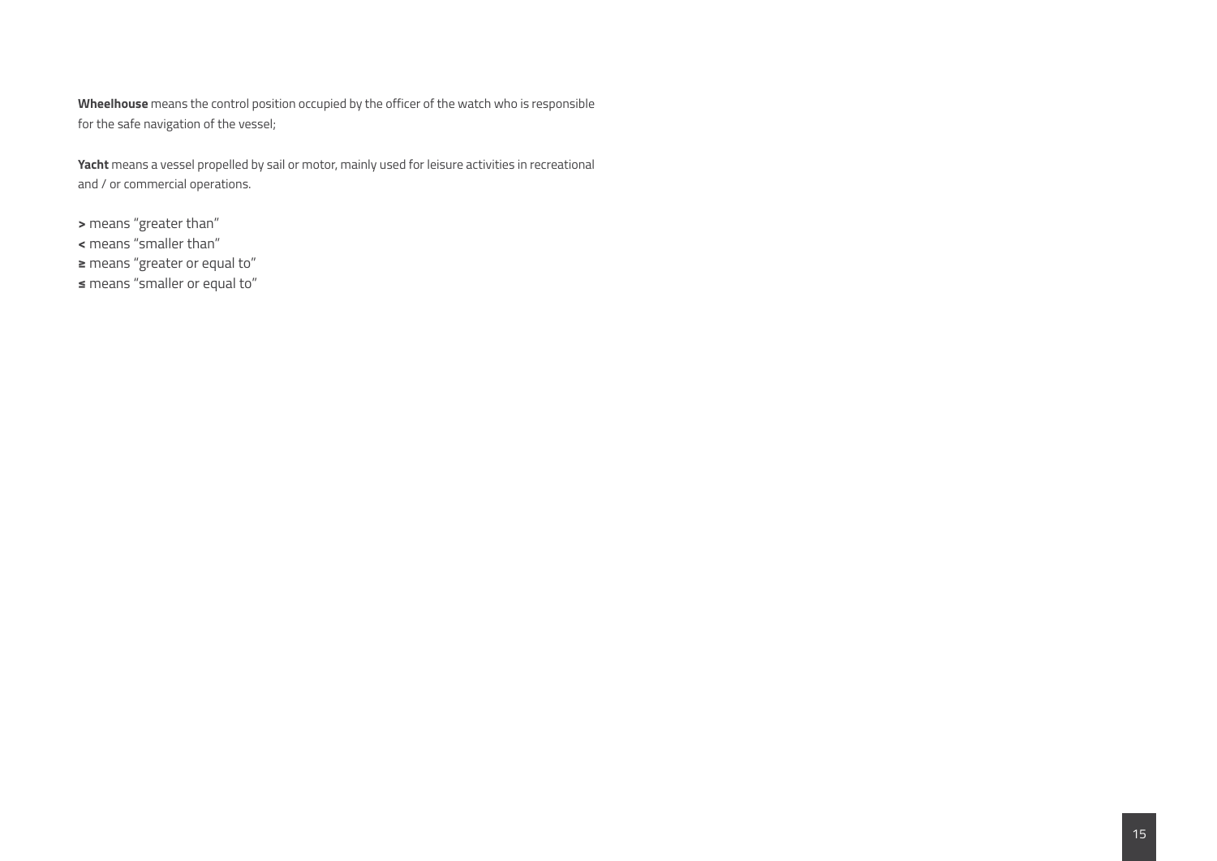**Wheelhouse** means the control position occupied by the officer of the watch who is responsible for the safe navigation of the vessel;

**Yacht** means a vessel propelled by sail or motor, mainly used for leisure activities in recreational and / or commercial operations.

**>** means "greater than"
**<** means "smaller than"
**≥** means "greater or equal to"
**≤** means "smaller or equal to"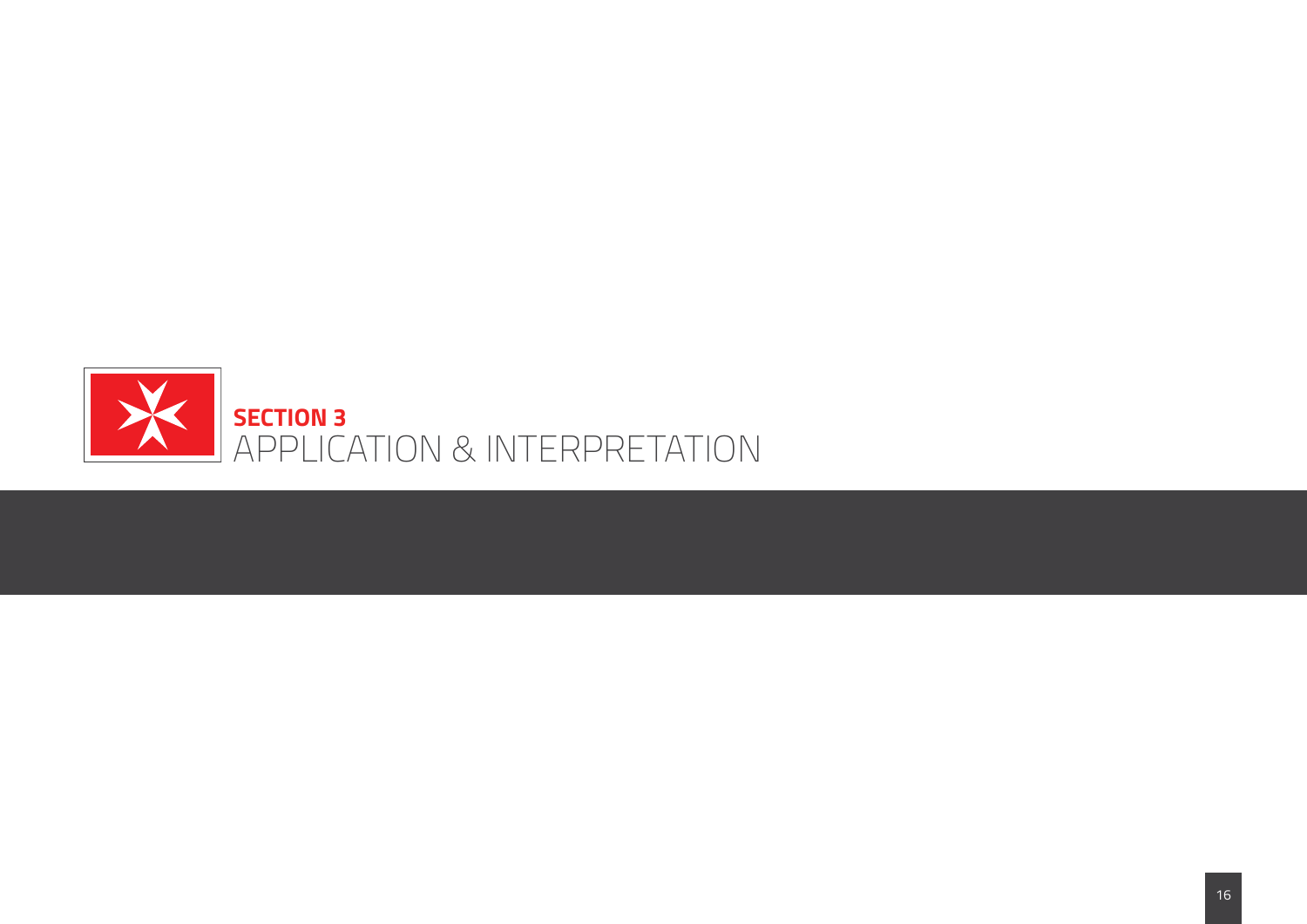# SECTION 3
# APPLICATION & INTERPRETATION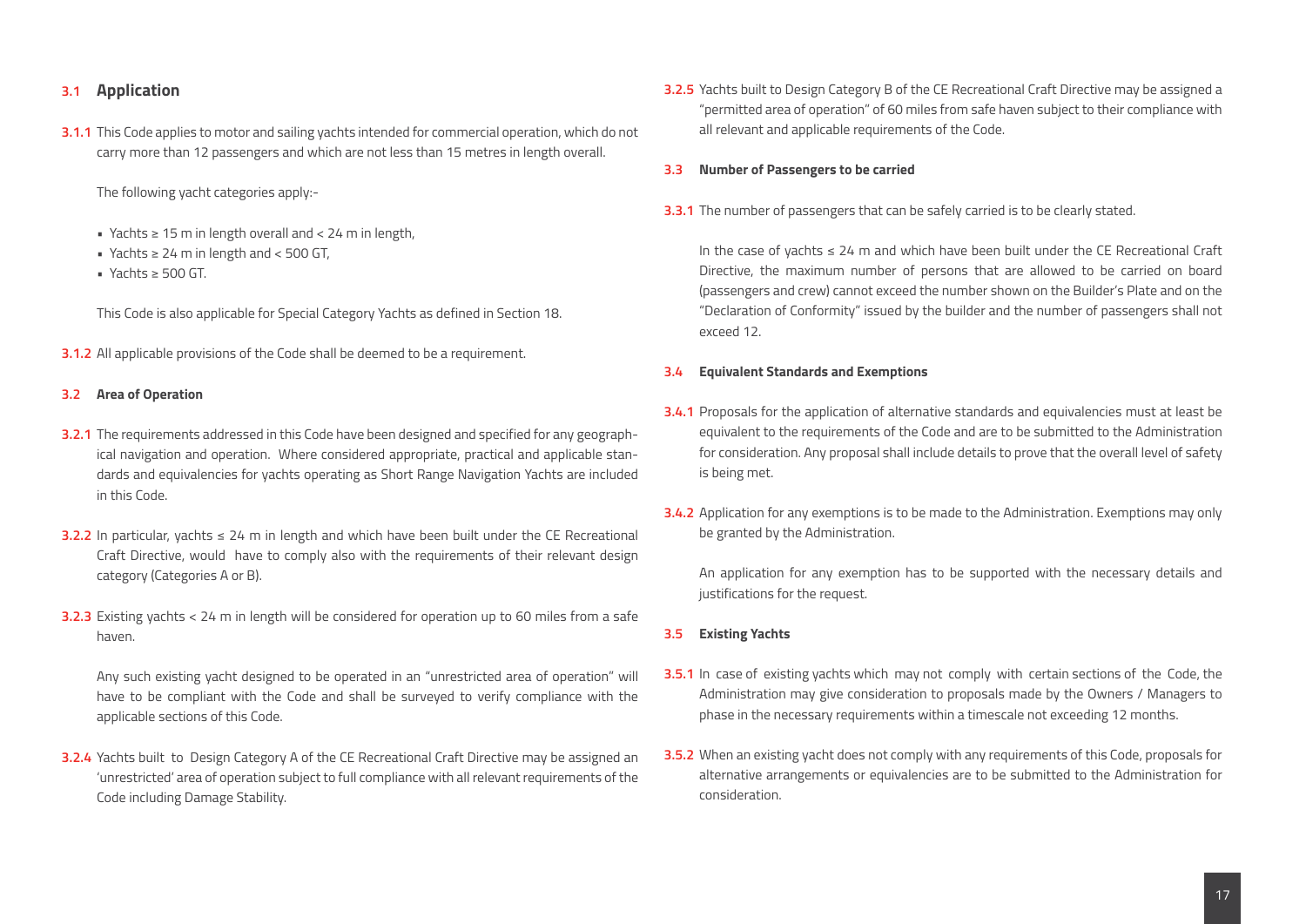## 3.1 Application

**3.1.1** This Code applies to motor and sailing yachts intended for commercial operation, which do not carry more than 12 passengers and which are not less than 15 metres in length overall.

The following yacht categories apply:-

- Yachts ≥ 15 m in length overall and < 24 m in length,
- Yachts ≥ 24 m in length and < 500 GT,
- Yachts ≥ 500 GT.

This Code is also applicable for Special Category Yachts as defined in Section 18.

**3.1.2** All applicable provisions of the Code shall be deemed to be a requirement.

### 3.2 Area of Operation

**3.2.1** The requirements addressed in this Code have been designed and specified for any geographical navigation and operation. Where considered appropriate, practical and applicable standards and equivalencies for yachts operating as Short Range Navigation Yachts are included in this Code.

**3.2.2** In particular, yachts ≤ 24 m in length and which have been built under the CE Recreational Craft Directive, would have to comply also with the requirements of their relevant design category (Categories A or B).

**3.2.3** Existing yachts < 24 m in length will be considered for operation up to 60 miles from a safe haven.

Any such existing yacht designed to be operated in an "unrestricted area of operation" will have to be compliant with the Code and shall be surveyed to verify compliance with the applicable sections of this Code.

**3.2.4** Yachts built to Design Category A of the CE Recreational Craft Directive may be assigned an 'unrestricted' area of operation subject to full compliance with all relevant requirements of the Code including Damage Stability.

**3.2.5** Yachts built to Design Category B of the CE Recreational Craft Directive may be assigned a "permitted area of operation" of 60 miles from safe haven subject to their compliance with all relevant and applicable requirements of the Code.

### 3.3 Number of Passengers to be carried

**3.3.1** The number of passengers that can be safely carried is to be clearly stated.

In the case of yachts ≤ 24 m and which have been built under the CE Recreational Craft Directive, the maximum number of persons that are allowed to be carried on board (passengers and crew) cannot exceed the number shown on the Builder's Plate and on the "Declaration of Conformity" issued by the builder and the number of passengers shall not exceed 12.

### 3.4 Equivalent Standards and Exemptions

**3.4.1** Proposals for the application of alternative standards and equivalencies must at least be equivalent to the requirements of the Code and are to be submitted to the Administration for consideration. Any proposal shall include details to prove that the overall level of safety is being met.

**3.4.2** Application for any exemptions is to be made to the Administration. Exemptions may only be granted by the Administration.

An application for any exemption has to be supported with the necessary details and justifications for the request.

### 3.5 Existing Yachts

**3.5.1** In case of existing yachts which may not comply with certain sections of the Code, the Administration may give consideration to proposals made by the Owners / Managers to phase in the necessary requirements within a timescale not exceeding 12 months.

**3.5.2** When an existing yacht does not comply with any requirements of this Code, proposals for alternative arrangements or equivalencies are to be submitted to the Administration for consideration.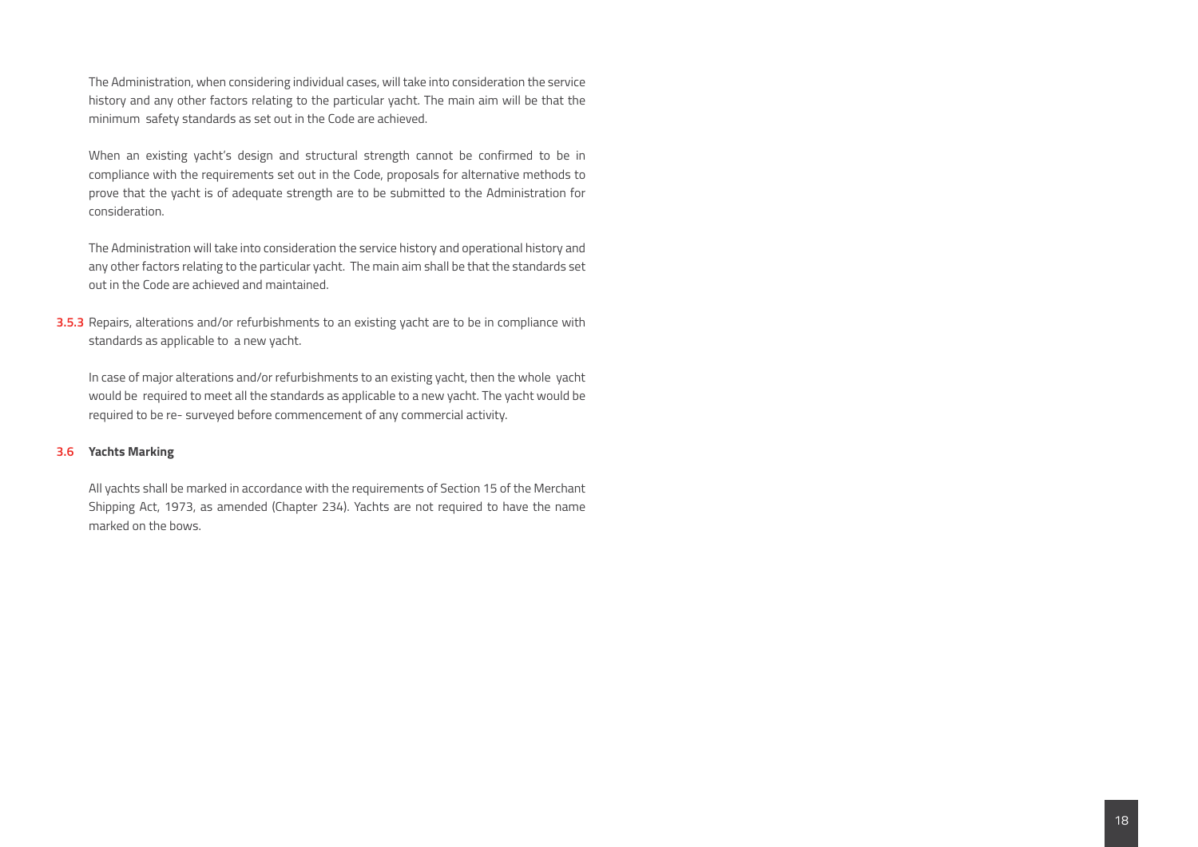The Administration, when considering individual cases, will take into consideration the service history and any other factors relating to the particular yacht. The main aim will be that the minimum safety standards as set out in the Code are achieved.

When an existing yacht's design and structural strength cannot be confirmed to be in compliance with the requirements set out in the Code, proposals for alternative methods to prove that the yacht is of adequate strength are to be submitted to the Administration for consideration.

The Administration will take into consideration the service history and operational history and any other factors relating to the particular yacht. The main aim shall be that the standards set out in the Code are achieved and maintained.

**3.5.3** Repairs, alterations and/or refurbishments to an existing yacht are to be in compliance with standards as applicable to a new yacht.

In case of major alterations and/or refurbishments to an existing yacht, then the whole yacht would be required to meet all the standards as applicable to a new yacht. The yacht would be required to be re- surveyed before commencement of any commercial activity.

### 3.6 Yachts Marking

All yachts shall be marked in accordance with the requirements of Section 15 of the Merchant Shipping Act, 1973, as amended (Chapter 234). Yachts are not required to have the name marked on the bows.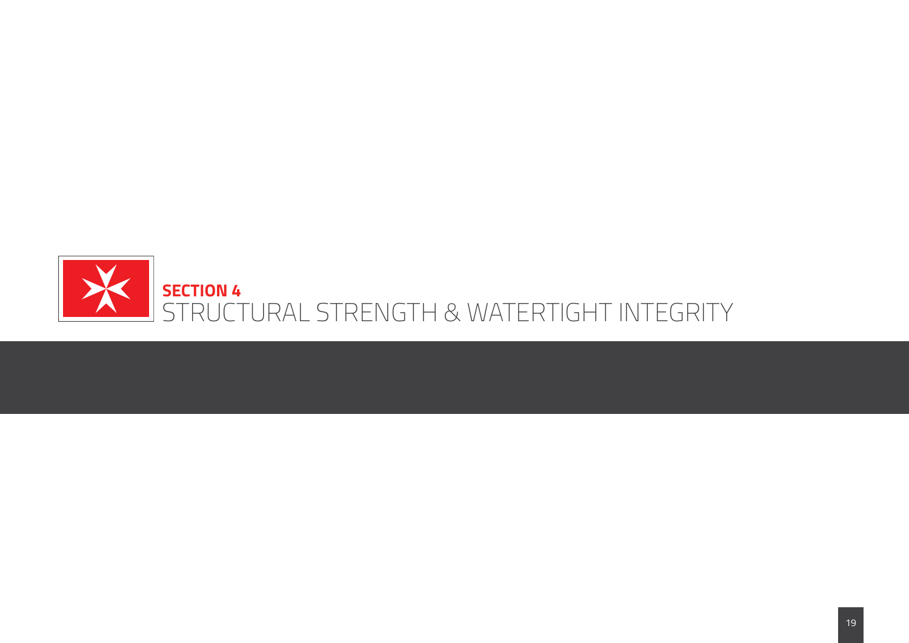# SECTION 4
# STRUCTURAL STRENGTH & WATERTIGHT INTEGRITY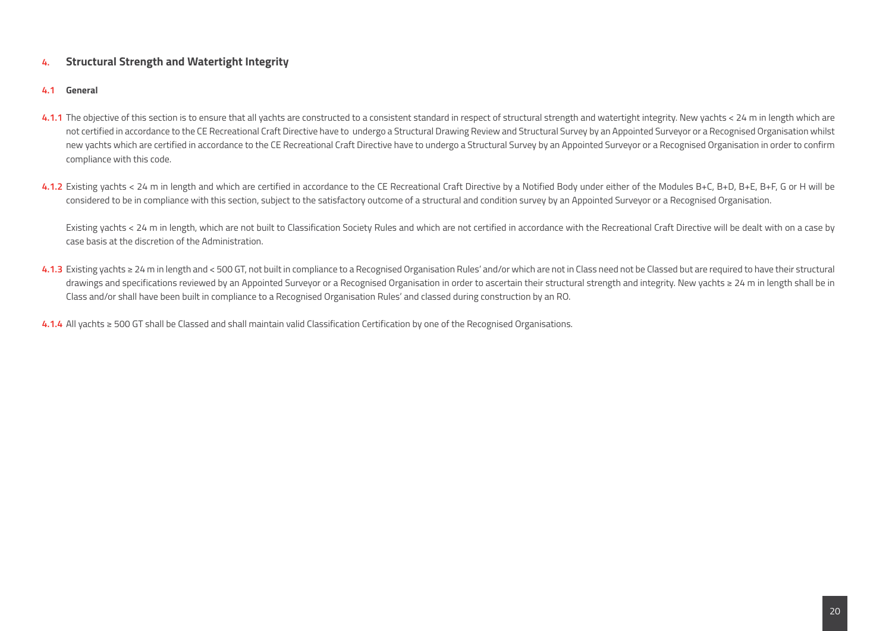## 4. Structural Strength and Watertight Integrity

### 4.1 General

**4.1.1** The objective of this section is to ensure that all yachts are constructed to a consistent standard in respect of structural strength and watertight integrity. New yachts < 24 m in length which are not certified in accordance to the CE Recreational Craft Directive have to undergo a Structural Drawing Review and Structural Survey by an Appointed Surveyor or a Recognised Organisation whilst new yachts which are certified in accordance to the CE Recreational Craft Directive have to undergo a Structural Survey by an Appointed Surveyor or a Recognised Organisation in order to confirm compliance with this code.

**4.1.2** Existing yachts < 24 m in length and which are certified in accordance to the CE Recreational Craft Directive by a Notified Body under either of the Modules B+C, B+D, B+E, B+F, G or H will be considered to be in compliance with this section, subject to the satisfactory outcome of a structural and condition survey by an Appointed Surveyor or a Recognised Organisation.

Existing yachts < 24 m in length, which are not built to Classification Society Rules and which are not certified in accordance with the Recreational Craft Directive will be dealt with on a case by case basis at the discretion of the Administration.

**4.1.3** Existing yachts ≥ 24 m in length and < 500 GT, not built in compliance to a Recognised Organisation Rules' and/or which are not in Class need not be Classed but are required to have their structural drawings and specifications reviewed by an Appointed Surveyor or a Recognised Organisation in order to ascertain their structural strength and integrity. New yachts ≥ 24 m in length shall be in Class and/or shall have been built in compliance to a Recognised Organisation Rules' and classed during construction by an RO.

**4.1.4** All yachts ≥ 500 GT shall be Classed and shall maintain valid Classification Certification by one of the Recognised Organisations.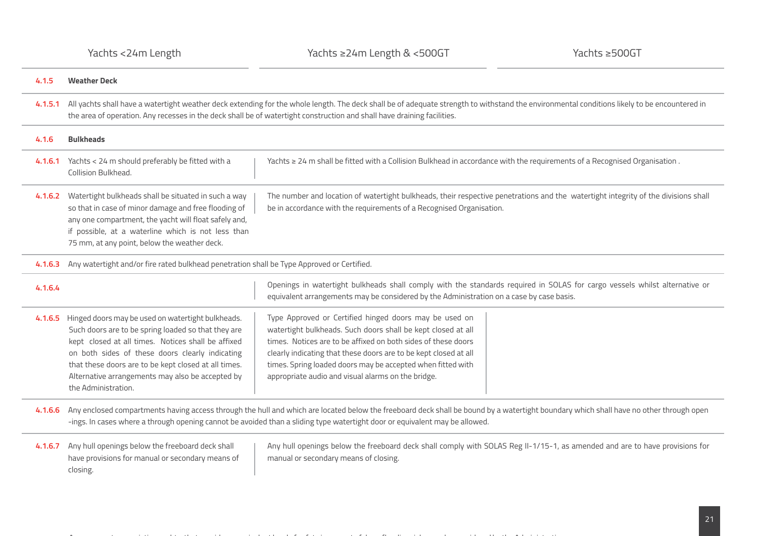| | Yachts <24m Length | Yachts ≥24m Length & <500GT | Yachts ≥500GT |
|---|---|---|---|
| **4.1.5** | **Weather Deck** | | |
| **4.1.5.1** | All yachts shall have a watertight weather deck extending for the whole length. The deck shall be of adequate strength to withstand the environmental conditions likely to be encountered in the area of operation. Any recesses in the deck shall be of watertight construction and shall have draining facilities. | | |
| **4.1.6** | **Bulkheads** | | |
| **4.1.6.1** | Yachts < 24 m should preferably be fitted with a Collision Bulkhead. | Yachts ≥ 24 m shall be fitted with a Collision Bulkhead in accordance with the requirements of a Recognised Organisation . | |
| **4.1.6.2** | Watertight bulkheads shall be situated in such a way so that in case of minor damage and free flooding of any one compartment, the yacht will float safely and, if possible, at a waterline which is not less than 75 mm, at any point, below the weather deck. | The number and location of watertight bulkheads, their respective penetrations and the watertight integrity of the divisions shall be in accordance with the requirements of a Recognised Organisation. | |
| **4.1.6.3** | Any watertight and/or fire rated bulkhead penetration shall be Type Approved or Certified. | | |
| **4.1.6.4** | | Openings in watertight bulkheads shall comply with the standards required in SOLAS for cargo vessels whilst alternative or equivalent arrangements may be considered by the Administration on a case by case basis. | |
| **4.1.6.5** | Hinged doors may be used on watertight bulkheads. Such doors are to be spring loaded so that they are kept closed at all times. Notices shall be affixed on both sides of these doors clearly indicating that these doors are to be kept closed at all times. Alternative arrangements may also be accepted by the Administration. | Type Approved or Certified hinged doors may be used on watertight bulkheads. Such doors shall be kept closed at all times. Notices are to be affixed on both sides of these doors clearly indicating that these doors are to be kept closed at all times. Spring loaded doors may be accepted when fitted with appropriate audio and visual alarms on the bridge. | |
| **4.1.6.6** | Any enclosed compartments having access through the hull and which are located below the freeboard deck shall be bound by a watertight boundary which shall have no other through open -ings. In cases where a through opening cannot be avoided than a sliding type watertight door or equivalent may be allowed. | | |
| **4.1.6.7** | Any hull openings below the freeboard deck shall have provisions for manual or secondary means of closing. | Any hull openings below the freeboard deck shall comply with SOLAS Reg II-1/15-1, as amended and are to have provisions for manual or secondary means of closing. | |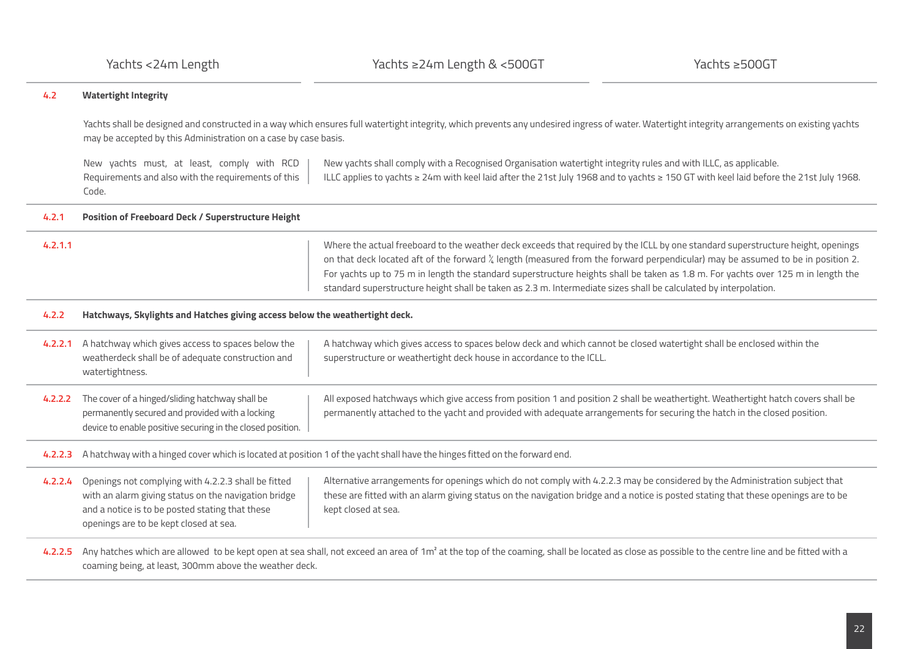| | Yachts <24m Length | Yachts ≥24m Length & <500GT | Yachts ≥500GT |
|---|---|---|---|
| **4.2** | **Watertight Integrity** | | |
| | Yachts shall be designed and constructed in a way which ensures full watertight integrity, which prevents any undesired ingress of water. Watertight integrity arrangements on existing yachts may be accepted by this Administration on a case by case basis. | | |
| | New yachts must, at least, comply with RCD Requirements and also with the requirements of this Code. | New yachts shall comply with a Recognised Organisation watertight integrity rules and with ILLC, as applicable. ILLC applies to yachts ≥ 24m with keel laid after the 21st July 1968 and to yachts ≥ 150 GT with keel laid before the 21st July 1968. | |
| **4.2.1** | **Position of Freeboard Deck / Superstructure Height** | | |
| **4.2.1.1** | | Where the actual freeboard to the weather deck exceeds that required by the ICLL by one standard superstructure height, openings on that deck located aft of the forward ¼ length (measured from the forward perpendicular) may be assumed to be in position 2. For yachts up to 75 m in length the standard superstructure heights shall be taken as 1.8 m. For yachts over 125 m in length the standard superstructure height shall be taken as 2.3 m. Intermediate sizes shall be calculated by interpolation. | |
| **4.2.2** | **Hatchways, Skylights and Hatches giving access below the weathertight deck.** | | |
| **4.2.2.1** | A hatchway which gives access to spaces below the weatherdeck shall be of adequate construction and watertightness. | A hatchway which gives access to spaces below deck and which cannot be closed watertight shall be enclosed within the superstructure or weathertight deck house in accordance to the ICLL. | |
| **4.2.2.2** | The cover of a hinged/sliding hatchway shall be permanently secured and provided with a locking device to enable positive securing in the closed position. | All exposed hatchways which give access from position 1 and position 2 shall be weathertight. Weathertight hatch covers shall be permanently attached to the yacht and provided with adequate arrangements for securing the hatch in the closed position. | |
| **4.2.2.3** | A hatchway with a hinged cover which is located at position 1 of the yacht shall have the hinges fitted on the forward end. | | |
| **4.2.2.4** | Openings not complying with 4.2.2.3 shall be fitted with an alarm giving status on the navigation bridge and a notice is to be posted stating that these openings are to be kept closed at sea. | Alternative arrangements for openings which do not comply with 4.2.2.3 may be considered by the Administration subject that these are fitted with an alarm giving status on the navigation bridge and a notice is posted stating that these openings are to be kept closed at sea. | |
| **4.2.2.5** | Any hatches which are allowed to be kept open at sea shall, not exceed an area of 1m² at the top of the coaming, shall be located as close as possible to the centre line and be fitted with a coaming being, at least, 300mm above the weather deck. | | |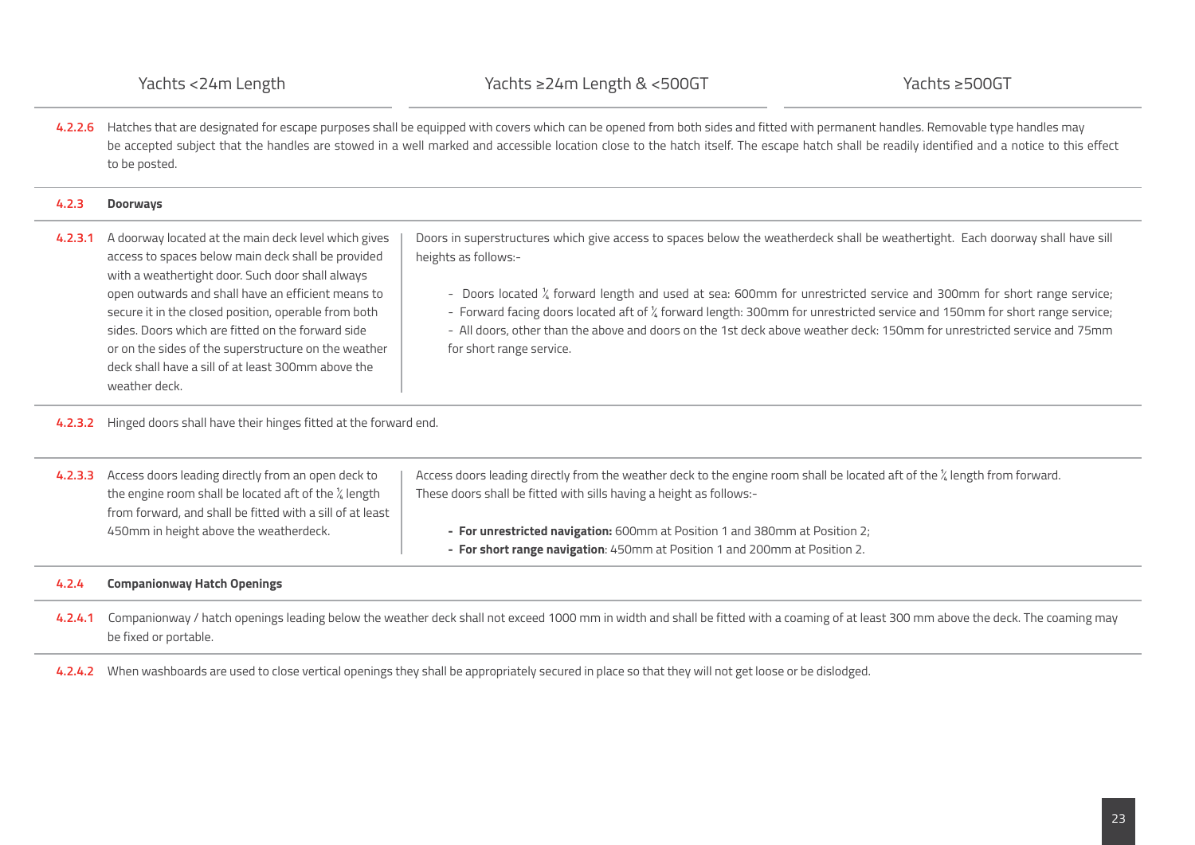| Yachts <24m Length | Yachts ≥24m Length & <500GT | Yachts ≥500GT |
|---|---|---|

**4.2.2.6** Hatches that are designated for escape purposes shall be equipped with covers which can be opened from both sides and fitted with permanent handles. Removable type handles may be accepted subject that the handles are stowed in a well marked and accessible location close to the hatch itself. The escape hatch shall be readily identified and a notice to this effect to be posted.

### 4.2.3 Doorways

**4.2.3.1** A doorway located at the main deck level which gives access to spaces below main deck shall be provided with a weathertight door. Such door shall always open outwards and shall have an efficient means to secure it in the closed position, operable from both sides. Doors which are fitted on the forward side or on the sides of the superstructure on the weather deck shall have a sill of at least 300mm above the weather deck.

Doors in superstructures which give access to spaces below the weatherdeck shall be weathertight. Each doorway shall have sill heights as follows:-

- Doors located ¼ forward length and used at sea: 600mm for unrestricted service and 300mm for short range service;
- Forward facing doors located aft of ¼ forward length: 300mm for unrestricted service and 150mm for short range service;
- All doors, other than the above and doors on the 1st deck above weather deck: 150mm for unrestricted service and 75mm for short range service.

**4.2.3.2** Hinged doors shall have their hinges fitted at the forward end.

**4.2.3.3** Access doors leading directly from an open deck to the engine room shall be located aft of the ¼ length from forward, and shall be fitted with a sill of at least 450mm in height above the weatherdeck.

Access doors leading directly from the weather deck to the engine room shall be located aft of the ¼ length from forward. These doors shall be fitted with sills having a height as follows:-

- **For unrestricted navigation:** 600mm at Position 1 and 380mm at Position 2;
- **For short range navigation**: 450mm at Position 1 and 200mm at Position 2.

### 4.2.4 Companionway Hatch Openings

**4.2.4.1** Companionway / hatch openings leading below the weather deck shall not exceed 1000 mm in width and shall be fitted with a coaming of at least 300 mm above the deck. The coaming may be fixed or portable.

**4.2.4.2** When washboards are used to close vertical openings they shall be appropriately secured in place so that they will not get loose or be dislodged.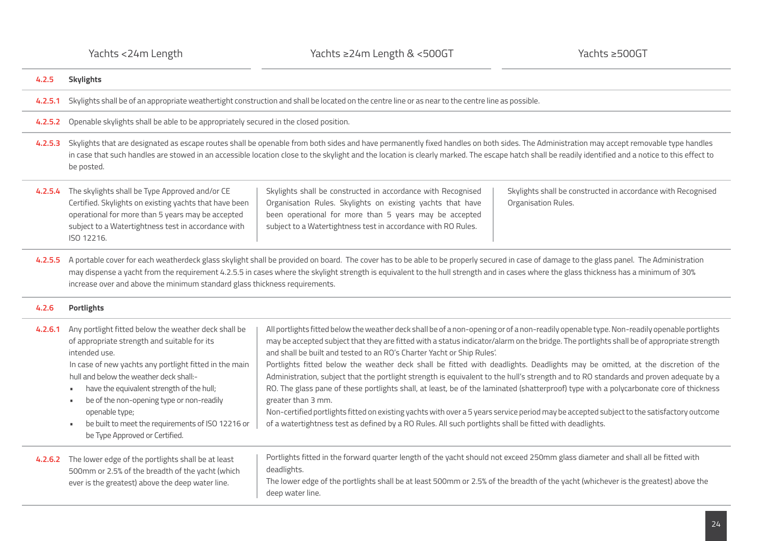| | Yachts <24m Length | Yachts ≥24m Length & <500GT | Yachts ≥500GT |
|---|---|---|---|
| **4.2.5** | **Skylights** | | |
| **4.2.5.1** | Skylights shall be of an appropriate weathertight construction and shall be located on the centre line or as near to the centre line as possible. | | |
| **4.2.5.2** | Openable skylights shall be able to be appropriately secured in the closed position. | | |
| **4.2.5.3** | Skylights that are designated as escape routes shall be openable from both sides and have permanently fixed handles on both sides. The Administration may accept removable type handles in case that such handles are stowed in an accessible location close to the skylight and the location is clearly marked. The escape hatch shall be readily identified and a notice to this effect to be posted. | | |
| **4.2.5.4** | The skylights shall be Type Approved and/or CE Certified. Skylights on existing yachts that have been operational for more than 5 years may be accepted subject to a Watertightness test in accordance with ISO 12216. | Skylights shall be constructed in accordance with Recognised Organisation Rules. Skylights on existing yachts that have been operational for more than 5 years may be accepted subject to a Watertightness test in accordance with RO Rules. | Skylights shall be constructed in accordance with Recognised Organisation Rules. |
| **4.2.5.5** | A portable cover for each weatherdeck glass skylight shall be provided on board. The cover has to be able to be properly secured in case of damage to the glass panel. The Administration may dispense a yacht from the requirement 4.2.5.5 in cases where the skylight strength is equivalent to the hull strength and in cases where the glass thickness has a minimum of 30% increase over and above the minimum standard glass thickness requirements. | | |
| **4.2.6** | **Portlights** | | |
| **4.2.6.1** | Any portlight fitted below the weather deck shall be of appropriate strength and suitable for its intended use.<br>In case of new yachts any portlight fitted in the main hull and below the weather deck shall:-<br>• have the equivalent strength of the hull;<br>• be of the non-opening type or non-readily openable type;<br>• be built to meet the requirements of ISO 12216 or be Type Approved or Certified. | All portlights fitted below the weather deck shall be of a non-opening or of a non-readily openable type. Non-readily openable portlights may be accepted subject that they are fitted with a status indicator/alarm on the bridge. The portlights shall be of appropriate strength and shall be built and tested to an RO's Charter Yacht or Ship Rules'.<br>Portlights fitted below the weather deck shall be fitted with deadlights. Deadlights may be omitted, at the discretion of the Administration, subject that the portlight strength is equivalent to the hull's strength and to RO standards and proven adequate by a RO. The glass pane of these portlights shall, at least, be of the laminated (shatterproof) type with a polycarbonate core of thickness greater than 3 mm.<br>Non-certified portlights fitted on existing yachts with over a 5 years service period may be accepted subject to the satisfactory outcome of a watertightness test as defined by a RO Rules. All such portlights shall be fitted with deadlights. | |
| **4.2.6.2** | The lower edge of the portlights shall be at least 500mm or 2.5% of the breadth of the yacht (which ever is the greatest) above the deep water line. | Portlights fitted in the forward quarter length of the yacht should not exceed 250mm glass diameter and shall all be fitted with deadlights.<br>The lower edge of the portlights shall be at least 500mm or 2.5% of the breadth of the yacht (whichever is the greatest) above the deep water line. | |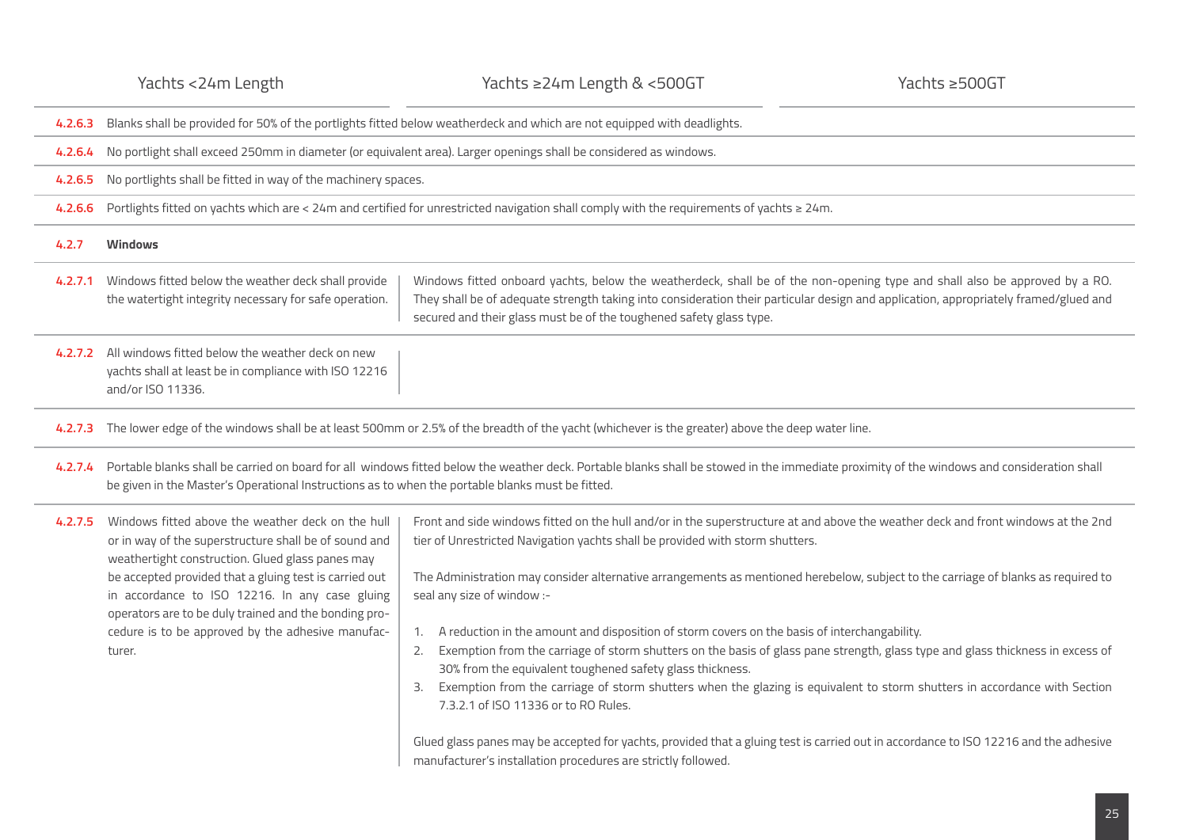| | Yachts <24m Length | Yachts ≥24m Length & <500GT | Yachts ≥500GT |
|---|---|---|---|
| **4.2.6.3** | Blanks shall be provided for 50% of the portlights fitted below weatherdeck and which are not equipped with deadlights. | | |
| **4.2.6.4** | No portlight shall exceed 250mm in diameter (or equivalent area). Larger openings shall be considered as windows. | | |
| **4.2.6.5** | No portlights shall be fitted in way of the machinery spaces. | | |
| **4.2.6.6** | Portlights fitted on yachts which are < 24m and certified for unrestricted navigation shall comply with the requirements of yachts ≥ 24m. | | |
| **4.2.7** | **Windows** | | |
| **4.2.7.1** | Windows fitted below the weather deck shall provide the watertight integrity necessary for safe operation. | Windows fitted onboard yachts, below the weatherdeck, shall be of the non-opening type and shall also be approved by a RO. They shall be of adequate strength taking into consideration their particular design and application, appropriately framed/glued and secured and their glass must be of the toughened safety glass type. | |
| **4.2.7.2** | All windows fitted below the weather deck on new yachts shall at least be in compliance with ISO 12216 and/or ISO 11336. | | |
| **4.2.7.3** | The lower edge of the windows shall be at least 500mm or 2.5% of the breadth of the yacht (whichever is the greater) above the deep water line. | | |
| **4.2.7.4** | Portable blanks shall be carried on board for all windows fitted below the weather deck. Portable blanks shall be stowed in the immediate proximity of the windows and consideration shall be given in the Master's Operational Instructions as to when the portable blanks must be fitted. | | |
| **4.2.7.5** | Windows fitted above the weather deck on the hull or in way of the superstructure shall be of sound and weathertight construction. Glued glass panes may be accepted provided that a gluing test is carried out in accordance to ISO 12216. In any case gluing operators are to be duly trained and the bonding procedure is to be approved by the adhesive manufacturer. | Front and side windows fitted on the hull and/or in the superstructure at and above the weather deck and front windows at the 2nd tier of Unrestricted Navigation yachts shall be provided with storm shutters.<br><br>The Administration may consider alternative arrangements as mentioned herebelow, subject to the carriage of blanks as required to seal any size of window :-<br><br>1. A reduction in the amount and disposition of storm covers on the basis of interchangability.<br>2. Exemption from the carriage of storm shutters on the basis of glass pane strength, glass type and glass thickness in excess of 30% from the equivalent toughened safety glass thickness.<br>3. Exemption from the carriage of storm shutters when the glazing is equivalent to storm shutters in accordance with Section 7.3.2.1 of ISO 11336 or to RO Rules.<br><br>Glued glass panes may be accepted for yachts, provided that a gluing test is carried out in accordance to ISO 12216 and the adhesive manufacturer's installation procedures are strictly followed. | |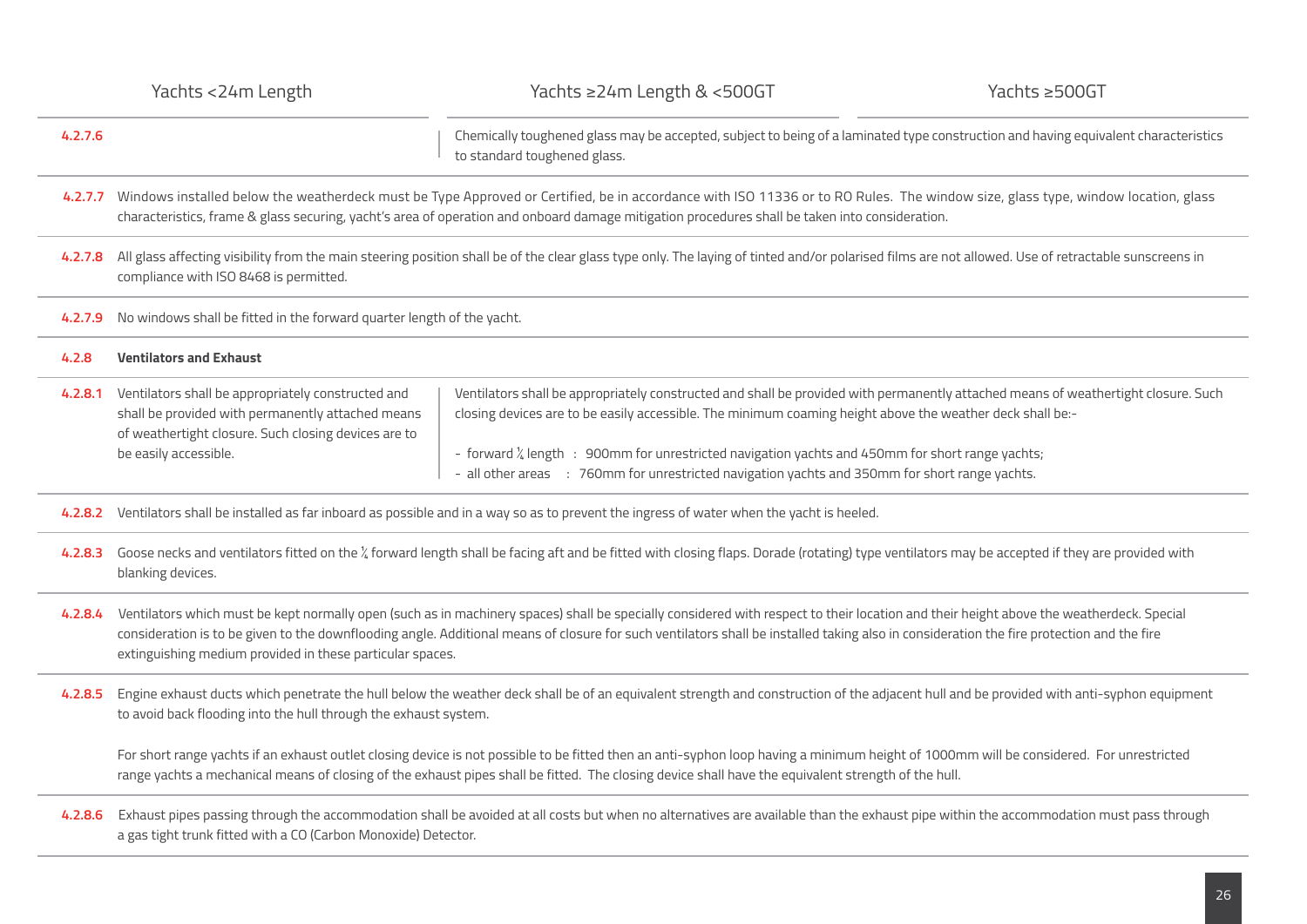| | Yachts <24m Length | Yachts ≥24m Length & <500GT | Yachts ≥500GT |
|---|---|---|---|
| **4.2.7.6** | | Chemically toughened glass may be accepted, subject to being of a laminated type construction and having equivalent characteristics to standard toughened glass. | |
| **4.2.7.7** | Windows installed below the weatherdeck must be Type Approved or Certified, be in accordance with ISO 11336 or to RO Rules. The window size, glass type, window location, glass characteristics, frame & glass securing, yacht's area of operation and onboard damage mitigation procedures shall be taken into consideration. | | |
| **4.2.7.8** | All glass affecting visibility from the main steering position shall be of the clear glass type only. The laying of tinted and/or polarised films are not allowed. Use of retractable sunscreens in compliance with ISO 8468 is permitted. | | |
| **4.2.7.9** | No windows shall be fitted in the forward quarter length of the yacht. | | |
| **4.2.8** | **Ventilators and Exhaust** | | |
| **4.2.8.1** | Ventilators shall be appropriately constructed and shall be provided with permanently attached means of weathertight closure. Such closing devices are to be easily accessible. | Ventilators shall be appropriately constructed and shall be provided with permanently attached means of weathertight closure. Such closing devices are to be easily accessible. The minimum coaming height above the weather deck shall be:- <br><br> - forward ¼ length : 900mm for unrestricted navigation yachts and 450mm for short range yachts; <br> - all other areas : 760mm for unrestricted navigation yachts and 350mm for short range yachts. | |
| **4.2.8.2** | Ventilators shall be installed as far inboard as possible and in a way so as to prevent the ingress of water when the yacht is heeled. | | |
| **4.2.8.3** | Goose necks and ventilators fitted on the ¼ forward length shall be facing aft and be fitted with closing flaps. Dorade (rotating) type ventilators may be accepted if they are provided with blanking devices. | | |
| **4.2.8.4** | Ventilators which must be kept normally open (such as in machinery spaces) shall be specially considered with respect to their location and their height above the weatherdeck. Special consideration is to be given to the downflooding angle. Additional means of closure for such ventilators shall be installed taking also in consideration the fire protection and the fire extinguishing medium provided in these particular spaces. | | |
| **4.2.8.5** | Engine exhaust ducts which penetrate the hull below the weather deck shall be of an equivalent strength and construction of the adjacent hull and be provided with anti-syphon equipment to avoid back flooding into the hull through the exhaust system. <br><br> For short range yachts if an exhaust outlet closing device is not possible to be fitted then an anti-syphon loop having a minimum height of 1000mm will be considered. For unrestricted range yachts a mechanical means of closing of the exhaust pipes shall be fitted. The closing device shall have the equivalent strength of the hull. | | |
| **4.2.8.6** | Exhaust pipes passing through the accommodation shall be avoided at all costs but when no alternatives are available than the exhaust pipe within the accommodation must pass through a gas tight trunk fitted with a CO (Carbon Monoxide) Detector. | | |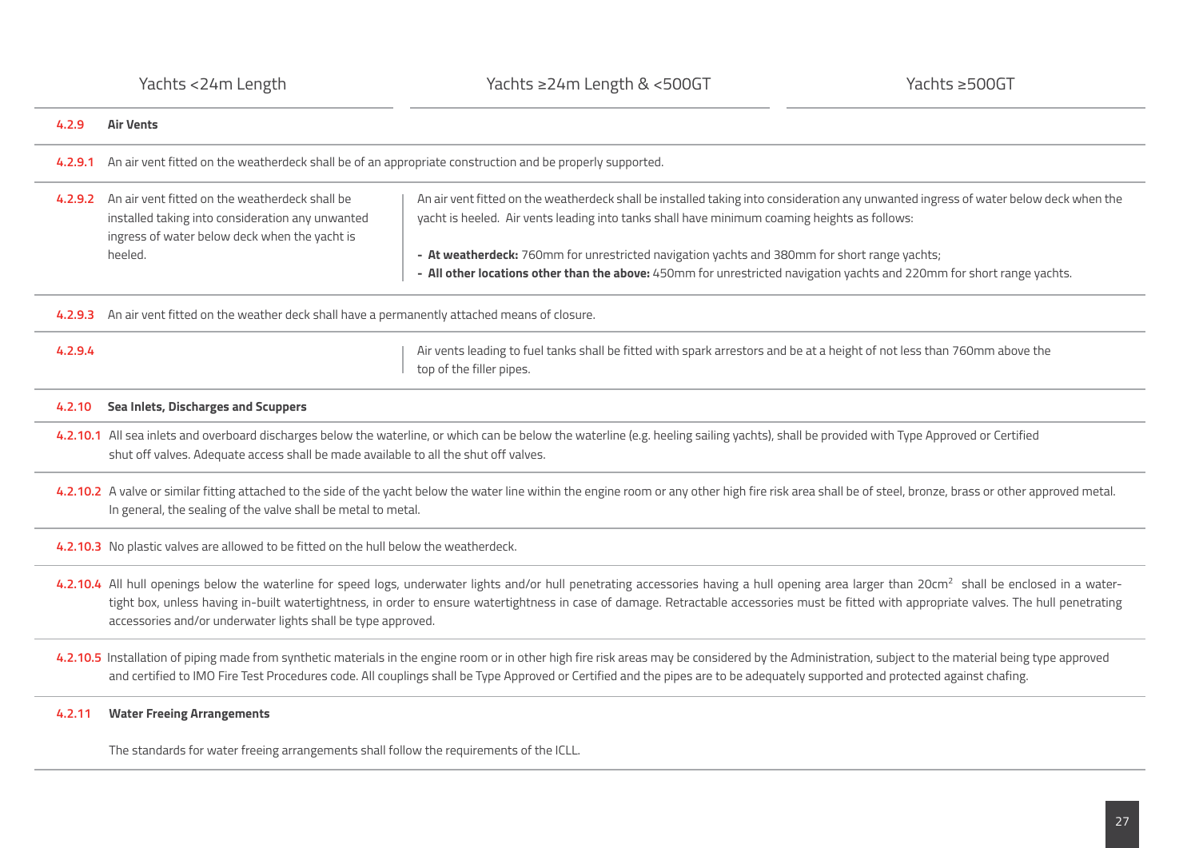| | Yachts <24m Length | Yachts ≥24m Length & <500GT | Yachts ≥500GT |
|---|---|---|---|
| **4.2.9** | **Air Vents** | | |
| **4.2.9.1** | An air vent fitted on the weatherdeck shall be of an appropriate construction and be properly supported. | | |
| **4.2.9.2** | An air vent fitted on the weatherdeck shall be installed taking into consideration any unwanted ingress of water below deck when the yacht is heeled. | An air vent fitted on the weatherdeck shall be installed taking into consideration any unwanted ingress of water below deck when the yacht is heeled. Air vents leading into tanks shall have minimum coaming heights as follows:<br><br>- **At weatherdeck:** 760mm for unrestricted navigation yachts and 380mm for short range yachts;<br>- **All other locations other than the above:** 450mm for unrestricted navigation yachts and 220mm for short range yachts. | |
| **4.2.9.3** | An air vent fitted on the weather deck shall have a permanently attached means of closure. | | |
| **4.2.9.4** | | Air vents leading to fuel tanks shall be fitted with spark arrestors and be at a height of not less than 760mm above the top of the filler pipes. | |
| **4.2.10** | **Sea Inlets, Discharges and Scuppers** | | |
| **4.2.10.1** | All sea inlets and overboard discharges below the waterline, or which can be below the waterline (e.g. heeling sailing yachts), shall be provided with Type Approved or Certified shut off valves. Adequate access shall be made available to all the shut off valves. | | |
| **4.2.10.2** | A valve or similar fitting attached to the side of the yacht below the water line within the engine room or any other high fire risk area shall be of steel, bronze, brass or other approved metal. In general, the sealing of the valve shall be metal to metal. | | |
| **4.2.10.3** | No plastic valves are allowed to be fitted on the hull below the weatherdeck. | | |
| **4.2.10.4** | All hull openings below the waterline for speed logs, underwater lights and/or hull penetrating accessories having a hull opening area larger than 20cm$^2$ shall be enclosed in a watertight box, unless having in-built watertightness, in order to ensure watertightness in case of damage. Retractable accessories must be fitted with appropriate valves. The hull penetrating accessories and/or underwater lights shall be type approved. | | |
| **4.2.10.5** | Installation of piping made from synthetic materials in the engine room or in other high fire risk areas may be considered by the Administration, subject to the material being type approved and certified to IMO Fire Test Procedures code. All couplings shall be Type Approved or Certified and the pipes are to be adequately supported and protected against chafing. | | |
| **4.2.11** | **Water Freeing Arrangements** | | |
| | The standards for water freeing arrangements shall follow the requirements of the ICLL. | | |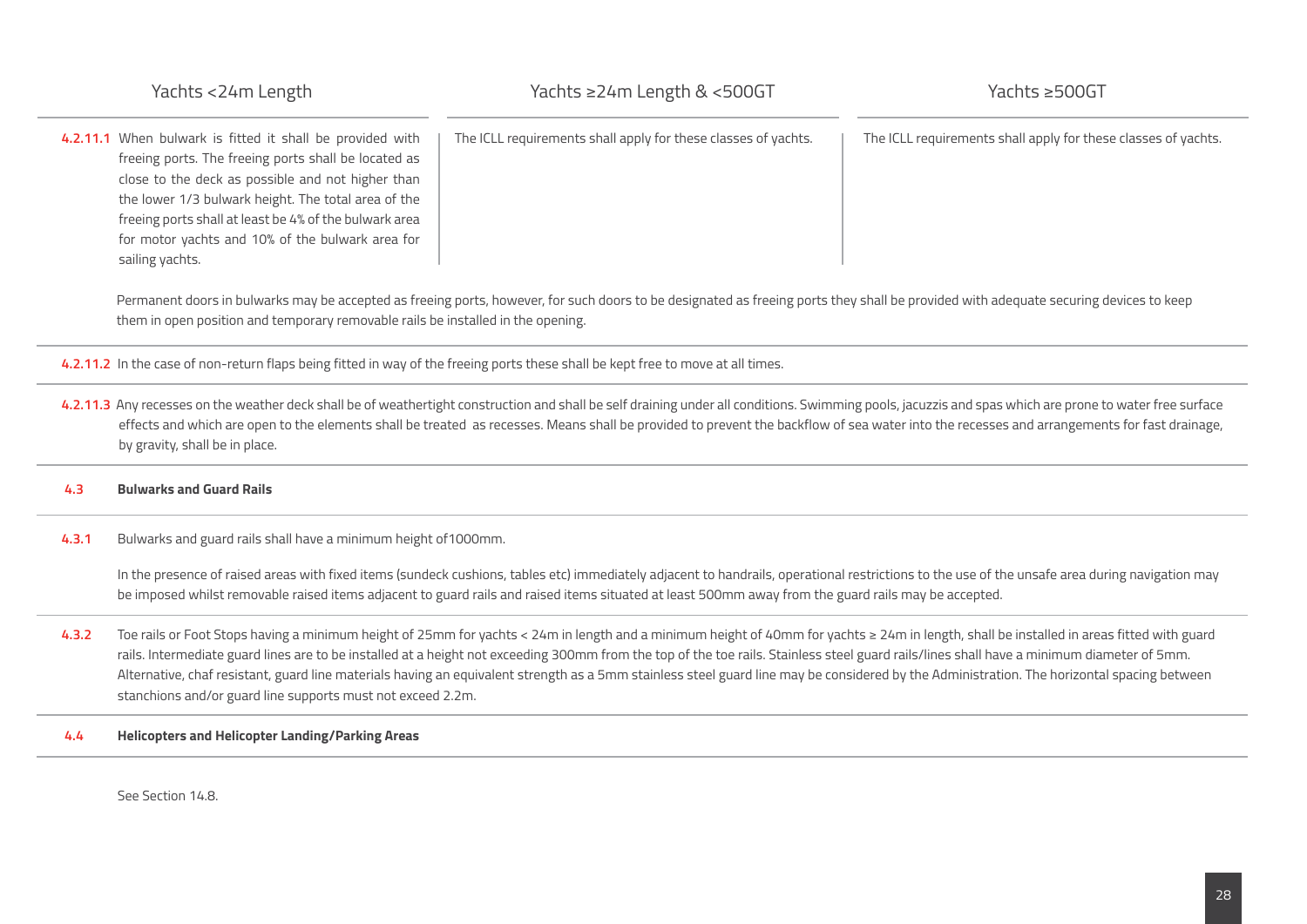| Yachts <24m Length | Yachts ≥24m Length & <500GT | Yachts ≥500GT |
|---|---|---|
| **4.2.11.1** When bulwark is fitted it shall be provided with freeing ports. The freeing ports shall be located as close to the deck as possible and not higher than the lower 1/3 bulwark height. The total area of the freeing ports shall at least be 4% of the bulwark area for motor yachts and 10% of the bulwark area for sailing yachts. | The ICLL requirements shall apply for these classes of yachts. | The ICLL requirements shall apply for these classes of yachts. |

Permanent doors in bulwarks may be accepted as freeing ports, however, for such doors to be designated as freeing ports they shall be provided with adequate securing devices to keep them in open position and temporary removable rails be installed in the opening.

**4.2.11.2** In the case of non-return flaps being fitted in way of the freeing ports these shall be kept free to move at all times.

**4.2.11.3** Any recesses on the weather deck shall be of weathertight construction and shall be self draining under all conditions. Swimming pools, jacuzzis and spas which are prone to water free surface effects and which are open to the elements shall be treated as recesses. Means shall be provided to prevent the backflow of sea water into the recesses and arrangements for fast drainage, by gravity, shall be in place.

## 4.3 Bulwarks and Guard Rails

**4.3.1** Bulwarks and guard rails shall have a minimum height of1000mm.

In the presence of raised areas with fixed items (sundeck cushions, tables etc) immediately adjacent to handrails, operational restrictions to the use of the unsafe area during navigation may be imposed whilst removable raised items adjacent to guard rails and raised items situated at least 500mm away from the guard rails may be accepted.

**4.3.2** Toe rails or Foot Stops having a minimum height of 25mm for yachts < 24m in length and a minimum height of 40mm for yachts ≥ 24m in length, shall be installed in areas fitted with guard rails. Intermediate guard lines are to be installed at a height not exceeding 300mm from the top of the toe rails. Stainless steel guard rails/lines shall have a minimum diameter of 5mm. Alternative, chaf resistant, guard line materials having an equivalent strength as a 5mm stainless steel guard line may be considered by the Administration. The horizontal spacing between stanchions and/or guard line supports must not exceed 2.2m.

## 4.4 Helicopters and Helicopter Landing/Parking Areas

See Section 14.8.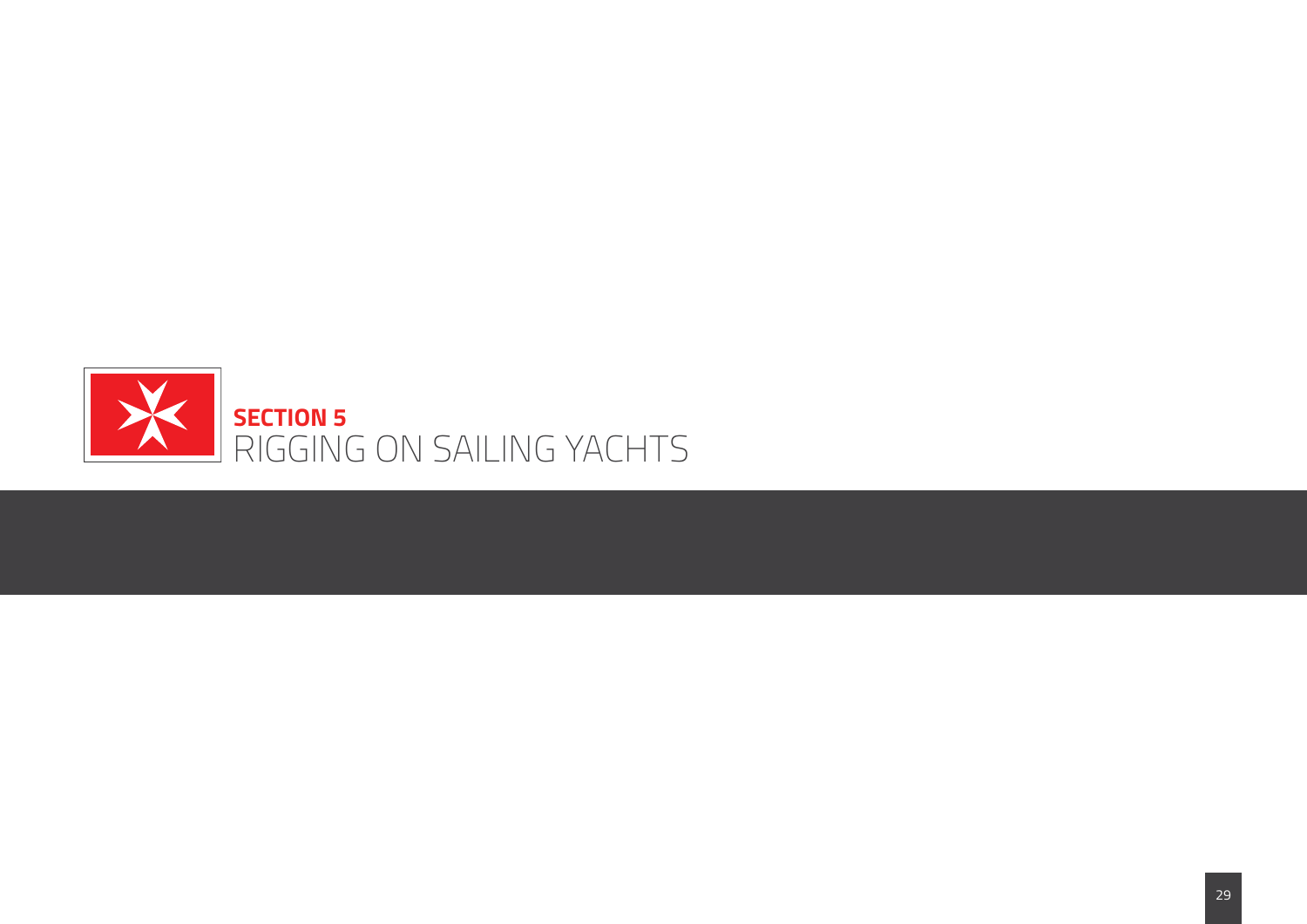# SECTION 5
# RIGGING ON SAILING YACHTS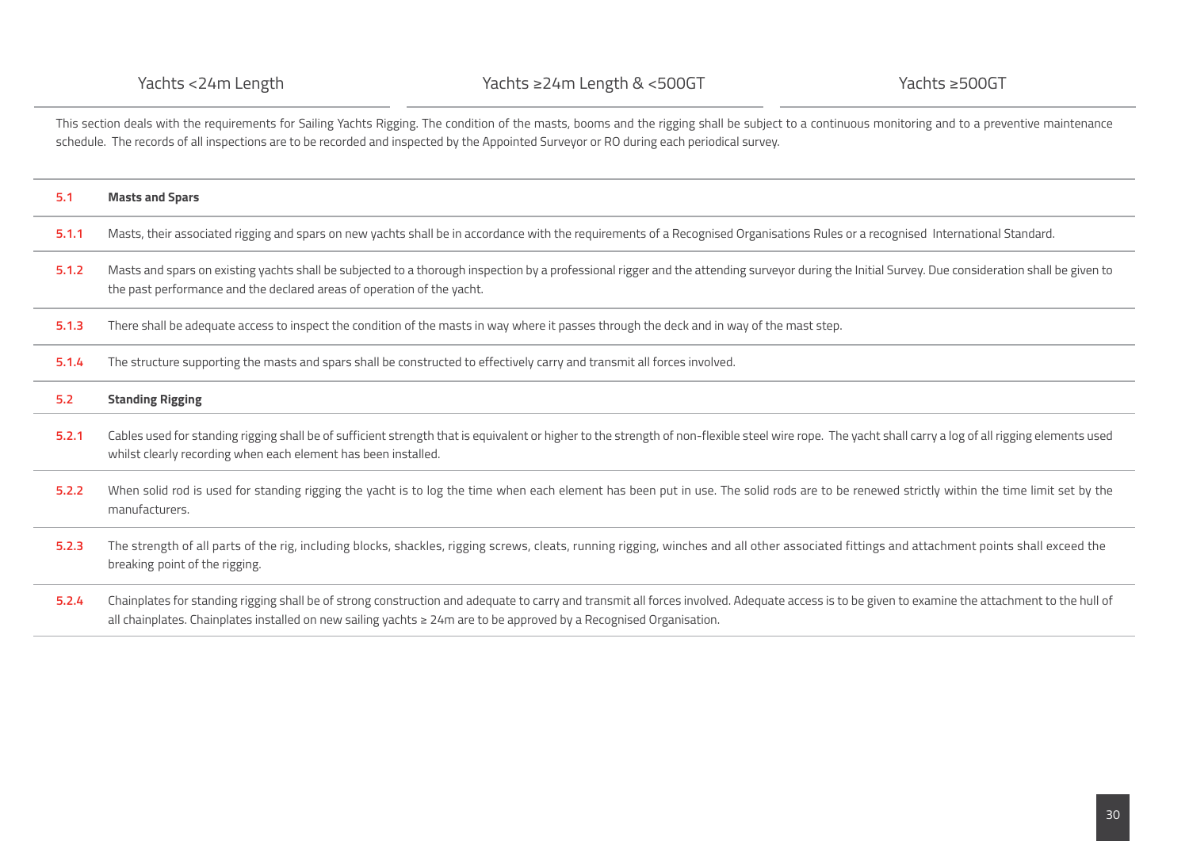| Yachts <24m Length | Yachts ≥24m Length & <500GT | Yachts ≥500GT |
|---|---|---|

This section deals with the requirements for Sailing Yachts Rigging. The condition of the masts, booms and the rigging shall be subject to a continuous monitoring and to a preventive maintenance schedule. The records of all inspections are to be recorded and inspected by the Appointed Surveyor or RO during each periodical survey.

| | |
|---|---|
| **5.1** | **Masts and Spars** |
| **5.1.1** | Masts, their associated rigging and spars on new yachts shall be in accordance with the requirements of a Recognised Organisations Rules or a recognised International Standard. |
| **5.1.2** | Masts and spars on existing yachts shall be subjected to a thorough inspection by a professional rigger and the attending surveyor during the Initial Survey. Due consideration shall be given to the past performance and the declared areas of operation of the yacht. |
| **5.1.3** | There shall be adequate access to inspect the condition of the masts in way where it passes through the deck and in way of the mast step. |
| **5.1.4** | The structure supporting the masts and spars shall be constructed to effectively carry and transmit all forces involved. |
| **5.2** | **Standing Rigging** |
| **5.2.1** | Cables used for standing rigging shall be of sufficient strength that is equivalent or higher to the strength of non-flexible steel wire rope. The yacht shall carry a log of all rigging elements used whilst clearly recording when each element has been installed. |
| **5.2.2** | When solid rod is used for standing rigging the yacht is to log the time when each element has been put in use. The solid rods are to be renewed strictly within the time limit set by the manufacturers. |
| **5.2.3** | The strength of all parts of the rig, including blocks, shackles, rigging screws, cleats, running rigging, winches and all other associated fittings and attachment points shall exceed the breaking point of the rigging. |
| **5.2.4** | Chainplates for standing rigging shall be of strong construction and adequate to carry and transmit all forces involved. Adequate access is to be given to examine the attachment to the hull of all chainplates. Chainplates installed on new sailing yachts ≥ 24m are to be approved by a Recognised Organisation. |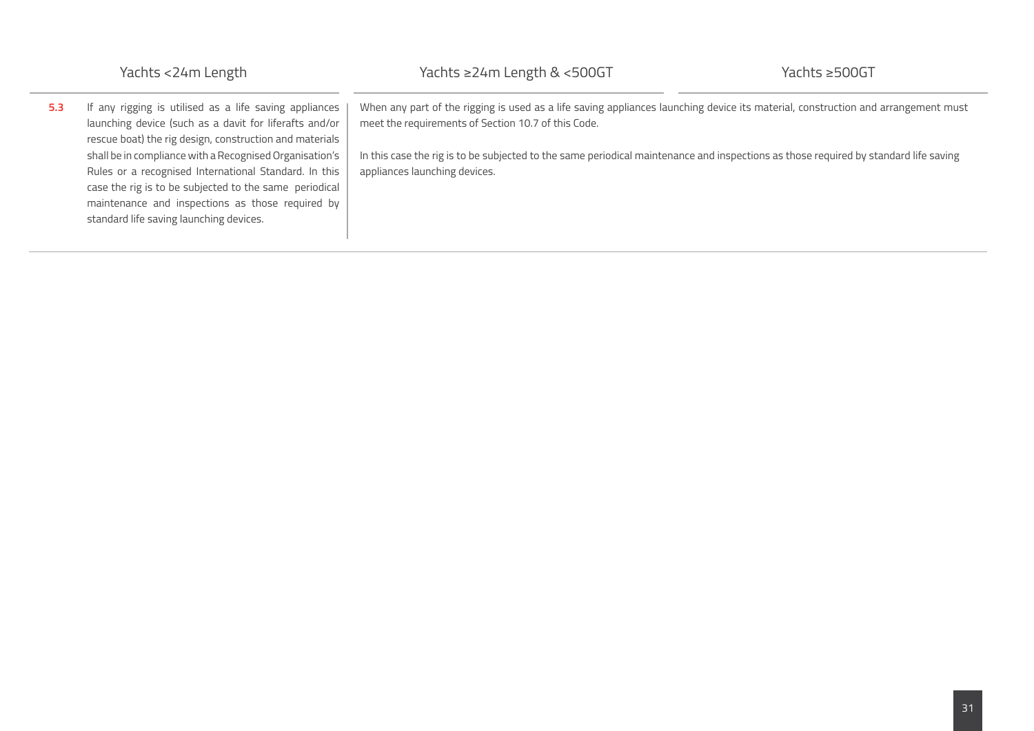| | Yachts <24m Length | Yachts ≥24m Length & <500GT | Yachts ≥500GT |
|---|---|---|---|
| **5.3** | If any rigging is utilised as a life saving appliances launching device (such as a davit for liferafts and/or rescue boat) the rig design, construction and materials shall be in compliance with a Recognised Organisation's Rules or a recognised International Standard. In this case the rig is to be subjected to the same periodical maintenance and inspections as those required by standard life saving launching devices. | When any part of the rigging is used as a life saving appliances launching device its material, construction and arrangement must meet the requirements of Section 10.7 of this Code.<br><br>In this case the rig is to be subjected to the same periodical maintenance and inspections as those required by standard life saving appliances launching devices. | |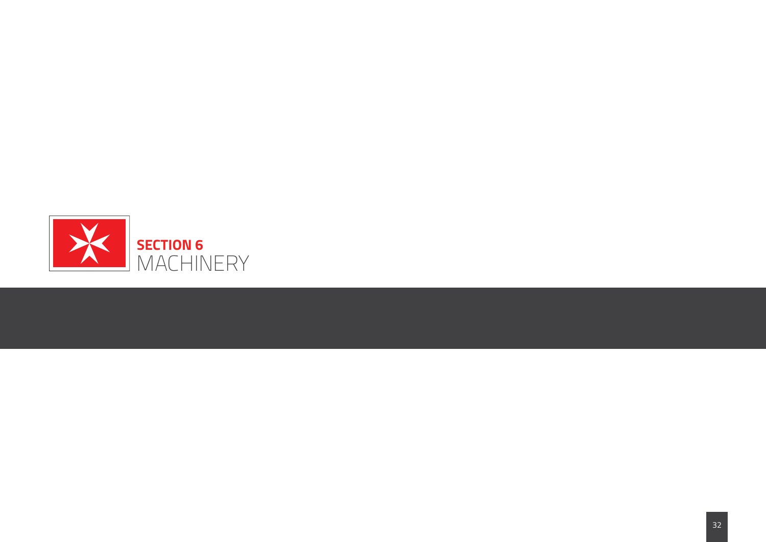# SECTION 6
# MACHINERY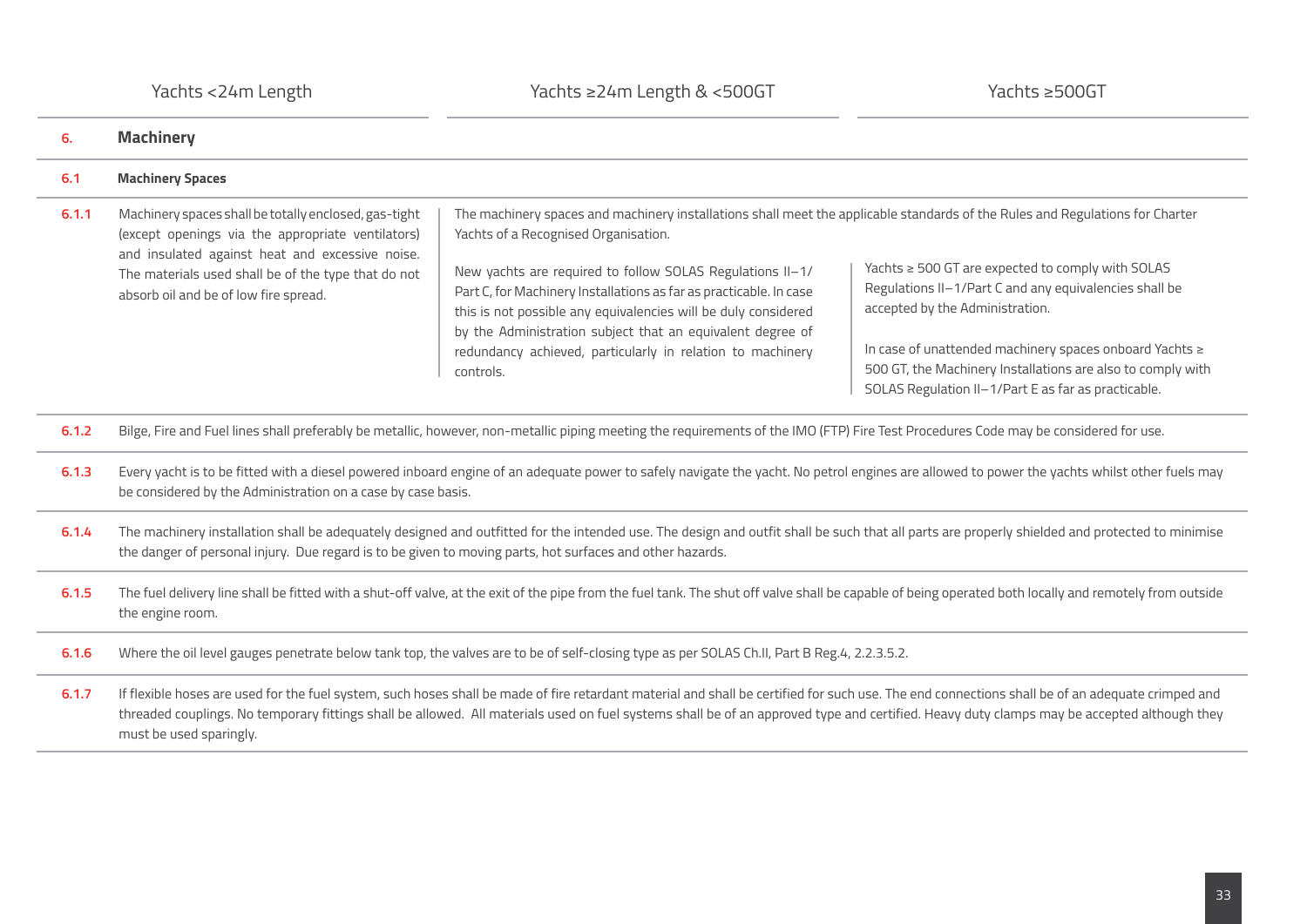| | Yachts <24m Length | Yachts ≥24m Length & <500GT | Yachts ≥500GT |
|---|---|---|---|
| **6.** | **Machinery** | | |
| **6.1** | **Machinery Spaces** | | |
| **6.1.1** | Machinery spaces shall be totally enclosed, gas-tight (except openings via the appropriate ventilators) and insulated against heat and excessive noise. The materials used shall be of the type that do not absorb oil and be of low fire spread. | The machinery spaces and machinery installations shall meet the applicable standards of the Rules and Regulations for Charter Yachts of a Recognised Organisation.<br><br>New yachts are required to follow SOLAS Regulations II–1/ Part C, for Machinery Installations as far as practicable. In case this is not possible any equivalencies will be duly considered by the Administration subject that an equivalent degree of redundancy achieved, particularly in relation to machinery controls. | Yachts ≥ 500 GT are expected to comply with SOLAS Regulations II–1/Part C and any equivalencies shall be accepted by the Administration.<br><br>In case of unattended machinery spaces onboard Yachts ≥ 500 GT, the Machinery Installations are also to comply with SOLAS Regulation II–1/Part E as far as practicable. |
| **6.1.2** | Bilge, Fire and Fuel lines shall preferably be metallic, however, non-metallic piping meeting the requirements of the IMO (FTP) Fire Test Procedures Code may be considered for use. | | |
| **6.1.3** | Every yacht is to be fitted with a diesel powered inboard engine of an adequate power to safely navigate the yacht. No petrol engines are allowed to power the yachts whilst other fuels may be considered by the Administration on a case by case basis. | | |
| **6.1.4** | The machinery installation shall be adequately designed and outfitted for the intended use. The design and outfit shall be such that all parts are properly shielded and protected to minimise the danger of personal injury. Due regard is to be given to moving parts, hot surfaces and other hazards. | | |
| **6.1.5** | The fuel delivery line shall be fitted with a shut-off valve, at the exit of the pipe from the fuel tank. The shut off valve shall be capable of being operated both locally and remotely from outside the engine room. | | |
| **6.1.6** | Where the oil level gauges penetrate below tank top, the valves are to be of self-closing type as per SOLAS Ch.II, Part B Reg.4, 2.2.3.5.2. | | |
| **6.1.7** | If flexible hoses are used for the fuel system, such hoses shall be made of fire retardant material and shall be certified for such use. The end connections shall be of an adequate crimped and threaded couplings. No temporary fittings shall be allowed. All materials used on fuel systems shall be of an approved type and certified. Heavy duty clamps may be accepted although they must be used sparingly. | | |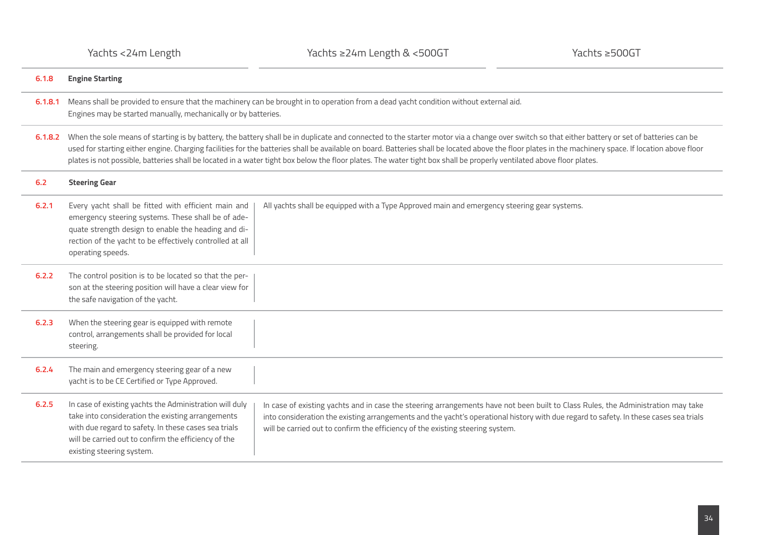| | Yachts <24m Length | Yachts ≥24m Length & <500GT | Yachts ≥500GT |
|---|---|---|---|
| **6.1.8** | **Engine Starting** | | |
| **6.1.8.1** | Means shall be provided to ensure that the machinery can be brought in to operation from a dead yacht condition without external aid. Engines may be started manually, mechanically or by batteries. | | |
| **6.1.8.2** | When the sole means of starting is by battery, the battery shall be in duplicate and connected to the starter motor via a change over switch so that either battery or set of batteries can be used for starting either engine. Charging facilities for the batteries shall be available on board. Batteries shall be located above the floor plates in the machinery space. If location above floor plates is not possible, batteries shall be located in a water tight box below the floor plates. The water tight box shall be properly ventilated above floor plates. | | |
| **6.2** | **Steering Gear** | | |
| **6.2.1** | Every yacht shall be fitted with efficient main and emergency steering systems. These shall be of adequate strength design to enable the heading and direction of the yacht to be effectively controlled at all operating speeds. | All yachts shall be equipped with a Type Approved main and emergency steering gear systems. | |
| **6.2.2** | The control position is to be located so that the person at the steering position will have a clear view for the safe navigation of the yacht. | | |
| **6.2.3** | When the steering gear is equipped with remote control, arrangements shall be provided for local steering. | | |
| **6.2.4** | The main and emergency steering gear of a new yacht is to be CE Certified or Type Approved. | | |
| **6.2.5** | In case of existing yachts the Administration will duly take into consideration the existing arrangements with due regard to safety. In these cases sea trials will be carried out to confirm the efficiency of the existing steering system. | In case of existing yachts and in case the steering arrangements have not been built to Class Rules, the Administration may take into consideration the existing arrangements and the yacht's operational history with due regard to safety. In these cases sea trials will be carried out to confirm the efficiency of the existing steering system. | |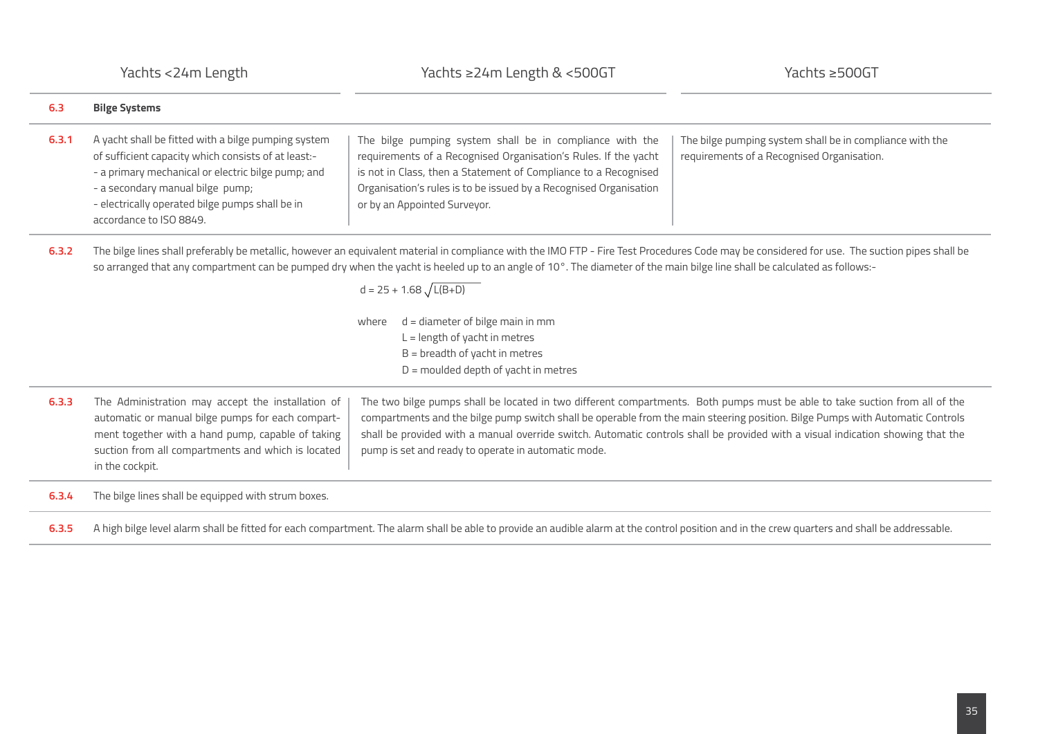| | Yachts <24m Length | Yachts ≥24m Length & <500GT | Yachts ≥500GT |
|---|---|---|---|
| **6.3** | **Bilge Systems** | | |
| **6.3.1** | A yacht shall be fitted with a bilge pumping system of sufficient capacity which consists of at least:- <br>- a primary mechanical or electric bilge pump; and <br>- a secondary manual bilge pump; <br>- electrically operated bilge pumps shall be in accordance to ISO 8849. | The bilge pumping system shall be in compliance with the requirements of a Recognised Organisation's Rules. If the yacht is not in Class, then a Statement of Compliance to a Recognised Organisation's rules is to be issued by a Recognised Organisation or by an Appointed Surveyor. | The bilge pumping system shall be in compliance with the requirements of a Recognised Organisation. |

**6.3.2** The bilge lines shall preferably be metallic, however an equivalent material in compliance with the IMO FTP - Fire Test Procedures Code may be considered for use. The suction pipes shall be so arranged that any compartment can be pumped dry when the yacht is heeled up to an angle of 10°. The diameter of the main bilge line shall be calculated as follows:-

$$d = 25 + 1.68\sqrt{L(B+D)}$$

where $d$ = diameter of bilge main in mm
$L$ = length of yacht in metres
$B$ = breadth of yacht in metres
$D$ = moulded depth of yacht in metres

| | Yachts <24m Length | Yachts ≥24m Length (all) |
|---|---|---|
| **6.3.3** | The Administration may accept the installation of automatic or manual bilge pumps for each compartment together with a hand pump, capable of taking suction from all compartments and which is located in the cockpit. | The two bilge pumps shall be located in two different compartments. Both pumps must be able to take suction from all of the compartments and the bilge pump switch shall be operable from the main steering position. Bilge Pumps with Automatic Controls shall be provided with a manual override switch. Automatic controls shall be provided with a visual indication showing that the pump is set and ready to operate in automatic mode. |

**6.3.4** The bilge lines shall be equipped with strum boxes.

**6.3.5** A high bilge level alarm shall be fitted for each compartment. The alarm shall be able to provide an audible alarm at the control position and in the crew quarters and shall be addressable.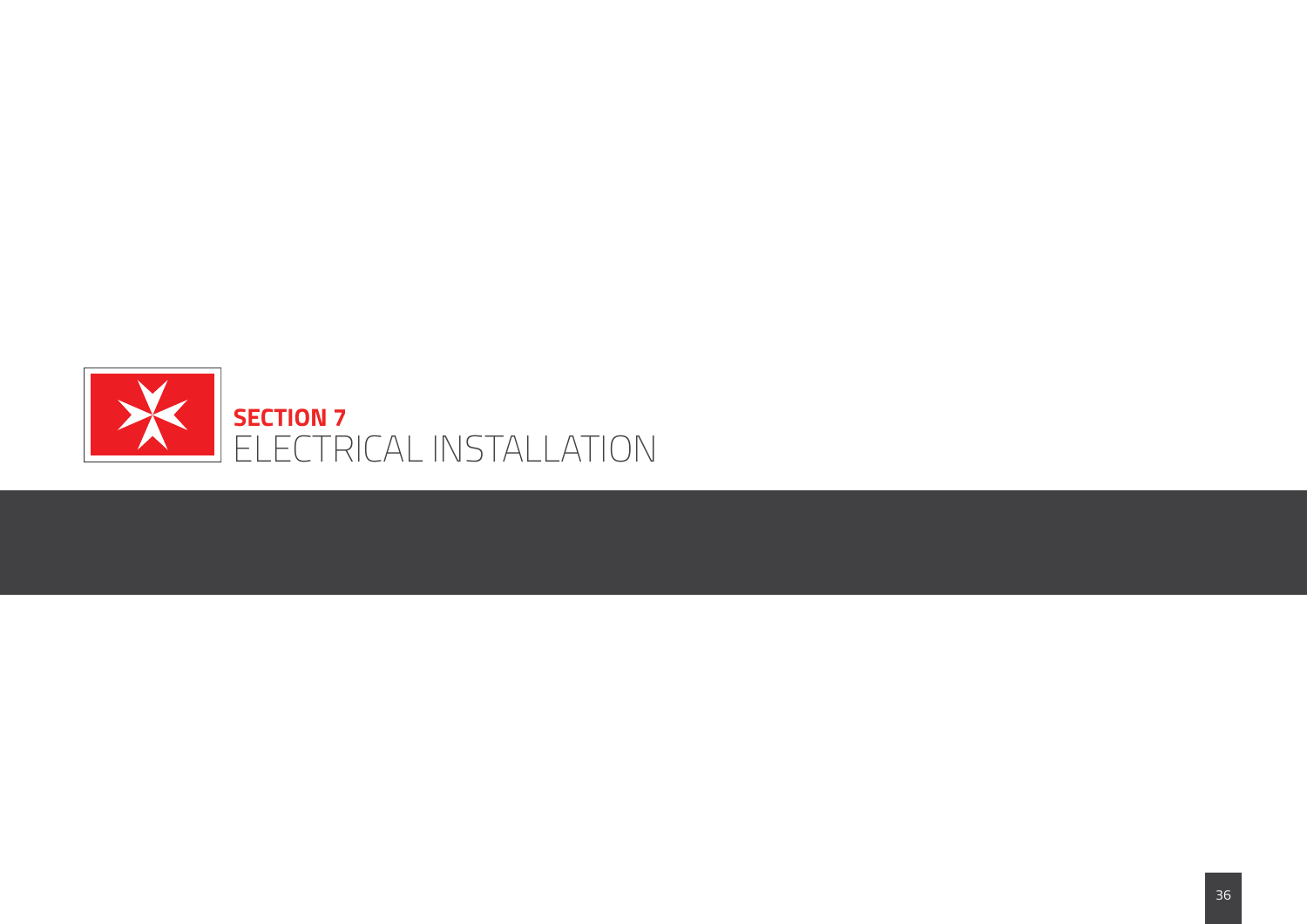# SECTION 7
# ELECTRICAL INSTALLATION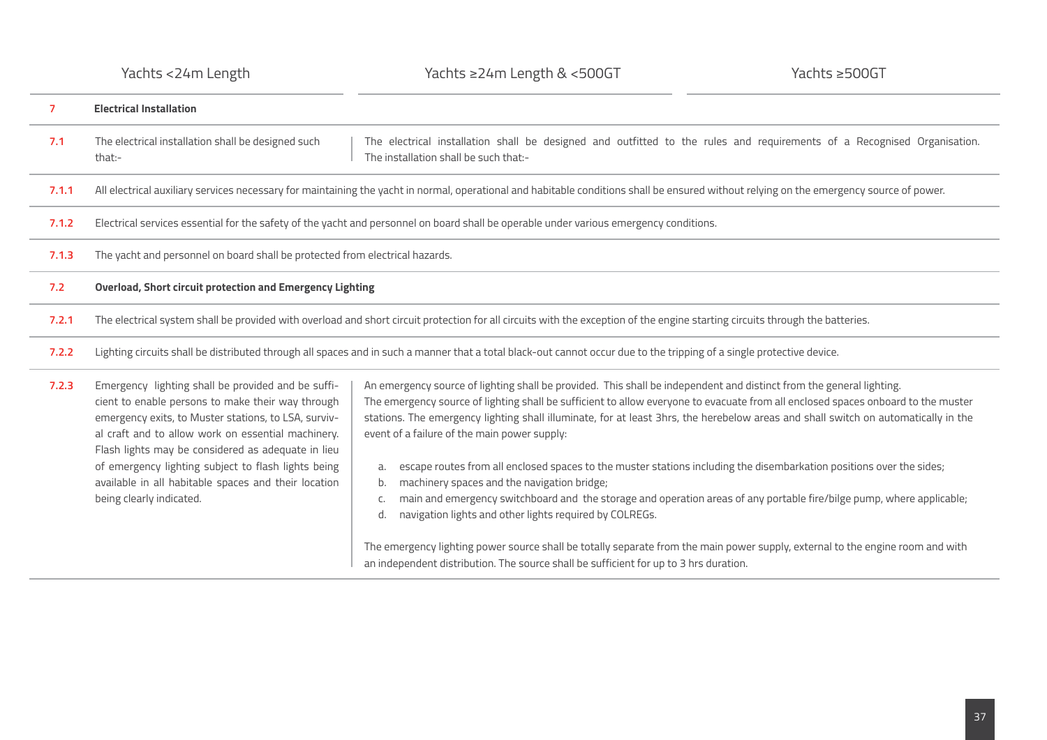| | Yachts <24m Length | Yachts ≥24m Length & <500GT | Yachts ≥500GT |
|---|---|---|---|
| **7** | **Electrical Installation** | | |
| **7.1** | The electrical installation shall be designed such that:- | The electrical installation shall be designed and outfitted to the rules and requirements of a Recognised Organisation. The installation shall be such that:- | |
| **7.1.1** | All electrical auxiliary services necessary for maintaining the yacht in normal, operational and habitable conditions shall be ensured without relying on the emergency source of power. | | |
| **7.1.2** | Electrical services essential for the safety of the yacht and personnel on board shall be operable under various emergency conditions. | | |
| **7.1.3** | The yacht and personnel on board shall be protected from electrical hazards. | | |
| **7.2** | **Overload, Short circuit protection and Emergency Lighting** | | |
| **7.2.1** | The electrical system shall be provided with overload and short circuit protection for all circuits with the exception of the engine starting circuits through the batteries. | | |
| **7.2.2** | Lighting circuits shall be distributed through all spaces and in such a manner that a total black-out cannot occur due to the tripping of a single protective device. | | |
| **7.2.3** | Emergency lighting shall be provided and be sufficient to enable persons to make their way through emergency exits, to Muster stations, to LSA, survival craft and to allow work on essential machinery. Flash lights may be considered as adequate in lieu of emergency lighting subject to flash lights being available in all habitable spaces and their location being clearly indicated. | An emergency source of lighting shall be provided. This shall be independent and distinct from the general lighting. The emergency source of lighting shall be sufficient to allow everyone to evacuate from all enclosed spaces onboard to the muster stations. The emergency lighting shall illuminate, for at least 3hrs, the herebelow areas and shall switch on automatically in the event of a failure of the main power supply:<br><br>a. escape routes from all enclosed spaces to the muster stations including the disembarkation positions over the sides;<br>b. machinery spaces and the navigation bridge;<br>c. main and emergency switchboard and the storage and operation areas of any portable fire/bilge pump, where applicable;<br>d. navigation lights and other lights required by COLREGs.<br><br>The emergency lighting power source shall be totally separate from the main power supply, external to the engine room and with an independent distribution. The source shall be sufficient for up to 3 hrs duration. | |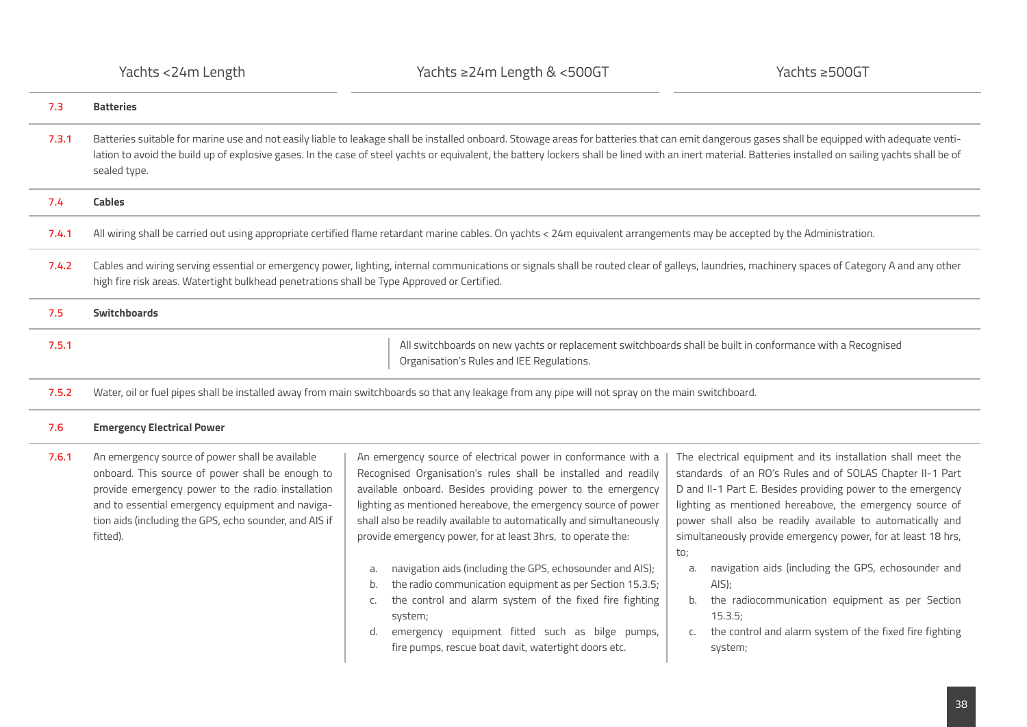| | Yachts <24m Length | Yachts ≥24m Length & <500GT | Yachts ≥500GT |
|---|---|---|---|
| **7.3** | **Batteries** | | |
| **7.3.1** | Batteries suitable for marine use and not easily liable to leakage shall be installed onboard. Stowage areas for batteries that can emit dangerous gases shall be equipped with adequate ventilation to avoid the build up of explosive gases. In the case of steel yachts or equivalent, the battery lockers shall be lined with an inert material. Batteries installed on sailing yachts shall be of sealed type. | | |
| **7.4** | **Cables** | | |
| **7.4.1** | All wiring shall be carried out using appropriate certified flame retardant marine cables. On yachts < 24m equivalent arrangements may be accepted by the Administration. | | |
| **7.4.2** | Cables and wiring serving essential or emergency power, lighting, internal communications or signals shall be routed clear of galleys, laundries, machinery spaces of Category A and any other high fire risk areas. Watertight bulkhead penetrations shall be Type Approved or Certified. | | |
| **7.5** | **Switchboards** | | |
| **7.5.1** | | All switchboards on new yachts or replacement switchboards shall be built in conformance with a Recognised Organisation's Rules and IEE Regulations. | |
| **7.5.2** | Water, oil or fuel pipes shall be installed away from main switchboards so that any leakage from any pipe will not spray on the main switchboard. | | |
| **7.6** | **Emergency Electrical Power** | | |
| **7.6.1** | An emergency source of power shall be available onboard. This source of power shall be enough to provide emergency power to the radio installation and to essential emergency equipment and navigation aids (including the GPS, echo sounder, and AIS if fitted). | An emergency source of electrical power in conformance with a Recognised Organisation's rules shall be installed and readily available onboard. Besides providing power to the emergency lighting as mentioned hereabove, the emergency source of power shall also be readily available to automatically and simultaneously provide emergency power, for at least 3hrs, to operate the:<br><br>a. navigation aids (including the GPS, echosounder and AIS);<br>b. the radio communication equipment as per Section 15.3.5;<br>c. the control and alarm system of the fixed fire fighting system;<br>d. emergency equipment fitted such as bilge pumps, fire pumps, rescue boat davit, watertight doors etc. | The electrical equipment and its installation shall meet the standards of an RO's Rules and of SOLAS Chapter II-1 Part D and II-1 Part E. Besides providing power to the emergency lighting as mentioned hereabove, the emergency source of power shall also be readily available to automatically and simultaneously provide emergency power, for at least 18 hrs, to;<br><br>a. navigation aids (including the GPS, echosounder and AIS);<br>b. the radiocommunication equipment as per Section 15.3.5;<br>c. the control and alarm system of the fixed fire fighting system; |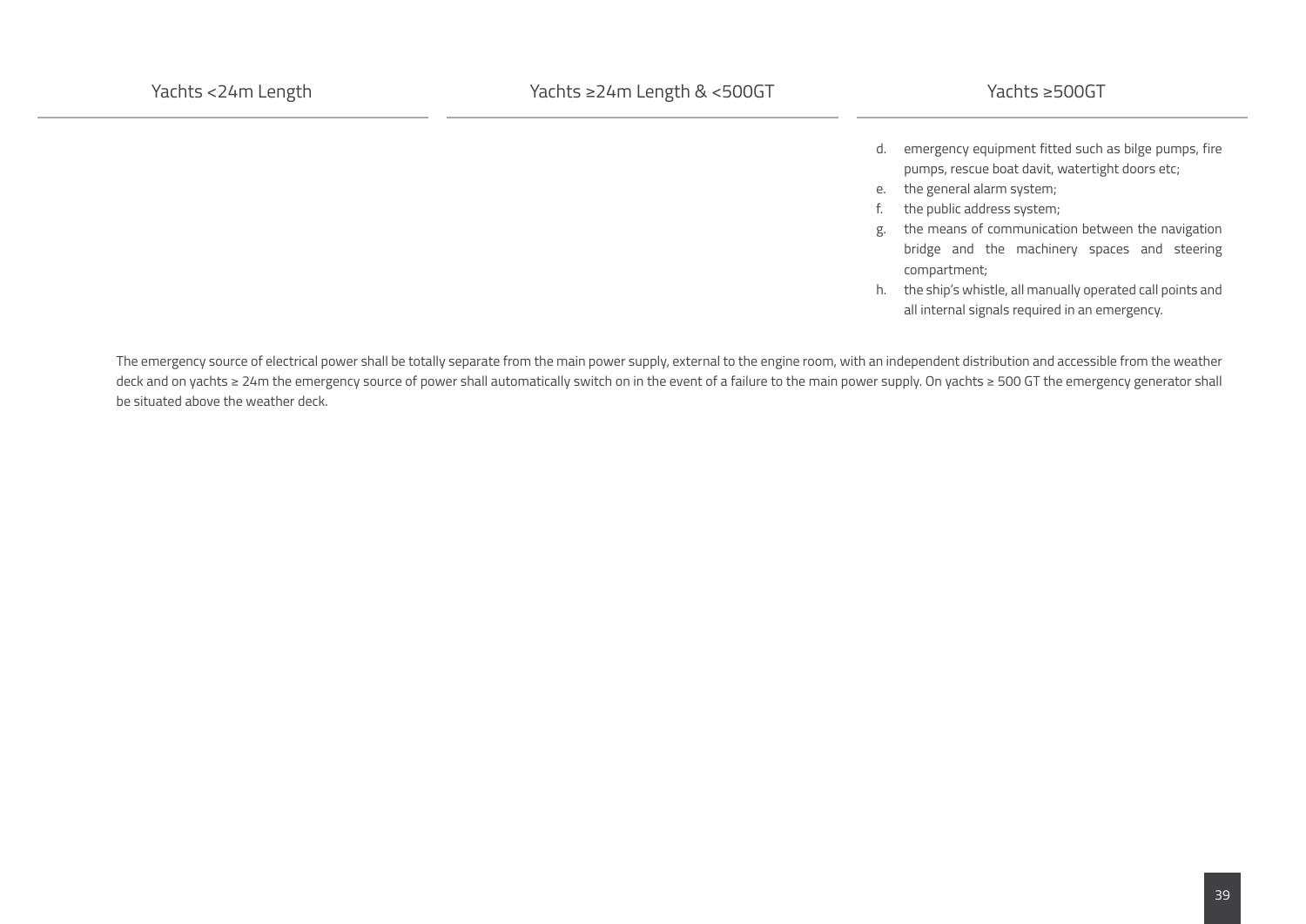| Yachts <24m Length | Yachts ≥24m Length & <500GT | Yachts ≥500GT |
|---|---|---|
| | | d. emergency equipment fitted such as bilge pumps, fire pumps, rescue boat davit, watertight doors etc;<br>e. the general alarm system;<br>f. the public address system;<br>g. the means of communication between the navigation bridge and the machinery spaces and steering compartment;<br>h. the ship's whistle, all manually operated call points and all internal signals required in an emergency. |

The emergency source of electrical power shall be totally separate from the main power supply, external to the engine room, with an independent distribution and accessible from the weather deck and on yachts ≥ 24m the emergency source of power shall automatically switch on in the event of a failure to the main power supply. On yachts ≥ 500 GT the emergency generator shall be situated above the weather deck.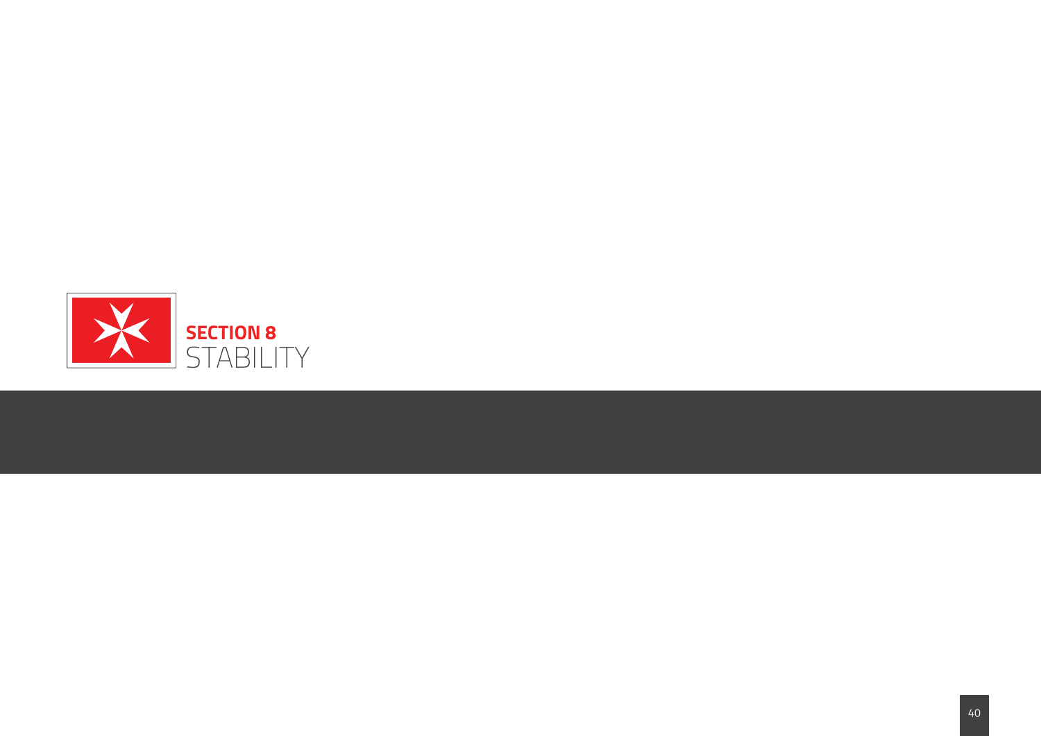# SECTION 8
# STABILITY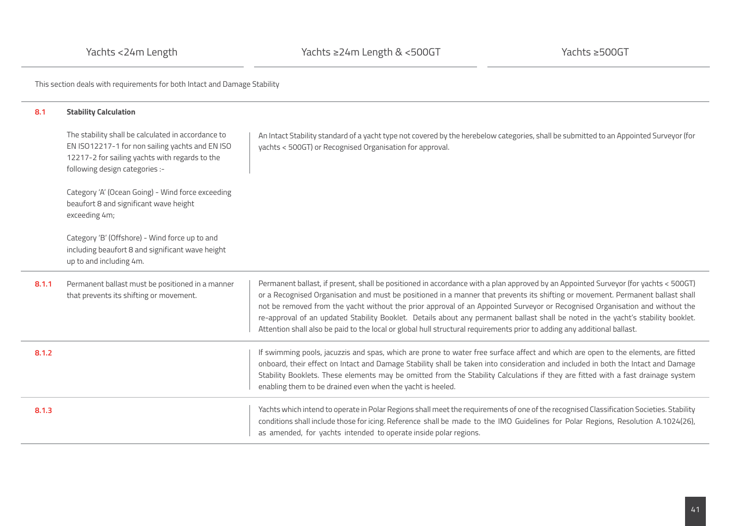| Yachts <24m Length | Yachts ≥24m Length & <500GT | Yachts ≥500GT |
|---|---|---|

This section deals with requirements for both Intact and Damage Stability

| | Yachts <24m Length | Yachts ≥24m Length & <500GT / Yachts ≥500GT |
|---|---|---|
| **8.1** | **Stability Calculation** | |
| | The stability shall be calculated in accordance to EN ISO12217-1 for non sailing yachts and EN ISO 12217-2 for sailing yachts with regards to the following design categories :-<br><br>Category 'A' (Ocean Going) - Wind force exceeding beaufort 8 and significant wave height exceeding 4m;<br><br>Category 'B' (Offshore) - Wind force up to and including beaufort 8 and significant wave height up to and including 4m. | An Intact Stability standard of a yacht type not covered by the herebelow categories, shall be submitted to an Appointed Surveyor (for yachts < 500GT) or Recognised Organisation for approval. |
| **8.1.1** | Permanent ballast must be positioned in a manner that prevents its shifting or movement. | Permanent ballast, if present, shall be positioned in accordance with a plan approved by an Appointed Surveyor (for yachts < 500GT) or a Recognised Organisation and must be positioned in a manner that prevents its shifting or movement. Permanent ballast shall not be removed from the yacht without the prior approval of an Appointed Surveyor or Recognised Organisation and without the re-approval of an updated Stability Booklet. Details about any permanent ballast shall be noted in the yacht's stability booklet. Attention shall also be paid to the local or global hull structural requirements prior to adding any additional ballast. |
| **8.1.2** | | If swimming pools, jacuzzis and spas, which are prone to water free surface affect and which are open to the elements, are fitted onboard, their effect on Intact and Damage Stability shall be taken into consideration and included in both the Intact and Damage Stability Booklets. These elements may be omitted from the Stability Calculations if they are fitted with a fast drainage system enabling them to be drained even when the yacht is heeled. |
| **8.1.3** | | Yachts which intend to operate in Polar Regions shall meet the requirements of one of the recognised Classification Societies. Stability conditions shall include those for icing. Reference shall be made to the IMO Guidelines for Polar Regions, Resolution A.1024(26), as amended, for yachts intended to operate inside polar regions. |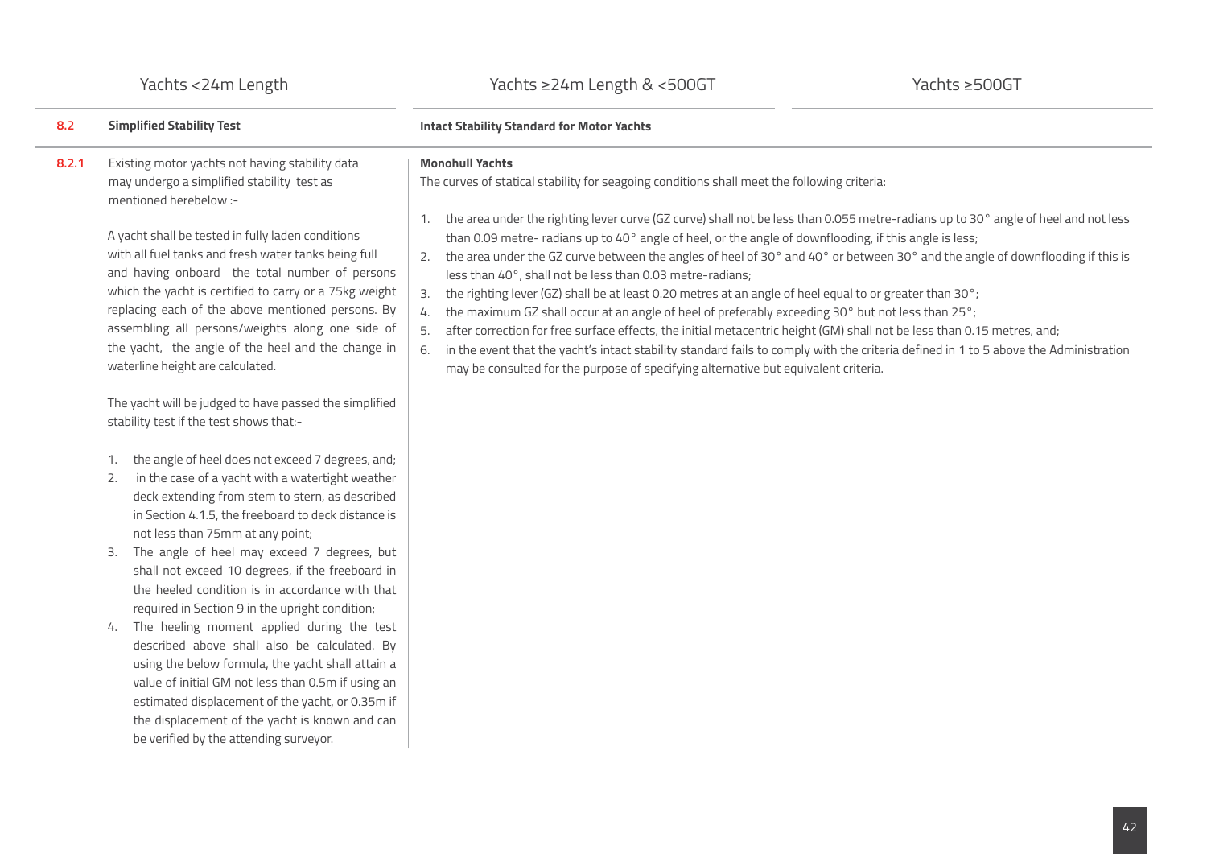| Yachts <24m Length | Yachts ≥24m Length & <500GT | Yachts ≥500GT |
|---|---|---|

## 8.2 Simplified Stability Test

**8.2.1** Existing motor yachts not having stability data may undergo a simplified stability test as mentioned herebelow :-

A yacht shall be tested in fully laden conditions with all fuel tanks and fresh water tanks being full and having onboard the total number of persons which the yacht is certified to carry or a 75kg weight replacing each of the above mentioned persons. By assembling all persons/weights along one side of the yacht, the angle of the heel and the change in waterline height are calculated.

The yacht will be judged to have passed the simplified stability test if the test shows that:-

1. the angle of heel does not exceed 7 degrees, and;
2. in the case of a yacht with a watertight weather deck extending from stem to stern, as described in Section 4.1.5, the freeboard to deck distance is not less than 75mm at any point;
3. The angle of heel may exceed 7 degrees, but shall not exceed 10 degrees, if the freeboard in the heeled condition is in accordance with that required in Section 9 in the upright condition;
4. The heeling moment applied during the test described above shall also be calculated. By using the below formula, the yacht shall attain a value of initial GM not less than 0.5m if using an estimated displacement of the yacht, or 0.35m if the displacement of the yacht is known and can be verified by the attending surveyor.

## Intact Stability Standard for Motor Yachts

**Monohull Yachts**

The curves of statical stability for seagoing conditions shall meet the following criteria:

1. the area under the righting lever curve (GZ curve) shall not be less than 0.055 metre-radians up to 30° angle of heel and not less than 0.09 metre- radians up to 40° angle of heel, or the angle of downflooding, if this angle is less;
2. the area under the GZ curve between the angles of heel of 30° and 40° or between 30° and the angle of downflooding if this is less than 40°, shall not be less than 0.03 metre-radians;
3. the righting lever (GZ) shall be at least 0.20 metres at an angle of heel equal to or greater than 30°;
4. the maximum GZ shall occur at an angle of heel of preferably exceeding 30° but not less than 25°;
5. after correction for free surface effects, the initial metacentric height (GM) shall not be less than 0.15 metres, and;
6. in the event that the yacht's intact stability standard fails to comply with the criteria defined in 1 to 5 above the Administration may be consulted for the purpose of specifying alternative but equivalent criteria.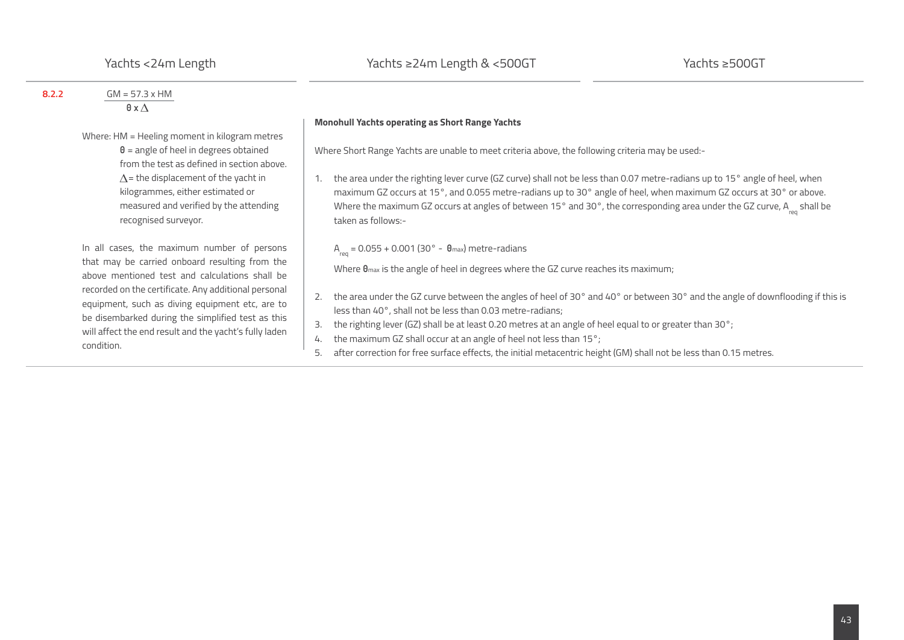| Yachts <24m Length | Yachts ≥24m Length & <500GT | Yachts ≥500GT |
|---|---|---|

**8.2.2**

$$GM = \frac{57.3 \times HM}{\theta \times \Delta}$$

Where: HM = Heeling moment in kilogram metres
$\theta$ = angle of heel in degrees obtained from the test as defined in section above.
$\Delta$ = the displacement of the yacht in kilogrammes, either estimated or measured and verified by the attending recognised surveyor.

In all cases, the maximum number of persons that may be carried onboard resulting from the above mentioned test and calculations shall be recorded on the certificate. Any additional personal equipment, such as diving equipment etc, are to be disembarked during the simplified test as this will affect the end result and the yacht's fully laden condition.

**Monohull Yachts operating as Short Range Yachts**

Where Short Range Yachts are unable to meet criteria above, the following criteria may be used:-

1. the area under the righting lever curve (GZ curve) shall not be less than 0.07 metre-radians up to 15° angle of heel, when maximum GZ occurs at 15°, and 0.055 metre-radians up to 30° angle of heel, when maximum GZ occurs at 30° or above. Where the maximum GZ occurs at angles of between 15° and 30°, the corresponding area under the GZ curve, $A_{req}$ shall be taken as follows:-

   $A_{req} = 0.055 + 0.001 (30° - \theta_{max})$ metre-radians

   Where $\theta_{max}$ is the angle of heel in degrees where the GZ curve reaches its maximum;

2. the area under the GZ curve between the angles of heel of 30° and 40° or between 30° and the angle of downflooding if this is less than 40°, shall not be less than 0.03 metre-radians;
3. the righting lever (GZ) shall be at least 0.20 metres at an angle of heel equal to or greater than 30°;
4. the maximum GZ shall occur at an angle of heel not less than 15°;
5. after correction for free surface effects, the initial metacentric height (GM) shall not be less than 0.15 metres.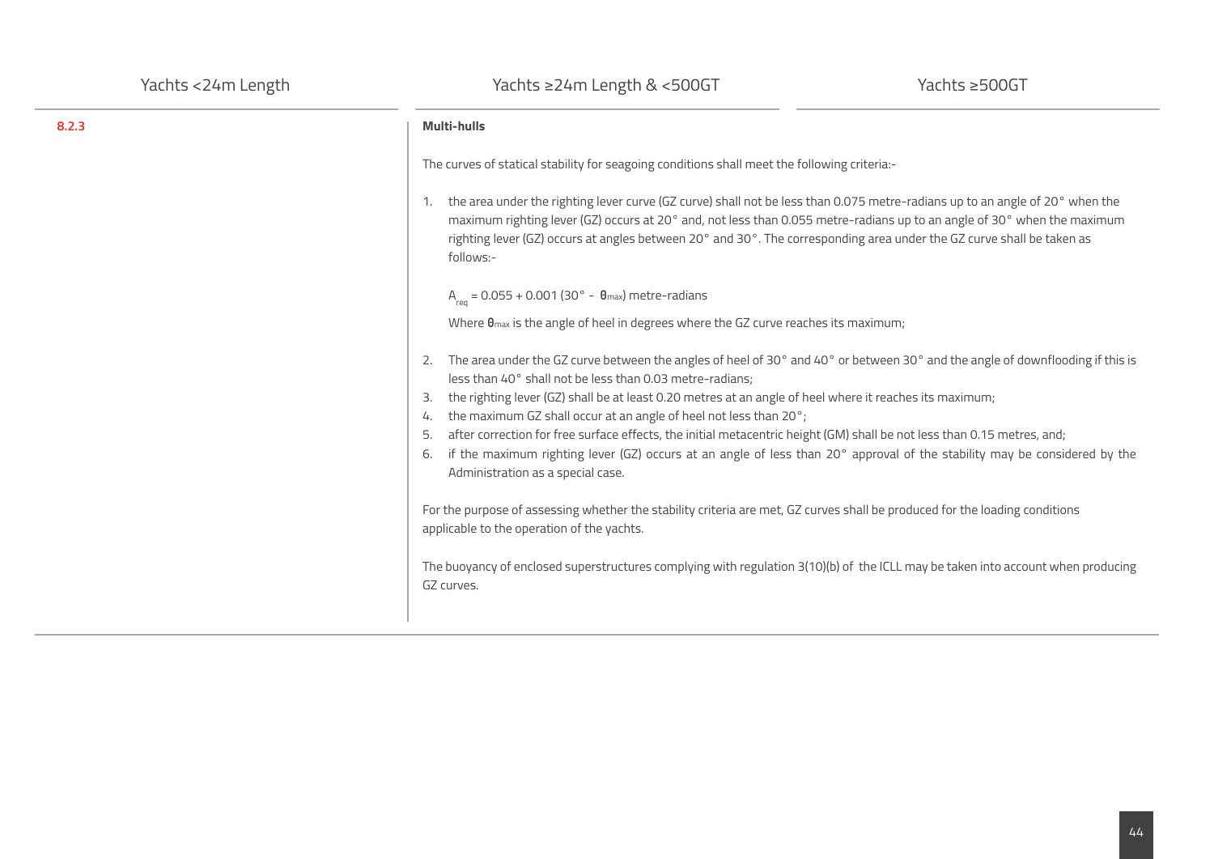| Yachts <24m Length | Yachts ≥24m Length & <500GT | Yachts ≥500GT |
|---|---|---|

**8.2.3**

**Multi-hulls**

The curves of statical stability for seagoing conditions shall meet the following criteria:-

1. the area under the righting lever curve (GZ curve) shall not be less than 0.075 metre-radians up to an angle of 20° when the maximum righting lever (GZ) occurs at 20° and, not less than 0.055 metre-radians up to an angle of 30° when the maximum righting lever (GZ) occurs at angles between 20° and 30°. The corresponding area under the GZ curve shall be taken as follows:-

   $A_{req} = 0.055 + 0.001\,(30° - \theta_{max})$ metre-radians

   Where $\theta_{max}$ is the angle of heel in degrees where the GZ curve reaches its maximum;

2. The area under the GZ curve between the angles of heel of 30° and 40° or between 30° and the angle of downflooding if this is less than 40° shall not be less than 0.03 metre-radians;
3. the righting lever (GZ) shall be at least 0.20 metres at an angle of heel where it reaches its maximum;
4. the maximum GZ shall occur at an angle of heel not less than 20°;
5. after correction for free surface effects, the initial metacentric height (GM) shall be not less than 0.15 metres, and;
6. if the maximum righting lever (GZ) occurs at an angle of less than 20° approval of the stability may be considered by the Administration as a special case.

For the purpose of assessing whether the stability criteria are met, GZ curves shall be produced for the loading conditions applicable to the operation of the yachts.

The buoyancy of enclosed superstructures complying with regulation 3(10)(b) of the ICLL may be taken into account when producing GZ curves.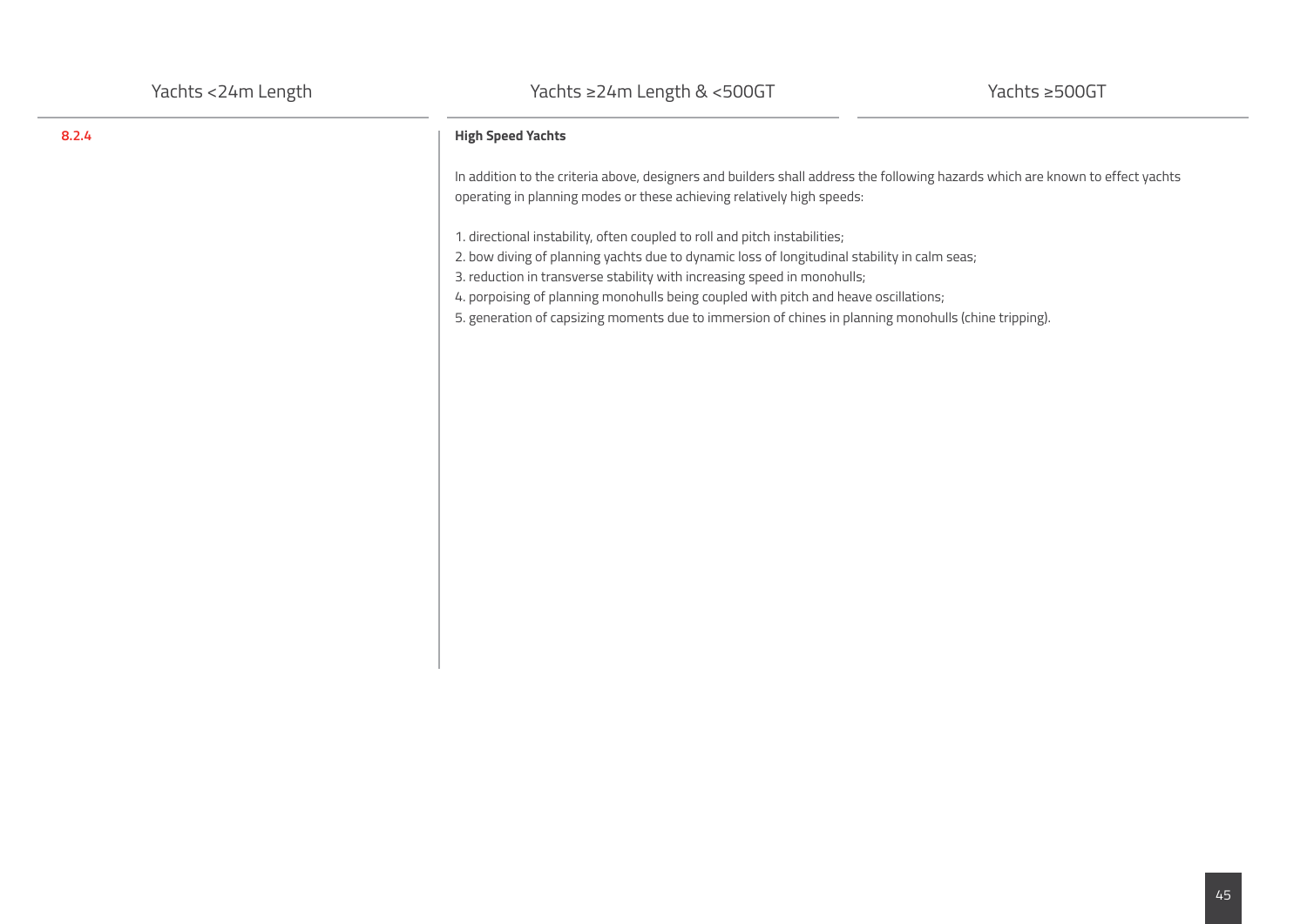| Yachts <24m Length | Yachts ≥24m Length & <500GT | Yachts ≥500GT |
|---|---|---|

**8.2.4**

**High Speed Yachts**

In addition to the criteria above, designers and builders shall address the following hazards which are known to effect yachts operating in planning modes or these achieving relatively high speeds:

1. directional instability, often coupled to roll and pitch instabilities;
2. bow diving of planning yachts due to dynamic loss of longitudinal stability in calm seas;
3. reduction in transverse stability with increasing speed in monohulls;
4. porpoising of planning monohulls being coupled with pitch and heave oscillations;
5. generation of capsizing moments due to immersion of chines in planning monohulls (chine tripping).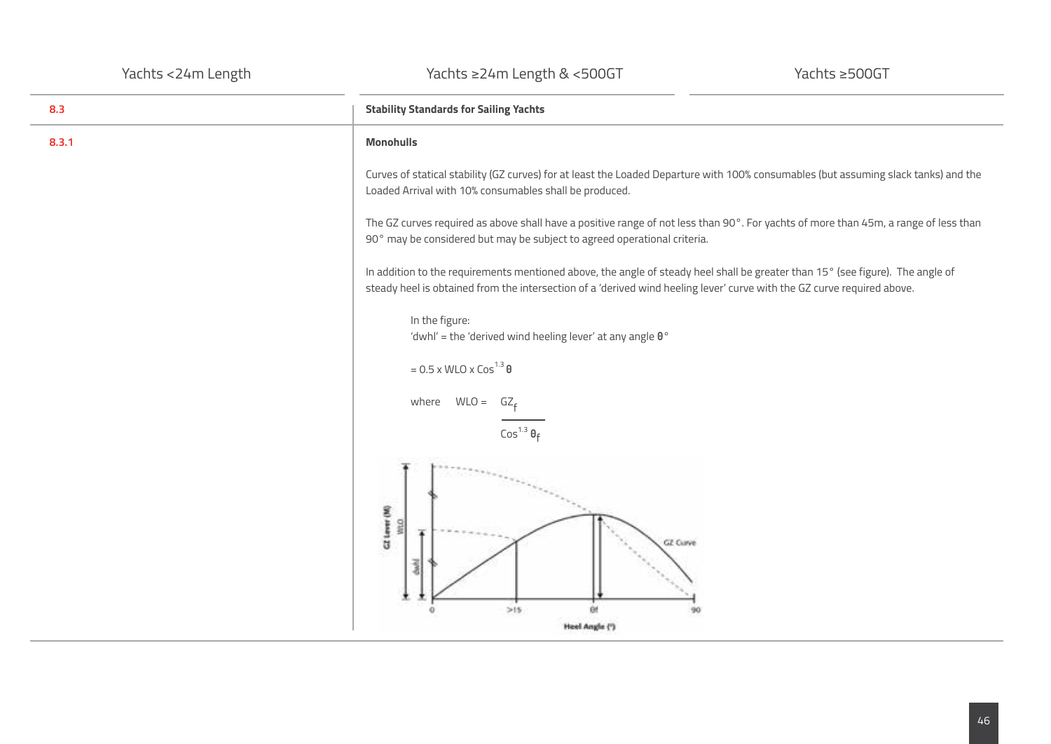| Yachts <24m Length | Yachts ≥24m Length & <500GT | Yachts ≥500GT |
|---|---|---|

**8.3** **Stability Standards for Sailing Yachts**

**8.3.1** **Monohulls**

Curves of statical stability (GZ curves) for at least the Loaded Departure with 100% consumables (but assuming slack tanks) and the Loaded Arrival with 10% consumables shall be produced.

The GZ curves required as above shall have a positive range of not less than 90°. For yachts of more than 45m, a range of less than 90° may be considered but may be subject to agreed operational criteria.

In addition to the requirements mentioned above, the angle of steady heel shall be greater than 15° (see figure). The angle of steady heel is obtained from the intersection of a 'derived wind heeling lever' curve with the GZ curve required above.

In the figure:
'dwhl' = the 'derived wind heeling lever' at any angle $\theta$°

$$= 0.5 \times WLO \times \cos^{1.3}\theta$$

where

$$WLO = \frac{GZ_f}{\cos^{1.3}\theta_f}$$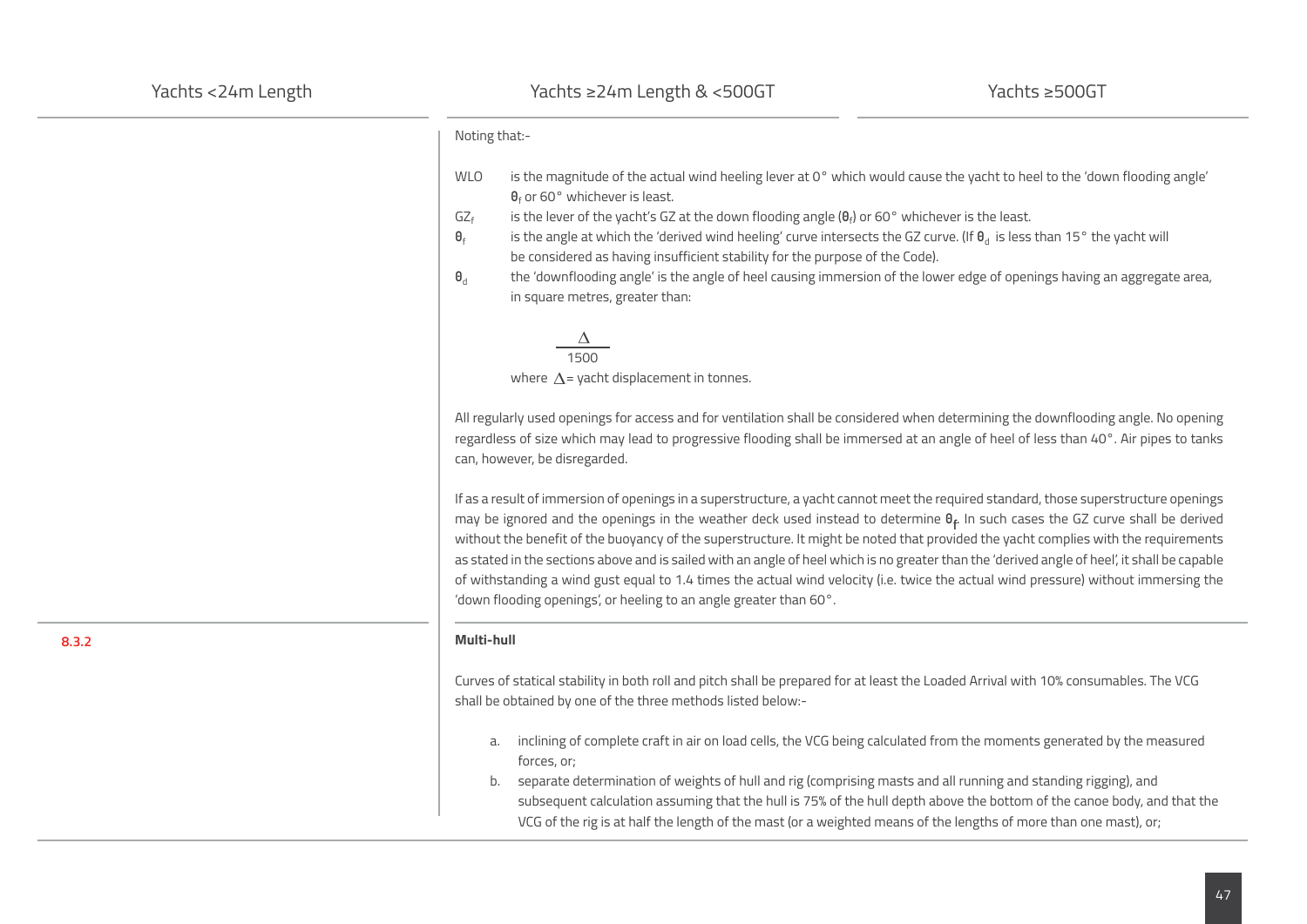Noting that:-

WLO is the magnitude of the actual wind heeling lever at 0° which would cause the yacht to heel to the 'down flooding angle' $\theta_f$ or 60° whichever is least.

$GZ_f$ is the lever of the yacht's GZ at the down flooding angle ($\theta_f$) or 60° whichever is the least.

$\theta_f$ is the angle at which the 'derived wind heeling' curve intersects the GZ curve. (If $\theta_d$ is less than 15° the yacht will be considered as having insufficient stability for the purpose of the Code).

$\theta_d$ the 'downflooding angle' is the angle of heel causing immersion of the lower edge of openings having an aggregate area, in square metres, greater than:

$$\frac{\Delta}{1500}$$

where $\Delta$ = yacht displacement in tonnes.

All regularly used openings for access and for ventilation shall be considered when determining the downflooding angle. No opening regardless of size which may lead to progressive flooding shall be immersed at an angle of heel of less than 40°. Air pipes to tanks can, however, be disregarded.

If as a result of immersion of openings in a superstructure, a yacht cannot meet the required standard, those superstructure openings may be ignored and the openings in the weather deck used instead to determine $\theta_f$. In such cases the GZ curve shall be derived without the benefit of the buoyancy of the superstructure. It might be noted that provided the yacht complies with the requirements as stated in the sections above and is sailed with an angle of heel which is no greater than the 'derived angle of heel', it shall be capable of withstanding a wind gust equal to 1.4 times the actual wind velocity (i.e. twice the actual wind pressure) without immersing the 'down flooding openings', or heeling to an angle greater than 60°.

**8.3.2**

**Multi-hull**

Curves of statical stability in both roll and pitch shall be prepared for at least the Loaded Arrival with 10% consumables. The VCG shall be obtained by one of the three methods listed below:-

a. inclining of complete craft in air on load cells, the VCG being calculated from the moments generated by the measured forces, or;

b. separate determination of weights of hull and rig (comprising masts and all running and standing rigging), and subsequent calculation assuming that the hull is 75% of the hull depth above the bottom of the canoe body, and that the VCG of the rig is at half the length of the mast (or a weighted means of the lengths of more than one mast), or;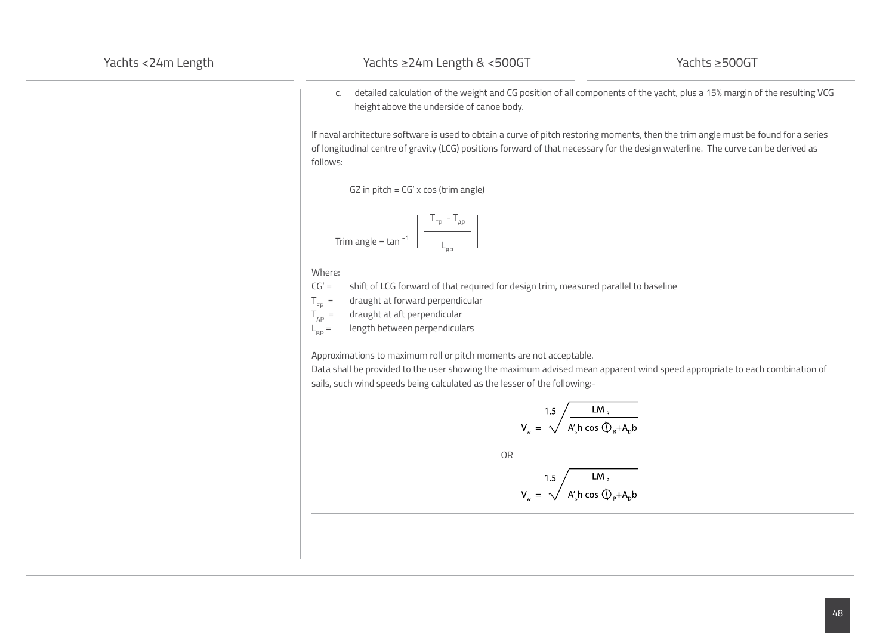| Yachts <24m Length | Yachts ≥24m Length & <500GT | Yachts ≥500GT |
|---|---|---|

c. detailed calculation of the weight and CG position of all components of the yacht, plus a 15% margin of the resulting VCG height above the underside of canoe body.

If naval architecture software is used to obtain a curve of pitch restoring moments, then the trim angle must be found for a series of longitudinal centre of gravity (LCG) positions forward of that necessary for the design waterline. The curve can be derived as follows:

GZ in pitch = CG′ x cos (trim angle)

$$\text{Trim angle} = \tan^{-1}\left|\frac{T_{FP} - T_{AP}}{L_{BP}}\right|$$

Where:

- CG′ = shift of LCG forward of that required for design trim, measured parallel to baseline
- $T_{FP}$ = draught at forward perpendicular
- $T_{AP}$ = draught at aft perpendicular
- $L_{BP}$ = length between perpendiculars

Approximations to maximum roll or pitch moments are not acceptable.

Data shall be provided to the user showing the maximum advised mean apparent wind speed appropriate to each combination of sails, such wind speeds being calculated as the lesser of the following:-

$$V_w = \sqrt[1.5]{\frac{LM_R}{A'_s h \cos \phi_R + A_D b}}$$

OR

$$V_w = \sqrt[1.5]{\frac{LM_P}{A'_s h \cos \phi_P + A_D b}}$$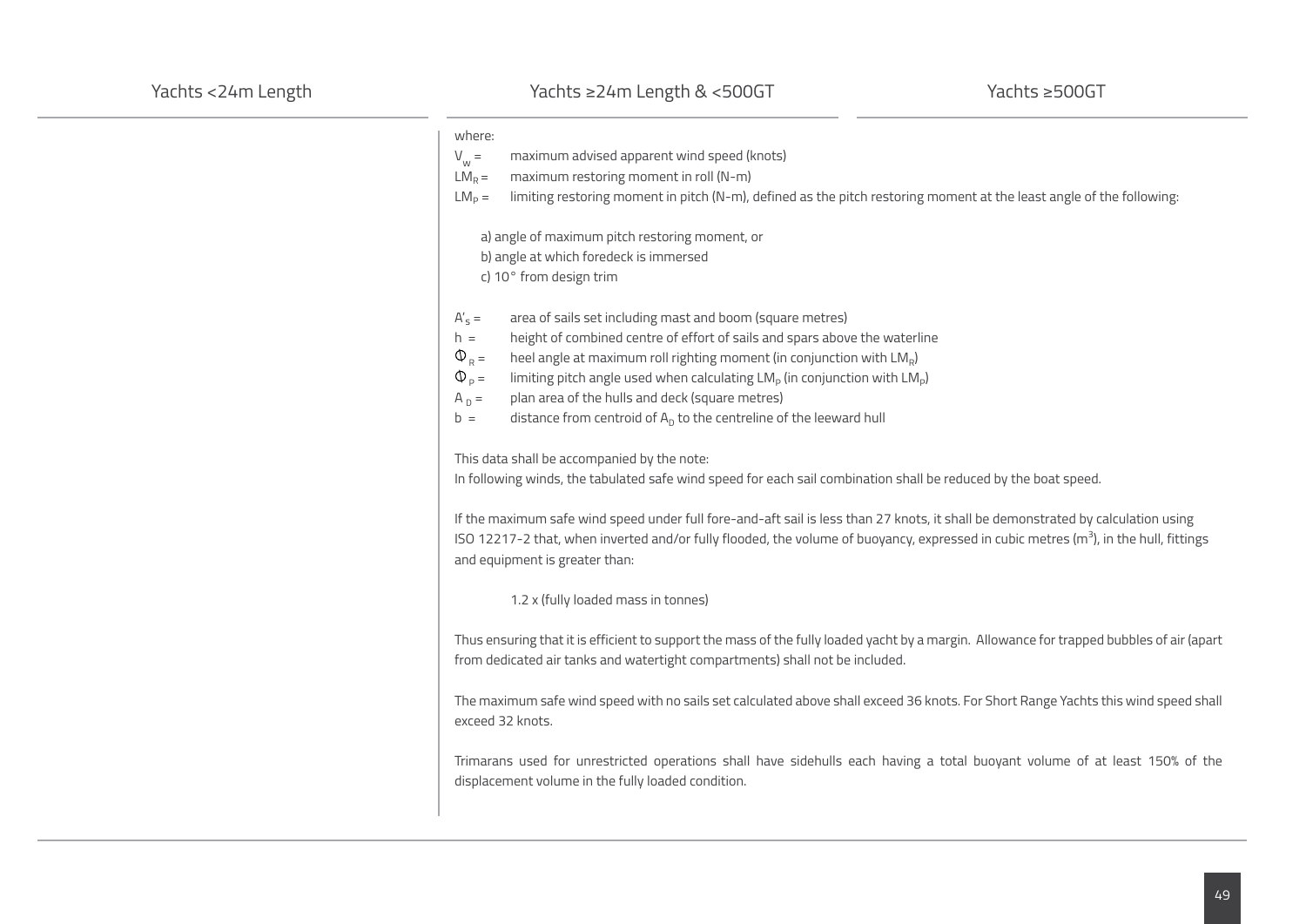| Yachts <24m Length | Yachts ≥24m Length & <500GT | Yachts ≥500GT |
|---|---|---|

where:

$V_w$ = maximum advised apparent wind speed (knots)

$LM_R$ = maximum restoring moment in roll (N-m)

$LM_P$ = limiting restoring moment in pitch (N-m), defined as the pitch restoring moment at the least angle of the following:

a) angle of maximum pitch restoring moment, or
b) angle at which foredeck is immersed
c) 10° from design trim

$A'_S$ = area of sails set including mast and boom (square metres)

$h$ = height of combined centre of effort of sails and spars above the waterline

$\Phi_R$ = heel angle at maximum roll righting moment (in conjunction with $LM_R$)

$\Phi_P$ = limiting pitch angle used when calculating $LM_P$ (in conjunction with $LM_P$)

$A_D$ = plan area of the hulls and deck (square metres)

$b$ = distance from centroid of $A_D$ to the centreline of the leeward hull

This data shall be accompanied by the note:
In following winds, the tabulated safe wind speed for each sail combination shall be reduced by the boat speed.

If the maximum safe wind speed under full fore-and-aft sail is less than 27 knots, it shall be demonstrated by calculation using ISO 12217-2 that, when inverted and/or fully flooded, the volume of buoyancy, expressed in cubic metres ($m^3$), in the hull, fittings and equipment is greater than:

1.2 x (fully loaded mass in tonnes)

Thus ensuring that it is efficient to support the mass of the fully loaded yacht by a margin. Allowance for trapped bubbles of air (apart from dedicated air tanks and watertight compartments) shall not be included.

The maximum safe wind speed with no sails set calculated above shall exceed 36 knots. For Short Range Yachts this wind speed shall exceed 32 knots.

Trimarans used for unrestricted operations shall have sidehulls each having a total buoyant volume of at least 150% of the displacement volume in the fully loaded condition.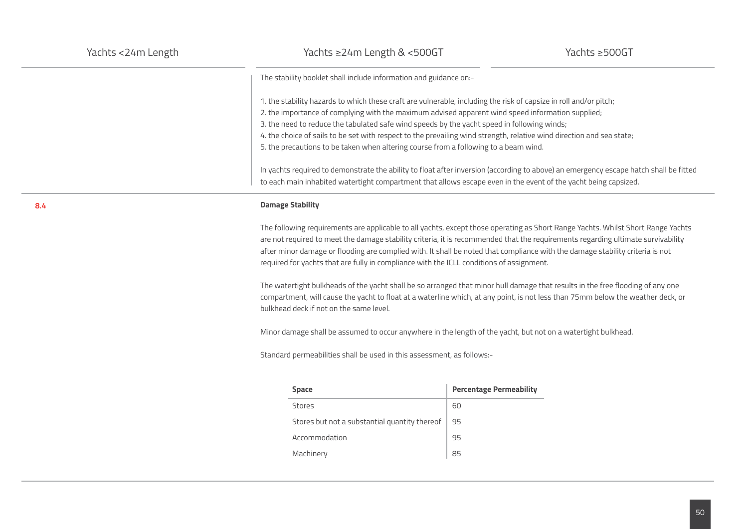| Yachts <24m Length | Yachts ≥24m Length & <500GT | Yachts ≥500GT |
|---|---|---|

The stability booklet shall include information and guidance on:-

1. the stability hazards to which these craft are vulnerable, including the risk of capsize in roll and/or pitch;
2. the importance of complying with the maximum advised apparent wind speed information supplied;
3. the need to reduce the tabulated safe wind speeds by the yacht speed in following winds;
4. the choice of sails to be set with respect to the prevailing wind strength, relative wind direction and sea state;
5. the precautions to be taken when altering course from a following to a beam wind.

In yachts required to demonstrate the ability to float after inversion (according to above) an emergency escape hatch shall be fitted to each main inhabited watertight compartment that allows escape even in the event of the yacht being capsized.

**8.4**

**Damage Stability**

The following requirements are applicable to all yachts, except those operating as Short Range Yachts. Whilst Short Range Yachts are not required to meet the damage stability criteria, it is recommended that the requirements regarding ultimate survivability after minor damage or flooding are complied with. It shall be noted that compliance with the damage stability criteria is not required for yachts that are fully in compliance with the ICLL conditions of assignment.

The watertight bulkheads of the yacht shall be so arranged that minor hull damage that results in the free flooding of any one compartment, will cause the yacht to float at a waterline which, at any point, is not less than 75mm below the weather deck, or bulkhead deck if not on the same level.

Minor damage shall be assumed to occur anywhere in the length of the yacht, but not on a watertight bulkhead.

Standard permeabilities shall be used in this assessment, as follows:-

| Space | Percentage Permeability |
|---|---|
| Stores | 60 |
| Stores but not a substantial quantity thereof | 95 |
| Accommodation | 95 |
| Machinery | 85 |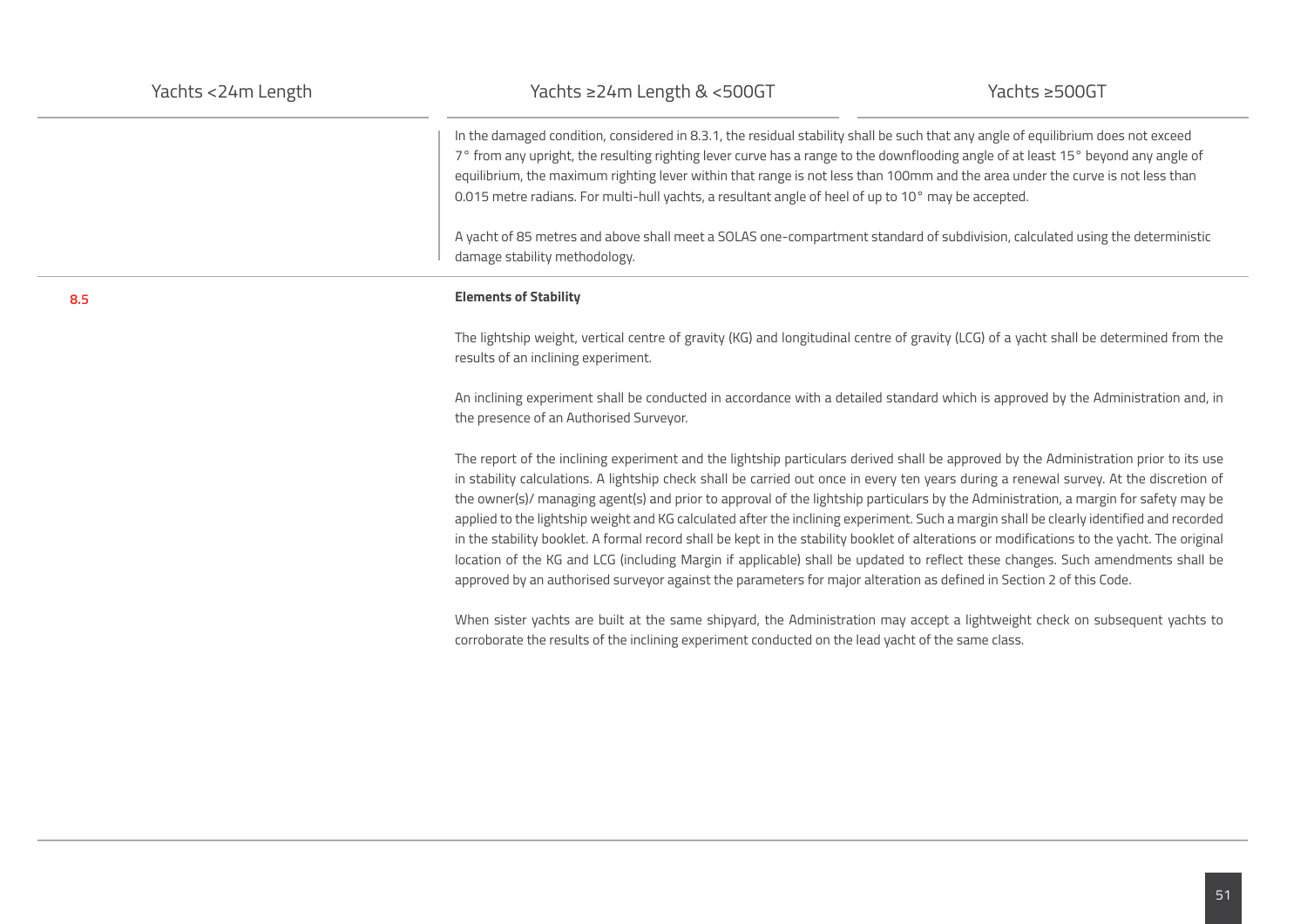| Yachts <24m Length | Yachts ≥24m Length & <500GT | Yachts ≥500GT |
|---|---|---|

In the damaged condition, considered in 8.3.1, the residual stability shall be such that any angle of equilibrium does not exceed 7° from any upright, the resulting righting lever curve has a range to the downflooding angle of at least 15° beyond any angle of equilibrium, the maximum righting lever within that range is not less than 100mm and the area under the curve is not less than 0.015 metre radians. For multi-hull yachts, a resultant angle of heel of up to 10° may be accepted.

A yacht of 85 metres and above shall meet a SOLAS one-compartment standard of subdivision, calculated using the deterministic damage stability methodology.

## 8.5 Elements of Stability

The lightship weight, vertical centre of gravity (KG) and longitudinal centre of gravity (LCG) of a yacht shall be determined from the results of an inclining experiment.

An inclining experiment shall be conducted in accordance with a detailed standard which is approved by the Administration and, in the presence of an Authorised Surveyor.

The report of the inclining experiment and the lightship particulars derived shall be approved by the Administration prior to its use in stability calculations. A lightship check shall be carried out once in every ten years during a renewal survey. At the discretion of the owner(s)/ managing agent(s) and prior to approval of the lightship particulars by the Administration, a margin for safety may be applied to the lightship weight and KG calculated after the inclining experiment. Such a margin shall be clearly identified and recorded in the stability booklet. A formal record shall be kept in the stability booklet of alterations or modifications to the yacht. The original location of the KG and LCG (including Margin if applicable) shall be updated to reflect these changes. Such amendments shall be approved by an authorised surveyor against the parameters for major alteration as defined in Section 2 of this Code.

When sister yachts are built at the same shipyard, the Administration may accept a lightweight check on subsequent yachts to corroborate the results of the inclining experiment conducted on the lead yacht of the same class.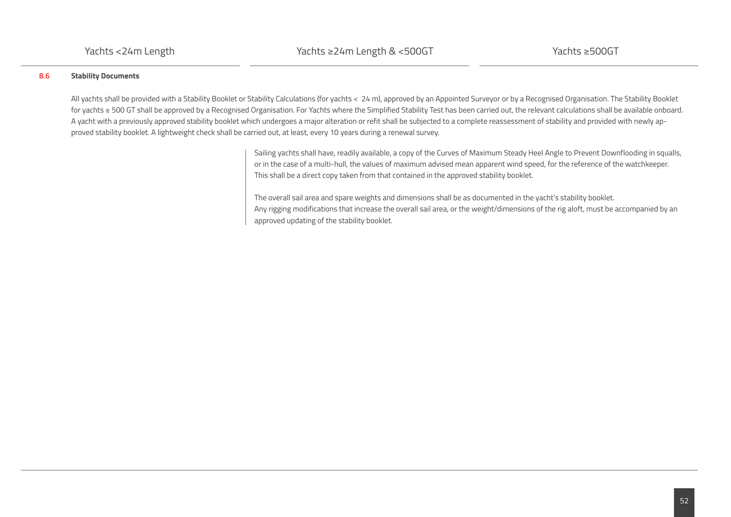| Yachts <24m Length | Yachts ≥24m Length & <500GT | Yachts ≥500GT |
|---|---|---|

## 8.6 Stability Documents

All yachts shall be provided with a Stability Booklet or Stability Calculations (for yachts < 24 m), approved by an Appointed Surveyor or by a Recognised Organisation. The Stability Booklet for yachts ≥ 500 GT shall be approved by a Recognised Organisation. For Yachts where the Simplified Stability Test has been carried out, the relevant calculations shall be available onboard. A yacht with a previously approved stability booklet which undergoes a major alteration or refit shall be subjected to a complete reassessment of stability and provided with newly approved stability booklet. A lightweight check shall be carried out, at least, every 10 years during a renewal survey.

Sailing yachts shall have, readily available, a copy of the Curves of Maximum Steady Heel Angle to Prevent Downflooding in squalls, or in the case of a multi-hull, the values of maximum advised mean apparent wind speed, for the reference of the watchkeeper. This shall be a direct copy taken from that contained in the approved stability booklet.

The overall sail area and spare weights and dimensions shall be as documented in the yacht's stability booklet.
Any rigging modifications that increase the overall sail area, or the weight/dimensions of the rig aloft, must be accompanied by an approved updating of the stability booklet.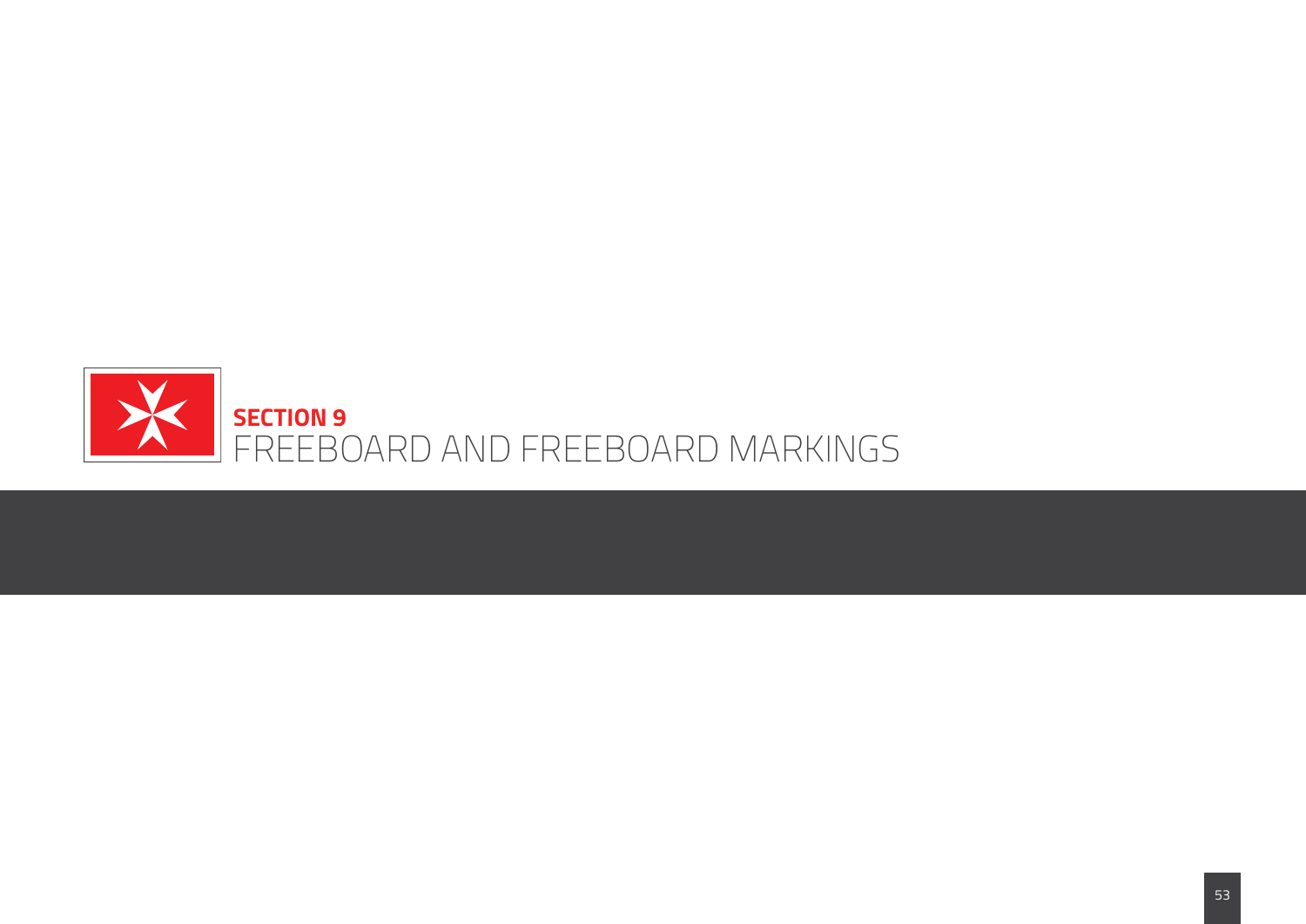# SECTION 9
# FREEBOARD AND FREEBOARD MARKINGS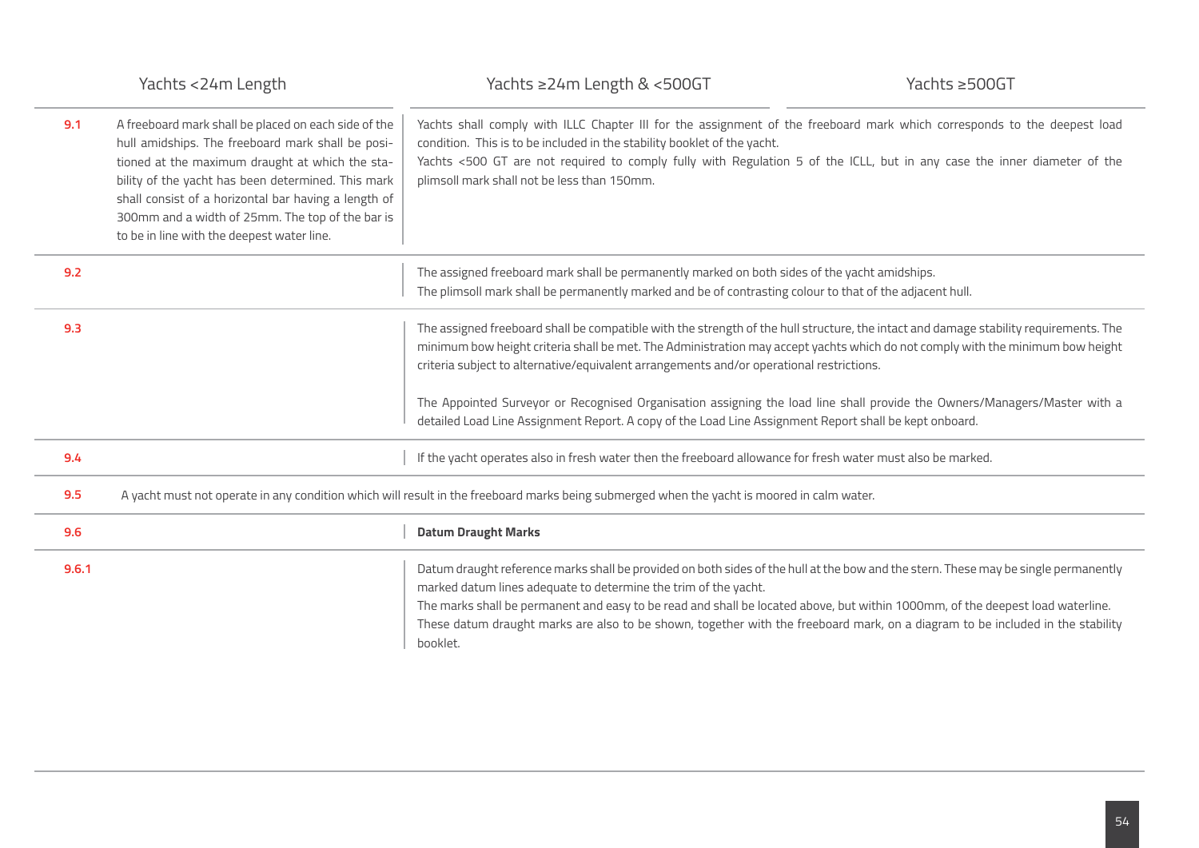| | Yachts <24m Length | Yachts ≥24m Length & <500GT | Yachts ≥500GT |
|---|---|---|---|
| **9.1** | A freeboard mark shall be placed on each side of the hull amidships. The freeboard mark shall be positioned at the maximum draught at which the stability of the yacht has been determined. This mark shall consist of a horizontal bar having a length of 300mm and a width of 25mm. The top of the bar is to be in line with the deepest water line. | Yachts shall comply with ILLC Chapter III for the assignment of the freeboard mark which corresponds to the deepest load condition. This is to be included in the stability booklet of the yacht.<br>Yachts <500 GT are not required to comply fully with Regulation 5 of the ICLL, but in any case the inner diameter of the plimsoll mark shall not be less than 150mm. | |
| **9.2** | | The assigned freeboard mark shall be permanently marked on both sides of the yacht amidships.<br>The plimsoll mark shall be permanently marked and be of contrasting colour to that of the adjacent hull. | |
| **9.3** | | The assigned freeboard shall be compatible with the strength of the hull structure, the intact and damage stability requirements. The minimum bow height criteria shall be met. The Administration may accept yachts which do not comply with the minimum bow height criteria subject to alternative/equivalent arrangements and/or operational restrictions.<br><br>The Appointed Surveyor or Recognised Organisation assigning the load line shall provide the Owners/Managers/Master with a detailed Load Line Assignment Report. A copy of the Load Line Assignment Report shall be kept onboard. | |
| **9.4** | | If the yacht operates also in fresh water then the freeboard allowance for fresh water must also be marked. | |
| **9.5** | A yacht must not operate in any condition which will result in the freeboard marks being submerged when the yacht is moored in calm water. | | |
| **9.6** | | **Datum Draught Marks** | |
| **9.6.1** | | Datum draught reference marks shall be provided on both sides of the hull at the bow and the stern. These may be single permanently marked datum lines adequate to determine the trim of the yacht.<br>The marks shall be permanent and easy to be read and shall be located above, but within 1000mm, of the deepest load waterline.<br>These datum draught marks are also to be shown, together with the freeboard mark, on a diagram to be included in the stability booklet. | |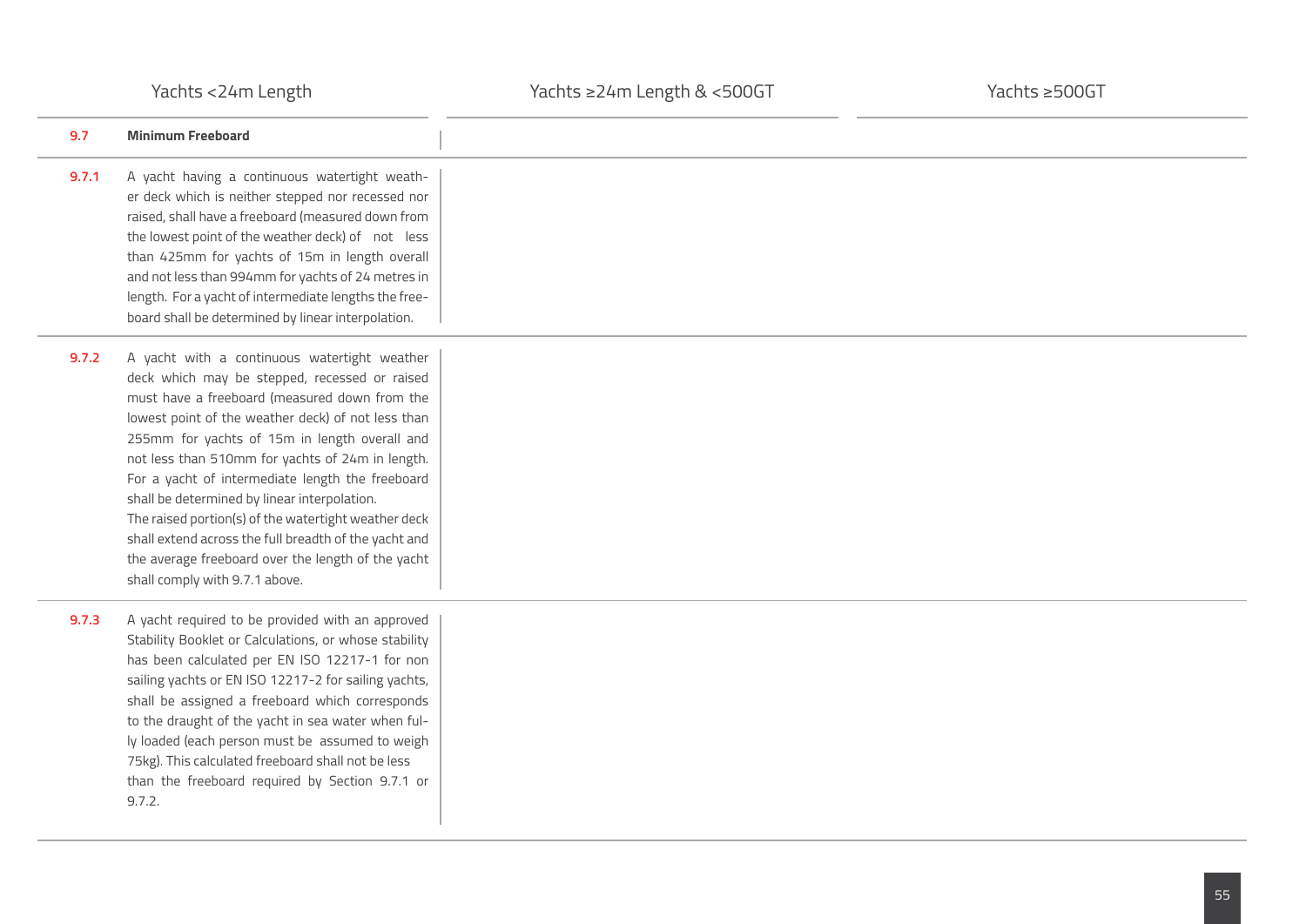| Yachts <24m Length | Yachts ≥24m Length & <500GT | Yachts ≥500GT |
|---|---|---|
| **9.7 Minimum Freeboard** | | |
| **9.7.1** A yacht having a continuous watertight weather deck which is neither stepped nor recessed nor raised, shall have a freeboard (measured down from the lowest point of the weather deck) of not less than 425mm for yachts of 15m in length overall and not less than 994mm for yachts of 24 metres in length. For a yacht of intermediate lengths the freeboard shall be determined by linear interpolation. | | |
| **9.7.2** A yacht with a continuous watertight weather deck which may be stepped, recessed or raised must have a freeboard (measured down from the lowest point of the weather deck) of not less than 255mm for yachts of 15m in length overall and not less than 510mm for yachts of 24m in length. For a yacht of intermediate length the freeboard shall be determined by linear interpolation. The raised portion(s) of the watertight weather deck shall extend across the full breadth of the yacht and the average freeboard over the length of the yacht shall comply with 9.7.1 above. | | |
| **9.7.3** A yacht required to be provided with an approved Stability Booklet or Calculations, or whose stability has been calculated per EN ISO 12217-1 for non sailing yachts or EN ISO 12217-2 for sailing yachts, shall be assigned a freeboard which corresponds to the draught of the yacht in sea water when fully loaded (each person must be assumed to weigh 75kg). This calculated freeboard shall not be less than the freeboard required by Section 9.7.1 or 9.7.2. | | |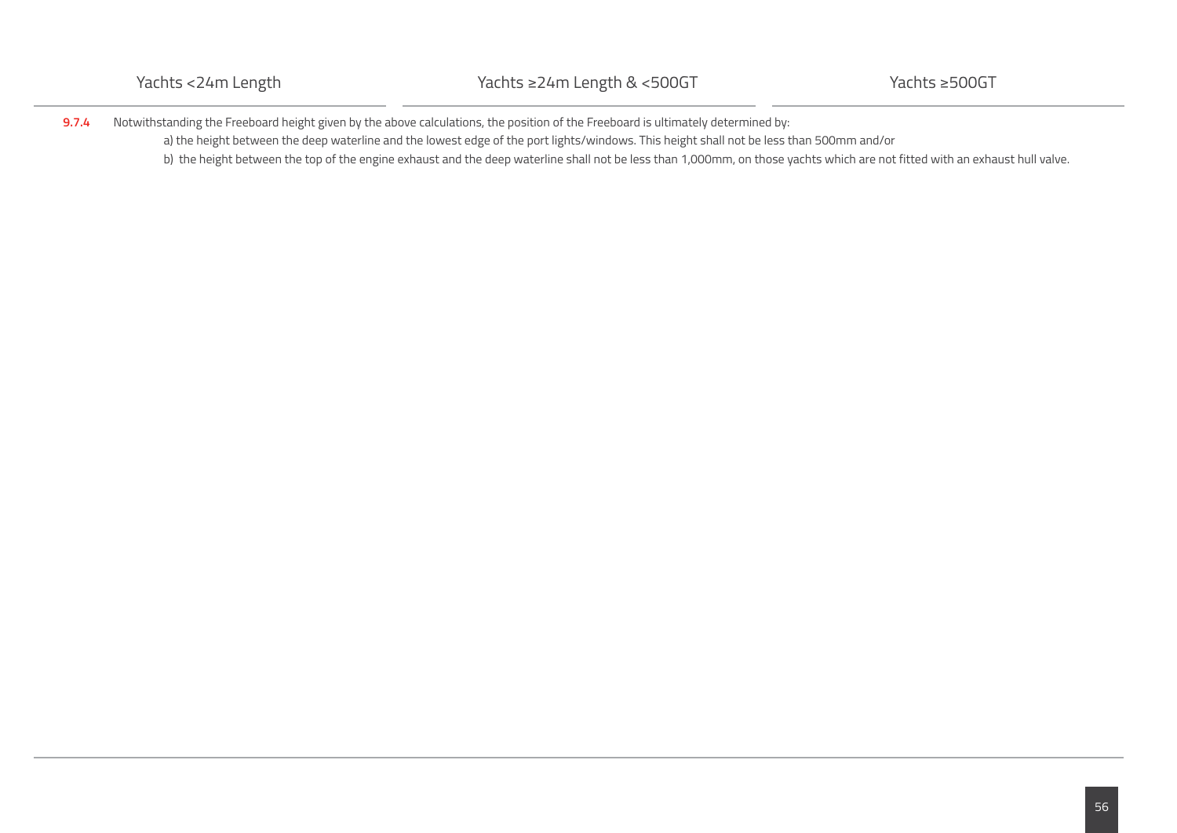| Yachts <24m Length | Yachts ≥24m Length & <500GT | Yachts ≥500GT |
|---|---|---|

**9.7.4** Notwithstanding the Freeboard height given by the above calculations, the position of the Freeboard is ultimately determined by:

a) the height between the deep waterline and the lowest edge of the port lights/windows. This height shall not be less than 500mm and/or

b) the height between the top of the engine exhaust and the deep waterline shall not be less than 1,000mm, on those yachts which are not fitted with an exhaust hull valve.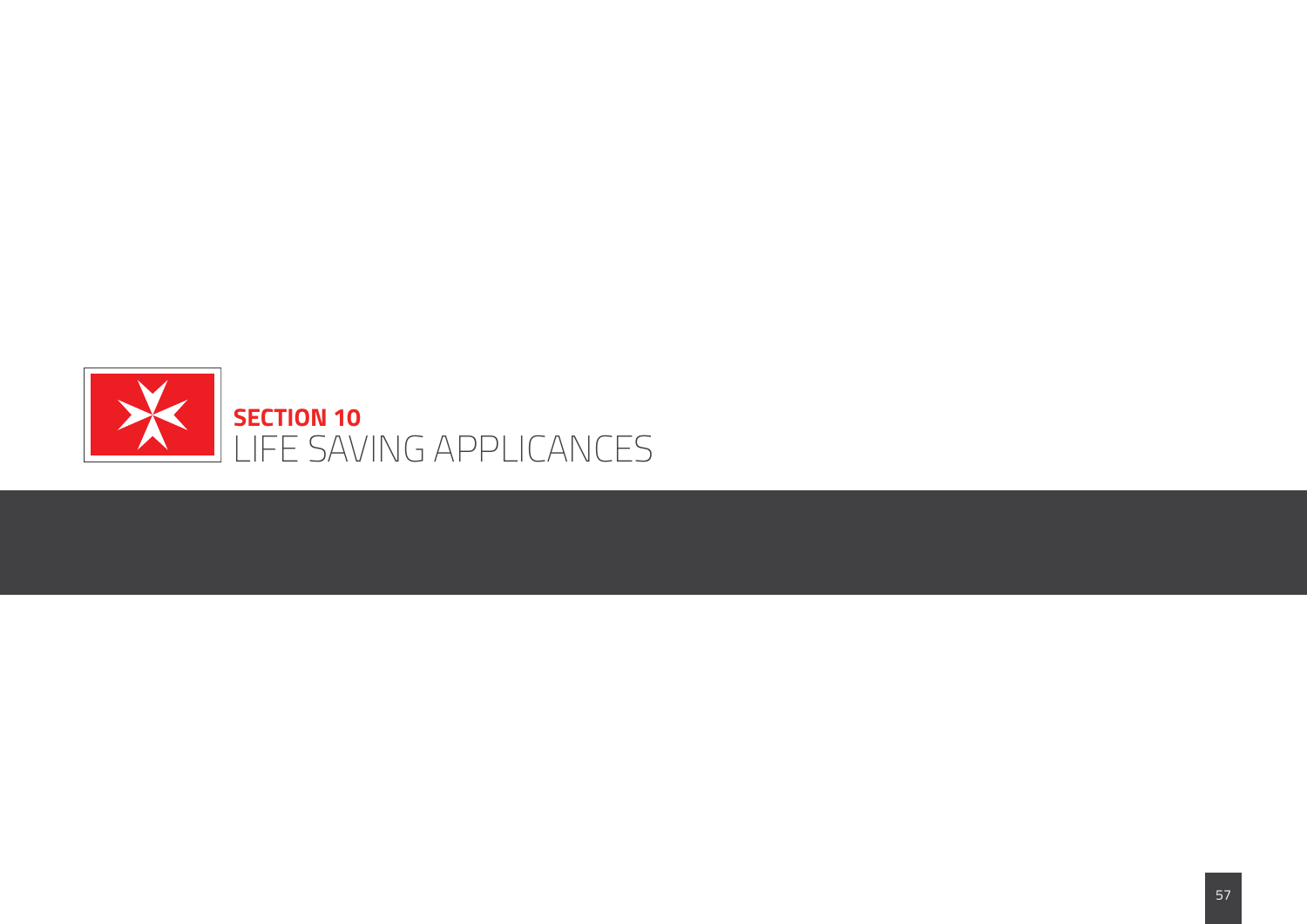# SECTION 10
# LIFE SAVING APPLICANCES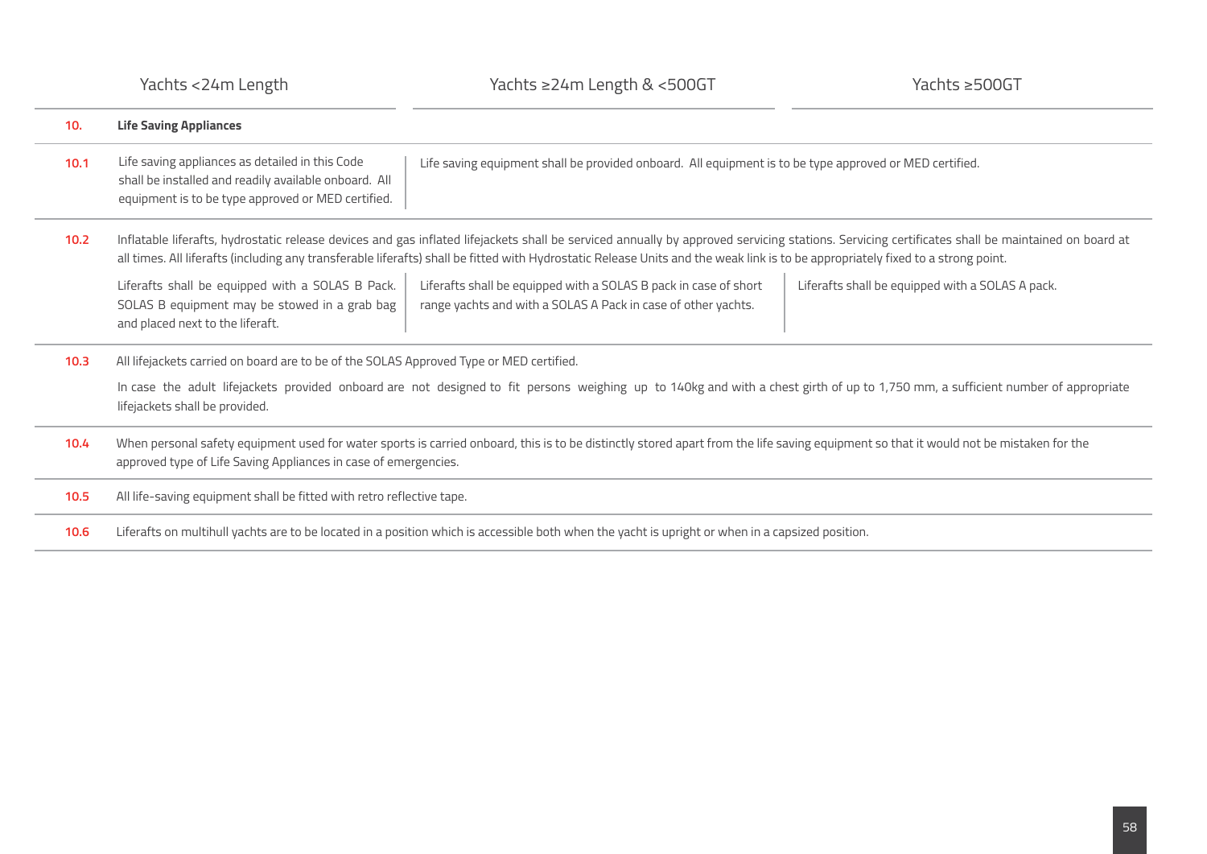| | Yachts <24m Length | Yachts ≥24m Length & <500GT | Yachts ≥500GT |
|---|---|---|---|
| **10.** | **Life Saving Appliances** | | |
| **10.1** | Life saving appliances as detailed in this Code shall be installed and readily available onboard. All equipment is to be type approved or MED certified. | Life saving equipment shall be provided onboard. All equipment is to be type approved or MED certified. | |
| **10.2** | Inflatable liferafts, hydrostatic release devices and gas inflated lifejackets shall be serviced annually by approved servicing stations. Servicing certificates shall be maintained on board at all times. All liferafts (including any transferable liferafts) shall be fitted with Hydrostatic Release Units and the weak link is to be appropriately fixed to a strong point. | | |
| | Liferafts shall be equipped with a SOLAS B Pack. SOLAS B equipment may be stowed in a grab bag and placed next to the liferaft. | Liferafts shall be equipped with a SOLAS B pack in case of short range yachts and with a SOLAS A Pack in case of other yachts. | Liferafts shall be equipped with a SOLAS A pack. |
| **10.3** | All lifejackets carried on board are to be of the SOLAS Approved Type or MED certified.<br><br>In case the adult lifejackets provided onboard are not designed to fit persons weighing up to 140kg and with a chest girth of up to 1,750 mm, a sufficient number of appropriate lifejackets shall be provided. | | |
| **10.4** | When personal safety equipment used for water sports is carried onboard, this is to be distinctly stored apart from the life saving equipment so that it would not be mistaken for the approved type of Life Saving Appliances in case of emergencies. | | |
| **10.5** | All life-saving equipment shall be fitted with retro reflective tape. | | |
| **10.6** | Liferafts on multihull yachts are to be located in a position which is accessible both when the yacht is upright or when in a capsized position. | | |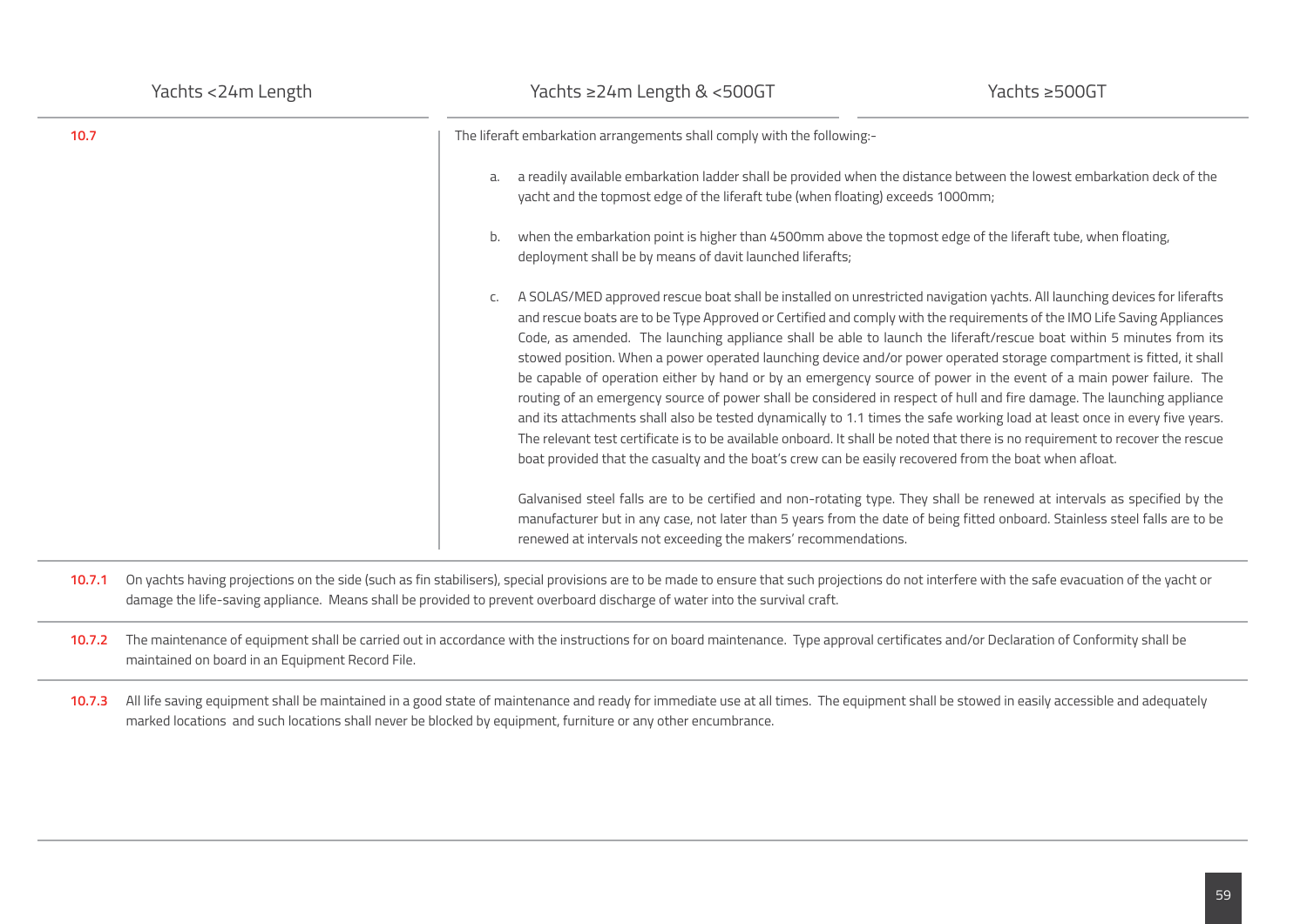| | Yachts <24m Length | Yachts ≥24m Length & <500GT | Yachts ≥500GT |
|---|---|---|---|
| **10.7** | | The liferaft embarkation arrangements shall comply with the following:- | |

The liferaft embarkation arrangements shall comply with the following:-

a. a readily available embarkation ladder shall be provided when the distance between the lowest embarkation deck of the yacht and the topmost edge of the liferaft tube (when floating) exceeds 1000mm;

b. when the embarkation point is higher than 4500mm above the topmost edge of the liferaft tube, when floating, deployment shall be by means of davit launched liferafts;

c. A SOLAS/MED approved rescue boat shall be installed on unrestricted navigation yachts. All launching devices for liferafts and rescue boats are to be Type Approved or Certified and comply with the requirements of the IMO Life Saving Appliances Code, as amended. The launching appliance shall be able to launch the liferaft/rescue boat within 5 minutes from its stowed position. When a power operated launching device and/or power operated storage compartment is fitted, it shall be capable of operation either by hand or by an emergency source of power in the event of a main power failure. The routing of an emergency source of power shall be considered in respect of hull and fire damage. The launching appliance and its attachments shall also be tested dynamically to 1.1 times the safe working load at least once in every five years. The relevant test certificate is to be available onboard. It shall be noted that there is no requirement to recover the rescue boat provided that the casualty and the boat's crew can be easily recovered from the boat when afloat.

   Galvanised steel falls are to be certified and non-rotating type. They shall be renewed at intervals as specified by the manufacturer but in any case, not later than 5 years from the date of being fitted onboard. Stainless steel falls are to be renewed at intervals not exceeding the makers' recommendations.

**10.7.1** On yachts having projections on the side (such as fin stabilisers), special provisions are to be made to ensure that such projections do not interfere with the safe evacuation of the yacht or damage the life-saving appliance. Means shall be provided to prevent overboard discharge of water into the survival craft.

**10.7.2** The maintenance of equipment shall be carried out in accordance with the instructions for on board maintenance. Type approval certificates and/or Declaration of Conformity shall be maintained on board in an Equipment Record File.

**10.7.3** All life saving equipment shall be maintained in a good state of maintenance and ready for immediate use at all times. The equipment shall be stowed in easily accessible and adequately marked locations and such locations shall never be blocked by equipment, furniture or any other encumbrance.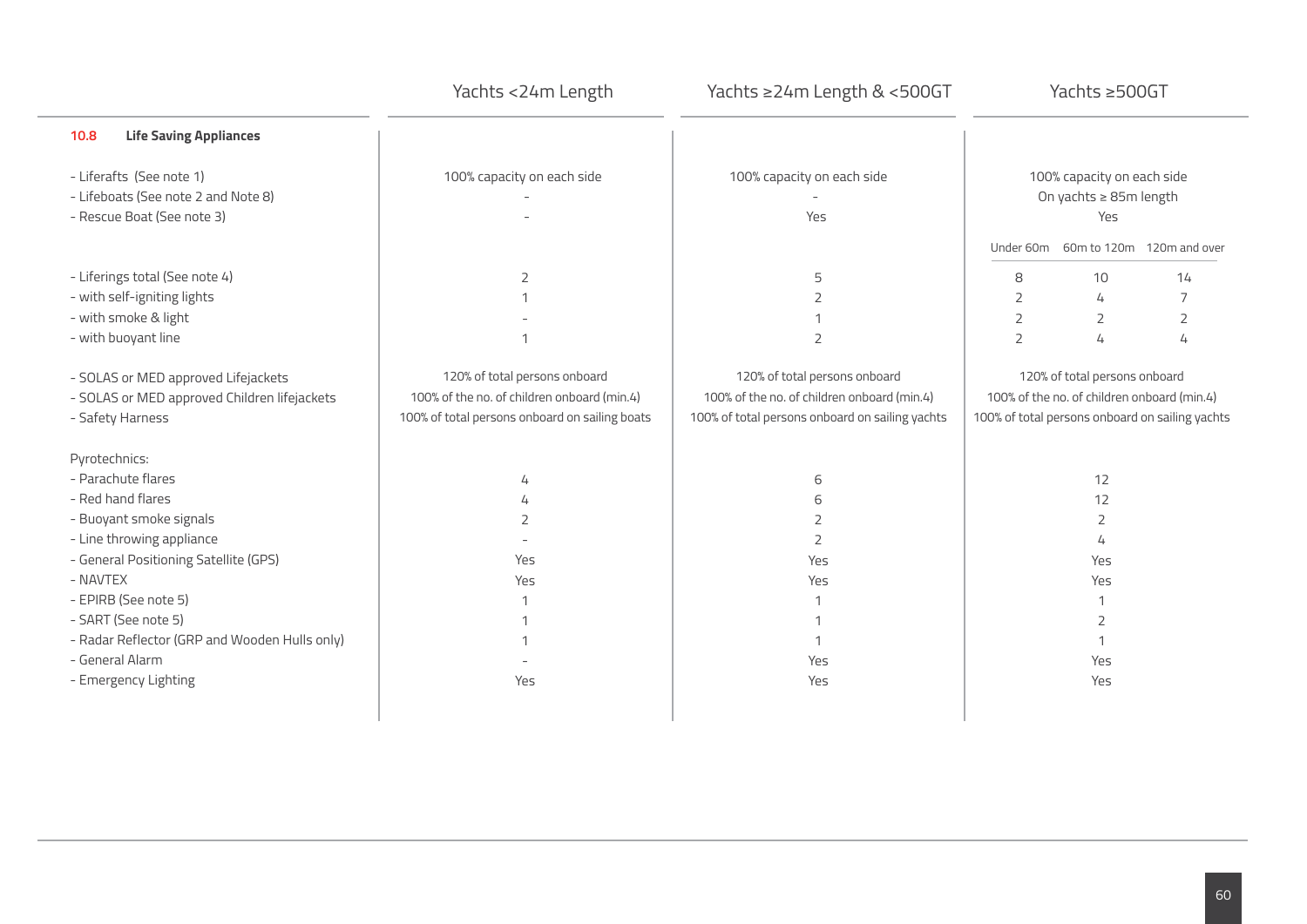## 10.8 Life Saving Appliances

| | Yachts <24m Length | Yachts ≥24m Length & <500GT | Yachts ≥500GT | | |
|---|---|---|---|---|---|
| - Liferafts (See note 1) | 100% capacity on each side | 100% capacity on each side | 100% capacity on each side | | |
| - Lifeboats (See note 2 and Note 8) | - | - | On yachts ≥ 85m length | | |
| - Rescue Boat (See note 3) | - | Yes | Yes | | |
| | | | Under 60m | 60m to 120m | 120m and over |
| - Liferings total (See note 4) | 2 | 5 | 8 | 10 | 14 |
| - with self-igniting lights | 1 | 2 | 2 | 4 | 7 |
| - with smoke & light | - | 1 | 2 | 2 | 2 |
| - with buoyant line | 1 | 2 | 2 | 4 | 4 |
| - SOLAS or MED approved Lifejackets | 120% of total persons onboard | 120% of total persons onboard | 120% of total persons onboard | | |
| - SOLAS or MED approved Children lifejackets | 100% of the no. of children onboard (min.4) | 100% of the no. of children onboard (min.4) | 100% of the no. of children onboard (min.4) | | |
| - Safety Harness | 100% of total persons onboard on sailing boats | 100% of total persons onboard on sailing yachts | 100% of total persons onboard on sailing yachts | | |
| Pyrotechnics: | | | | | |
| - Parachute flares | 4 | 6 | 12 | | |
| - Red hand flares | 4 | 6 | 12 | | |
| - Buoyant smoke signals | 2 | 2 | 2 | | |
| - Line throwing appliance | - | 2 | 4 | | |
| - General Positioning Satellite (GPS) | Yes | Yes | Yes | | |
| - NAVTEX | Yes | Yes | Yes | | |
| - EPIRB (See note 5) | 1 | 1 | 1 | | |
| - SART (See note 5) | 1 | 1 | 2 | | |
| - Radar Reflector (GRP and Wooden Hulls only) | 1 | 1 | 1 | | |
| - General Alarm | - | Yes | Yes | | |
| - Emergency Lighting | Yes | Yes | Yes | | |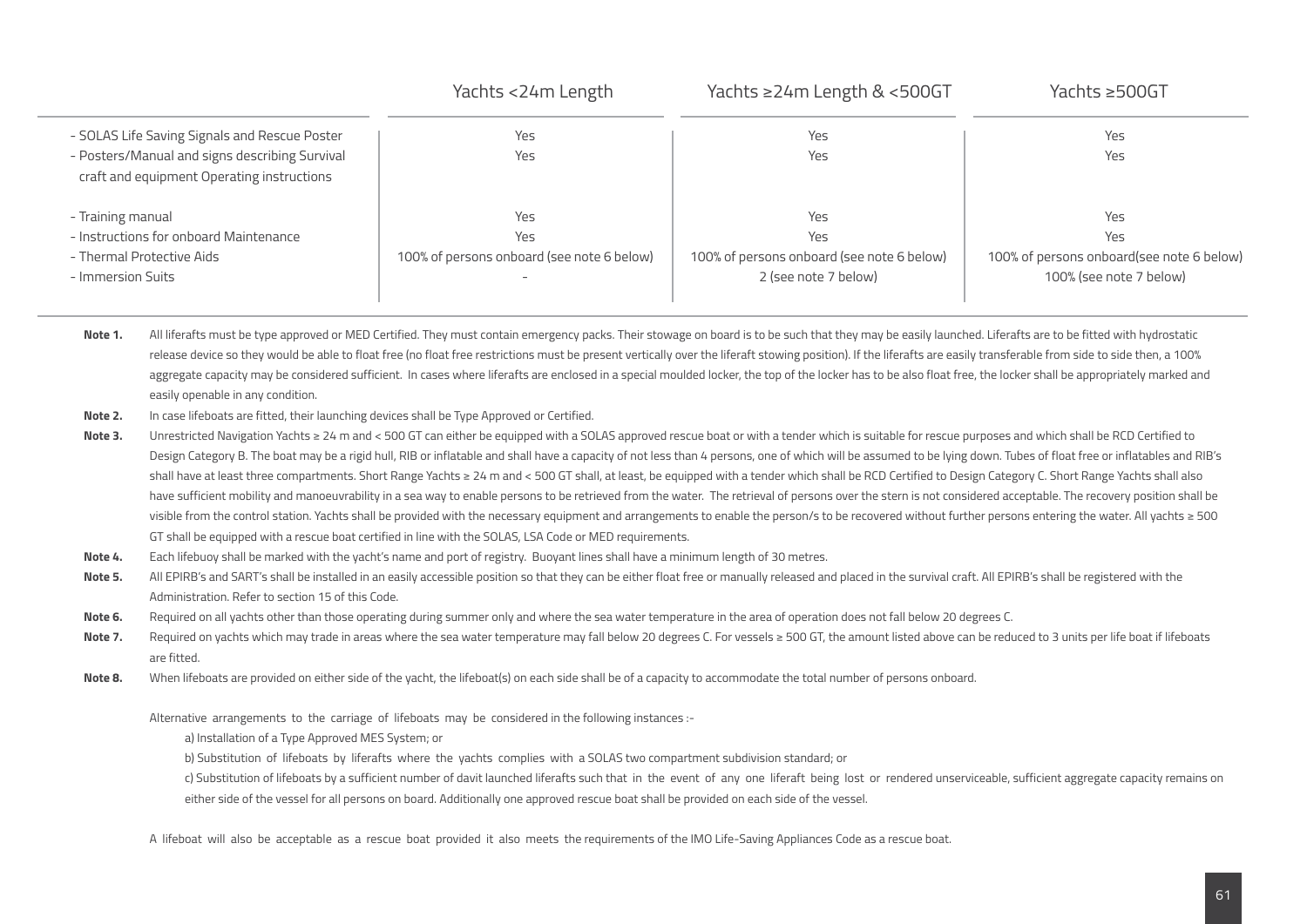| | Yachts <24m Length | Yachts ≥24m Length & <500GT | Yachts ≥500GT |
|---|---|---|---|
| - SOLAS Life Saving Signals and Rescue Poster | Yes | Yes | Yes |
| - Posters/Manual and signs describing Survival craft and equipment Operating instructions | Yes | Yes | Yes |
| - Training manual | Yes | Yes | Yes |
| - Instructions for onboard Maintenance | Yes | Yes | Yes |
| - Thermal Protective Aids | 100% of persons onboard (see note 6 below) | 100% of persons onboard (see note 6 below) | 100% of persons onboard(see note 6 below) |
| - Immersion Suits | - | 2 (see note 7 below) | 100% (see note 7 below) |

**Note 1.** All liferafts must be type approved or MED Certified. They must contain emergency packs. Their stowage on board is to be such that they may be easily launched. Liferafts are to be fitted with hydrostatic release device so they would be able to float free (no float free restrictions must be present vertically over the liferaft stowing position). If the liferafts are easily transferable from side to side then, a 100% aggregate capacity may be considered sufficient. In cases where liferafts are enclosed in a special moulded locker, the top of the locker has to be also float free, the locker shall be appropriately marked and easily openable in any condition.

**Note 2.** In case lifeboats are fitted, their launching devices shall be Type Approved or Certified.

**Note 3.** Unrestricted Navigation Yachts ≥ 24 m and < 500 GT can either be equipped with a SOLAS approved rescue boat or with a tender which is suitable for rescue purposes and which shall be RCD Certified to Design Category B. The boat may be a rigid hull, RIB or inflatable and shall have a capacity of not less than 4 persons, one of which will be assumed to be lying down. Tubes of float free or inflatables and RIB's shall have at least three compartments. Short Range Yachts ≥ 24 m and < 500 GT shall, at least, be equipped with a tender which shall be RCD Certified to Design Category C. Short Range Yachts shall also have sufficient mobility and manoeuvrability in a sea way to enable persons to be retrieved from the water. The retrieval of persons over the stern is not considered acceptable. The recovery position shall be visible from the control station. Yachts shall be provided with the necessary equipment and arrangements to enable the person/s to be recovered without further persons entering the water. All yachts ≥ 500 GT shall be equipped with a rescue boat certified in line with the SOLAS, LSA Code or MED requirements.

**Note 4.** Each lifebuoy shall be marked with the yacht's name and port of registry. Buoyant lines shall have a minimum length of 30 metres.

**Note 5.** All EPIRB's and SART's shall be installed in an easily accessible position so that they can be either float free or manually released and placed in the survival craft. All EPIRB's shall be registered with the Administration. Refer to section 15 of this Code.

**Note 6.** Required on all yachts other than those operating during summer only and where the sea water temperature in the area of operation does not fall below 20 degrees C.

**Note 7.** Required on yachts which may trade in areas where the sea water temperature may fall below 20 degrees C. For vessels ≥ 500 GT, the amount listed above can be reduced to 3 units per life boat if lifeboats are fitted.

**Note 8.** When lifeboats are provided on either side of the yacht, the lifeboat(s) on each side shall be of a capacity to accommodate the total number of persons onboard.

Alternative arrangements to the carriage of lifeboats may be considered in the following instances :-

a) Installation of a Type Approved MES System; or

b) Substitution of lifeboats by liferafts where the yachts complies with a SOLAS two compartment subdivision standard; or

c) Substitution of lifeboats by a sufficient number of davit launched liferafts such that in the event of any one liferaft being lost or rendered unserviceable, sufficient aggregate capacity remains on either side of the vessel for all persons on board. Additionally one approved rescue boat shall be provided on each side of the vessel.

A lifeboat will also be acceptable as a rescue boat provided it also meets the requirements of the IMO Life-Saving Appliances Code as a rescue boat.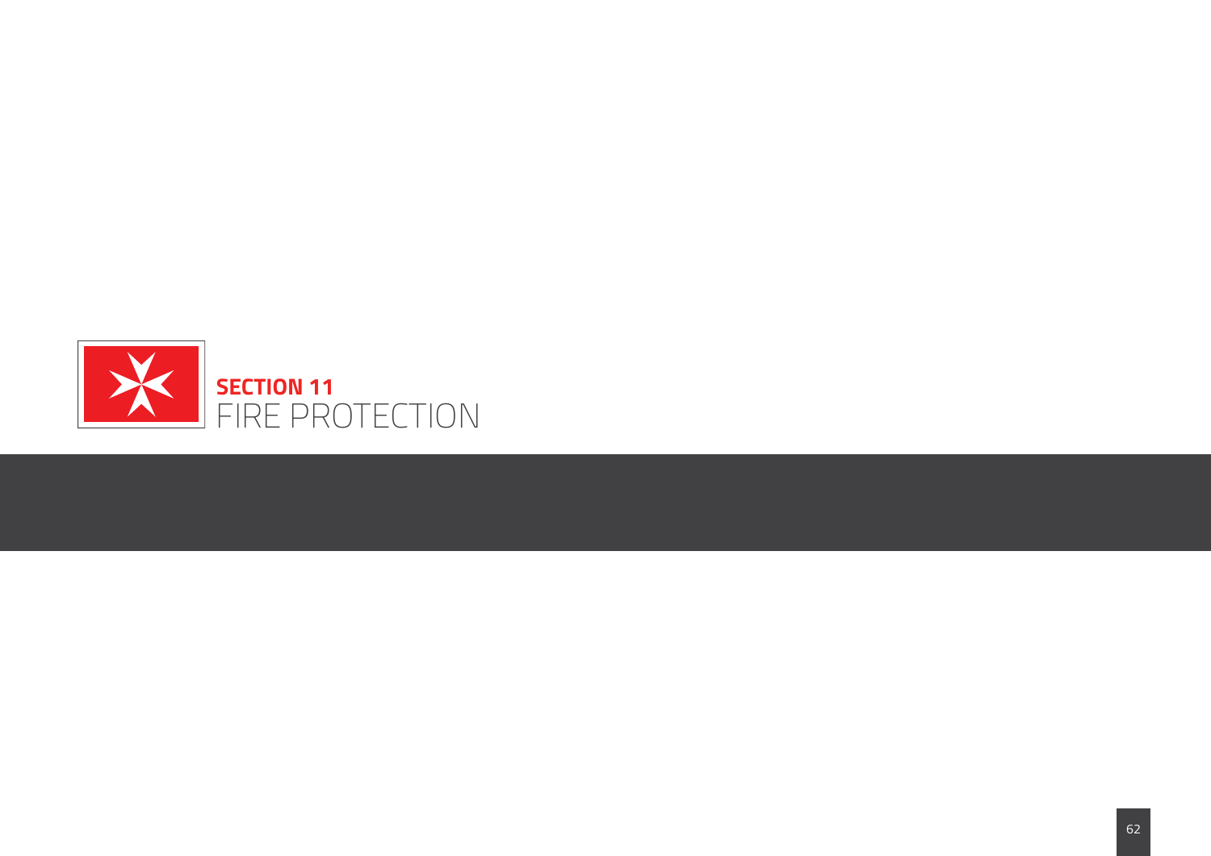# SECTION 11
# FIRE PROTECTION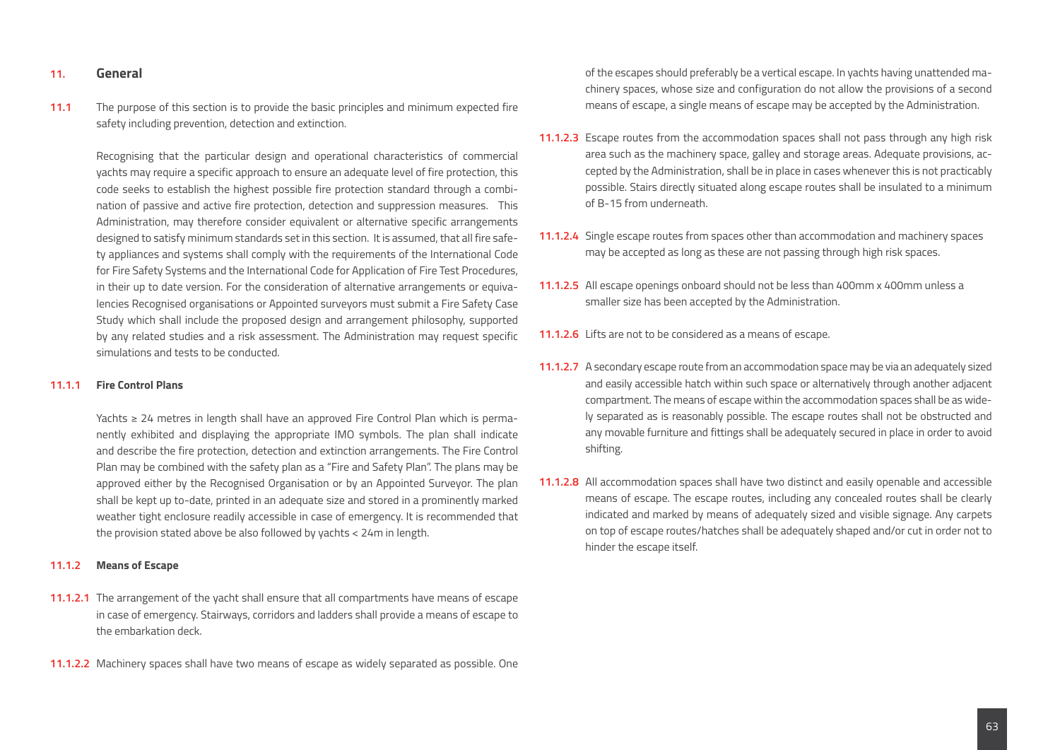## 11. General

**11.1** The purpose of this section is to provide the basic principles and minimum expected fire safety including prevention, detection and extinction.

Recognising that the particular design and operational characteristics of commercial yachts may require a specific approach to ensure an adequate level of fire protection, this code seeks to establish the highest possible fire protection standard through a combination of passive and active fire protection, detection and suppression measures. This Administration, may therefore consider equivalent or alternative specific arrangements designed to satisfy minimum standards set in this section. It is assumed, that all fire safety appliances and systems shall comply with the requirements of the International Code for Fire Safety Systems and the International Code for Application of Fire Test Procedures, in their up to date version. For the consideration of alternative arrangements or equivalencies Recognised organisations or Appointed surveyors must submit a Fire Safety Case Study which shall include the proposed design and arrangement philosophy, supported by any related studies and a risk assessment. The Administration may request specific simulations and tests to be conducted.

### 11.1.1 Fire Control Plans

Yachts ≥ 24 metres in length shall have an approved Fire Control Plan which is permanently exhibited and displaying the appropriate IMO symbols. The plan shall indicate and describe the fire protection, detection and extinction arrangements. The Fire Control Plan may be combined with the safety plan as a "Fire and Safety Plan". The plans may be approved either by the Recognised Organisation or by an Appointed Surveyor. The plan shall be kept up to-date, printed in an adequate size and stored in a prominently marked weather tight enclosure readily accessible in case of emergency. It is recommended that the provision stated above be also followed by yachts < 24m in length.

### 11.1.2 Means of Escape

**11.1.2.1** The arrangement of the yacht shall ensure that all compartments have means of escape in case of emergency. Stairways, corridors and ladders shall provide a means of escape to the embarkation deck.

**11.1.2.2** Machinery spaces shall have two means of escape as widely separated as possible. One of the escapes should preferably be a vertical escape. In yachts having unattended machinery spaces, whose size and configuration do not allow the provisions of a second means of escape, a single means of escape may be accepted by the Administration.

**11.1.2.3** Escape routes from the accommodation spaces shall not pass through any high risk area such as the machinery space, galley and storage areas. Adequate provisions, accepted by the Administration, shall be in place in cases whenever this is not practicably possible. Stairs directly situated along escape routes shall be insulated to a minimum of B-15 from underneath.

**11.1.2.4** Single escape routes from spaces other than accommodation and machinery spaces may be accepted as long as these are not passing through high risk spaces.

**11.1.2.5** All escape openings onboard should not be less than 400mm x 400mm unless a smaller size has been accepted by the Administration.

**11.1.2.6** Lifts are not to be considered as a means of escape.

**11.1.2.7** A secondary escape route from an accommodation space may be via an adequately sized and easily accessible hatch within such space or alternatively through another adjacent compartment. The means of escape within the accommodation spaces shall be as widely separated as is reasonably possible. The escape routes shall not be obstructed and any movable furniture and fittings shall be adequately secured in place in order to avoid shifting.

**11.1.2.8** All accommodation spaces shall have two distinct and easily openable and accessible means of escape. The escape routes, including any concealed routes shall be clearly indicated and marked by means of adequately sized and visible signage. Any carpets on top of escape routes/hatches shall be adequately shaped and/or cut in order not to hinder the escape itself.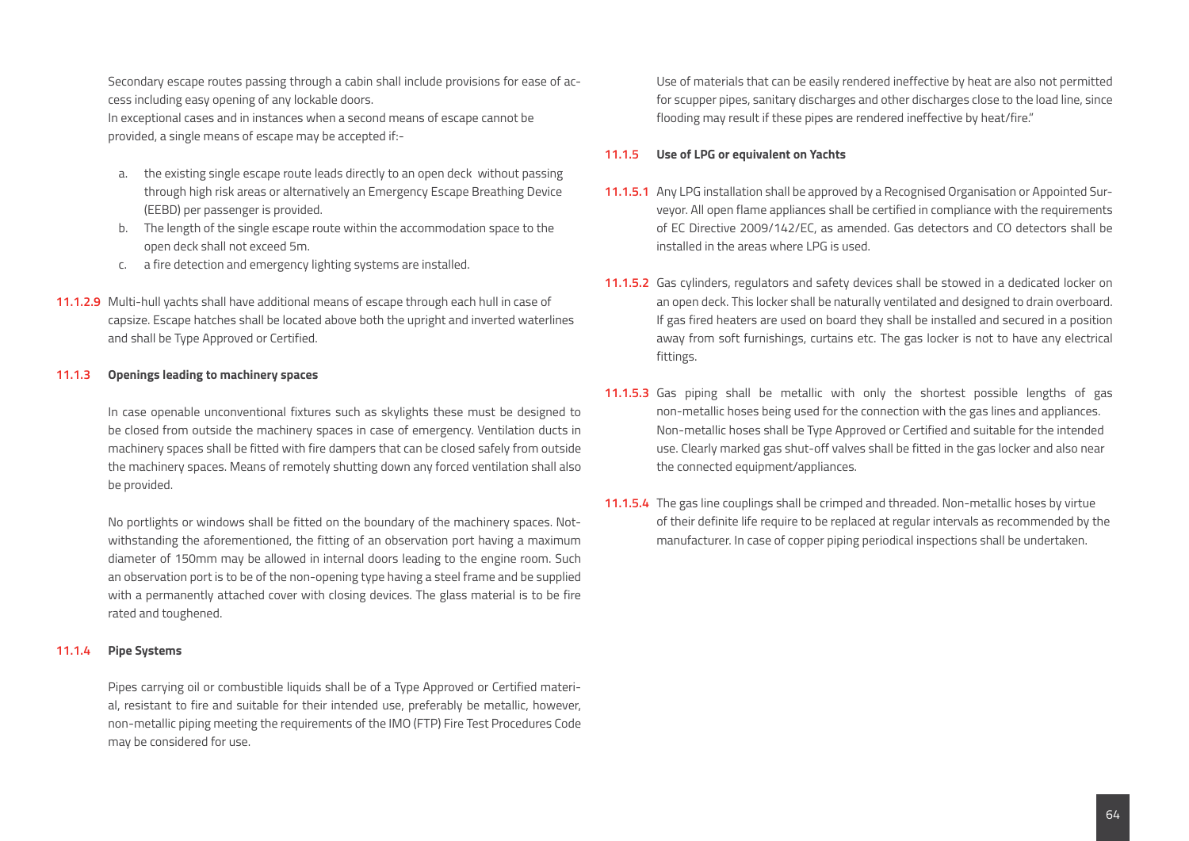Secondary escape routes passing through a cabin shall include provisions for ease of access including easy opening of any lockable doors.

In exceptional cases and in instances when a second means of escape cannot be provided, a single means of escape may be accepted if:-

a. the existing single escape route leads directly to an open deck without passing through high risk areas or alternatively an Emergency Escape Breathing Device (EEBD) per passenger is provided.
b. The length of the single escape route within the accommodation space to the open deck shall not exceed 5m.
c. a fire detection and emergency lighting systems are installed.

**11.1.2.9** Multi-hull yachts shall have additional means of escape through each hull in case of capsize. Escape hatches shall be located above both the upright and inverted waterlines and shall be Type Approved or Certified.

### 11.1.3 Openings leading to machinery spaces

In case openable unconventional fixtures such as skylights these must be designed to be closed from outside the machinery spaces in case of emergency. Ventilation ducts in machinery spaces shall be fitted with fire dampers that can be closed safely from outside the machinery spaces. Means of remotely shutting down any forced ventilation shall also be provided.

No portlights or windows shall be fitted on the boundary of the machinery spaces. Notwithstanding the aforementioned, the fitting of an observation port having a maximum diameter of 150mm may be allowed in internal doors leading to the engine room. Such an observation port is to be of the non-opening type having a steel frame and be supplied with a permanently attached cover with closing devices. The glass material is to be fire rated and toughened.

### 11.1.4 Pipe Systems

Pipes carrying oil or combustible liquids shall be of a Type Approved or Certified material, resistant to fire and suitable for their intended use, preferably be metallic, however, non-metallic piping meeting the requirements of the IMO (FTP) Fire Test Procedures Code may be considered for use.

Use of materials that can be easily rendered ineffective by heat are also not permitted for scupper pipes, sanitary discharges and other discharges close to the load line, since flooding may result if these pipes are rendered ineffective by heat/fire."

### 11.1.5 Use of LPG or equivalent on Yachts

**11.1.5.1** Any LPG installation shall be approved by a Recognised Organisation or Appointed Surveyor. All open flame appliances shall be certified in compliance with the requirements of EC Directive 2009/142/EC, as amended. Gas detectors and CO detectors shall be installed in the areas where LPG is used.

**11.1.5.2** Gas cylinders, regulators and safety devices shall be stowed in a dedicated locker on an open deck. This locker shall be naturally ventilated and designed to drain overboard. If gas fired heaters are used on board they shall be installed and secured in a position away from soft furnishings, curtains etc. The gas locker is not to have any electrical fittings.

**11.1.5.3** Gas piping shall be metallic with only the shortest possible lengths of gas non-metallic hoses being used for the connection with the gas lines and appliances. Non-metallic hoses shall be Type Approved or Certified and suitable for the intended use. Clearly marked gas shut-off valves shall be fitted in the gas locker and also near the connected equipment/appliances.

**11.1.5.4** The gas line couplings shall be crimped and threaded. Non-metallic hoses by virtue of their definite life require to be replaced at regular intervals as recommended by the manufacturer. In case of copper piping periodical inspections shall be undertaken.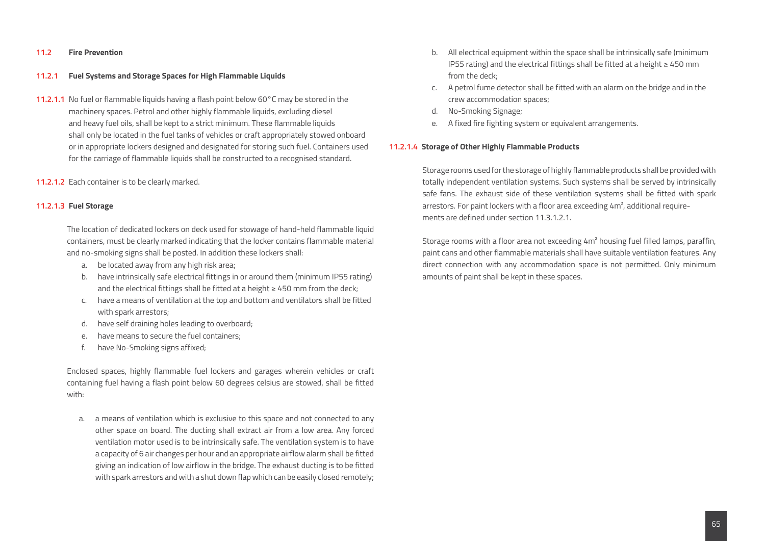## 11.2 Fire Prevention

### 11.2.1 Fuel Systems and Storage Spaces for High Flammable Liquids

**11.2.1.1** No fuel or flammable liquids having a flash point below 60°C may be stored in the machinery spaces. Petrol and other highly flammable liquids, excluding diesel and heavy fuel oils, shall be kept to a strict minimum. These flammable liquids shall only be located in the fuel tanks of vehicles or craft appropriately stowed onboard or in appropriate lockers designed and designated for storing such fuel. Containers used for the carriage of flammable liquids shall be constructed to a recognised standard.

**11.2.1.2** Each container is to be clearly marked.

#### 11.2.1.3 Fuel Storage

The location of dedicated lockers on deck used for stowage of hand-held flammable liquid containers, must be clearly marked indicating that the locker contains flammable material and no-smoking signs shall be posted. In addition these lockers shall:

a. be located away from any high risk area;
b. have intrinsically safe electrical fittings in or around them (minimum IP55 rating) and the electrical fittings shall be fitted at a height ≥ 450 mm from the deck;
c. have a means of ventilation at the top and bottom and ventilators shall be fitted with spark arrestors;
d. have self draining holes leading to overboard;
e. have means to secure the fuel containers;
f. have No-Smoking signs affixed;

Enclosed spaces, highly flammable fuel lockers and garages wherein vehicles or craft containing fuel having a flash point below 60 degrees celsius are stowed, shall be fitted with:

a. a means of ventilation which is exclusive to this space and not connected to any other space on board. The ducting shall extract air from a low area. Any forced ventilation motor used is to be intrinsically safe. The ventilation system is to have a capacity of 6 air changes per hour and an appropriate airflow alarm shall be fitted giving an indication of low airflow in the bridge. The exhaust ducting is to be fitted with spark arrestors and with a shut down flap which can be easily closed remotely;
b. All electrical equipment within the space shall be intrinsically safe (minimum IP55 rating) and the electrical fittings shall be fitted at a height ≥ 450 mm from the deck;
c. A petrol fume detector shall be fitted with an alarm on the bridge and in the crew accommodation spaces;
d. No-Smoking Signage;
e. A fixed fire fighting system or equivalent arrangements.

#### 11.2.1.4 Storage of Other Highly Flammable Products

Storage rooms used for the storage of highly flammable products shall be provided with totally independent ventilation systems. Such systems shall be served by intrinsically safe fans. The exhaust side of these ventilation systems shall be fitted with spark arrestors. For paint lockers with a floor area exceeding 4m², additional requirements are defined under section 11.3.1.2.1.

Storage rooms with a floor area not exceeding 4m² housing fuel filled lamps, paraffin, paint cans and other flammable materials shall have suitable ventilation features. Any direct connection with any accommodation space is not permitted. Only minimum amounts of paint shall be kept in these spaces.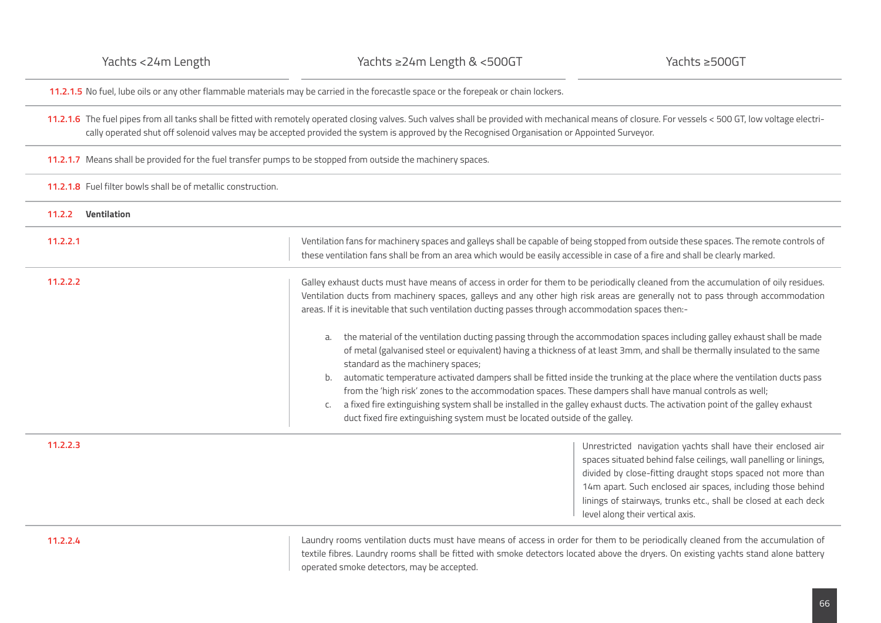| Clause | Yachts <24m Length | Yachts ≥24m Length & <500GT | Yachts ≥500GT |
|---|---|---|---|
| **11.2.1.5** | No fuel, lube oils or any other flammable materials may be carried in the forecastle space or the forepeak or chain lockers. | | |
| **11.2.1.6** | The fuel pipes from all tanks shall be fitted with remotely operated closing valves. Such valves shall be provided with mechanical means of closure. For vessels < 500 GT, low voltage electrically operated shut off solenoid valves may be accepted provided the system is approved by the Recognised Organisation or Appointed Surveyor. | | |
| **11.2.1.7** | Means shall be provided for the fuel transfer pumps to be stopped from outside the machinery spaces. | | |
| **11.2.1.8** | Fuel filter bowls shall be of metallic construction. | | |
| **11.2.2 Ventilation** | | | |
| **11.2.2.1** | | Ventilation fans for machinery spaces and galleys shall be capable of being stopped from outside these spaces. The remote controls of these ventilation fans shall be from an area which would be easily accessible in case of a fire and shall be clearly marked. | |
| **11.2.2.2** | | Galley exhaust ducts must have means of access in order for them to be periodically cleaned from the accumulation of oily residues. Ventilation ducts from machinery spaces, galleys and any other high risk areas are generally not to pass through accommodation areas. If it is inevitable that such ventilation ducting passes through accommodation spaces then:-<br>a. the material of the ventilation ducting passing through the accommodation spaces including galley exhaust shall be made of metal (galvanised steel or equivalent) having a thickness of at least 3mm, and shall be thermally insulated to the same standard as the machinery spaces;<br>b. automatic temperature activated dampers shall be fitted inside the trunking at the place where the ventilation ducts pass from the 'high risk' zones to the accommodation spaces. These dampers shall have manual controls as well;<br>c. a fixed fire extinguishing system shall be installed in the galley exhaust ducts. The activation point of the galley exhaust duct fixed fire extinguishing system must be located outside of the galley. | |
| **11.2.2.3** | | | Unrestricted navigation yachts shall have their enclosed air spaces situated behind false ceilings, wall panelling or linings, divided by close-fitting draught stops spaced not more than 14m apart. Such enclosed air spaces, including those behind linings of stairways, trunks etc., shall be closed at each deck level along their vertical axis. |
| **11.2.2.4** | | Laundry rooms ventilation ducts must have means of access in order for them to be periodically cleaned from the accumulation of textile fibres. Laundry rooms shall be fitted with smoke detectors located above the dryers. On existing yachts stand alone battery operated smoke detectors, may be accepted. | |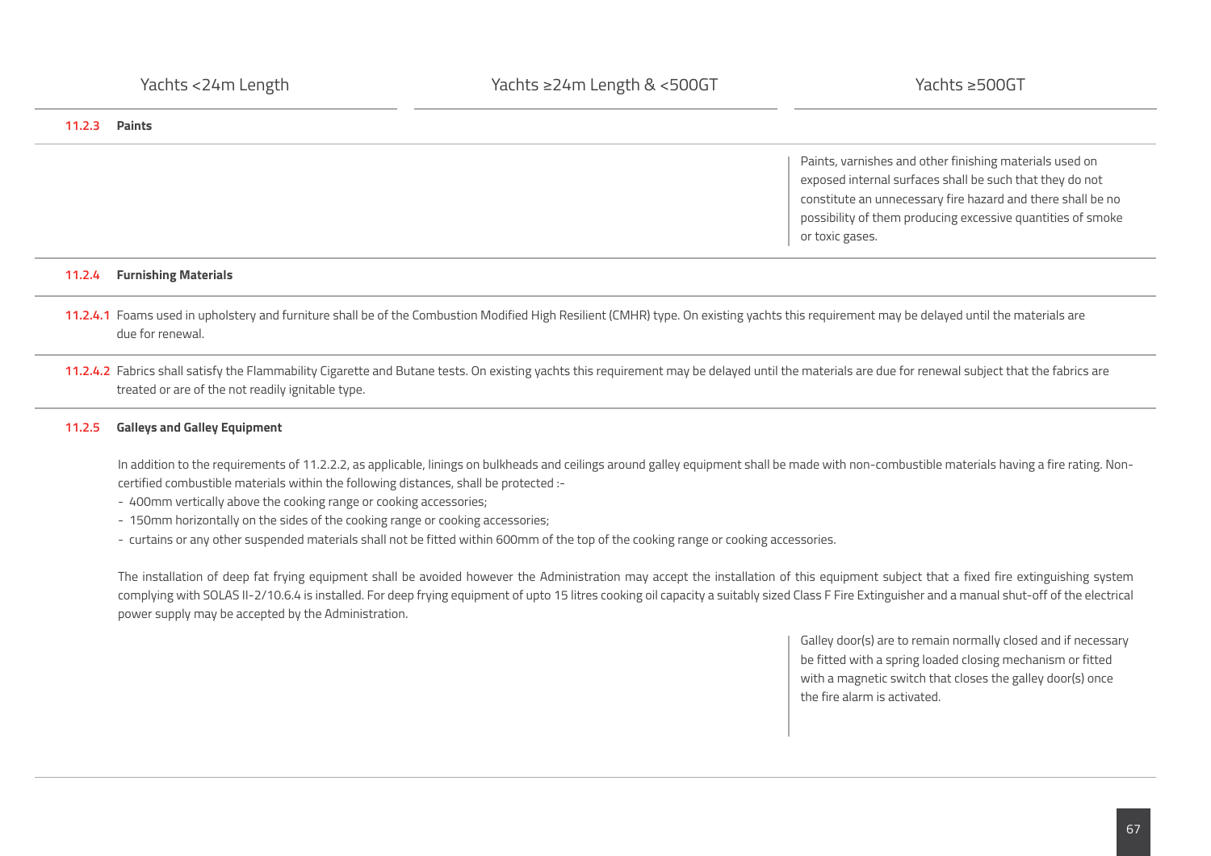| Yachts <24m Length | Yachts ≥24m Length & <500GT | Yachts ≥500GT |
|---|---|---|

### 11.2.3 Paints

| Yachts <24m Length | Yachts ≥24m Length & <500GT | Yachts ≥500GT |
|---|---|---|
| | | Paints, varnishes and other finishing materials used on exposed internal surfaces shall be such that they do not constitute an unnecessary fire hazard and there shall be no possibility of them producing excessive quantities of smoke or toxic gases. |

### 11.2.4 Furnishing Materials

**11.2.4.1** Foams used in upholstery and furniture shall be of the Combustion Modified High Resilient (CMHR) type. On existing yachts this requirement may be delayed until the materials are due for renewal.

**11.2.4.2** Fabrics shall satisfy the Flammability Cigarette and Butane tests. On existing yachts this requirement may be delayed until the materials are due for renewal subject that the fabrics are treated or are of the not readily ignitable type.

### 11.2.5 Galleys and Galley Equipment

In addition to the requirements of 11.2.2.2, as applicable, linings on bulkheads and ceilings around galley equipment shall be made with non-combustible materials having a fire rating. Non-certified combustible materials within the following distances, shall be protected :-

- 400mm vertically above the cooking range or cooking accessories;
- 150mm horizontally on the sides of the cooking range or cooking accessories;
- curtains or any other suspended materials shall not be fitted within 600mm of the top of the cooking range or cooking accessories.

The installation of deep fat frying equipment shall be avoided however the Administration may accept the installation of this equipment subject that a fixed fire extinguishing system complying with SOLAS II-2/10.6.4 is installed. For deep frying equipment of upto 15 litres cooking oil capacity a suitably sized Class F Fire Extinguisher and a manual shut-off of the electrical power supply may be accepted by the Administration.

| Yachts <24m Length | Yachts ≥24m Length & <500GT | Yachts ≥500GT |
|---|---|---|
| | | Galley door(s) are to remain normally closed and if necessary be fitted with a spring loaded closing mechanism or fitted with a magnetic switch that closes the galley door(s) once the fire alarm is activated. |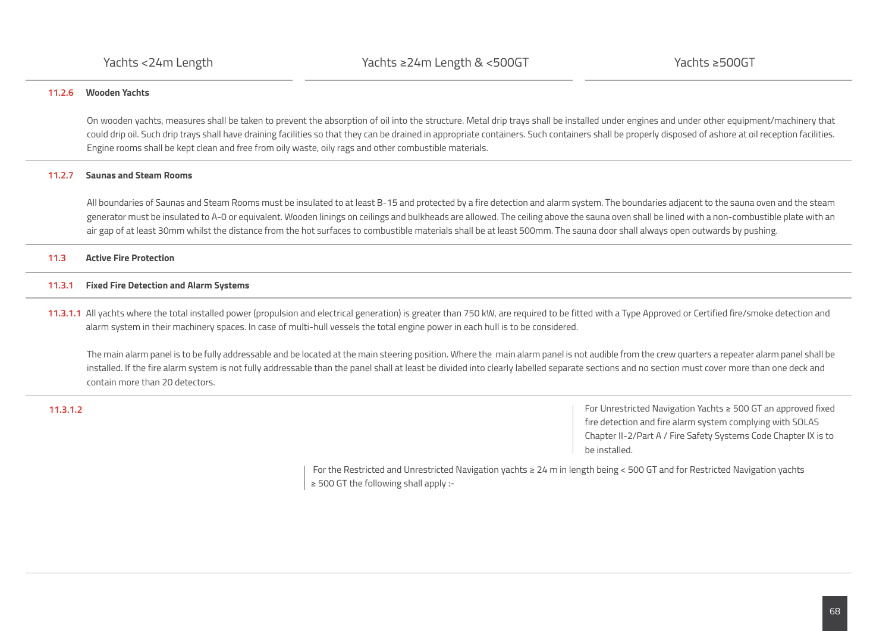| Yachts <24m Length | Yachts ≥24m Length & <500GT | Yachts ≥500GT |
|---|---|---|

### 11.2.6 Wooden Yachts

On wooden yachts, measures shall be taken to prevent the absorption of oil into the structure. Metal drip trays shall be installed under engines and under other equipment/machinery that could drip oil. Such drip trays shall have draining facilities so that they can be drained in appropriate containers. Such containers shall be properly disposed of ashore at oil reception facilities. Engine rooms shall be kept clean and free from oily waste, oily rags and other combustible materials.

### 11.2.7 Saunas and Steam Rooms

All boundaries of Saunas and Steam Rooms must be insulated to at least B-15 and protected by a fire detection and alarm system. The boundaries adjacent to the sauna oven and the steam generator must be insulated to A-0 or equivalent. Wooden linings on ceilings and bulkheads are allowed. The ceiling above the sauna oven shall be lined with a non-combustible plate with an air gap of at least 30mm whilst the distance from the hot surfaces to combustible materials shall be at least 500mm. The sauna door shall always open outwards by pushing.

## 11.3 Active Fire Protection

### 11.3.1 Fixed Fire Detection and Alarm Systems

**11.3.1.1** All yachts where the total installed power (propulsion and electrical generation) is greater than 750 kW, are required to be fitted with a Type Approved or Certified fire/smoke detection and alarm system in their machinery spaces. In case of multi-hull vessels the total engine power in each hull is to be considered.

The main alarm panel is to be fully addressable and be located at the main steering position. Where the main alarm panel is not audible from the crew quarters a repeater alarm panel shall be installed. If the fire alarm system is not fully addressable than the panel shall at least be divided into clearly labelled separate sections and no section must cover more than one deck and contain more than 20 detectors.

**11.3.1.2**

Yachts ≥500GT: For Unrestricted Navigation Yachts ≥ 500 GT an approved fixed fire detection and fire alarm system complying with SOLAS Chapter II-2/Part A / Fire Safety Systems Code Chapter IX is to be installed.

Yachts ≥24m Length & <500GT and Yachts ≥500GT: For the Restricted and Unrestricted Navigation yachts ≥ 24 m in length being < 500 GT and for Restricted Navigation yachts ≥ 500 GT the following shall apply :-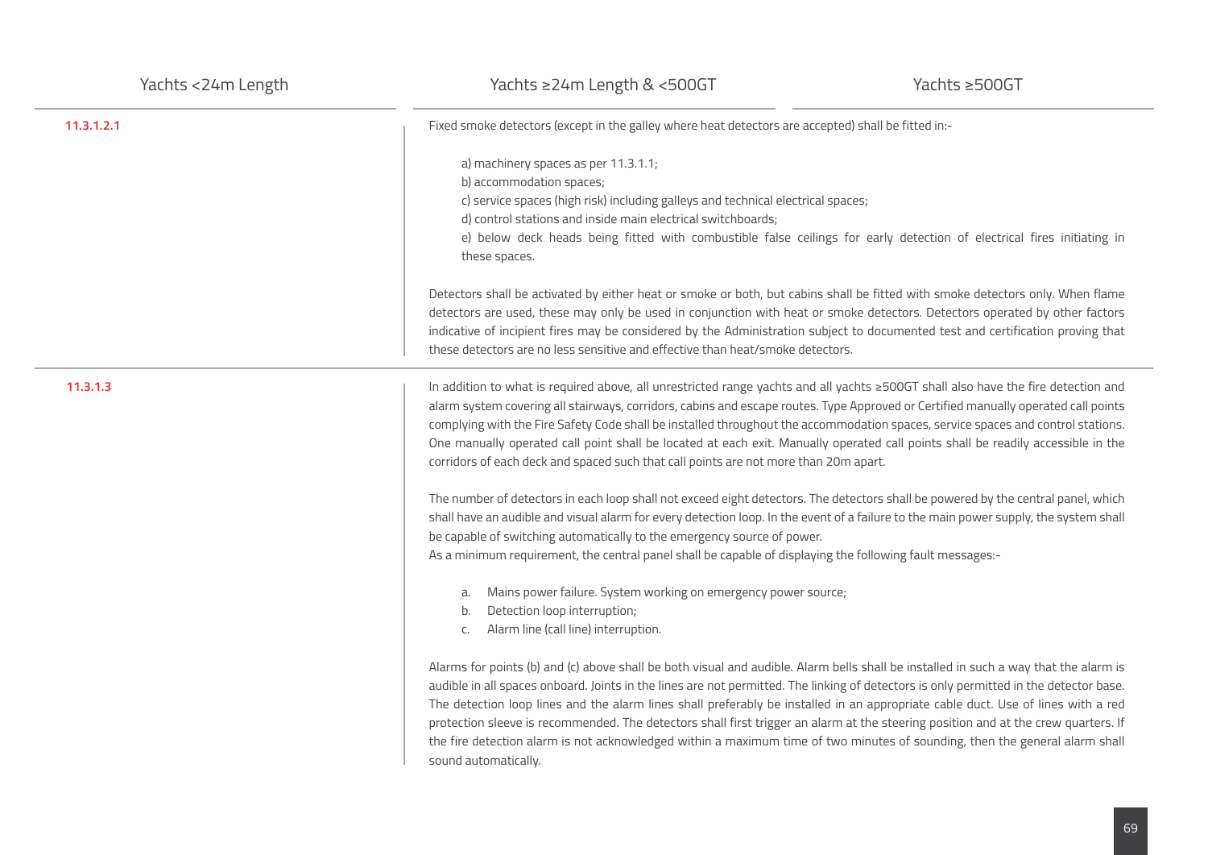| Yachts <24m Length | Yachts ≥24m Length & <500GT | Yachts ≥500GT |
|---|---|---|

**11.3.1.2.1**

Fixed smoke detectors (except in the galley where heat detectors are accepted) shall be fitted in:-

a) machinery spaces as per 11.3.1.1;
b) accommodation spaces;
c) service spaces (high risk) including galleys and technical electrical spaces;
d) control stations and inside main electrical switchboards;
e) below deck heads being fitted with combustible false ceilings for early detection of electrical fires initiating in these spaces.

Detectors shall be activated by either heat or smoke or both, but cabins shall be fitted with smoke detectors only. When flame detectors are used, these may only be used in conjunction with heat or smoke detectors. Detectors operated by other factors indicative of incipient fires may be considered by the Administration subject to documented test and certification proving that these detectors are no less sensitive and effective than heat/smoke detectors.

**11.3.1.3**

In addition to what is required above, all unrestricted range yachts and all yachts ≥500GT shall also have the fire detection and alarm system covering all stairways, corridors, cabins and escape routes. Type Approved or Certified manually operated call points complying with the Fire Safety Code shall be installed throughout the accommodation spaces, service spaces and control stations. One manually operated call point shall be located at each exit. Manually operated call points shall be readily accessible in the corridors of each deck and spaced such that call points are not more than 20m apart.

The number of detectors in each loop shall not exceed eight detectors. The detectors shall be powered by the central panel, which shall have an audible and visual alarm for every detection loop. In the event of a failure to the main power supply, the system shall be capable of switching automatically to the emergency source of power.
As a minimum requirement, the central panel shall be capable of displaying the following fault messages:-

a. Mains power failure. System working on emergency power source;
b. Detection loop interruption;
c. Alarm line (call line) interruption.

Alarms for points (b) and (c) above shall be both visual and audible. Alarm bells shall be installed in such a way that the alarm is audible in all spaces onboard. Joints in the lines are not permitted. The linking of detectors is only permitted in the detector base. The detection loop lines and the alarm lines shall preferably be installed in an appropriate cable duct. Use of lines with a red protection sleeve is recommended. The detectors shall first trigger an alarm at the steering position and at the crew quarters. If the fire detection alarm is not acknowledged within a maximum time of two minutes of sounding, then the general alarm shall sound automatically.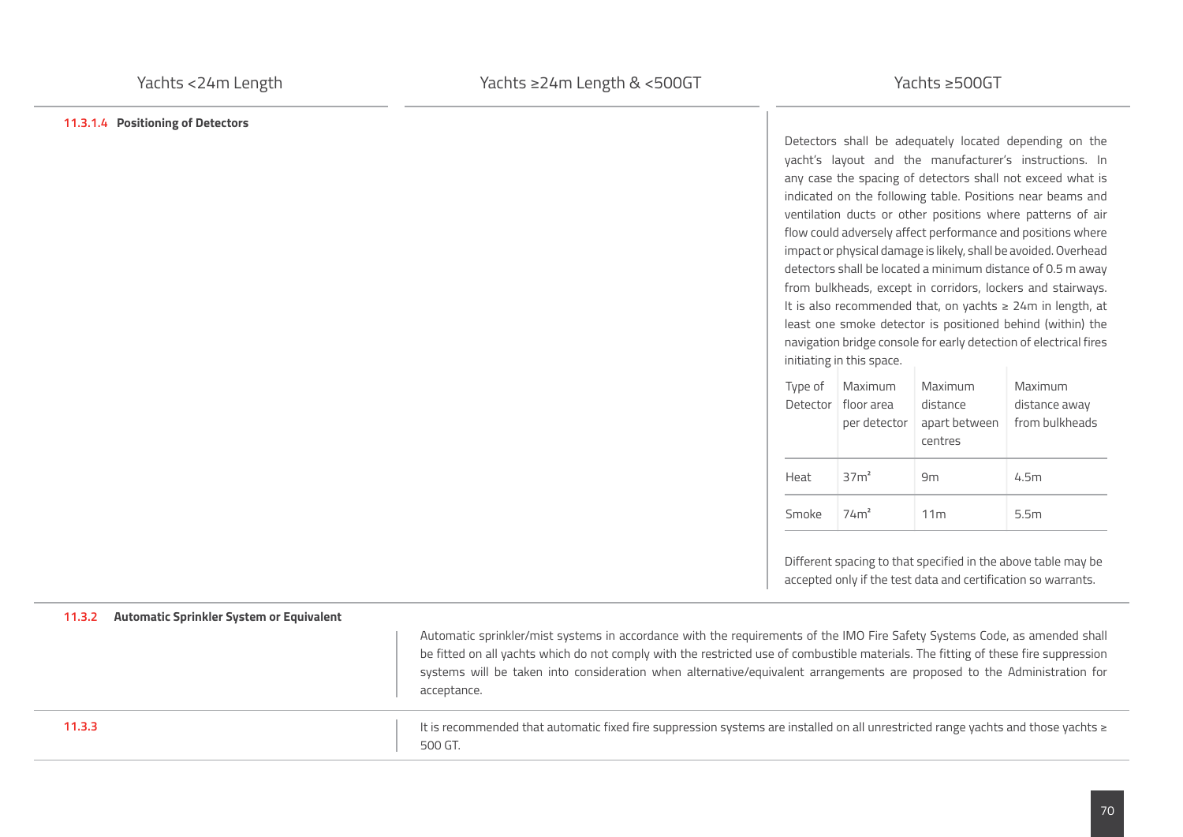| Yachts <24m Length | Yachts ≥24m Length & <500GT | Yachts ≥500GT |
|---|---|---|

**11.3.1.4 Positioning of Detectors**

*Yachts ≥500GT:*

Detectors shall be adequately located depending on the yacht's layout and the manufacturer's instructions. In any case the spacing of detectors shall not exceed what is indicated on the following table. Positions near beams and ventilation ducts or other positions where patterns of air flow could adversely affect performance and positions where impact or physical damage is likely, shall be avoided. Overhead detectors shall be located a minimum distance of 0.5 m away from bulkheads, except in corridors, lockers and stairways. It is also recommended that, on yachts ≥ 24m in length, at least one smoke detector is positioned behind (within) the navigation bridge console for early detection of electrical fires initiating in this space.

| Type of Detector | Maximum floor area per detector | Maximum distance apart between centres | Maximum distance away from bulkheads |
|---|---|---|---|
| Heat | $37m^2$ | 9m | 4.5m |
| Smoke | $74m^2$ | 11m | 5.5m |

Different spacing to that specified in the above table may be accepted only if the test data and certification so warrants.

**11.3.2 Automatic Sprinkler System or Equivalent**

Automatic sprinkler/mist systems in accordance with the requirements of the IMO Fire Safety Systems Code, as amended shall be fitted on all yachts which do not comply with the restricted use of combustible materials. The fitting of these fire suppression systems will be taken into consideration when alternative/equivalent arrangements are proposed to the Administration for acceptance.

**11.3.3**

It is recommended that automatic fixed fire suppression systems are installed on all unrestricted range yachts and those yachts ≥ 500 GT.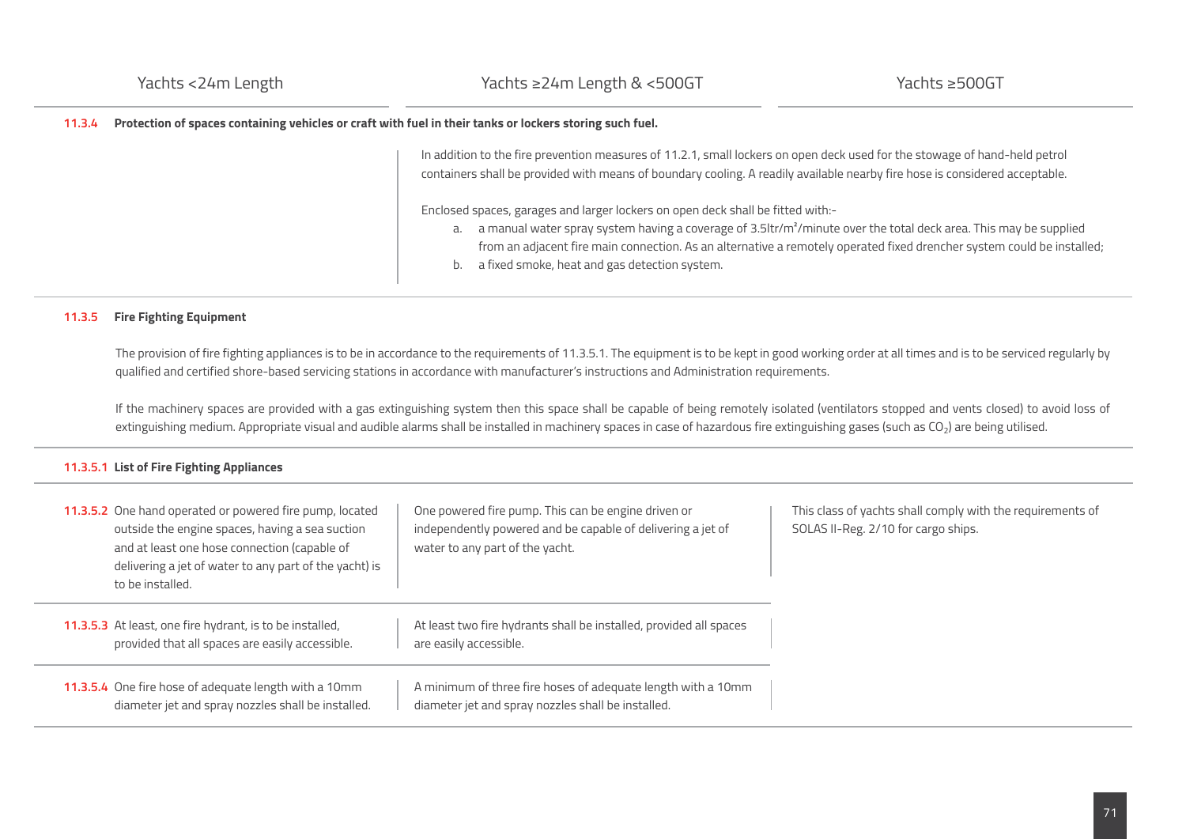| Yachts <24m Length | Yachts ≥24m Length & <500GT | Yachts ≥500GT |
|---|---|---|

**11.3.4 Protection of spaces containing vehicles or craft with fuel in their tanks or lockers storing such fuel.**

| Yachts <24m Length | Yachts ≥24m Length & <500GT and Yachts ≥500GT |
|---|---|
| | In addition to the fire prevention measures of 11.2.1, small lockers on open deck used for the stowage of hand-held petrol containers shall be provided with means of boundary cooling. A readily available nearby fire hose is considered acceptable.<br><br>Enclosed spaces, garages and larger lockers on open deck shall be fitted with:-<br>a. a manual water spray system having a coverage of 3.5ltr/m²/minute over the total deck area. This may be supplied from an adjacent fire main connection. As an alternative a remotely operated fixed drencher system could be installed;<br>b. a fixed smoke, heat and gas detection system. |

**11.3.5 Fire Fighting Equipment**

The provision of fire fighting appliances is to be in accordance to the requirements of 11.3.5.1. The equipment is to be kept in good working order at all times and is to be serviced regularly by qualified and certified shore-based servicing stations in accordance with manufacturer's instructions and Administration requirements.

If the machinery spaces are provided with a gas extinguishing system then this space shall be capable of being remotely isolated (ventilators stopped and vents closed) to avoid loss of extinguishing medium. Appropriate visual and audible alarms shall be installed in machinery spaces in case of hazardous fire extinguishing gases (such as $CO_2$) are being utilised.

**11.3.5.1 List of Fire Fighting Appliances**

| Yachts <24m Length | Yachts ≥24m Length & <500GT | Yachts ≥500GT |
|---|---|---|
| **11.3.5.2** One hand operated or powered fire pump, located outside the engine spaces, having a sea suction and at least one hose connection (capable of delivering a jet of water to any part of the yacht) is to be installed. | One powered fire pump. This can be engine driven or independently powered and be capable of delivering a jet of water to any part of the yacht. | This class of yachts shall comply with the requirements of SOLAS II-Reg. 2/10 for cargo ships. |
| **11.3.5.3** At least, one fire hydrant, is to be installed, provided that all spaces are easily accessible. | At least two fire hydrants shall be installed, provided all spaces are easily accessible. | |
| **11.3.5.4** One fire hose of adequate length with a 10mm diameter jet and spray nozzles shall be installed. | A minimum of three fire hoses of adequate length with a 10mm diameter jet and spray nozzles shall be installed. | |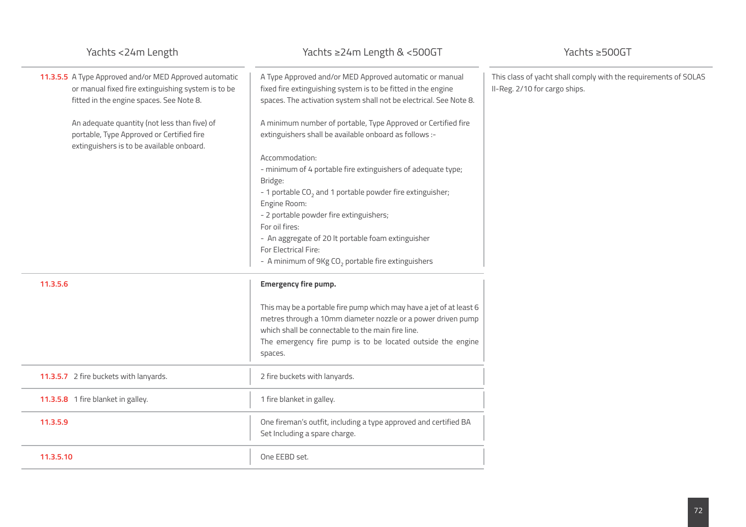| Yachts <24m Length | Yachts ≥24m Length & <500GT | Yachts ≥500GT |
|---|---|---|
| **11.3.5.5** A Type Approved and/or MED Approved automatic or manual fixed fire extinguishing system is to be fitted in the engine spaces. See Note 8.<br><br>An adequate quantity (not less than five) of portable, Type Approved or Certified fire extinguishers is to be available onboard. | A Type Approved and/or MED Approved automatic or manual fixed fire extinguishing system is to be fitted in the engine spaces. The activation system shall not be electrical. See Note 8.<br><br>A minimum number of portable, Type Approved or Certified fire extinguishers shall be available onboard as follows :-<br><br>Accommodation:<br>- minimum of 4 portable fire extinguishers of adequate type;<br>Bridge:<br>- 1 portable $CO_2$ and 1 portable powder fire extinguisher;<br>Engine Room:<br>- 2 portable powder fire extinguishers;<br>For oil fires:<br>- An aggregate of 20 lt portable foam extinguisher<br>For Electrical Fire:<br>- A minimum of 9Kg $CO_2$ portable fire extinguishers | This class of yacht shall comply with the requirements of SOLAS II-Reg. 2/10 for cargo ships. |
| **11.3.5.6** | **Emergency fire pump.**<br><br>This may be a portable fire pump which may have a jet of at least 6 metres through a 10mm diameter nozzle or a power driven pump which shall be connectable to the main fire line.<br>The emergency fire pump is to be located outside the engine spaces. | |
| **11.3.5.7** 2 fire buckets with lanyards. | 2 fire buckets with lanyards. | |
| **11.3.5.8** 1 fire blanket in galley. | 1 fire blanket in galley. | |
| **11.3.5.9** | One fireman's outfit, including a type approved and certified BA Set Including a spare charge. | |
| **11.3.5.10** | One EEBD set. | |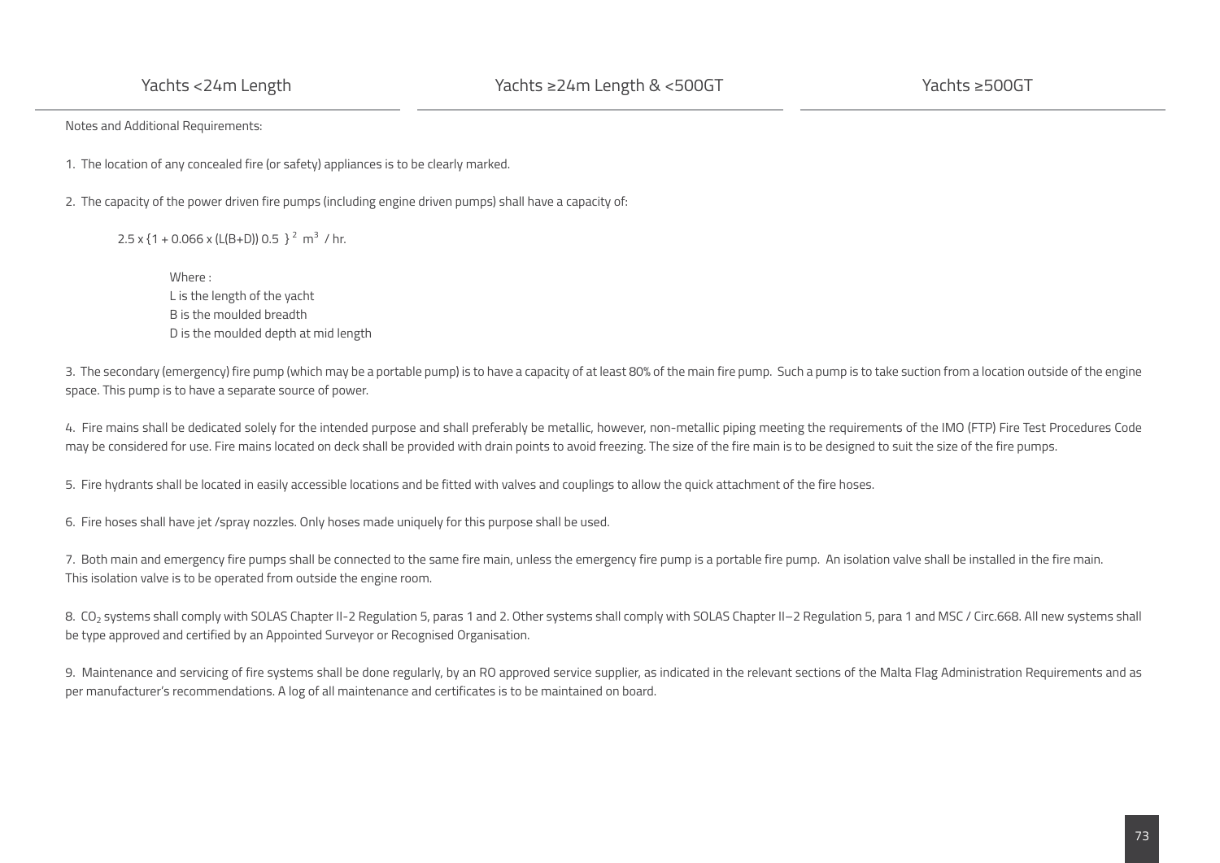| Yachts <24m Length | Yachts ≥24m Length & <500GT | Yachts ≥500GT |
| --- | --- | --- |

Notes and Additional Requirements:

1. The location of any concealed fire (or safety) appliances is to be clearly marked.

2. The capacity of the power driven fire pumps (including engine driven pumps) shall have a capacity of:

$$2.5 \times \{1 + 0.066 \times (L(B+D))\ 0.5\ \}^2\ m^3\ / \text{hr.}$$

Where :
L is the length of the yacht
B is the moulded breadth
D is the moulded depth at mid length

3. The secondary (emergency) fire pump (which may be a portable pump) is to have a capacity of at least 80% of the main fire pump. Such a pump is to take suction from a location outside of the engine space. This pump is to have a separate source of power.

4. Fire mains shall be dedicated solely for the intended purpose and shall preferably be metallic, however, non-metallic piping meeting the requirements of the IMO (FTP) Fire Test Procedures Code may be considered for use. Fire mains located on deck shall be provided with drain points to avoid freezing. The size of the fire main is to be designed to suit the size of the fire pumps.

5. Fire hydrants shall be located in easily accessible locations and be fitted with valves and couplings to allow the quick attachment of the fire hoses.

6. Fire hoses shall have jet /spray nozzles. Only hoses made uniquely for this purpose shall be used.

7. Both main and emergency fire pumps shall be connected to the same fire main, unless the emergency fire pump is a portable fire pump. An isolation valve shall be installed in the fire main. This isolation valve is to be operated from outside the engine room.

8. $CO_2$ systems shall comply with SOLAS Chapter II-2 Regulation 5, paras 1 and 2. Other systems shall comply with SOLAS Chapter II–2 Regulation 5, para 1 and MSC / Circ.668. All new systems shall be type approved and certified by an Appointed Surveyor or Recognised Organisation.

9. Maintenance and servicing of fire systems shall be done regularly, by an RO approved service supplier, as indicated in the relevant sections of the Malta Flag Administration Requirements and as per manufacturer's recommendations. A log of all maintenance and certificates is to be maintained on board.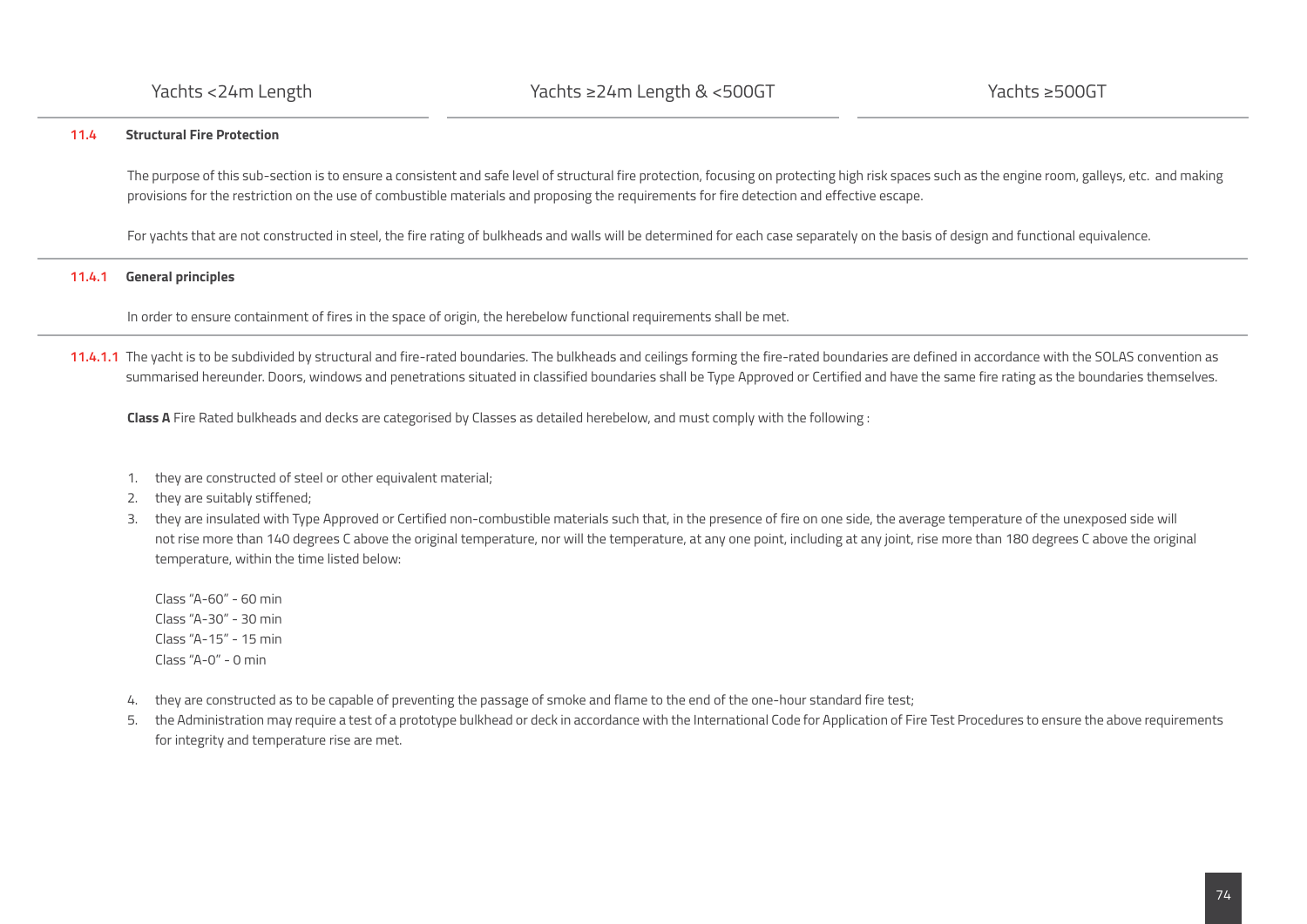| Yachts <24m Length | Yachts ≥24m Length & <500GT | Yachts ≥500GT |
|---|---|---|

## 11.4 Structural Fire Protection

The purpose of this sub-section is to ensure a consistent and safe level of structural fire protection, focusing on protecting high risk spaces such as the engine room, galleys, etc. and making provisions for the restriction on the use of combustible materials and proposing the requirements for fire detection and effective escape.

For yachts that are not constructed in steel, the fire rating of bulkheads and walls will be determined for each case separately on the basis of design and functional equivalence.

### 11.4.1 General principles

In order to ensure containment of fires in the space of origin, the herebelow functional requirements shall be met.

**11.4.1.1** The yacht is to be subdivided by structural and fire-rated boundaries. The bulkheads and ceilings forming the fire-rated boundaries are defined in accordance with the SOLAS convention as summarised hereunder. Doors, windows and penetrations situated in classified boundaries shall be Type Approved or Certified and have the same fire rating as the boundaries themselves.

**Class A** Fire Rated bulkheads and decks are categorised by Classes as detailed herebelow, and must comply with the following :

1. they are constructed of steel or other equivalent material;
2. they are suitably stiffened;
3. they are insulated with Type Approved or Certified non-combustible materials such that, in the presence of fire on one side, the average temperature of the unexposed side will not rise more than 140 degrees C above the original temperature, nor will the temperature, at any one point, including at any joint, rise more than 180 degrees C above the original temperature, within the time listed below:

   Class "A-60" - 60 min
   Class "A-30" - 30 min
   Class "A-15" - 15 min
   Class "A-0" - 0 min

4. they are constructed as to be capable of preventing the passage of smoke and flame to the end of the one-hour standard fire test;
5. the Administration may require a test of a prototype bulkhead or deck in accordance with the International Code for Application of Fire Test Procedures to ensure the above requirements for integrity and temperature rise are met.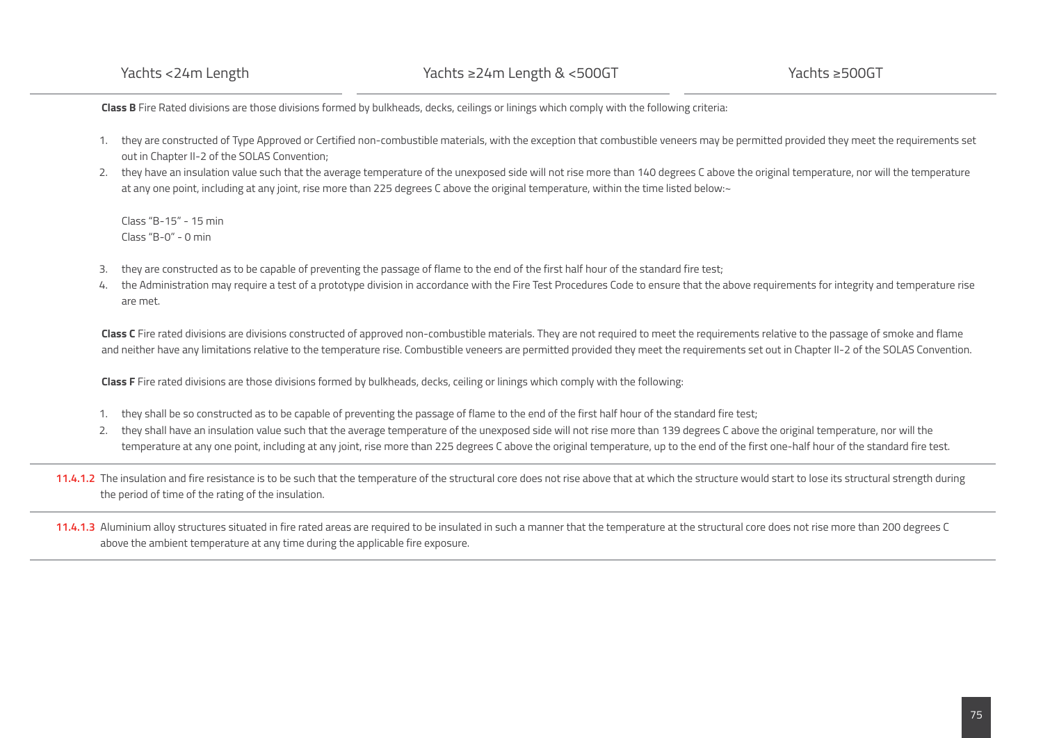**Class B** Fire Rated divisions are those divisions formed by bulkheads, decks, ceilings or linings which comply with the following criteria:

1. they are constructed of Type Approved or Certified non-combustible materials, with the exception that combustible veneers may be permitted provided they meet the requirements set out in Chapter II-2 of the SOLAS Convention;
2. they have an insulation value such that the average temperature of the unexposed side will not rise more than 140 degrees C above the original temperature, nor will the temperature at any one point, including at any joint, rise more than 225 degrees C above the original temperature, within the time listed below:~

   Class "B-15" - 15 min
   Class "B-0" - 0 min

3. they are constructed as to be capable of preventing the passage of flame to the end of the first half hour of the standard fire test;
4. the Administration may require a test of a prototype division in accordance with the Fire Test Procedures Code to ensure that the above requirements for integrity and temperature rise are met.

**Class C** Fire rated divisions are divisions constructed of approved non-combustible materials. They are not required to meet the requirements relative to the passage of smoke and flame and neither have any limitations relative to the temperature rise. Combustible veneers are permitted provided they meet the requirements set out in Chapter II-2 of the SOLAS Convention.

**Class F** Fire rated divisions are those divisions formed by bulkheads, decks, ceiling or linings which comply with the following:

1. they shall be so constructed as to be capable of preventing the passage of flame to the end of the first half hour of the standard fire test;
2. they shall have an insulation value such that the average temperature of the unexposed side will not rise more than 139 degrees C above the original temperature, nor will the temperature at any one point, including at any joint, rise more than 225 degrees C above the original temperature, up to the end of the first one-half hour of the standard fire test.

**11.4.1.2** The insulation and fire resistance is to be such that the temperature of the structural core does not rise above that at which the structure would start to lose its structural strength during the period of time of the rating of the insulation.

**11.4.1.3** Aluminium alloy structures situated in fire rated areas are required to be insulated in such a manner that the temperature at the structural core does not rise more than 200 degrees C above the ambient temperature at any time during the applicable fire exposure.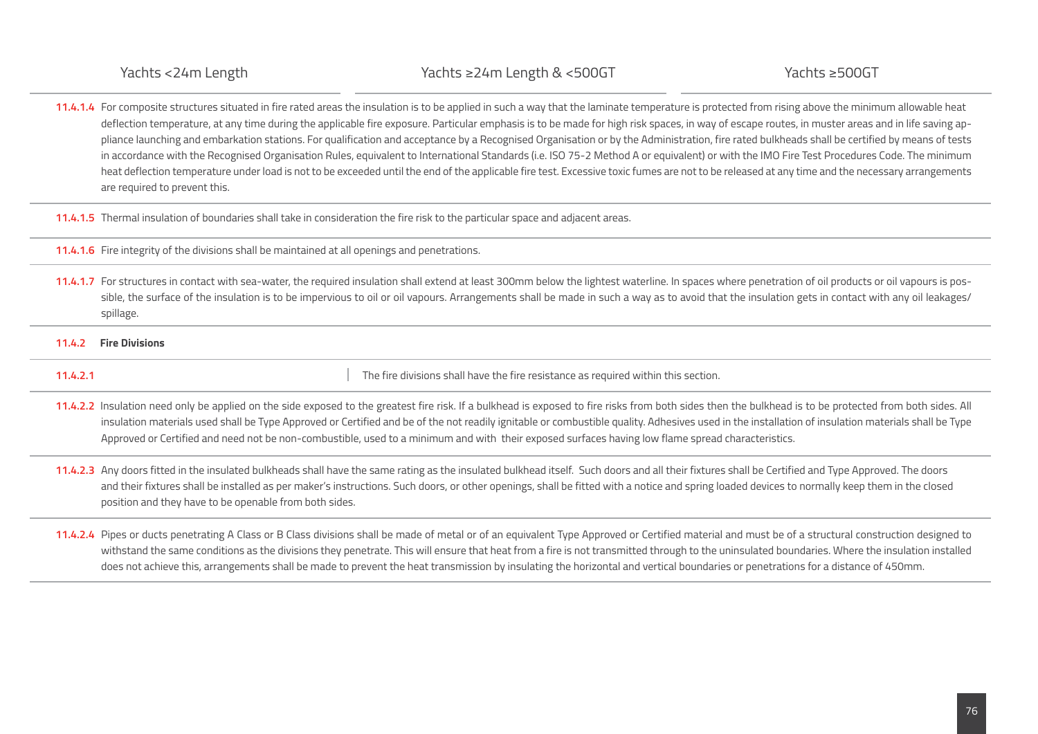| Yachts <24m Length | Yachts ≥24m Length & <500GT | Yachts ≥500GT |
|---|---|---|

**11.4.1.4** For composite structures situated in fire rated areas the insulation is to be applied in such a way that the laminate temperature is protected from rising above the minimum allowable heat deflection temperature, at any time during the applicable fire exposure. Particular emphasis is to be made for high risk spaces, in way of escape routes, in muster areas and in life saving appliance launching and embarkation stations. For qualification and acceptance by a Recognised Organisation or by the Administration, fire rated bulkheads shall be certified by means of tests in accordance with the Recognised Organisation Rules, equivalent to International Standards (i.e. ISO 75-2 Method A or equivalent) or with the IMO Fire Test Procedures Code. The minimum heat deflection temperature under load is not to be exceeded until the end of the applicable fire test. Excessive toxic fumes are not to be released at any time and the necessary arrangements are required to prevent this.

**11.4.1.5** Thermal insulation of boundaries shall take in consideration the fire risk to the particular space and adjacent areas.

**11.4.1.6** Fire integrity of the divisions shall be maintained at all openings and penetrations.

**11.4.1.7** For structures in contact with sea-water, the required insulation shall extend at least 300mm below the lightest waterline. In spaces where penetration of oil products or oil vapours is possible, the surface of the insulation is to be impervious to oil or oil vapours. Arrangements shall be made in such a way as to avoid that the insulation gets in contact with any oil leakages/spillage.

### 11.4.2 Fire Divisions

| | Yachts <24m Length | Yachts ≥24m Length & <500GT / Yachts ≥500GT |
|---|---|---|
| **11.4.2.1** | | The fire divisions shall have the fire resistance as required within this section. |

**11.4.2.2** Insulation need only be applied on the side exposed to the greatest fire risk. If a bulkhead is exposed to fire risks from both sides then the bulkhead is to be protected from both sides. All insulation materials used shall be Type Approved or Certified and be of the not readily ignitable or combustible quality. Adhesives used in the installation of insulation materials shall be Type Approved or Certified and need not be non-combustible, used to a minimum and with their exposed surfaces having low flame spread characteristics.

**11.4.2.3** Any doors fitted in the insulated bulkheads shall have the same rating as the insulated bulkhead itself. Such doors and all their fixtures shall be Certified and Type Approved. The doors and their fixtures shall be installed as per maker's instructions. Such doors, or other openings, shall be fitted with a notice and spring loaded devices to normally keep them in the closed position and they have to be openable from both sides.

**11.4.2.4** Pipes or ducts penetrating A Class or B Class divisions shall be made of metal or of an equivalent Type Approved or Certified material and must be of a structural construction designed to withstand the same conditions as the divisions they penetrate. This will ensure that heat from a fire is not transmitted through to the uninsulated boundaries. Where the insulation installed does not achieve this, arrangements shall be made to prevent the heat transmission by insulating the horizontal and vertical boundaries or penetrations for a distance of 450mm.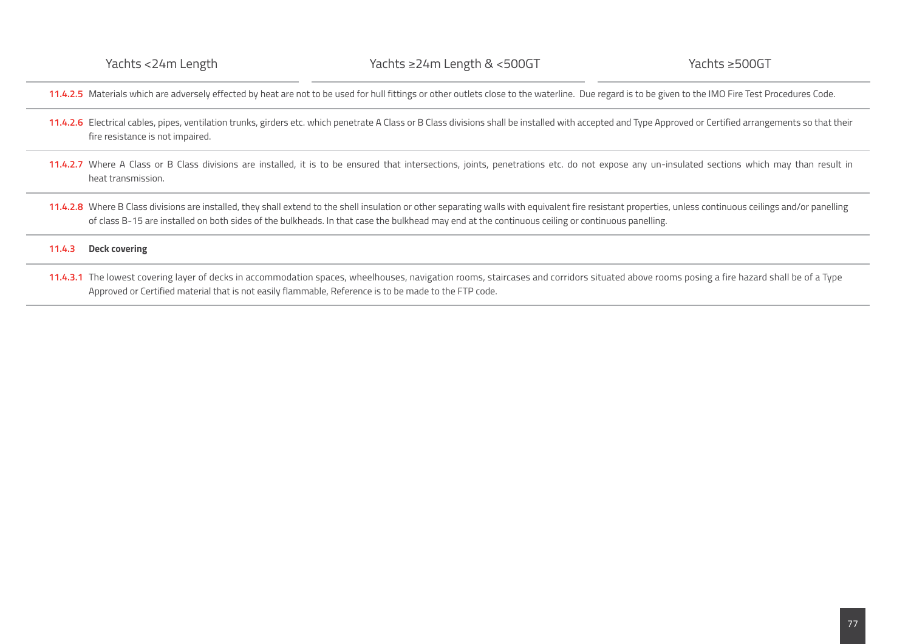| Yachts <24m Length | Yachts ≥24m Length & <500GT | Yachts ≥500GT |
|---|---|---|

**11.4.2.5** Materials which are adversely effected by heat are not to be used for hull fittings or other outlets close to the waterline. Due regard is to be given to the IMO Fire Test Procedures Code.

**11.4.2.6** Electrical cables, pipes, ventilation trunks, girders etc. which penetrate A Class or B Class divisions shall be installed with accepted and Type Approved or Certified arrangements so that their fire resistance is not impaired.

**11.4.2.7** Where A Class or B Class divisions are installed, it is to be ensured that intersections, joints, penetrations etc. do not expose any un-insulated sections which may than result in heat transmission.

**11.4.2.8** Where B Class divisions are installed, they shall extend to the shell insulation or other separating walls with equivalent fire resistant properties, unless continuous ceilings and/or panelling of class B-15 are installed on both sides of the bulkheads. In that case the bulkhead may end at the continuous ceiling or continuous panelling.

### 11.4.3 Deck covering

**11.4.3.1** The lowest covering layer of decks in accommodation spaces, wheelhouses, navigation rooms, staircases and corridors situated above rooms posing a fire hazard shall be of a Type Approved or Certified material that is not easily flammable, Reference is to be made to the FTP code.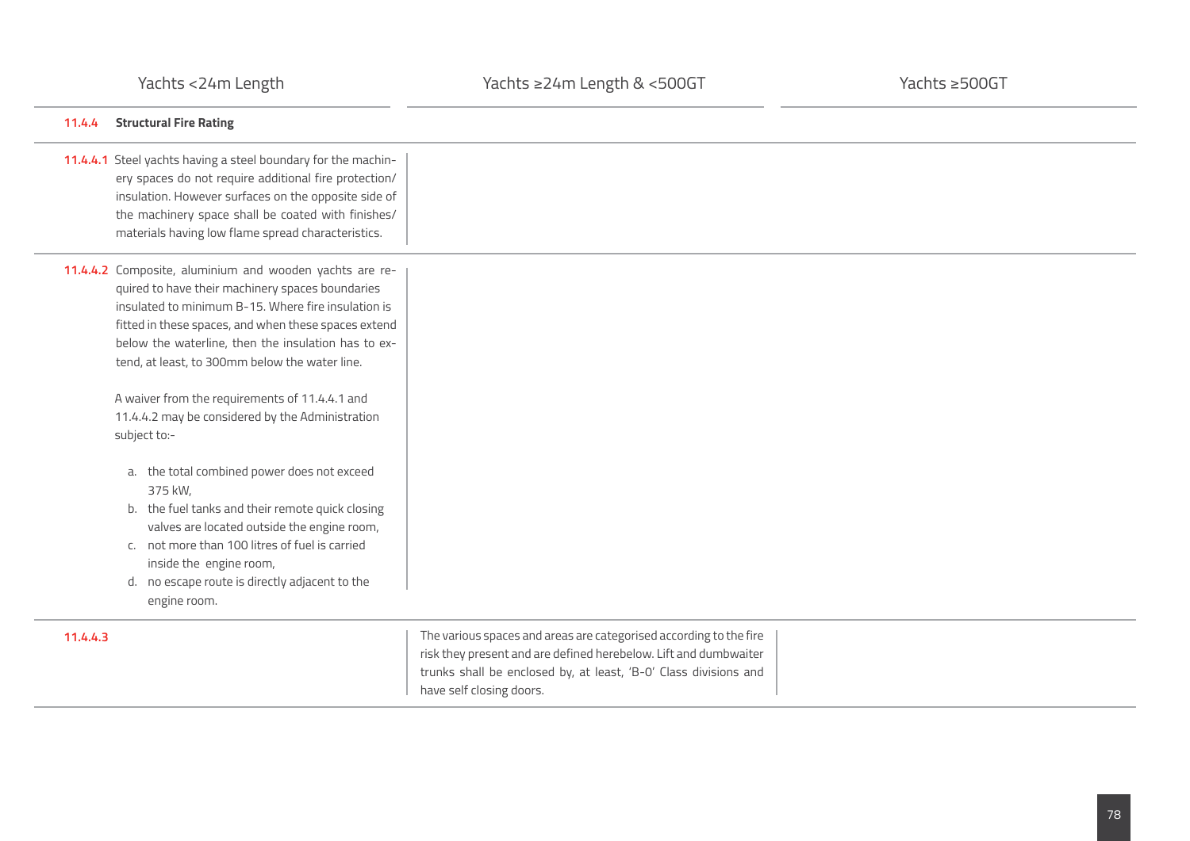| Yachts <24m Length | Yachts ≥24m Length & <500GT | Yachts ≥500GT |
|---|---|---|
| **11.4.4 Structural Fire Rating** | | |
| **11.4.4.1** Steel yachts having a steel boundary for the machinery spaces do not require additional fire protection/ insulation. However surfaces on the opposite side of the machinery space shall be coated with finishes/ materials having low flame spread characteristics. | | |
| **11.4.4.2** Composite, aluminium and wooden yachts are required to have their machinery spaces boundaries insulated to minimum B-15. Where fire insulation is fitted in these spaces, and when these spaces extend below the waterline, then the insulation has to extend, at least, to 300mm below the water line.<br><br>A waiver from the requirements of 11.4.4.1 and 11.4.4.2 may be considered by the Administration subject to:-<br><br>a. the total combined power does not exceed 375 kW,<br>b. the fuel tanks and their remote quick closing valves are located outside the engine room,<br>c. not more than 100 litres of fuel is carried inside the engine room,<br>d. no escape route is directly adjacent to the engine room. | | |
| **11.4.4.3** | The various spaces and areas are categorised according to the fire risk they present and are defined herebelow. Lift and dumbwaiter trunks shall be enclosed by, at least, 'B-0' Class divisions and have self closing doors. | |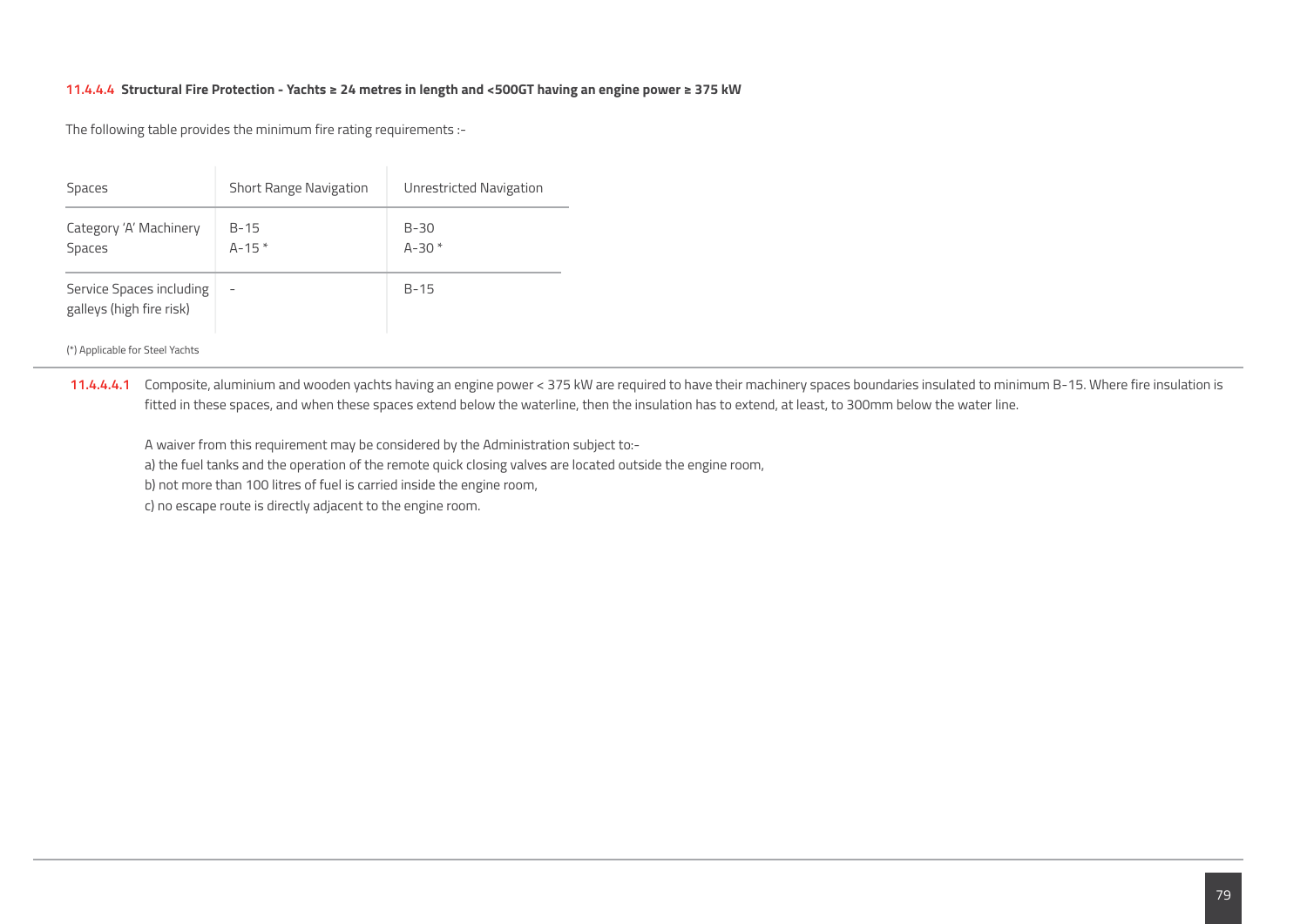#### 11.4.4.4 Structural Fire Protection - Yachts ≥ 24 metres in length and <500GT having an engine power ≥ 375 kW

The following table provides the minimum fire rating requirements :-

| Spaces | Short Range Navigation | Unrestricted Navigation |
| --- | --- | --- |
| Category 'A' Machinery Spaces | B-15<br>A-15 * | B-30<br>A-30 * |
| Service Spaces including galleys (high fire risk) | - | B-15 |

(*) Applicable for Steel Yachts

**11.4.4.4.1** Composite, aluminium and wooden yachts having an engine power < 375 kW are required to have their machinery spaces boundaries insulated to minimum B-15. Where fire insulation is fitted in these spaces, and when these spaces extend below the waterline, then the insulation has to extend, at least, to 300mm below the water line.

A waiver from this requirement may be considered by the Administration subject to:-
a) the fuel tanks and the operation of the remote quick closing valves are located outside the engine room,
b) not more than 100 litres of fuel is carried inside the engine room,
c) no escape route is directly adjacent to the engine room.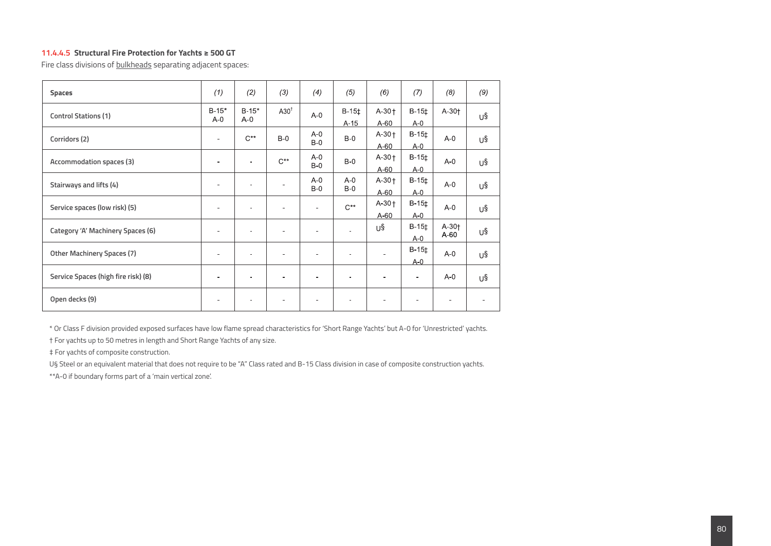#### 11.4.4.5 Structural Fire Protection for Yachts ≥ 500 GT

Fire class divisions of bulkheads separating adjacent spaces:

| Spaces | (1) | (2) | (3) | (4) | (5) | (6) | (7) | (8) | (9) |
|---|---|---|---|---|---|---|---|---|---|
| Control Stations (1) | B-15* A-0 | B-15* A-0 | A30† | A-0 | B-15‡ A-15 | A-30 † A-60 | B-15‡ A-0 | A-30† | U§ |
| Corridors (2) | - | C** | B-0 | A-0 B-0 | B-0 | A-30 † A-60 | B-15‡ A-0 | A-0 | U§ |
| Accommodation spaces (3) | - | - | C** | A-0 B-0 | B-0 | A-30 † A-60 | B-15‡ A-0 | A-0 | U§ |
| Stairways and lifts (4) | - | - | - | A-0 B-0 | A-0 B-0 | A-30 † A-60 | B-15‡ A-0 | A-0 | U§ |
| Service spaces (low risk) (5) | - | - | - | - | C** | A-30 † A-60 | B-15‡ A-0 | A-0 | U§ |
| Category 'A' Machinery Spaces (6) | - | - | - | - | - | U§ | B-15‡ A-0 | A-30† A-60 | U§ |
| Other Machinery Spaces (7) | - | - | - | - | - | - | B-15‡ A-0 | A-0 | U§ |
| Service Spaces (high fire risk) (8) | - | - | - | - | - | - | - | A-0 | U§ |
| Open decks (9) | - | - | - | - | - | - | - | - | - |

* Or Class F division provided exposed surfaces have low flame spread characteristics for 'Short Range Yachts' but A-0 for 'Unrestricted' yachts.

† For yachts up to 50 metres in length and Short Range Yachts of any size.

‡ For yachts of composite construction.

U§ Steel or an equivalent material that does not require to be "A" Class rated and B-15 Class division in case of composite construction yachts.

**A-0 if boundary forms part of a 'main vertical zone'.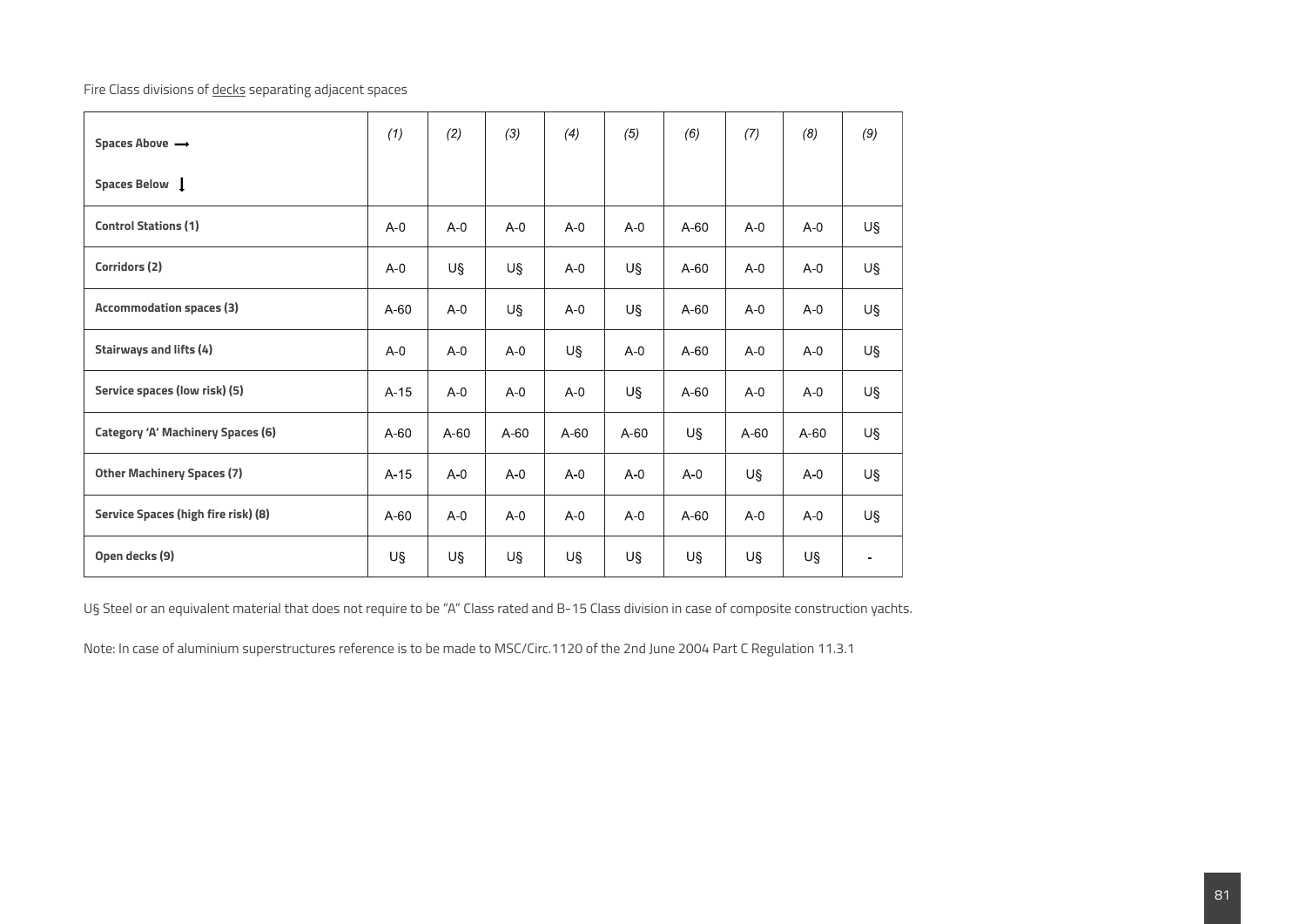Fire Class divisions of decks separating adjacent spaces

| Spaces Above ⟶<br><br>Spaces Below ↓ | *(1)* | *(2)* | *(3)* | *(4)* | *(5)* | *(6)* | *(7)* | *(8)* | *(9)* |
|---|---|---|---|---|---|---|---|---|---|
| **Control Stations (1)** | A-0 | A-0 | A-0 | A-0 | A-0 | A-60 | A-0 | A-0 | U§ |
| **Corridors (2)** | A-0 | U§ | U§ | A-0 | U§ | A-60 | A-0 | A-0 | U§ |
| **Accommodation spaces (3)** | A-60 | A-0 | U§ | A-0 | U§ | A-60 | A-0 | A-0 | U§ |
| **Stairways and lifts (4)** | A-0 | A-0 | A-0 | U§ | A-0 | A-60 | A-0 | A-0 | U§ |
| **Service spaces (low risk) (5)** | A-15 | A-0 | A-0 | A-0 | U§ | A-60 | A-0 | A-0 | U§ |
| **Category 'A' Machinery Spaces (6)** | A-60 | A-60 | A-60 | A-60 | A-60 | U§ | A-60 | A-60 | U§ |
| **Other Machinery Spaces (7)** | A-15 | A-0 | A-0 | A-0 | A-0 | A-0 | U§ | A-0 | U§ |
| **Service Spaces (high fire risk) (8)** | A-60 | A-0 | A-0 | A-0 | A-0 | A-60 | A-0 | A-0 | U§ |
| **Open decks (9)** | U§ | U§ | U§ | U§ | U§ | U§ | U§ | U§ | - |

U§ Steel or an equivalent material that does not require to be "A" Class rated and B-15 Class division in case of composite construction yachts.

Note: In case of aluminium superstructures reference is to be made to MSC/Circ.1120 of the 2nd June 2004 Part C Regulation 11.3.1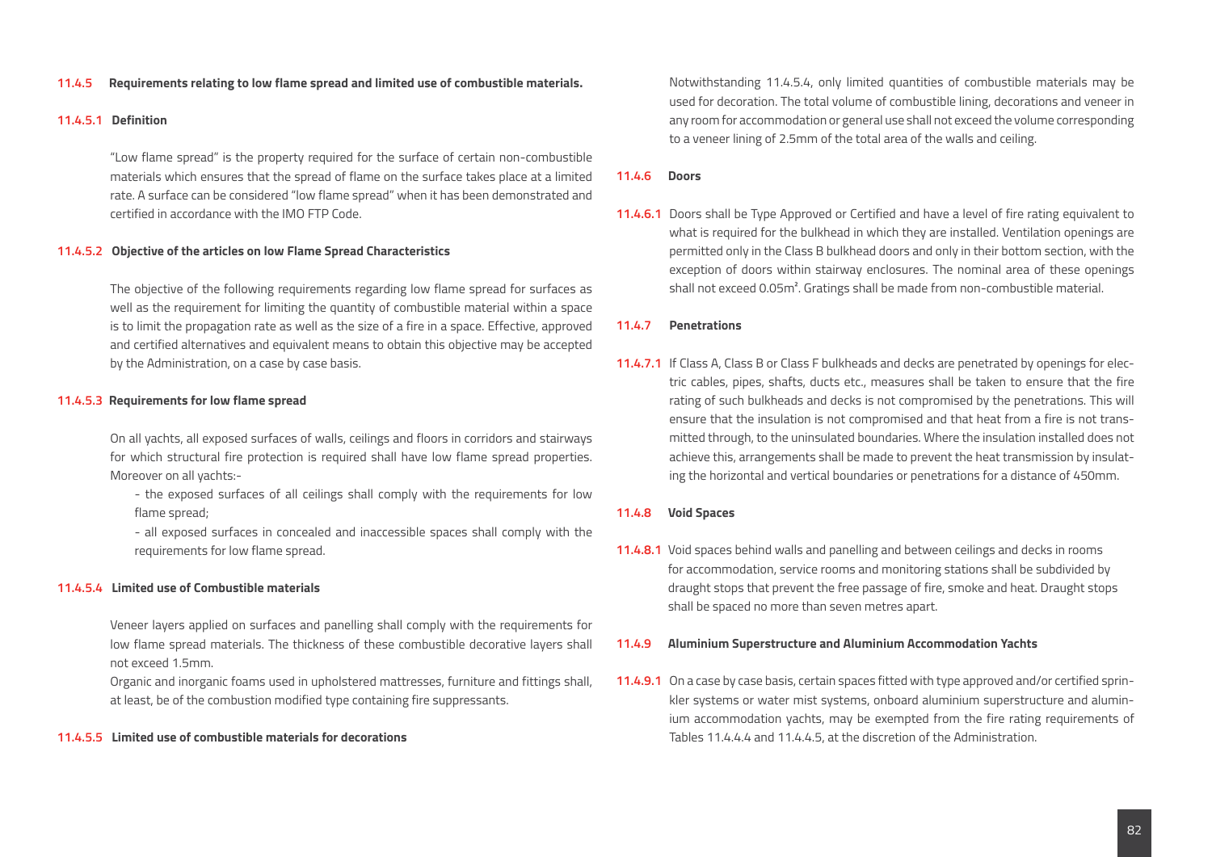### 11.4.5 Requirements relating to low flame spread and limited use of combustible materials.

#### 11.4.5.1 Definition

"Low flame spread" is the property required for the surface of certain non-combustible materials which ensures that the spread of flame on the surface takes place at a limited rate. A surface can be considered "low flame spread" when it has been demonstrated and certified in accordance with the IMO FTP Code.

#### 11.4.5.2 Objective of the articles on low Flame Spread Characteristics

The objective of the following requirements regarding low flame spread for surfaces as well as the requirement for limiting the quantity of combustible material within a space is to limit the propagation rate as well as the size of a fire in a space. Effective, approved and certified alternatives and equivalent means to obtain this objective may be accepted by the Administration, on a case by case basis.

#### 11.4.5.3 Requirements for low flame spread

On all yachts, all exposed surfaces of walls, ceilings and floors in corridors and stairways for which structural fire protection is required shall have low flame spread properties. Moreover on all yachts:-

- the exposed surfaces of all ceilings shall comply with the requirements for low flame spread;
- all exposed surfaces in concealed and inaccessible spaces shall comply with the requirements for low flame spread.

#### 11.4.5.4 Limited use of Combustible materials

Veneer layers applied on surfaces and panelling shall comply with the requirements for low flame spread materials. The thickness of these combustible decorative layers shall not exceed 1.5mm.

Organic and inorganic foams used in upholstered mattresses, furniture and fittings shall, at least, be of the combustion modified type containing fire suppressants.

#### 11.4.5.5 Limited use of combustible materials for decorations

Notwithstanding 11.4.5.4, only limited quantities of combustible materials may be used for decoration. The total volume of combustible lining, decorations and veneer in any room for accommodation or general use shall not exceed the volume corresponding to a veneer lining of 2.5mm of the total area of the walls and ceiling.

### 11.4.6 Doors

**11.4.6.1** Doors shall be Type Approved or Certified and have a level of fire rating equivalent to what is required for the bulkhead in which they are installed. Ventilation openings are permitted only in the Class B bulkhead doors and only in their bottom section, with the exception of doors within stairway enclosures. The nominal area of these openings shall not exceed 0.05m². Gratings shall be made from non-combustible material.

### 11.4.7 Penetrations

**11.4.7.1** If Class A, Class B or Class F bulkheads and decks are penetrated by openings for electric cables, pipes, shafts, ducts etc., measures shall be taken to ensure that the fire rating of such bulkheads and decks is not compromised by the penetrations. This will ensure that the insulation is not compromised and that heat from a fire is not transmitted through, to the uninsulated boundaries. Where the insulation installed does not achieve this, arrangements shall be made to prevent the heat transmission by insulating the horizontal and vertical boundaries or penetrations for a distance of 450mm.

### 11.4.8 Void Spaces

**11.4.8.1** Void spaces behind walls and panelling and between ceilings and decks in rooms for accommodation, service rooms and monitoring stations shall be subdivided by draught stops that prevent the free passage of fire, smoke and heat. Draught stops shall be spaced no more than seven metres apart.

### 11.4.9 Aluminium Superstructure and Aluminium Accommodation Yachts

**11.4.9.1** On a case by case basis, certain spaces fitted with type approved and/or certified sprinkler systems or water mist systems, onboard aluminium superstructure and aluminium accommodation yachts, may be exempted from the fire rating requirements of Tables 11.4.4.4 and 11.4.4.5, at the discretion of the Administration.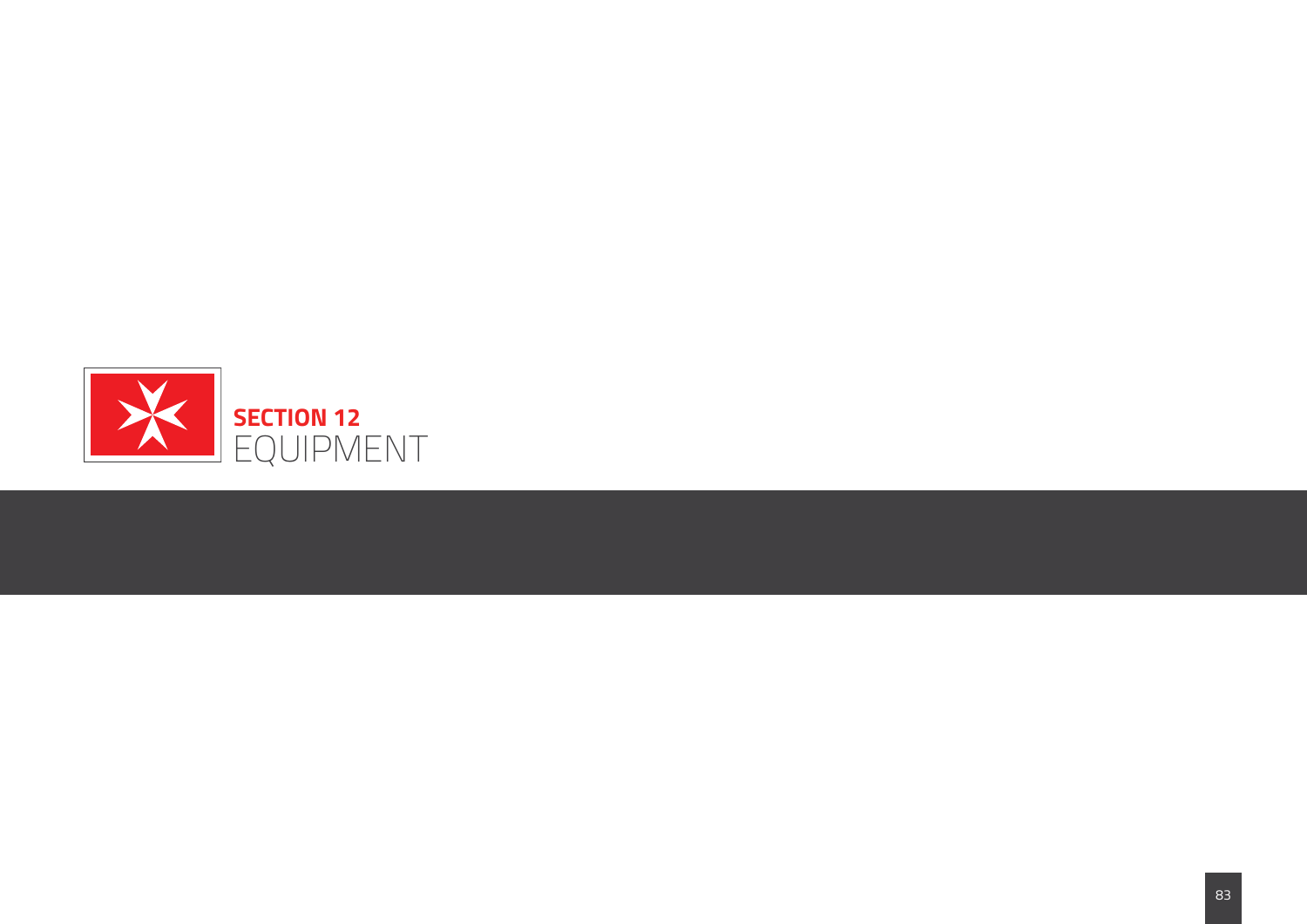# SECTION 12
# EQUIPMENT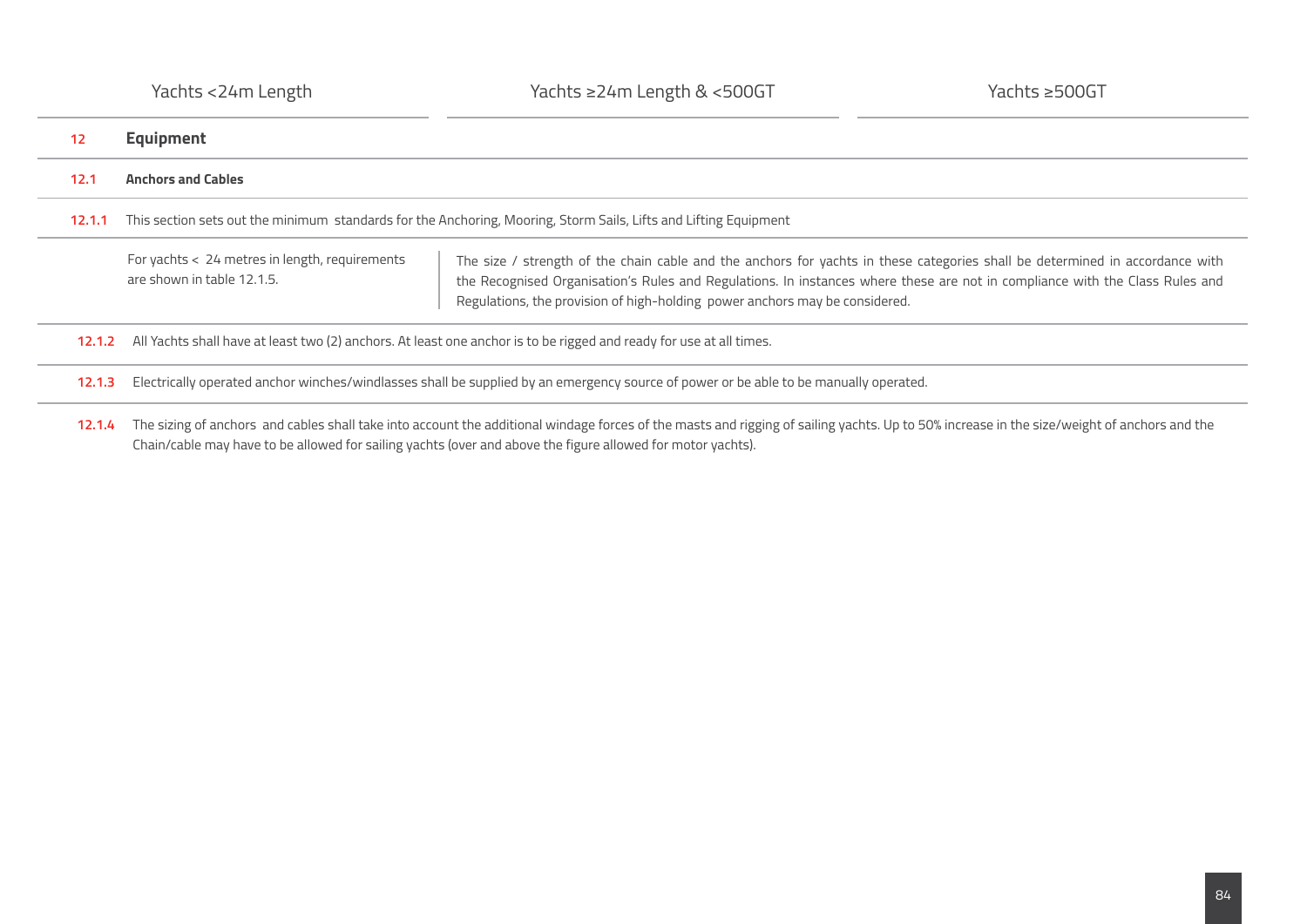| Yachts <24m Length | Yachts ≥24m Length & <500GT | Yachts ≥500GT |
|---|---|---|

## 12 Equipment

### 12.1 Anchors and Cables

**12.1.1** This section sets out the minimum standards for the Anchoring, Mooring, Storm Sails, Lifts and Lifting Equipment

| Yachts <24m Length | Yachts ≥24m Length & <500GT / Yachts ≥500GT |
|---|---|
| For yachts < 24 metres in length, requirements are shown in table 12.1.5. | The size / strength of the chain cable and the anchors for yachts in these categories shall be determined in accordance with the Recognised Organisation's Rules and Regulations. In instances where these are not in compliance with the Class Rules and Regulations, the provision of high-holding power anchors may be considered. |

**12.1.2** All Yachts shall have at least two (2) anchors. At least one anchor is to be rigged and ready for use at all times.

**12.1.3** Electrically operated anchor winches/windlasses shall be supplied by an emergency source of power or be able to be manually operated.

**12.1.4** The sizing of anchors and cables shall take into account the additional windage forces of the masts and rigging of sailing yachts. Up to 50% increase in the size/weight of anchors and the Chain/cable may have to be allowed for sailing yachts (over and above the figure allowed for motor yachts).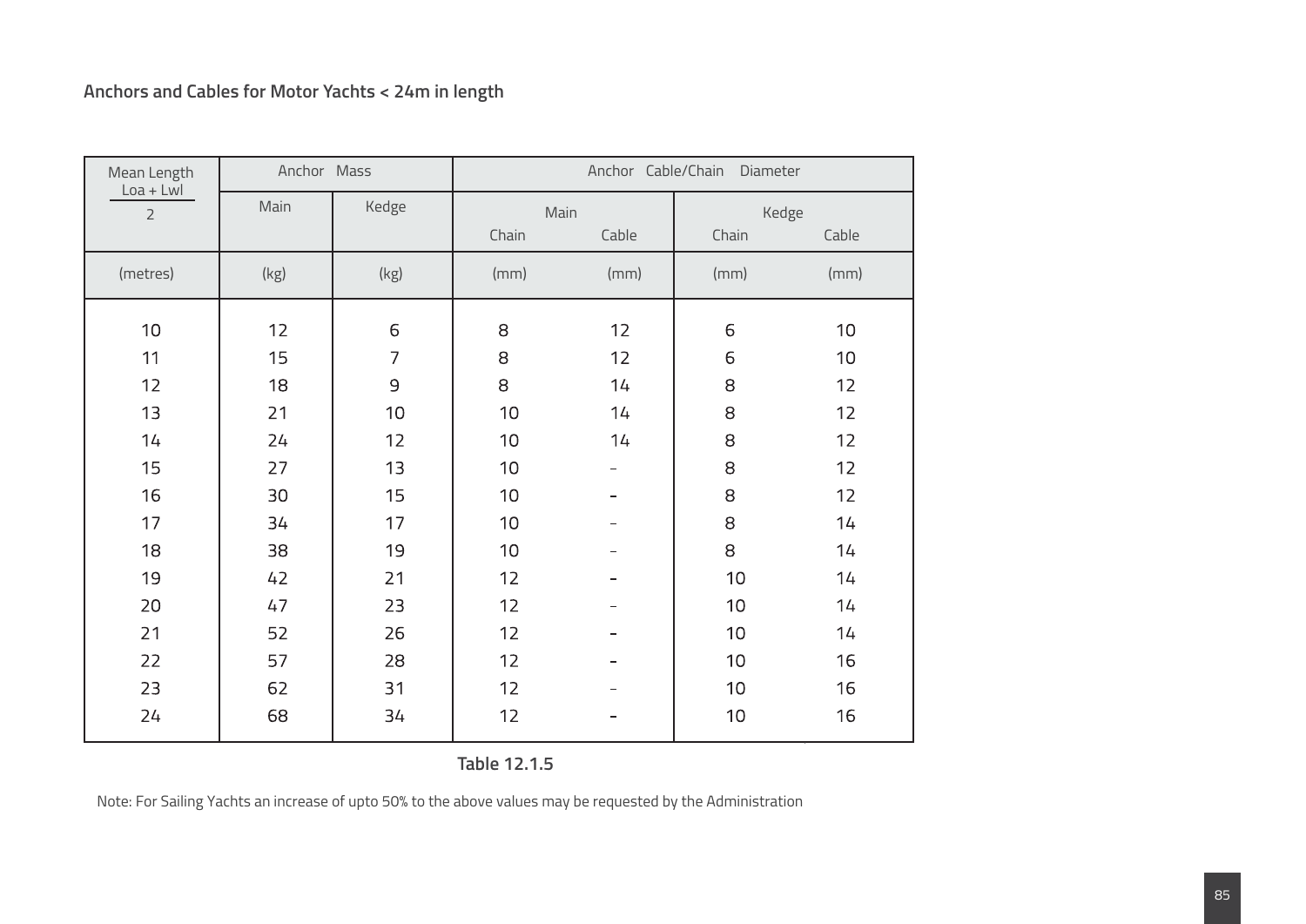## Anchors and Cables for Motor Yachts < 24m in length

| Mean Length (Loa + Lwl) / 2 | Anchor Mass | | Anchor Cable/Chain Diameter | | | |
|---|---|---|---|---|---|---|
| | Main | Kedge | Main | | Kedge | |
| | | | Chain | Cable | Chain | Cable |
| (metres) | (kg) | (kg) | (mm) | (mm) | (mm) | (mm) |
| 10 | 12 | 6 | 8 | 12 | 6 | 10 |
| 11 | 15 | 7 | 8 | 12 | 6 | 10 |
| 12 | 18 | 9 | 8 | 14 | 8 | 12 |
| 13 | 21 | 10 | 10 | 14 | 8 | 12 |
| 14 | 24 | 12 | 10 | 14 | 8 | 12 |
| 15 | 27 | 13 | 10 | - | 8 | 12 |
| 16 | 30 | 15 | 10 | - | 8 | 12 |
| 17 | 34 | 17 | 10 | - | 8 | 14 |
| 18 | 38 | 19 | 10 | - | 8 | 14 |
| 19 | 42 | 21 | 12 | - | 10 | 14 |
| 20 | 47 | 23 | 12 | - | 10 | 14 |
| 21 | 52 | 26 | 12 | - | 10 | 14 |
| 22 | 57 | 28 | 12 | - | 10 | 16 |
| 23 | 62 | 31 | 12 | - | 10 | 16 |
| 24 | 68 | 34 | 12 | - | 10 | 16 |

**Table 12.1.5**

Note: For Sailing Yachts an increase of upto 50% to the above values may be requested by the Administration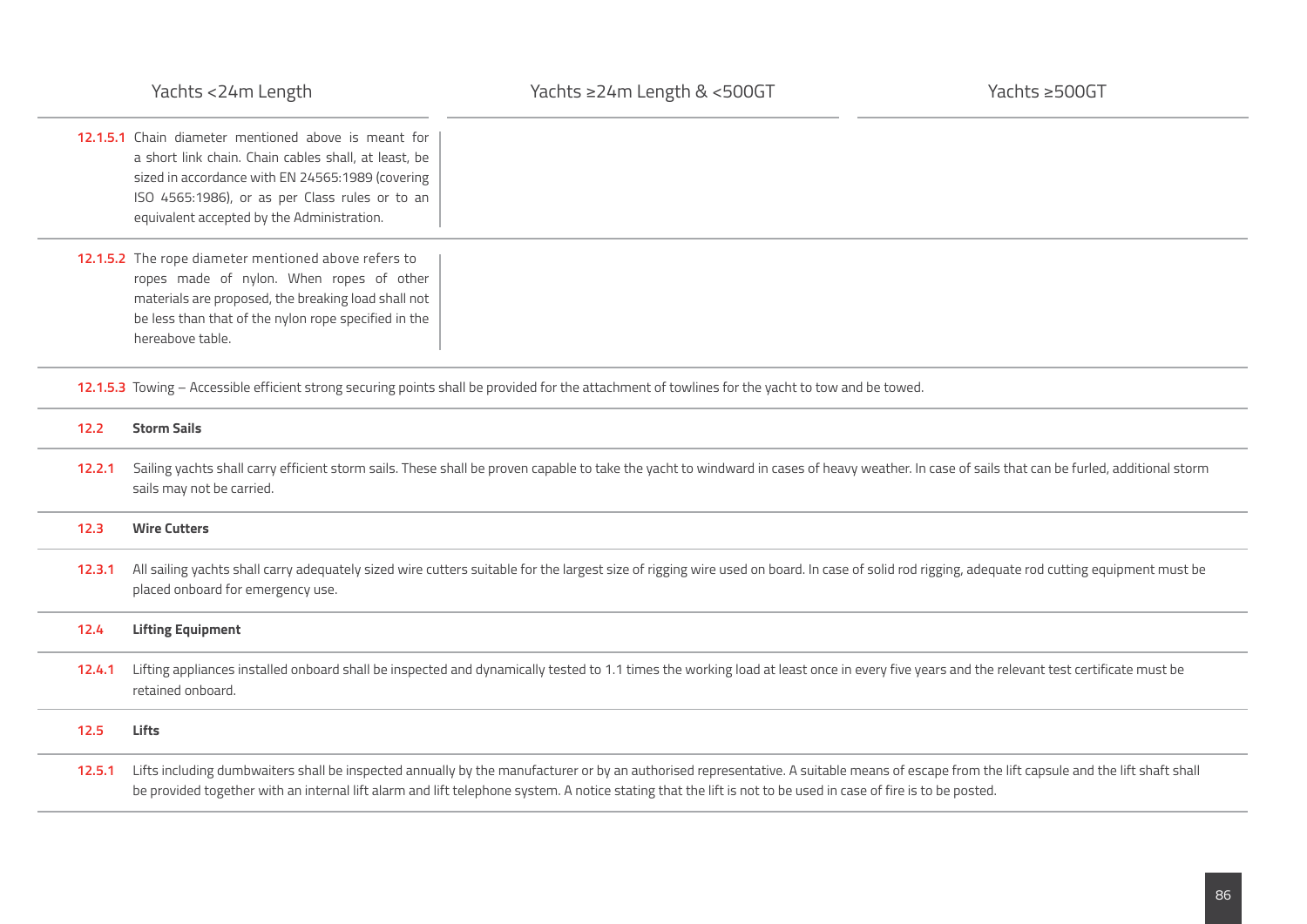| Yachts <24m Length | Yachts ≥24m Length & <500GT | Yachts ≥500GT |
| --- | --- | --- |
| **12.1.5.1** Chain diameter mentioned above is meant for a short link chain. Chain cables shall, at least, be sized in accordance with EN 24565:1989 (covering ISO 4565:1986), or as per Class rules or to an equivalent accepted by the Administration. | | |
| **12.1.5.2** The rope diameter mentioned above refers to ropes made of nylon. When ropes of other materials are proposed, the breaking load shall not be less than that of the nylon rope specified in the hereabove table. | | |

**12.1.5.3** Towing – Accessible efficient strong securing points shall be provided for the attachment of towlines for the yacht to tow and be towed.

## 12.2 Storm Sails

**12.2.1** Sailing yachts shall carry efficient storm sails. These shall be proven capable to take the yacht to windward in cases of heavy weather. In case of sails that can be furled, additional storm sails may not be carried.

## 12.3 Wire Cutters

**12.3.1** All sailing yachts shall carry adequately sized wire cutters suitable for the largest size of rigging wire used on board. In case of solid rod rigging, adequate rod cutting equipment must be placed onboard for emergency use.

## 12.4 Lifting Equipment

**12.4.1** Lifting appliances installed onboard shall be inspected and dynamically tested to 1.1 times the working load at least once in every five years and the relevant test certificate must be retained onboard.

## 12.5 Lifts

**12.5.1** Lifts including dumbwaiters shall be inspected annually by the manufacturer or by an authorised representative. A suitable means of escape from the lift capsule and the lift shaft shall be provided together with an internal lift alarm and lift telephone system. A notice stating that the lift is not to be used in case of fire is to be posted.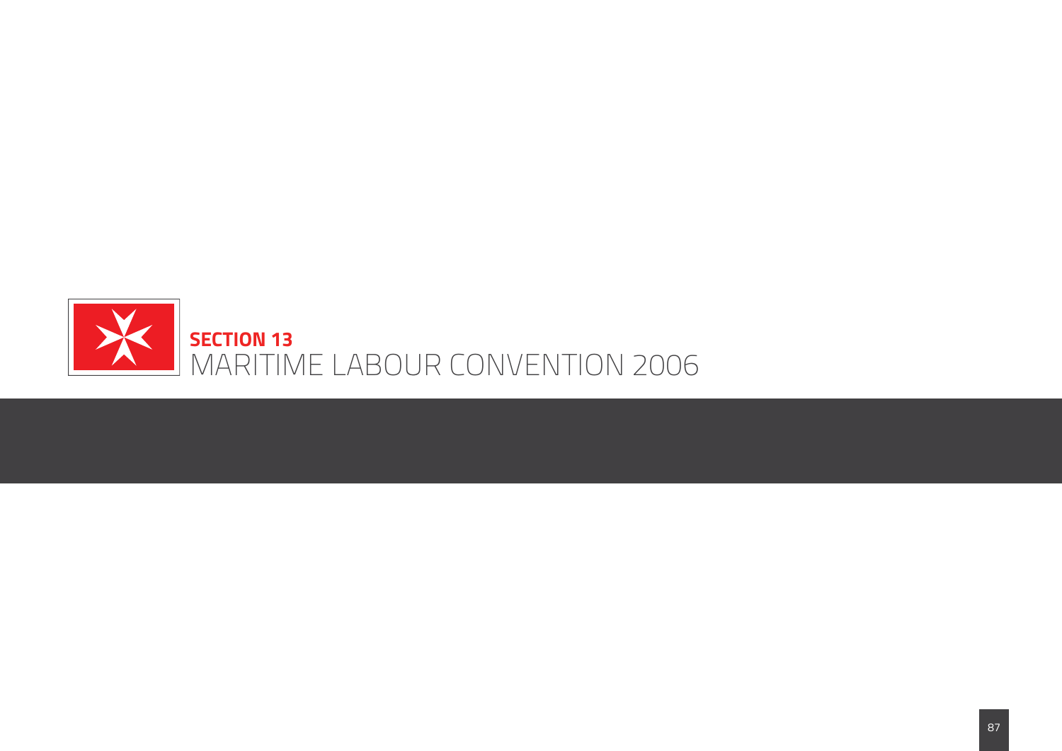# SECTION 13
# MARITIME LABOUR CONVENTION 2006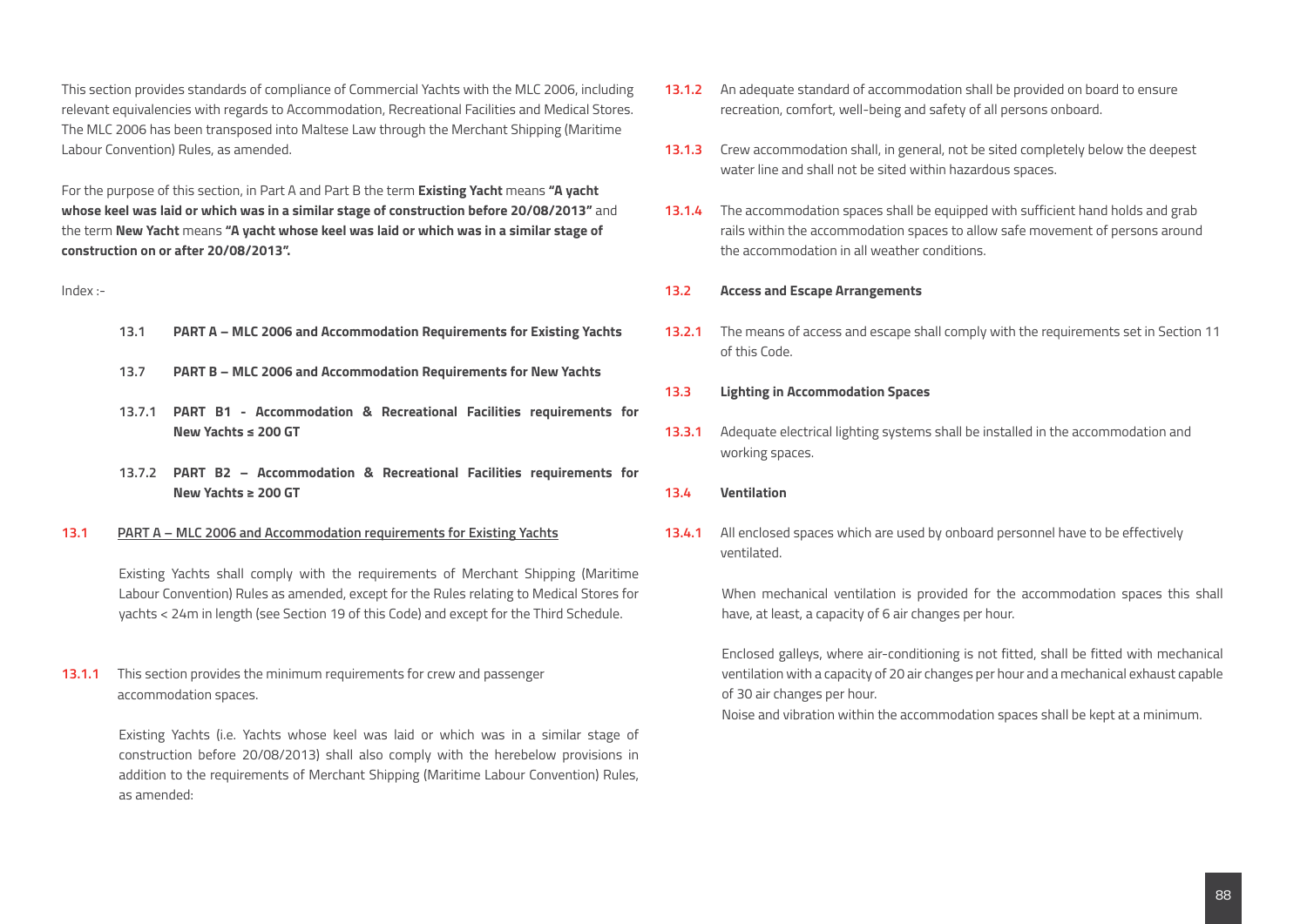This section provides standards of compliance of Commercial Yachts with the MLC 2006, including relevant equivalencies with regards to Accommodation, Recreational Facilities and Medical Stores. The MLC 2006 has been transposed into Maltese Law through the Merchant Shipping (Maritime Labour Convention) Rules, as amended.

For the purpose of this section, in Part A and Part B the term **Existing Yacht** means **"A yacht whose keel was laid or which was in a similar stage of construction before 20/08/2013"** and the term **New Yacht** means **"A yacht whose keel was laid or which was in a similar stage of construction on or after 20/08/2013".**

Index :-

- **13.1 PART A – MLC 2006 and Accommodation Requirements for Existing Yachts**
- **13.7 PART B – MLC 2006 and Accommodation Requirements for New Yachts**
- **13.7.1 PART B1 - Accommodation & Recreational Facilities requirements for New Yachts ≤ 200 GT**
- **13.7.2 PART B2 – Accommodation & Recreational Facilities requirements for New Yachts ≥ 200 GT**

## 13.1 PART A – MLC 2006 and Accommodation requirements for Existing Yachts

Existing Yachts shall comply with the requirements of Merchant Shipping (Maritime Labour Convention) Rules as amended, except for the Rules relating to Medical Stores for yachts < 24m in length (see Section 19 of this Code) and except for the Third Schedule.

**13.1.1** This section provides the minimum requirements for crew and passenger accommodation spaces.

Existing Yachts (i.e. Yachts whose keel was laid or which was in a similar stage of construction before 20/08/2013) shall also comply with the herebelow provisions in addition to the requirements of Merchant Shipping (Maritime Labour Convention) Rules, as amended:

**13.1.2** An adequate standard of accommodation shall be provided on board to ensure recreation, comfort, well-being and safety of all persons onboard.

**13.1.3** Crew accommodation shall, in general, not be sited completely below the deepest water line and shall not be sited within hazardous spaces.

**13.1.4** The accommodation spaces shall be equipped with sufficient hand holds and grab rails within the accommodation spaces to allow safe movement of persons around the accommodation in all weather conditions.

### 13.2 Access and Escape Arrangements

**13.2.1** The means of access and escape shall comply with the requirements set in Section 11 of this Code.

### 13.3 Lighting in Accommodation Spaces

**13.3.1** Adequate electrical lighting systems shall be installed in the accommodation and working spaces.

### 13.4 Ventilation

**13.4.1** All enclosed spaces which are used by onboard personnel have to be effectively ventilated.

When mechanical ventilation is provided for the accommodation spaces this shall have, at least, a capacity of 6 air changes per hour.

Enclosed galleys, where air-conditioning is not fitted, shall be fitted with mechanical ventilation with a capacity of 20 air changes per hour and a mechanical exhaust capable of 30 air changes per hour.

Noise and vibration within the accommodation spaces shall be kept at a minimum.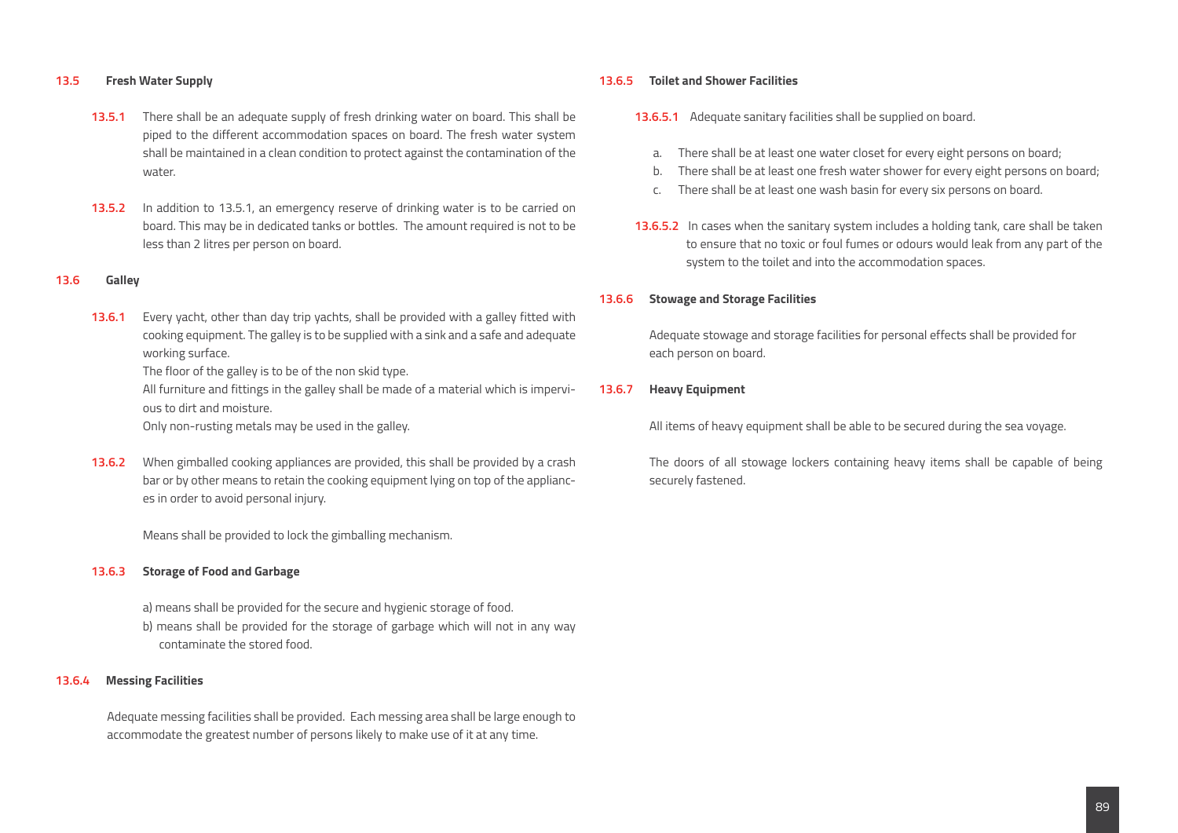## 13.5 Fresh Water Supply

**13.5.1** There shall be an adequate supply of fresh drinking water on board. This shall be piped to the different accommodation spaces on board. The fresh water system shall be maintained in a clean condition to protect against the contamination of the water.

**13.5.2** In addition to 13.5.1, an emergency reserve of drinking water is to be carried on board. This may be in dedicated tanks or bottles. The amount required is not to be less than 2 litres per person on board.

## 13.6 Galley

**13.6.1** Every yacht, other than day trip yachts, shall be provided with a galley fitted with cooking equipment. The galley is to be supplied with a sink and a safe and adequate working surface.
The floor of the galley is to be of the non skid type.
All furniture and fittings in the galley shall be made of a material which is impervious to dirt and moisture.
Only non-rusting metals may be used in the galley.

**13.6.2** When gimballed cooking appliances are provided, this shall be provided by a crash bar or by other means to retain the cooking equipment lying on top of the appliances in order to avoid personal injury.

Means shall be provided to lock the gimballing mechanism.

### 13.6.3 Storage of Food and Garbage

a) means shall be provided for the secure and hygienic storage of food.
b) means shall be provided for the storage of garbage which will not in any way contaminate the stored food.

### 13.6.4 Messing Facilities

Adequate messing facilities shall be provided. Each messing area shall be large enough to accommodate the greatest number of persons likely to make use of it at any time.

### 13.6.5 Toilet and Shower Facilities

**13.6.5.1** Adequate sanitary facilities shall be supplied on board.

a. There shall be at least one water closet for every eight persons on board;
b. There shall be at least one fresh water shower for every eight persons on board;
c. There shall be at least one wash basin for every six persons on board.

**13.6.5.2** In cases when the sanitary system includes a holding tank, care shall be taken to ensure that no toxic or foul fumes or odours would leak from any part of the system to the toilet and into the accommodation spaces.

### 13.6.6 Stowage and Storage Facilities

Adequate stowage and storage facilities for personal effects shall be provided for each person on board.

### 13.6.7 Heavy Equipment

All items of heavy equipment shall be able to be secured during the sea voyage.

The doors of all stowage lockers containing heavy items shall be capable of being securely fastened.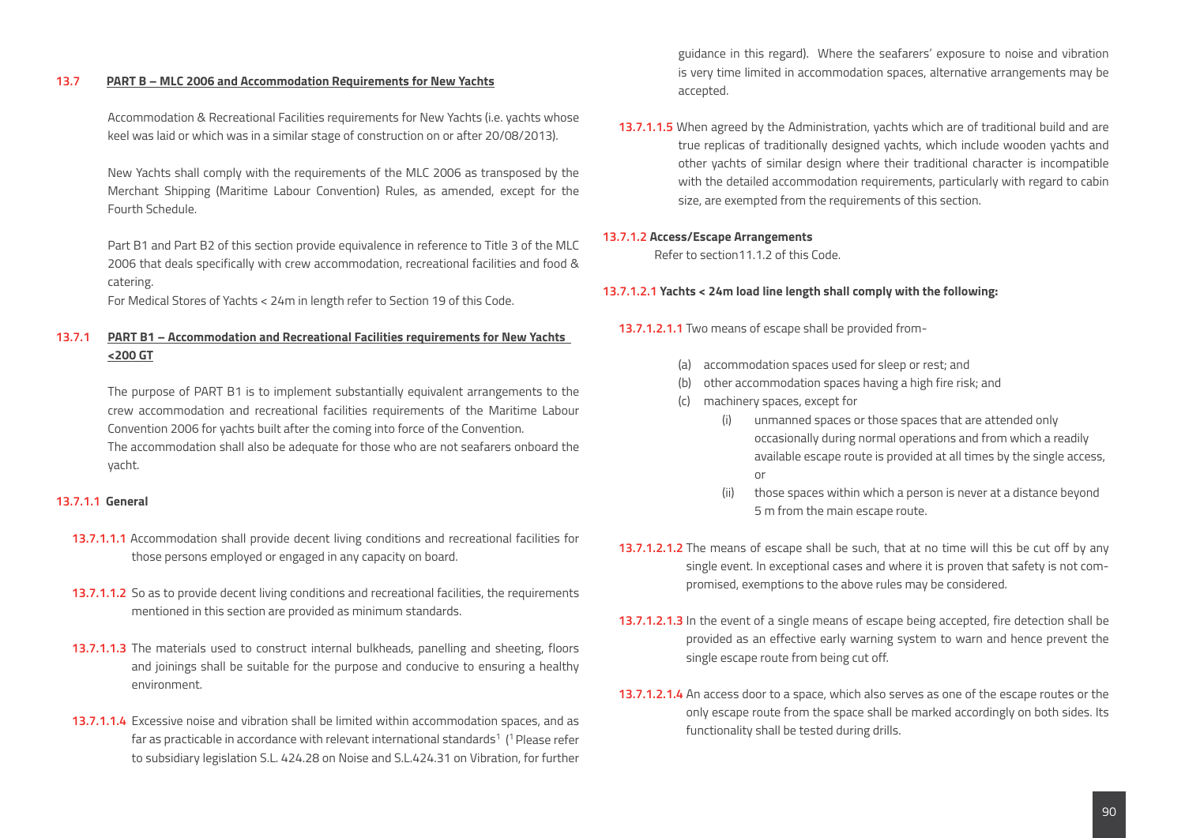## 13.7 PART B – MLC 2006 and Accommodation Requirements for New Yachts

Accommodation & Recreational Facilities requirements for New Yachts (i.e. yachts whose keel was laid or which was in a similar stage of construction on or after 20/08/2013).

New Yachts shall comply with the requirements of the MLC 2006 as transposed by the Merchant Shipping (Maritime Labour Convention) Rules, as amended, except for the Fourth Schedule.

Part B1 and Part B2 of this section provide equivalence in reference to Title 3 of the MLC 2006 that deals specifically with crew accommodation, recreational facilities and food & catering.

For Medical Stores of Yachts < 24m in length refer to Section 19 of this Code.

### 13.7.1 PART B1 – Accommodation and Recreational Facilities requirements for New Yachts <200 GT

The purpose of PART B1 is to implement substantially equivalent arrangements to the crew accommodation and recreational facilities requirements of the Maritime Labour Convention 2006 for yachts built after the coming into force of the Convention.

The accommodation shall also be adequate for those who are not seafarers onboard the yacht.

#### 13.7.1.1 General

**13.7.1.1.1** Accommodation shall provide decent living conditions and recreational facilities for those persons employed or engaged in any capacity on board.

**13.7.1.1.2** So as to provide decent living conditions and recreational facilities, the requirements mentioned in this section are provided as minimum standards.

**13.7.1.1.3** The materials used to construct internal bulkheads, panelling and sheeting, floors and joinings shall be suitable for the purpose and conducive to ensuring a healthy environment.

**13.7.1.1.4** Excessive noise and vibration shall be limited within accommodation spaces, and as far as practicable in accordance with relevant international standards[1] ([1] Please refer to subsidiary legislation S.L. 424.28 on Noise and S.L.424.31 on Vibration, for further guidance in this regard). Where the seafarers' exposure to noise and vibration is very time limited in accommodation spaces, alternative arrangements may be accepted.

**13.7.1.1.5** When agreed by the Administration, yachts which are of traditional build and are true replicas of traditionally designed yachts, which include wooden yachts and other yachts of similar design where their traditional character is incompatible with the detailed accommodation requirements, particularly with regard to cabin size, are exempted from the requirements of this section.

#### 13.7.1.2 Access/Escape Arrangements

Refer to section11.1.2 of this Code.

**13.7.1.2.1 Yachts < 24m load line length shall comply with the following:**

**13.7.1.2.1.1** Two means of escape shall be provided from-

(a) accommodation spaces used for sleep or rest; and
(b) other accommodation spaces having a high fire risk; and
(c) machinery spaces, except for
  - (i) unmanned spaces or those spaces that are attended only occasionally during normal operations and from which a readily available escape route is provided at all times by the single access, or
  - (ii) those spaces within which a person is never at a distance beyond 5 m from the main escape route.

**13.7.1.2.1.2** The means of escape shall be such, that at no time will this be cut off by any single event. In exceptional cases and where it is proven that safety is not compromised, exemptions to the above rules may be considered.

**13.7.1.2.1.3** In the event of a single means of escape being accepted, fire detection shall be provided as an effective early warning system to warn and hence prevent the single escape route from being cut off.

**13.7.1.2.1.4** An access door to a space, which also serves as one of the escape routes or the only escape route from the space shall be marked accordingly on both sides. Its functionality shall be tested during drills.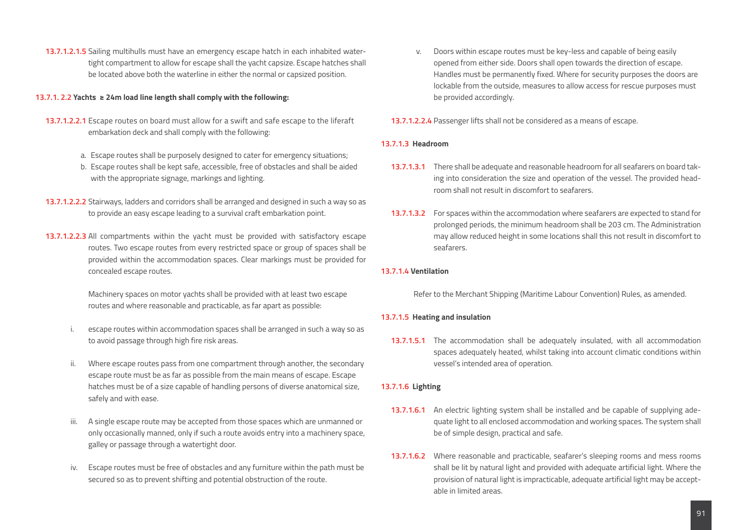**13.7.1.2.1.5** Sailing multihulls must have an emergency escape hatch in each inhabited watertight compartment to allow for escape shall the yacht capsize. Escape hatches shall be located above both the waterline in either the normal or capsized position.

**13.7.1. 2.2 Yachts ≥ 24m load line length shall comply with the following:**

**13.7.1.2.2.1** Escape routes on board must allow for a swift and safe escape to the liferaft embarkation deck and shall comply with the following:

a. Escape routes shall be purposely designed to cater for emergency situations;
b. Escape routes shall be kept safe, accessible, free of obstacles and shall be aided with the appropriate signage, markings and lighting.

**13.7.1.2.2.2** Stairways, ladders and corridors shall be arranged and designed in such a way so as to provide an easy escape leading to a survival craft embarkation point.

**13.7.1.2.2.3** All compartments within the yacht must be provided with satisfactory escape routes. Two escape routes from every restricted space or group of spaces shall be provided within the accommodation spaces. Clear markings must be provided for concealed escape routes.

Machinery spaces on motor yachts shall be provided with at least two escape routes and where reasonable and practicable, as far apart as possible:

i. escape routes within accommodation spaces shall be arranged in such a way so as to avoid passage through high fire risk areas.

ii. Where escape routes pass from one compartment through another, the secondary escape route must be as far as possible from the main means of escape. Escape hatches must be of a size capable of handling persons of diverse anatomical size, safely and with ease.

iii. A single escape route may be accepted from those spaces which are unmanned or only occasionally manned, only if such a route avoids entry into a machinery space, galley or passage through a watertight door.

iv. Escape routes must be free of obstacles and any furniture within the path must be secured so as to prevent shifting and potential obstruction of the route.

v. Doors within escape routes must be key-less and capable of being easily opened from either side. Doors shall open towards the direction of escape. Handles must be permanently fixed. Where for security purposes the doors are lockable from the outside, measures to allow access for rescue purposes must be provided accordingly.

**13.7.1.2.2.4** Passenger lifts shall not be considered as a means of escape.

**13.7.1.3 Headroom**

**13.7.1.3.1** There shall be adequate and reasonable headroom for all seafarers on board taking into consideration the size and operation of the vessel. The provided headroom shall not result in discomfort to seafarers.

**13.7.1.3.2** For spaces within the accommodation where seafarers are expected to stand for prolonged periods, the minimum headroom shall be 203 cm. The Administration may allow reduced height in some locations shall this not result in discomfort to seafarers.

**13.7.1.4 Ventilation**

Refer to the Merchant Shipping (Maritime Labour Convention) Rules, as amended.

**13.7.1.5 Heating and insulation**

**13.7.1.5.1** The accommodation shall be adequately insulated, with all accommodation spaces adequately heated, whilst taking into account climatic conditions within vessel's intended area of operation.

**13.7.1.6 Lighting**

**13.7.1.6.1** An electric lighting system shall be installed and be capable of supplying adequate light to all enclosed accommodation and working spaces. The system shall be of simple design, practical and safe.

**13.7.1.6.2** Where reasonable and practicable, seafarer's sleeping rooms and mess rooms shall be lit by natural light and provided with adequate artificial light. Where the provision of natural light is impracticable, adequate artificial light may be acceptable in limited areas.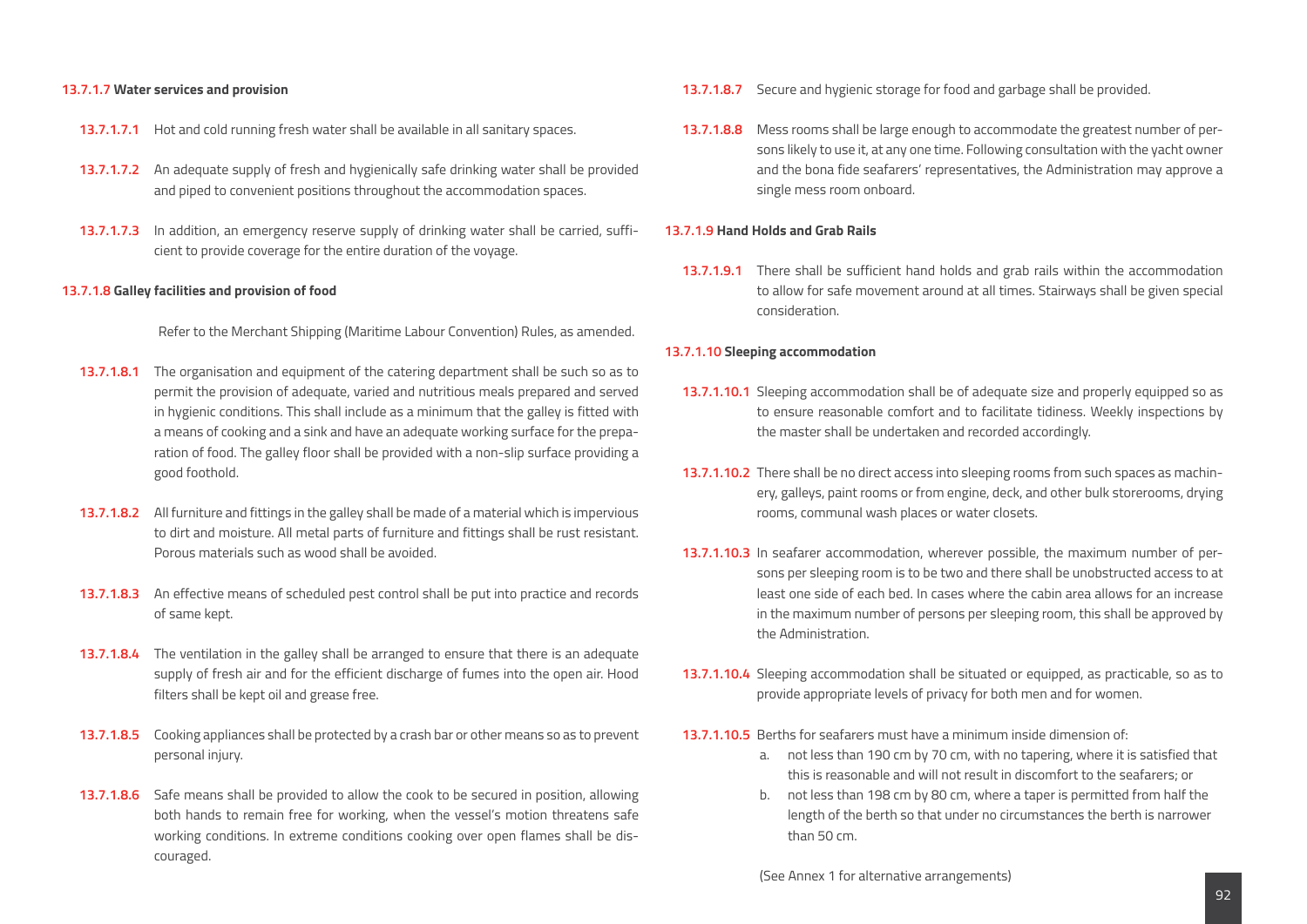#### 13.7.1.7 Water services and provision

**13.7.1.7.1** Hot and cold running fresh water shall be available in all sanitary spaces.

**13.7.1.7.2** An adequate supply of fresh and hygienically safe drinking water shall be provided and piped to convenient positions throughout the accommodation spaces.

**13.7.1.7.3** In addition, an emergency reserve supply of drinking water shall be carried, sufficient to provide coverage for the entire duration of the voyage.

#### 13.7.1.8 Galley facilities and provision of food

Refer to the Merchant Shipping (Maritime Labour Convention) Rules, as amended.

**13.7.1.8.1** The organisation and equipment of the catering department shall be such so as to permit the provision of adequate, varied and nutritious meals prepared and served in hygienic conditions. This shall include as a minimum that the galley is fitted with a means of cooking and a sink and have an adequate working surface for the preparation of food. The galley floor shall be provided with a non-slip surface providing a good foothold.

**13.7.1.8.2** All furniture and fittings in the galley shall be made of a material which is impervious to dirt and moisture. All metal parts of furniture and fittings shall be rust resistant. Porous materials such as wood shall be avoided.

**13.7.1.8.3** An effective means of scheduled pest control shall be put into practice and records of same kept.

**13.7.1.8.4** The ventilation in the galley shall be arranged to ensure that there is an adequate supply of fresh air and for the efficient discharge of fumes into the open air. Hood filters shall be kept oil and grease free.

**13.7.1.8.5** Cooking appliances shall be protected by a crash bar or other means so as to prevent personal injury.

**13.7.1.8.6** Safe means shall be provided to allow the cook to be secured in position, allowing both hands to remain free for working, when the vessel's motion threatens safe working conditions. In extreme conditions cooking over open flames shall be discouraged.

**13.7.1.8.7** Secure and hygienic storage for food and garbage shall be provided.

**13.7.1.8.8** Mess rooms shall be large enough to accommodate the greatest number of persons likely to use it, at any one time. Following consultation with the yacht owner and the bona fide seafarers' representatives, the Administration may approve a single mess room onboard.

#### 13.7.1.9 Hand Holds and Grab Rails

**13.7.1.9.1** There shall be sufficient hand holds and grab rails within the accommodation to allow for safe movement around at all times. Stairways shall be given special consideration.

#### 13.7.1.10 Sleeping accommodation

**13.7.1.10.1** Sleeping accommodation shall be of adequate size and properly equipped so as to ensure reasonable comfort and to facilitate tidiness. Weekly inspections by the master shall be undertaken and recorded accordingly.

**13.7.1.10.2** There shall be no direct access into sleeping rooms from such spaces as machinery, galleys, paint rooms or from engine, deck, and other bulk storerooms, drying rooms, communal wash places or water closets.

**13.7.1.10.3** In seafarer accommodation, wherever possible, the maximum number of persons per sleeping room is to be two and there shall be unobstructed access to at least one side of each bed. In cases where the cabin area allows for an increase in the maximum number of persons per sleeping room, this shall be approved by the Administration.

**13.7.1.10.4** Sleeping accommodation shall be situated or equipped, as practicable, so as to provide appropriate levels of privacy for both men and for women.

**13.7.1.10.5** Berths for seafarers must have a minimum inside dimension of:

a. not less than 190 cm by 70 cm, with no tapering, where it is satisfied that this is reasonable and will not result in discomfort to the seafarers; or

b. not less than 198 cm by 80 cm, where a taper is permitted from half the length of the berth so that under no circumstances the berth is narrower than 50 cm.

(See Annex 1 for alternative arrangements)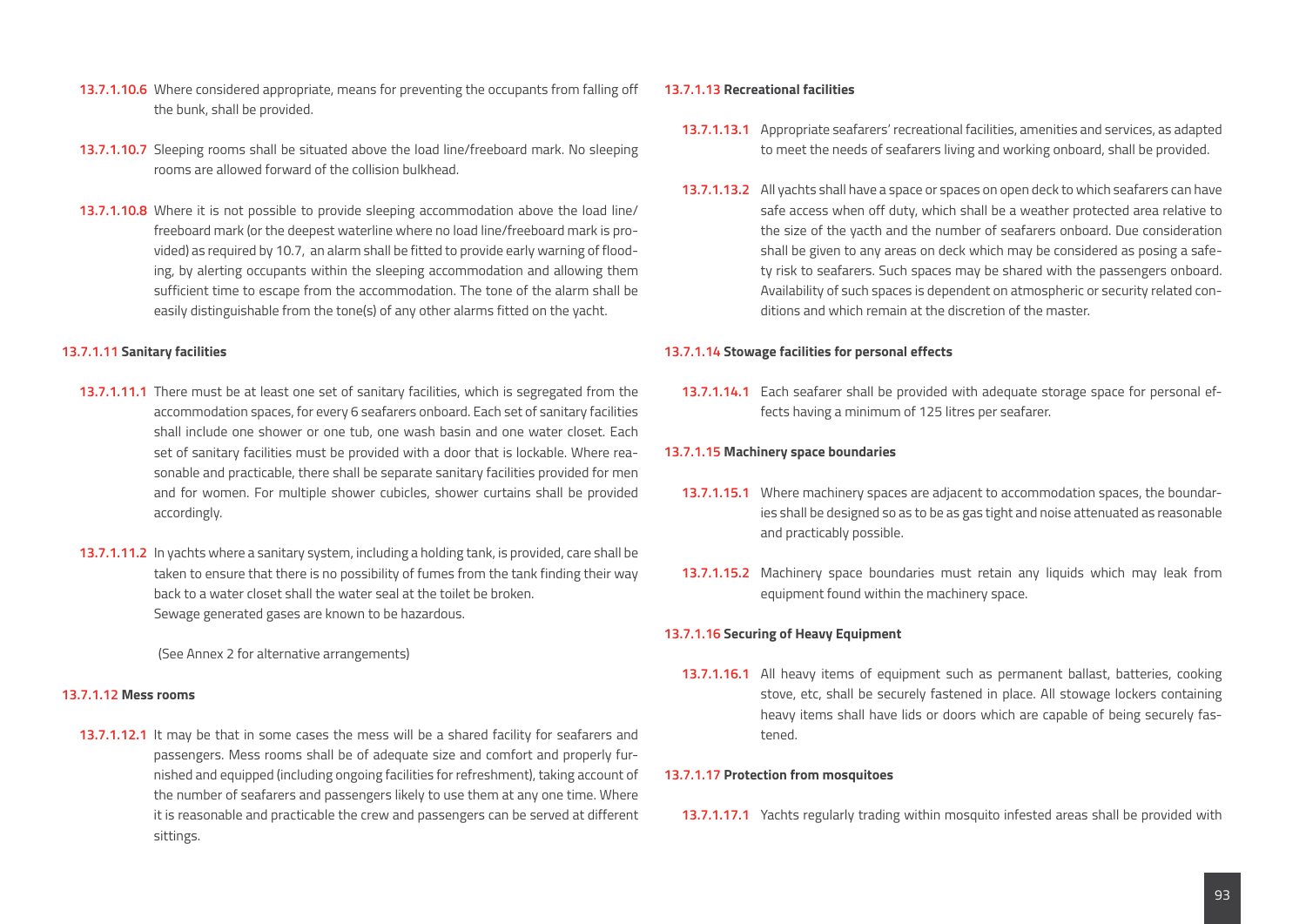**13.7.1.10.6** Where considered appropriate, means for preventing the occupants from falling off the bunk, shall be provided.

**13.7.1.10.7** Sleeping rooms shall be situated above the load line/freeboard mark. No sleeping rooms are allowed forward of the collision bulkhead.

**13.7.1.10.8** Where it is not possible to provide sleeping accommodation above the load line/ freeboard mark (or the deepest waterline where no load line/freeboard mark is provided) as required by 10.7, an alarm shall be fitted to provide early warning of flooding, by alerting occupants within the sleeping accommodation and allowing them sufficient time to escape from the accommodation. The tone of the alarm shall be easily distinguishable from the tone(s) of any other alarms fitted on the yacht.

### 13.7.1.11 Sanitary facilities

**13.7.1.11.1** There must be at least one set of sanitary facilities, which is segregated from the accommodation spaces, for every 6 seafarers onboard. Each set of sanitary facilities shall include one shower or one tub, one wash basin and one water closet. Each set of sanitary facilities must be provided with a door that is lockable. Where reasonable and practicable, there shall be separate sanitary facilities provided for men and for women. For multiple shower cubicles, shower curtains shall be provided accordingly.

**13.7.1.11.2** In yachts where a sanitary system, including a holding tank, is provided, care shall be taken to ensure that there is no possibility of fumes from the tank finding their way back to a water closet shall the water seal at the toilet be broken.
Sewage generated gases are known to be hazardous.

(See Annex 2 for alternative arrangements)

### 13.7.1.12 Mess rooms

**13.7.1.12.1** It may be that in some cases the mess will be a shared facility for seafarers and passengers. Mess rooms shall be of adequate size and comfort and properly furnished and equipped (including ongoing facilities for refreshment), taking account of the number of seafarers and passengers likely to use them at any one time. Where it is reasonable and practicable the crew and passengers can be served at different sittings.

### 13.7.1.13 Recreational facilities

**13.7.1.13.1** Appropriate seafarers' recreational facilities, amenities and services, as adapted to meet the needs of seafarers living and working onboard, shall be provided.

**13.7.1.13.2** All yachts shall have a space or spaces on open deck to which seafarers can have safe access when off duty, which shall be a weather protected area relative to the size of the yacth and the number of seafarers onboard. Due consideration shall be given to any areas on deck which may be considered as posing a safety risk to seafarers. Such spaces may be shared with the passengers onboard. Availability of such spaces is dependent on atmospheric or security related conditions and which remain at the discretion of the master.

### 13.7.1.14 Stowage facilities for personal effects

**13.7.1.14.1** Each seafarer shall be provided with adequate storage space for personal effects having a minimum of 125 litres per seafarer.

### 13.7.1.15 Machinery space boundaries

**13.7.1.15.1** Where machinery spaces are adjacent to accommodation spaces, the boundaries shall be designed so as to be as gas tight and noise attenuated as reasonable and practicably possible.

**13.7.1.15.2** Machinery space boundaries must retain any liquids which may leak from equipment found within the machinery space.

### 13.7.1.16 Securing of Heavy Equipment

**13.7.1.16.1** All heavy items of equipment such as permanent ballast, batteries, cooking stove, etc, shall be securely fastened in place. All stowage lockers containing heavy items shall have lids or doors which are capable of being securely fastened.

### 13.7.1.17 Protection from mosquitoes

**13.7.1.17.1** Yachts regularly trading within mosquito infested areas shall be provided with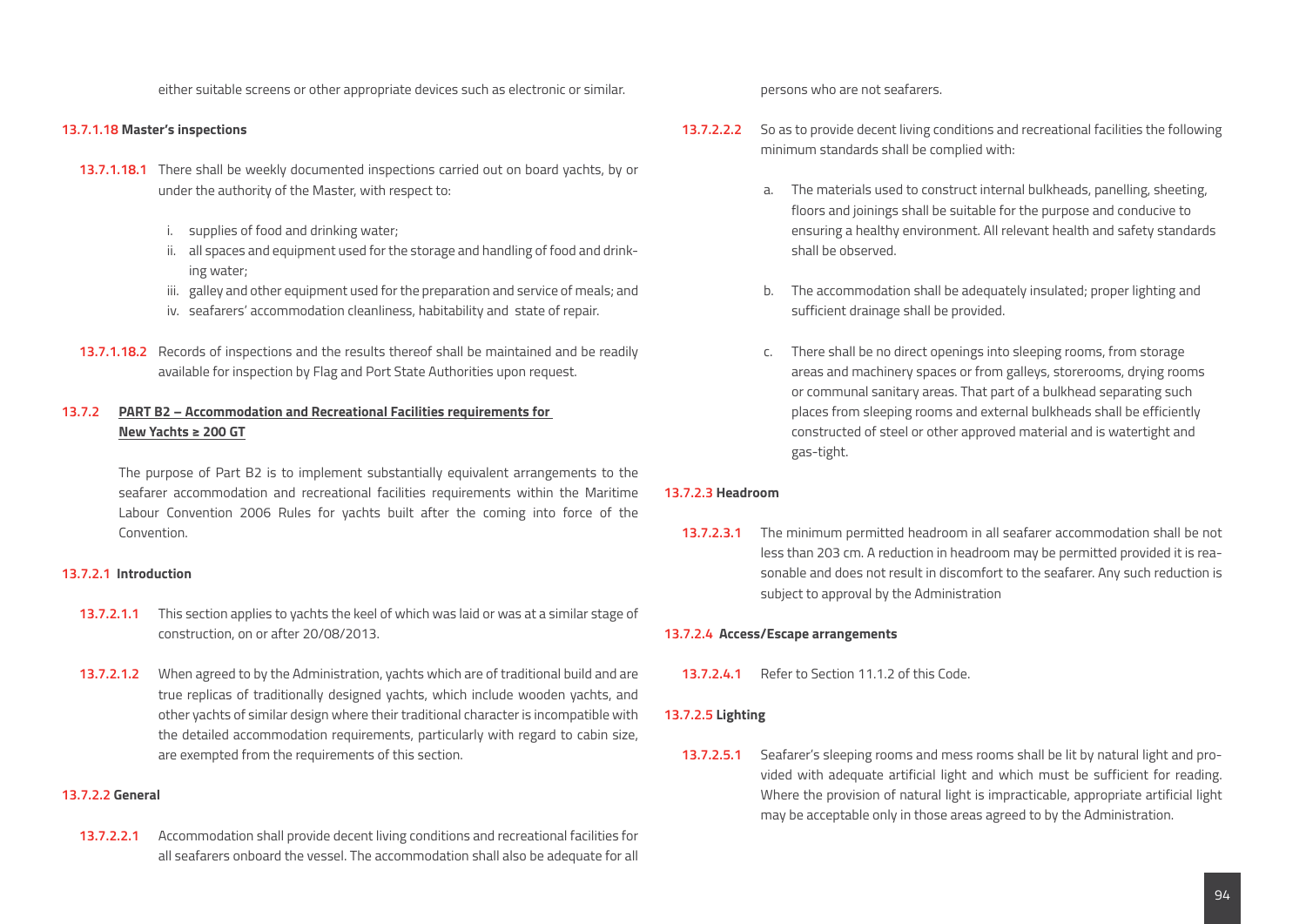either suitable screens or other appropriate devices such as electronic or similar.

#### 13.7.1.18 Master's inspections

**13.7.1.18.1** There shall be weekly documented inspections carried out on board yachts, by or under the authority of the Master, with respect to:

i. supplies of food and drinking water;
ii. all spaces and equipment used for the storage and handling of food and drinking water;
iii. galley and other equipment used for the preparation and service of meals; and
iv. seafarers' accommodation cleanliness, habitability and state of repair.

**13.7.1.18.2** Records of inspections and the results thereof shall be maintained and be readily available for inspection by Flag and Port State Authorities upon request.

## 13.7.2 PART B2 – Accommodation and Recreational Facilities requirements for New Yachts ≥ 200 GT

The purpose of Part B2 is to implement substantially equivalent arrangements to the seafarer accommodation and recreational facilities requirements within the Maritime Labour Convention 2006 Rules for yachts built after the coming into force of the Convention.

### 13.7.2.1 Introduction

**13.7.2.1.1** This section applies to yachts the keel of which was laid or was at a similar stage of construction, on or after 20/08/2013.

**13.7.2.1.2** When agreed to by the Administration, yachts which are of traditional build and are true replicas of traditionally designed yachts, which include wooden yachts, and other yachts of similar design where their traditional character is incompatible with the detailed accommodation requirements, particularly with regard to cabin size, are exempted from the requirements of this section.

### 13.7.2.2 General

**13.7.2.2.1** Accommodation shall provide decent living conditions and recreational facilities for all seafarers onboard the vessel. The accommodation shall also be adequate for all persons who are not seafarers.

**13.7.2.2.2** So as to provide decent living conditions and recreational facilities the following minimum standards shall be complied with:

a. The materials used to construct internal bulkheads, panelling, sheeting, floors and joinings shall be suitable for the purpose and conducive to ensuring a healthy environment. All relevant health and safety standards shall be observed.

b. The accommodation shall be adequately insulated; proper lighting and sufficient drainage shall be provided.

c. There shall be no direct openings into sleeping rooms, from storage areas and machinery spaces or from galleys, storerooms, drying rooms or communal sanitary areas. That part of a bulkhead separating such places from sleeping rooms and external bulkheads shall be efficiently constructed of steel or other approved material and is watertight and gas-tight.

### 13.7.2.3 Headroom

**13.7.2.3.1** The minimum permitted headroom in all seafarer accommodation shall be not less than 203 cm. A reduction in headroom may be permitted provided it is reasonable and does not result in discomfort to the seafarer. Any such reduction is subject to approval by the Administration

### 13.7.2.4 Access/Escape arrangements

**13.7.2.4.1** Refer to Section 11.1.2 of this Code.

### 13.7.2.5 Lighting

**13.7.2.5.1** Seafarer's sleeping rooms and mess rooms shall be lit by natural light and provided with adequate artificial light and which must be sufficient for reading. Where the provision of natural light is impracticable, appropriate artificial light may be acceptable only in those areas agreed to by the Administration.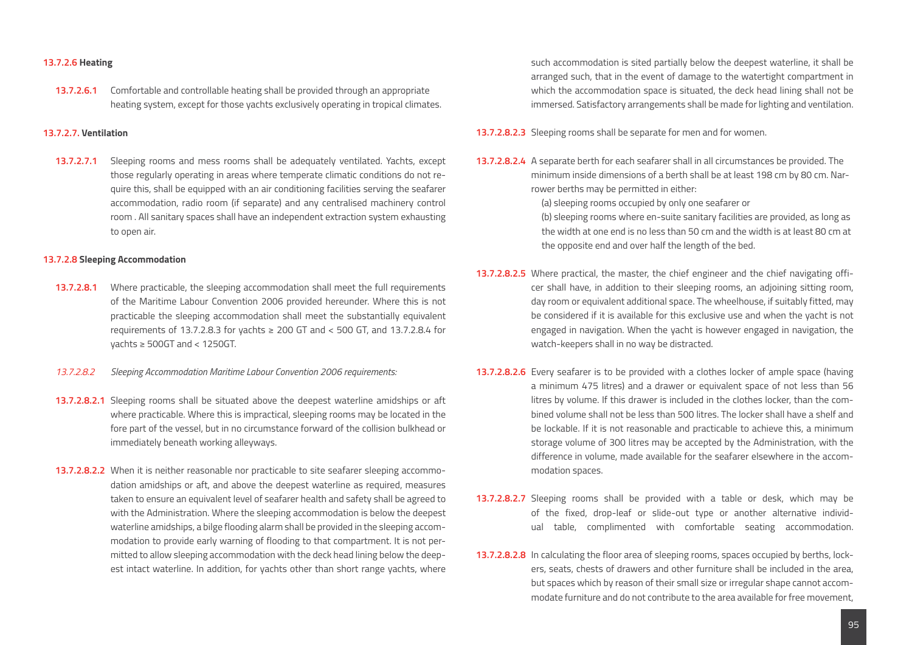**13.7.2.6 Heating**

**13.7.2.6.1** Comfortable and controllable heating shall be provided through an appropriate heating system, except for those yachts exclusively operating in tropical climates.

**13.7.2.7. Ventilation**

**13.7.2.7.1** Sleeping rooms and mess rooms shall be adequately ventilated. Yachts, except those regularly operating in areas where temperate climatic conditions do not require this, shall be equipped with an air conditioning facilities serving the seafarer accommodation, radio room (if separate) and any centralised machinery control room . All sanitary spaces shall have an independent extraction system exhausting to open air.

**13.7.2.8 Sleeping Accommodation**

**13.7.2.8.1** Where practicable, the sleeping accommodation shall meet the full requirements of the Maritime Labour Convention 2006 provided hereunder. Where this is not practicable the sleeping accommodation shall meet the substantially equivalent requirements of 13.7.2.8.3 for yachts ≥ 200 GT and < 500 GT, and 13.7.2.8.4 for yachts ≥ 500GT and < 1250GT.

*13.7.2.8.2 Sleeping Accommodation Maritime Labour Convention 2006 requirements:*

**13.7.2.8.2.1** Sleeping rooms shall be situated above the deepest waterline amidships or aft where practicable. Where this is impractical, sleeping rooms may be located in the fore part of the vessel, but in no circumstance forward of the collision bulkhead or immediately beneath working alleyways.

**13.7.2.8.2.2** When it is neither reasonable nor practicable to site seafarer sleeping accommodation amidships or aft, and above the deepest waterline as required, measures taken to ensure an equivalent level of seafarer health and safety shall be agreed to with the Administration. Where the sleeping accommodation is below the deepest waterline amidships, a bilge flooding alarm shall be provided in the sleeping accommodation to provide early warning of flooding to that compartment. It is not permitted to allow sleeping accommodation with the deck head lining below the deepest intact waterline. In addition, for yachts other than short range yachts, where such accommodation is sited partially below the deepest waterline, it shall be arranged such, that in the event of damage to the watertight compartment in which the accommodation space is situated, the deck head lining shall not be immersed. Satisfactory arrangements shall be made for lighting and ventilation.

**13.7.2.8.2.3** Sleeping rooms shall be separate for men and for women.

**13.7.2.8.2.4** A separate berth for each seafarer shall in all circumstances be provided. The minimum inside dimensions of a berth shall be at least 198 cm by 80 cm. Narrower berths may be permitted in either:

(a) sleeping rooms occupied by only one seafarer or

(b) sleeping rooms where en-suite sanitary facilities are provided, as long as the width at one end is no less than 50 cm and the width is at least 80 cm at the opposite end and over half the length of the bed.

**13.7.2.8.2.5** Where practical, the master, the chief engineer and the chief navigating officer shall have, in addition to their sleeping rooms, an adjoining sitting room, day room or equivalent additional space. The wheelhouse, if suitably fitted, may be considered if it is available for this exclusive use and when the yacht is not engaged in navigation. When the yacht is however engaged in navigation, the watch-keepers shall in no way be distracted.

**13.7.2.8.2.6** Every seafarer is to be provided with a clothes locker of ample space (having a minimum 475 litres) and a drawer or equivalent space of not less than 56 litres by volume. If this drawer is included in the clothes locker, than the combined volume shall not be less than 500 litres. The locker shall have a shelf and be lockable. If it is not reasonable and practicable to achieve this, a minimum storage volume of 300 litres may be accepted by the Administration, with the difference in volume, made available for the seafarer elsewhere in the accommodation spaces.

**13.7.2.8.2.7** Sleeping rooms shall be provided with a table or desk, which may be of the fixed, drop-leaf or slide-out type or another alternative individual table, complimented with comfortable seating accommodation.

**13.7.2.8.2.8** In calculating the floor area of sleeping rooms, spaces occupied by berths, lockers, seats, chests of drawers and other furniture shall be included in the area, but spaces which by reason of their small size or irregular shape cannot accommodate furniture and do not contribute to the area available for free movement,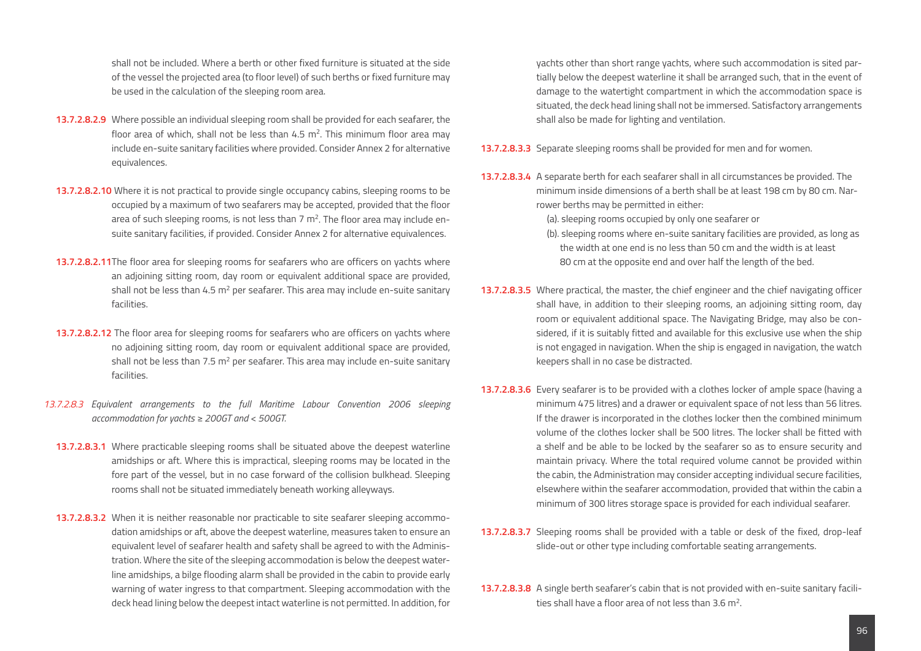shall not be included. Where a berth or other fixed furniture is situated at the side of the vessel the projected area (to floor level) of such berths or fixed furniture may be used in the calculation of the sleeping room area.

**13.7.2.8.2.9** Where possible an individual sleeping room shall be provided for each seafarer, the floor area of which, shall not be less than 4.5 $m^2$. This minimum floor area may include en-suite sanitary facilities where provided. Consider Annex 2 for alternative equivalences.

**13.7.2.8.2.10** Where it is not practical to provide single occupancy cabins, sleeping rooms to be occupied by a maximum of two seafarers may be accepted, provided that the floor area of such sleeping rooms, is not less than 7 $m^2$. The floor area may include en-suite sanitary facilities, if provided. Consider Annex 2 for alternative equivalences.

**13.7.2.8.2.11** The floor area for sleeping rooms for seafarers who are officers on yachts where an adjoining sitting room, day room or equivalent additional space are provided, shall not be less than 4.5 $m^2$ per seafarer. This area may include en-suite sanitary facilities.

**13.7.2.8.2.12** The floor area for sleeping rooms for seafarers who are officers on yachts where no adjoining sitting room, day room or equivalent additional space are provided, shall not be less than 7.5 $m^2$ per seafarer. This area may include en-suite sanitary facilities.

*13.7.2.8.3 Equivalent arrangements to the full Maritime Labour Convention 2006 sleeping accommodation for yachts ≥ 200GT and < 500GT.*

**13.7.2.8.3.1** Where practicable sleeping rooms shall be situated above the deepest waterline amidships or aft. Where this is impractical, sleeping rooms may be located in the fore part of the vessel, but in no case forward of the collision bulkhead. Sleeping rooms shall not be situated immediately beneath working alleyways.

**13.7.2.8.3.2** When it is neither reasonable nor practicable to site seafarer sleeping accommodation amidships or aft, above the deepest waterline, measures taken to ensure an equivalent level of seafarer health and safety shall be agreed to with the Administration. Where the site of the sleeping accommodation is below the deepest waterline amidships, a bilge flooding alarm shall be provided in the cabin to provide early warning of water ingress to that compartment. Sleeping accommodation with the deck head lining below the deepest intact waterline is not permitted. In addition, for yachts other than short range yachts, where such accommodation is sited partially below the deepest waterline it shall be arranged such, that in the event of damage to the watertight compartment in which the accommodation space is situated, the deck head lining shall not be immersed. Satisfactory arrangements shall also be made for lighting and ventilation.

**13.7.2.8.3.3** Separate sleeping rooms shall be provided for men and for women.

**13.7.2.8.3.4** A separate berth for each seafarer shall in all circumstances be provided. The minimum inside dimensions of a berth shall be at least 198 cm by 80 cm. Narrower berths may be permitted in either:

(a). sleeping rooms occupied by only one seafarer or

(b). sleeping rooms where en-suite sanitary facilities are provided, as long as the width at one end is no less than 50 cm and the width is at least 80 cm at the opposite end and over half the length of the bed.

**13.7.2.8.3.5** Where practical, the master, the chief engineer and the chief navigating officer shall have, in addition to their sleeping rooms, an adjoining sitting room, day room or equivalent additional space. The Navigating Bridge, may also be considered, if it is suitably fitted and available for this exclusive use when the ship is not engaged in navigation. When the ship is engaged in navigation, the watch keepers shall in no case be distracted.

**13.7.2.8.3.6** Every seafarer is to be provided with a clothes locker of ample space (having a minimum 475 litres) and a drawer or equivalent space of not less than 56 litres. If the drawer is incorporated in the clothes locker then the combined minimum volume of the clothes locker shall be 500 litres. The locker shall be fitted with a shelf and be able to be locked by the seafarer so as to ensure security and maintain privacy. Where the total required volume cannot be provided within the cabin, the Administration may consider accepting individual secure facilities, elsewhere within the seafarer accommodation, provided that within the cabin a minimum of 300 litres storage space is provided for each individual seafarer.

**13.7.2.8.3.7** Sleeping rooms shall be provided with a table or desk of the fixed, drop-leaf slide-out or other type including comfortable seating arrangements.

**13.7.2.8.3.8** A single berth seafarer's cabin that is not provided with en-suite sanitary facilities shall have a floor area of not less than 3.6 $m^2$.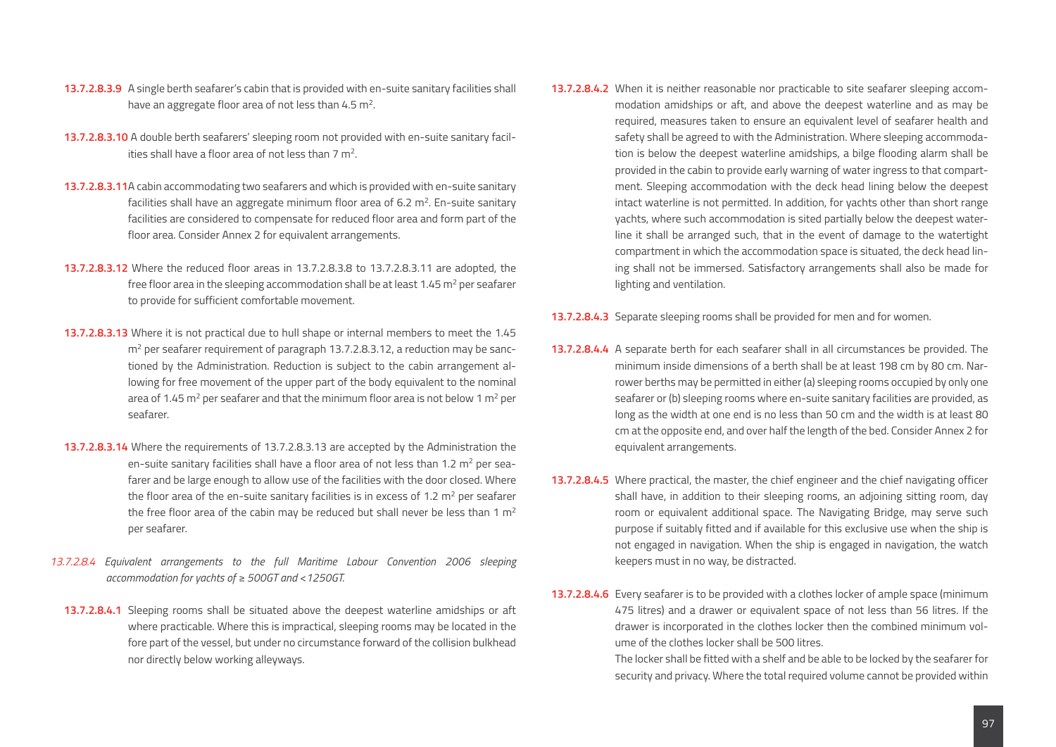**13.7.2.8.3.9** A single berth seafarer's cabin that is provided with en-suite sanitary facilities shall have an aggregate floor area of not less than 4.5 $m^2$.

**13.7.2.8.3.10** A double berth seafarers' sleeping room not provided with en-suite sanitary facilities shall have a floor area of not less than 7 $m^2$.

**13.7.2.8.3.11** A cabin accommodating two seafarers and which is provided with en-suite sanitary facilities shall have an aggregate minimum floor area of 6.2 $m^2$. En-suite sanitary facilities are considered to compensate for reduced floor area and form part of the floor area. Consider Annex 2 for equivalent arrangements.

**13.7.2.8.3.12** Where the reduced floor areas in 13.7.2.8.3.8 to 13.7.2.8.3.11 are adopted, the free floor area in the sleeping accommodation shall be at least 1.45 $m^2$ per seafarer to provide for sufficient comfortable movement.

**13.7.2.8.3.13** Where it is not practical due to hull shape or internal members to meet the 1.45 $m^2$ per seafarer requirement of paragraph 13.7.2.8.3.12, a reduction may be sanctioned by the Administration. Reduction is subject to the cabin arrangement allowing for free movement of the upper part of the body equivalent to the nominal area of 1.45 $m^2$ per seafarer and that the minimum floor area is not below 1 $m^2$ per seafarer.

**13.7.2.8.3.14** Where the requirements of 13.7.2.8.3.13 are accepted by the Administration the en-suite sanitary facilities shall have a floor area of not less than 1.2 $m^2$ per seafarer and be large enough to allow use of the facilities with the door closed. Where the floor area of the en-suite sanitary facilities is in excess of 1.2 $m^2$ per seafarer the free floor area of the cabin may be reduced but shall never be less than 1 $m^2$ per seafarer.

*13.7.2.8.4 Equivalent arrangements to the full Maritime Labour Convention 2006 sleeping accommodation for yachts of ≥ 500GT and <1250GT.*

**13.7.2.8.4.1** Sleeping rooms shall be situated above the deepest waterline amidships or aft where practicable. Where this is impractical, sleeping rooms may be located in the fore part of the vessel, but under no circumstance forward of the collision bulkhead nor directly below working alleyways.

**13.7.2.8.4.2** When it is neither reasonable nor practicable to site seafarer sleeping accommodation amidships or aft, and above the deepest waterline and as may be required, measures taken to ensure an equivalent level of seafarer health and safety shall be agreed to with the Administration. Where sleeping accommodation is below the deepest waterline amidships, a bilge flooding alarm shall be provided in the cabin to provide early warning of water ingress to that compartment. Sleeping accommodation with the deck head lining below the deepest intact waterline is not permitted. In addition, for yachts other than short range yachts, where such accommodation is sited partially below the deepest waterline it shall be arranged such, that in the event of damage to the watertight compartment in which the accommodation space is situated, the deck head lining shall not be immersed. Satisfactory arrangements shall also be made for lighting and ventilation.

**13.7.2.8.4.3** Separate sleeping rooms shall be provided for men and for women.

**13.7.2.8.4.4** A separate berth for each seafarer shall in all circumstances be provided. The minimum inside dimensions of a berth shall be at least 198 cm by 80 cm. Narrower berths may be permitted in either (a) sleeping rooms occupied by only one seafarer or (b) sleeping rooms where en-suite sanitary facilities are provided, as long as the width at one end is no less than 50 cm and the width is at least 80 cm at the opposite end, and over half the length of the bed. Consider Annex 2 for equivalent arrangements.

**13.7.2.8.4.5** Where practical, the master, the chief engineer and the chief navigating officer shall have, in addition to their sleeping rooms, an adjoining sitting room, day room or equivalent additional space. The Navigating Bridge, may serve such purpose if suitably fitted and if available for this exclusive use when the ship is not engaged in navigation. When the ship is engaged in navigation, the watch keepers must in no way, be distracted.

**13.7.2.8.4.6** Every seafarer is to be provided with a clothes locker of ample space (minimum 475 litres) and a drawer or equivalent space of not less than 56 litres. If the drawer is incorporated in the clothes locker then the combined minimum volume of the clothes locker shall be 500 litres.

The locker shall be fitted with a shelf and be able to be locked by the seafarer for security and privacy. Where the total required volume cannot be provided within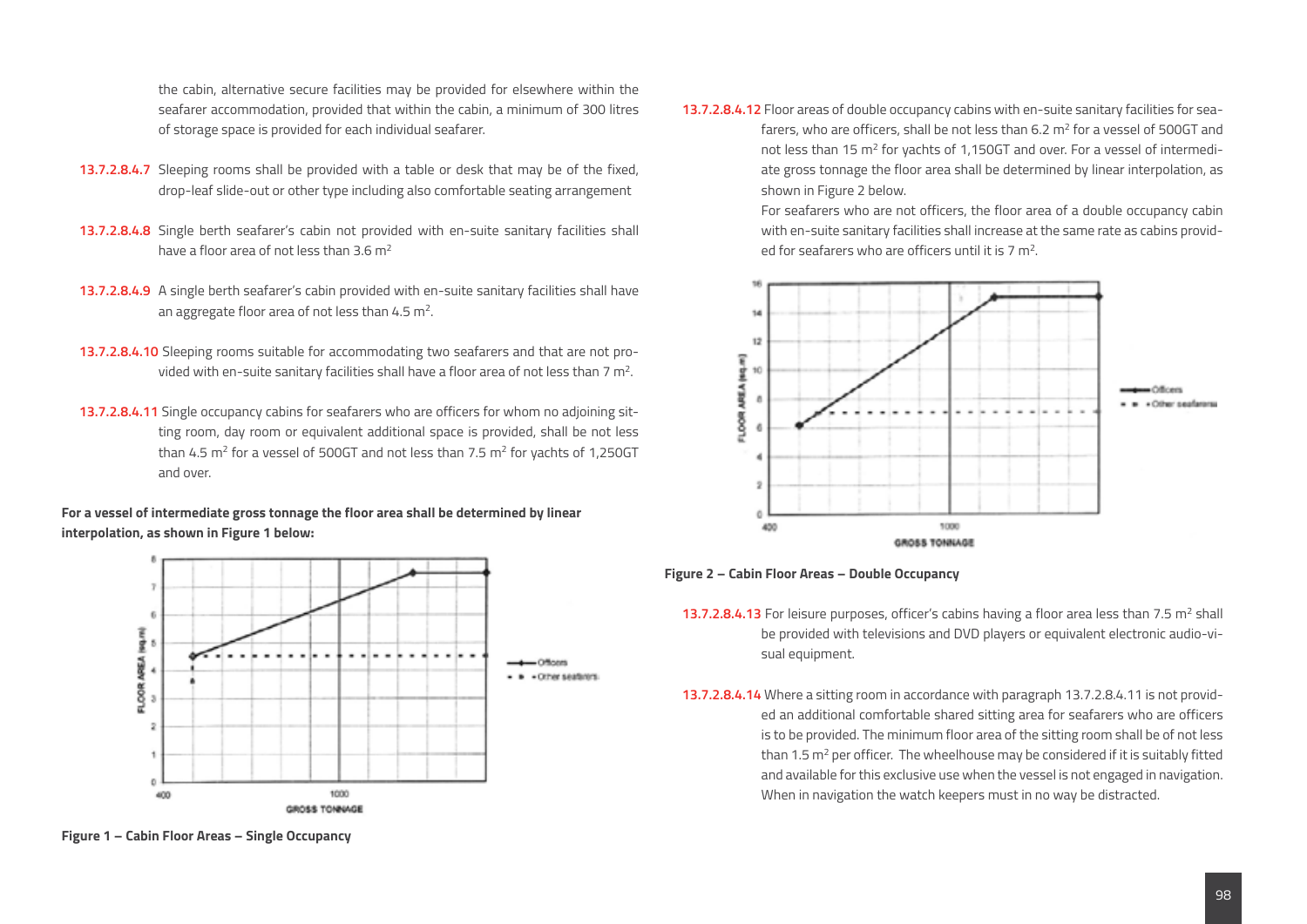the cabin, alternative secure facilities may be provided for elsewhere within the seafarer accommodation, provided that within the cabin, a minimum of 300 litres of storage space is provided for each individual seafarer.

**13.7.2.8.4.7** Sleeping rooms shall be provided with a table or desk that may be of the fixed, drop-leaf slide-out or other type including also comfortable seating arrangement

**13.7.2.8.4.8** Single berth seafarer's cabin not provided with en-suite sanitary facilities shall have a floor area of not less than 3.6 $m^2$

**13.7.2.8.4.9** A single berth seafarer's cabin provided with en-suite sanitary facilities shall have an aggregate floor area of not less than 4.5 $m^2$.

**13.7.2.8.4.10** Sleeping rooms suitable for accommodating two seafarers and that are not provided with en-suite sanitary facilities shall have a floor area of not less than 7 $m^2$.

**13.7.2.8.4.11** Single occupancy cabins for seafarers who are officers for whom no adjoining sitting room, day room or equivalent additional space is provided, shall be not less than 4.5 $m^2$ for a vessel of 500GT and not less than 7.5 $m^2$ for yachts of 1,250GT and over.

**For a vessel of intermediate gross tonnage the floor area shall be determined by linear interpolation, as shown in Figure 1 below:**

**Figure 1 – Cabin Floor Areas – Single Occupancy**

**13.7.2.8.4.12** Floor areas of double occupancy cabins with en-suite sanitary facilities for seafarers, who are officers, shall be not less than 6.2 $m^2$ for a vessel of 500GT and not less than 15 $m^2$ for yachts of 1,150GT and over. For a vessel of intermediate gross tonnage the floor area shall be determined by linear interpolation, as shown in Figure 2 below.

For seafarers who are not officers, the floor area of a double occupancy cabin with en-suite sanitary facilities shall increase at the same rate as cabins provided for seafarers who are officers until it is 7 $m^2$.

**Figure 2 – Cabin Floor Areas – Double Occupancy**

**13.7.2.8.4.13** For leisure purposes, officer's cabins having a floor area less than 7.5 $m^2$ shall be provided with televisions and DVD players or equivalent electronic audio-visual equipment.

**13.7.2.8.4.14** Where a sitting room in accordance with paragraph 13.7.2.8.4.11 is not provided an additional comfortable shared sitting area for seafarers who are officers is to be provided. The minimum floor area of the sitting room shall be of not less than 1.5 $m^2$ per officer. The wheelhouse may be considered if it is suitably fitted and available for this exclusive use when the vessel is not engaged in navigation. When in navigation the watch keepers must in no way be distracted.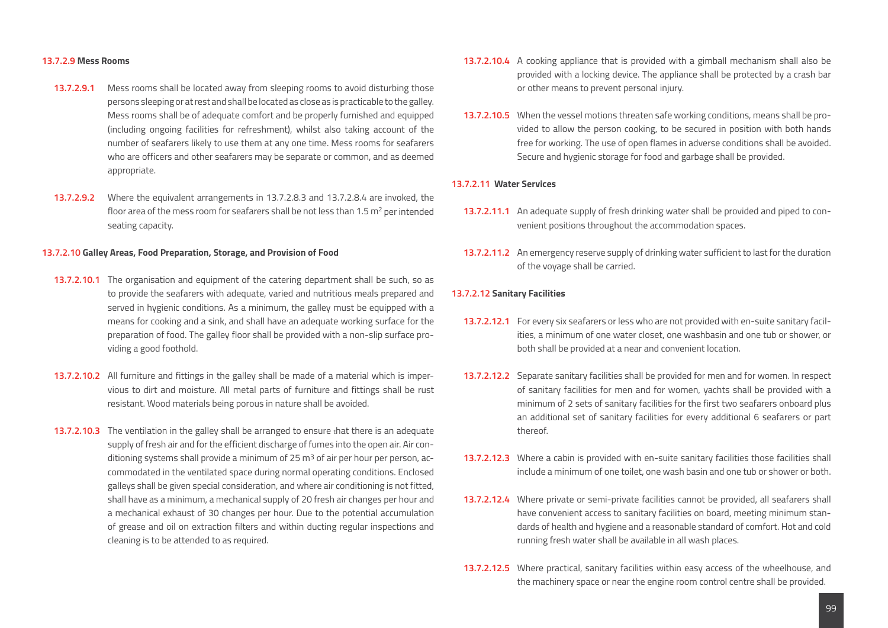#### 13.7.2.9 Mess Rooms

**13.7.2.9.1** Mess rooms shall be located away from sleeping rooms to avoid disturbing those persons sleeping or at rest and shall be located as close as is practicable to the galley. Mess rooms shall be of adequate comfort and be properly furnished and equipped (including ongoing facilities for refreshment), whilst also taking account of the number of seafarers likely to use them at any one time. Mess rooms for seafarers who are officers and other seafarers may be separate or common, and as deemed appropriate.

**13.7.2.9.2** Where the equivalent arrangements in 13.7.2.8.3 and 13.7.2.8.4 are invoked, the floor area of the mess room for seafarers shall be not less than 1.5 $m^2$ per intended seating capacity.

#### 13.7.2.10 Galley Areas, Food Preparation, Storage, and Provision of Food

**13.7.2.10.1** The organisation and equipment of the catering department shall be such, so as to provide the seafarers with adequate, varied and nutritious meals prepared and served in hygienic conditions. As a minimum, the galley must be equipped with a means for cooking and a sink, and shall have an adequate working surface for the preparation of food. The galley floor shall be provided with a non-slip surface providing a good foothold.

**13.7.2.10.2** All furniture and fittings in the galley shall be made of a material which is impervious to dirt and moisture. All metal parts of furniture and fittings shall be rust resistant. Wood materials being porous in nature shall be avoided.

**13.7.2.10.3** The ventilation in the galley shall be arranged to ensure that there is an adequate supply of fresh air and for the efficient discharge of fumes into the open air. Air conditioning systems shall provide a minimum of 25 $m^3$ of air per hour per person, accommodated in the ventilated space during normal operating conditions. Enclosed galleys shall be given special consideration, and where air conditioning is not fitted, shall have as a minimum, a mechanical supply of 20 fresh air changes per hour and a mechanical exhaust of 30 changes per hour. Due to the potential accumulation of grease and oil on extraction filters and within ducting regular inspections and cleaning is to be attended to as required.

**13.7.2.10.4** A cooking appliance that is provided with a gimball mechanism shall also be provided with a locking device. The appliance shall be protected by a crash bar or other means to prevent personal injury.

**13.7.2.10.5** When the vessel motions threaten safe working conditions, means shall be provided to allow the person cooking, to be secured in position with both hands free for working. The use of open flames in adverse conditions shall be avoided. Secure and hygienic storage for food and garbage shall be provided.

#### 13.7.2.11 Water Services

**13.7.2.11.1** An adequate supply of fresh drinking water shall be provided and piped to convenient positions throughout the accommodation spaces.

**13.7.2.11.2** An emergency reserve supply of drinking water sufficient to last for the duration of the voyage shall be carried.

#### 13.7.2.12 Sanitary Facilities

**13.7.2.12.1** For every six seafarers or less who are not provided with en-suite sanitary facilities, a minimum of one water closet, one washbasin and one tub or shower, or both shall be provided at a near and convenient location.

**13.7.2.12.2** Separate sanitary facilities shall be provided for men and for women. In respect of sanitary facilities for men and for women, yachts shall be provided with a minimum of 2 sets of sanitary facilities for the first two seafarers onboard plus an additional set of sanitary facilities for every additional 6 seafarers or part thereof.

**13.7.2.12.3** Where a cabin is provided with en-suite sanitary facilities those facilities shall include a minimum of one toilet, one wash basin and one tub or shower or both.

**13.7.2.12.4** Where private or semi-private facilities cannot be provided, all seafarers shall have convenient access to sanitary facilities on board, meeting minimum standards of health and hygiene and a reasonable standard of comfort. Hot and cold running fresh water shall be available in all wash places.

**13.7.2.12.5** Where practical, sanitary facilities within easy access of the wheelhouse, and the machinery space or near the engine room control centre shall be provided.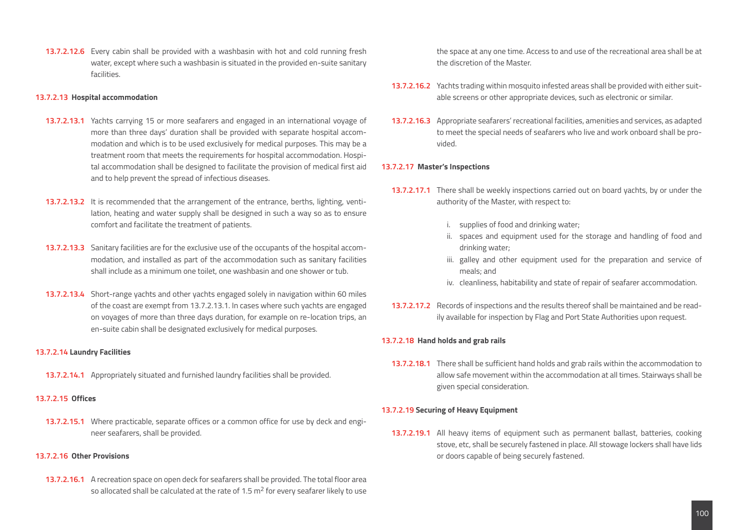**13.7.2.12.6** Every cabin shall be provided with a washbasin with hot and cold running fresh water, except where such a washbasin is situated in the provided en-suite sanitary facilities.

#### 13.7.2.13 Hospital accommodation

**13.7.2.13.1** Yachts carrying 15 or more seafarers and engaged in an international voyage of more than three days' duration shall be provided with separate hospital accommodation and which is to be used exclusively for medical purposes. This may be a treatment room that meets the requirements for hospital accommodation. Hospital accommodation shall be designed to facilitate the provision of medical first aid and to help prevent the spread of infectious diseases.

**13.7.2.13.2** It is recommended that the arrangement of the entrance, berths, lighting, ventilation, heating and water supply shall be designed in such a way so as to ensure comfort and facilitate the treatment of patients.

**13.7.2.13.3** Sanitary facilities are for the exclusive use of the occupants of the hospital accommodation, and installed as part of the accommodation such as sanitary facilities shall include as a minimum one toilet, one washbasin and one shower or tub.

**13.7.2.13.4** Short-range yachts and other yachts engaged solely in navigation within 60 miles of the coast are exempt from 13.7.2.13.1. In cases where such yachts are engaged on voyages of more than three days duration, for example on re-location trips, an en-suite cabin shall be designated exclusively for medical purposes.

#### 13.7.2.14 Laundry Facilities

**13.7.2.14.1** Appropriately situated and furnished laundry facilities shall be provided.

#### 13.7.2.15 Offices

**13.7.2.15.1** Where practicable, separate offices or a common office for use by deck and engineer seafarers, shall be provided.

#### 13.7.2.16 Other Provisions

**13.7.2.16.1** A recreation space on open deck for seafarers shall be provided. The total floor area so allocated shall be calculated at the rate of 1.5 $m^2$ for every seafarer likely to use the space at any one time. Access to and use of the recreational area shall be at the discretion of the Master.

**13.7.2.16.2** Yachts trading within mosquito infested areas shall be provided with either suitable screens or other appropriate devices, such as electronic or similar.

**13.7.2.16.3** Appropriate seafarers' recreational facilities, amenities and services, as adapted to meet the special needs of seafarers who live and work onboard shall be provided.

#### 13.7.2.17 Master's Inspections

**13.7.2.17.1** There shall be weekly inspections carried out on board yachts, by or under the authority of the Master, with respect to:

i. supplies of food and drinking water;
ii. spaces and equipment used for the storage and handling of food and drinking water;
iii. galley and other equipment used for the preparation and service of meals; and
iv. cleanliness, habitability and state of repair of seafarer accommodation.

**13.7.2.17.2** Records of inspections and the results thereof shall be maintained and be readily available for inspection by Flag and Port State Authorities upon request.

#### 13.7.2.18 Hand holds and grab rails

**13.7.2.18.1** There shall be sufficient hand holds and grab rails within the accommodation to allow safe movement within the accommodation at all times. Stairways shall be given special consideration.

#### 13.7.2.19 Securing of Heavy Equipment

**13.7.2.19.1** All heavy items of equipment such as permanent ballast, batteries, cooking stove, etc, shall be securely fastened in place. All stowage lockers shall have lids or doors capable of being securely fastened.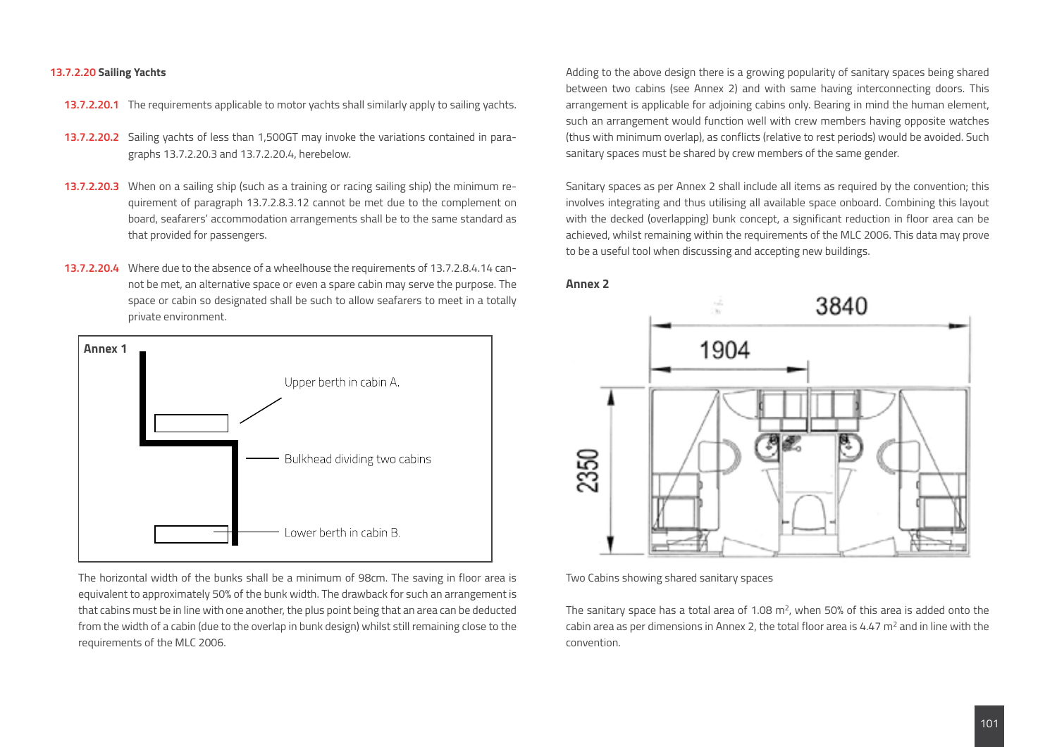#### 13.7.2.20 Sailing Yachts

**13.7.2.20.1** The requirements applicable to motor yachts shall similarly apply to sailing yachts.

**13.7.2.20.2** Sailing yachts of less than 1,500GT may invoke the variations contained in paragraphs 13.7.2.20.3 and 13.7.2.20.4, herebelow.

**13.7.2.20.3** When on a sailing ship (such as a training or racing sailing ship) the minimum requirement of paragraph 13.7.2.8.3.12 cannot be met due to the complement on board, seafarers' accommodation arrangements shall be to the same standard as that provided for passengers.

**13.7.2.20.4** Where due to the absence of a wheelhouse the requirements of 13.7.2.8.4.14 cannot be met, an alternative space or even a spare cabin may serve the purpose. The space or cabin so designated shall be such to allow seafarers to meet in a totally private environment.

**Annex 1**

Upper berth in cabin A.

Bulkhead dividing two cabins

Lower berth in cabin B.

The horizontal width of the bunks shall be a minimum of 98cm. The saving in floor area is equivalent to approximately 50% of the bunk width. The drawback for such an arrangement is that cabins must be in line with one another, the plus point being that an area can be deducted from the width of a cabin (due to the overlap in bunk design) whilst still remaining close to the requirements of the MLC 2006.

Adding to the above design there is a growing popularity of sanitary spaces being shared between two cabins (see Annex 2) and with same having interconnecting doors. This arrangement is applicable for adjoining cabins only. Bearing in mind the human element, such an arrangement would function well with crew members having opposite watches (thus with minimum overlap), as conflicts (relative to rest periods) would be avoided. Such sanitary spaces must be shared by crew members of the same gender.

Sanitary spaces as per Annex 2 shall include all items as required by the convention; this involves integrating and thus utilising all available space onboard. Combining this layout with the decked (overlapping) bunk concept, a significant reduction in floor area can be achieved, whilst remaining within the requirements of the MLC 2006. This data may prove to be a useful tool when discussing and accepting new buildings.

**Annex 2**

3840

1904

2350

Two Cabins showing shared sanitary spaces

The sanitary space has a total area of 1.08 $m^2$, when 50% of this area is added onto the cabin area as per dimensions in Annex 2, the total floor area is 4.47 $m^2$ and in line with the convention.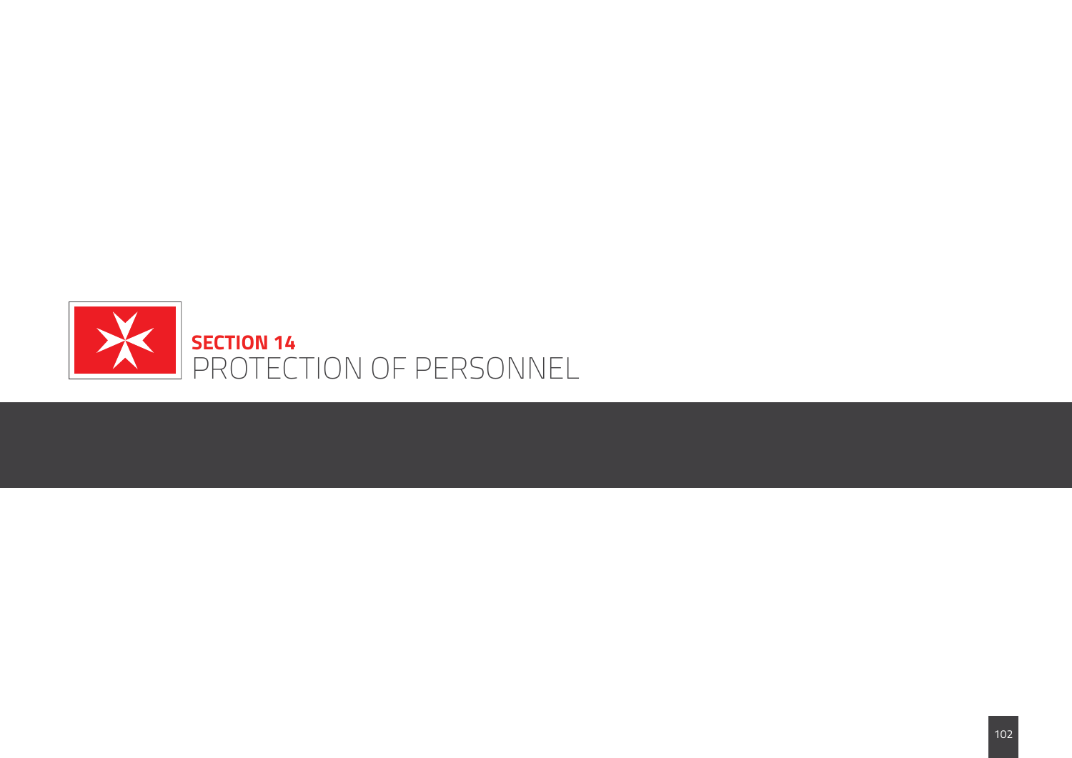# SECTION 14
# PROTECTION OF PERSONNEL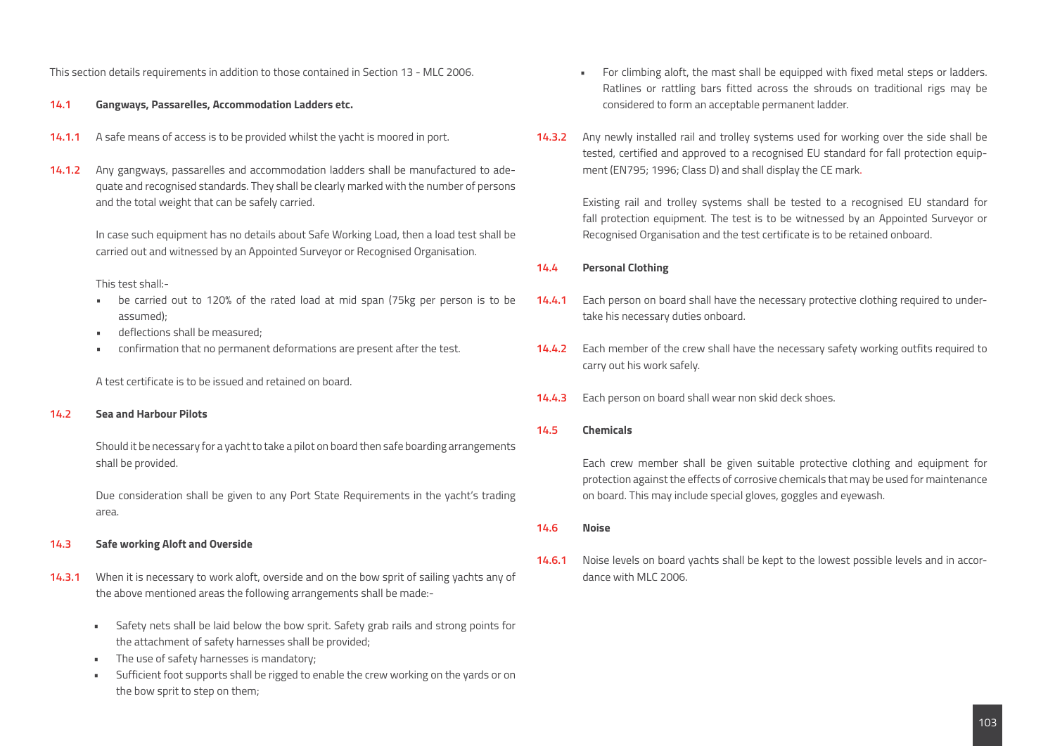This section details requirements in addition to those contained in Section 13 - MLC 2006.

## 14.1 Gangways, Passarelles, Accommodation Ladders etc.

**14.1.1** A safe means of access is to be provided whilst the yacht is moored in port.

**14.1.2** Any gangways, passarelles and accommodation ladders shall be manufactured to adequate and recognised standards. They shall be clearly marked with the number of persons and the total weight that can be safely carried.

In case such equipment has no details about Safe Working Load, then a load test shall be carried out and witnessed by an Appointed Surveyor or Recognised Organisation.

This test shall:-

- be carried out to 120% of the rated load at mid span (75kg per person is to be assumed);
- deflections shall be measured;
- confirmation that no permanent deformations are present after the test.

A test certificate is to be issued and retained on board.

## 14.2 Sea and Harbour Pilots

Should it be necessary for a yacht to take a pilot on board then safe boarding arrangements shall be provided.

Due consideration shall be given to any Port State Requirements in the yacht's trading area.

## 14.3 Safe working Aloft and Overside

**14.3.1** When it is necessary to work aloft, overside and on the bow sprit of sailing yachts any of the above mentioned areas the following arrangements shall be made:-

- Safety nets shall be laid below the bow sprit. Safety grab rails and strong points for the attachment of safety harnesses shall be provided;
- The use of safety harnesses is mandatory;
- Sufficient foot supports shall be rigged to enable the crew working on the yards or on the bow sprit to step on them;
- For climbing aloft, the mast shall be equipped with fixed metal steps or ladders. Ratlines or rattling bars fitted across the shrouds on traditional rigs may be considered to form an acceptable permanent ladder.

**14.3.2** Any newly installed rail and trolley systems used for working over the side shall be tested, certified and approved to a recognised EU standard for fall protection equipment (EN795; 1996; Class D) and shall display the CE mark.

Existing rail and trolley systems shall be tested to a recognised EU standard for fall protection equipment. The test is to be witnessed by an Appointed Surveyor or Recognised Organisation and the test certificate is to be retained onboard.

## 14.4 Personal Clothing

**14.4.1** Each person on board shall have the necessary protective clothing required to undertake his necessary duties onboard.

**14.4.2** Each member of the crew shall have the necessary safety working outfits required to carry out his work safely.

**14.4.3** Each person on board shall wear non skid deck shoes.

## 14.5 Chemicals

Each crew member shall be given suitable protective clothing and equipment for protection against the effects of corrosive chemicals that may be used for maintenance on board. This may include special gloves, goggles and eyewash.

## 14.6 Noise

**14.6.1** Noise levels on board yachts shall be kept to the lowest possible levels and in accordance with MLC 2006.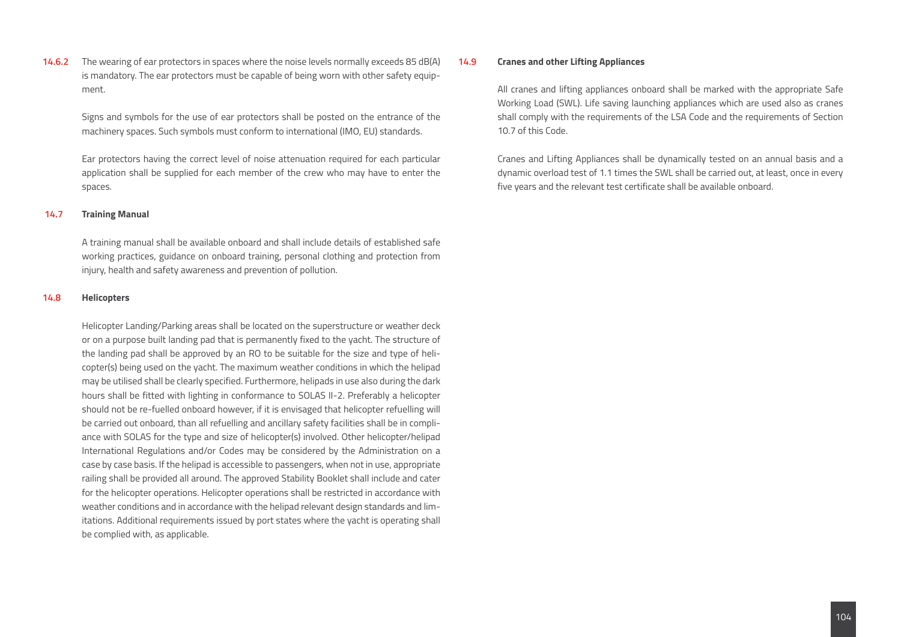**14.6.2** The wearing of ear protectors in spaces where the noise levels normally exceeds 85 dB(A) is mandatory. The ear protectors must be capable of being worn with other safety equipment.

Signs and symbols for the use of ear protectors shall be posted on the entrance of the machinery spaces. Such symbols must conform to international (IMO, EU) standards.

Ear protectors having the correct level of noise attenuation required for each particular application shall be supplied for each member of the crew who may have to enter the spaces.

### 14.7 Training Manual

A training manual shall be available onboard and shall include details of established safe working practices, guidance on onboard training, personal clothing and protection from injury, health and safety awareness and prevention of pollution.

### 14.8 Helicopters

Helicopter Landing/Parking areas shall be located on the superstructure or weather deck or on a purpose built landing pad that is permanently fixed to the yacht. The structure of the landing pad shall be approved by an RO to be suitable for the size and type of helicopter(s) being used on the yacht. The maximum weather conditions in which the helipad may be utilised shall be clearly specified. Furthermore, helipads in use also during the dark hours shall be fitted with lighting in conformance to SOLAS II-2. Preferably a helicopter should not be re-fuelled onboard however, if it is envisaged that helicopter refuelling will be carried out onboard, than all refuelling and ancillary safety facilities shall be in compliance with SOLAS for the type and size of helicopter(s) involved. Other helicopter/helipad International Regulations and/or Codes may be considered by the Administration on a case by case basis. If the helipad is accessible to passengers, when not in use, appropriate railing shall be provided all around. The approved Stability Booklet shall include and cater for the helicopter operations. Helicopter operations shall be restricted in accordance with weather conditions and in accordance with the helipad relevant design standards and limitations. Additional requirements issued by port states where the yacht is operating shall be complied with, as applicable.

### 14.9 Cranes and other Lifting Appliances

All cranes and lifting appliances onboard shall be marked with the appropriate Safe Working Load (SWL). Life saving launching appliances which are used also as cranes shall comply with the requirements of the LSA Code and the requirements of Section 10.7 of this Code.

Cranes and Lifting Appliances shall be dynamically tested on an annual basis and a dynamic overload test of 1.1 times the SWL shall be carried out, at least, once in every five years and the relevant test certificate shall be available onboard.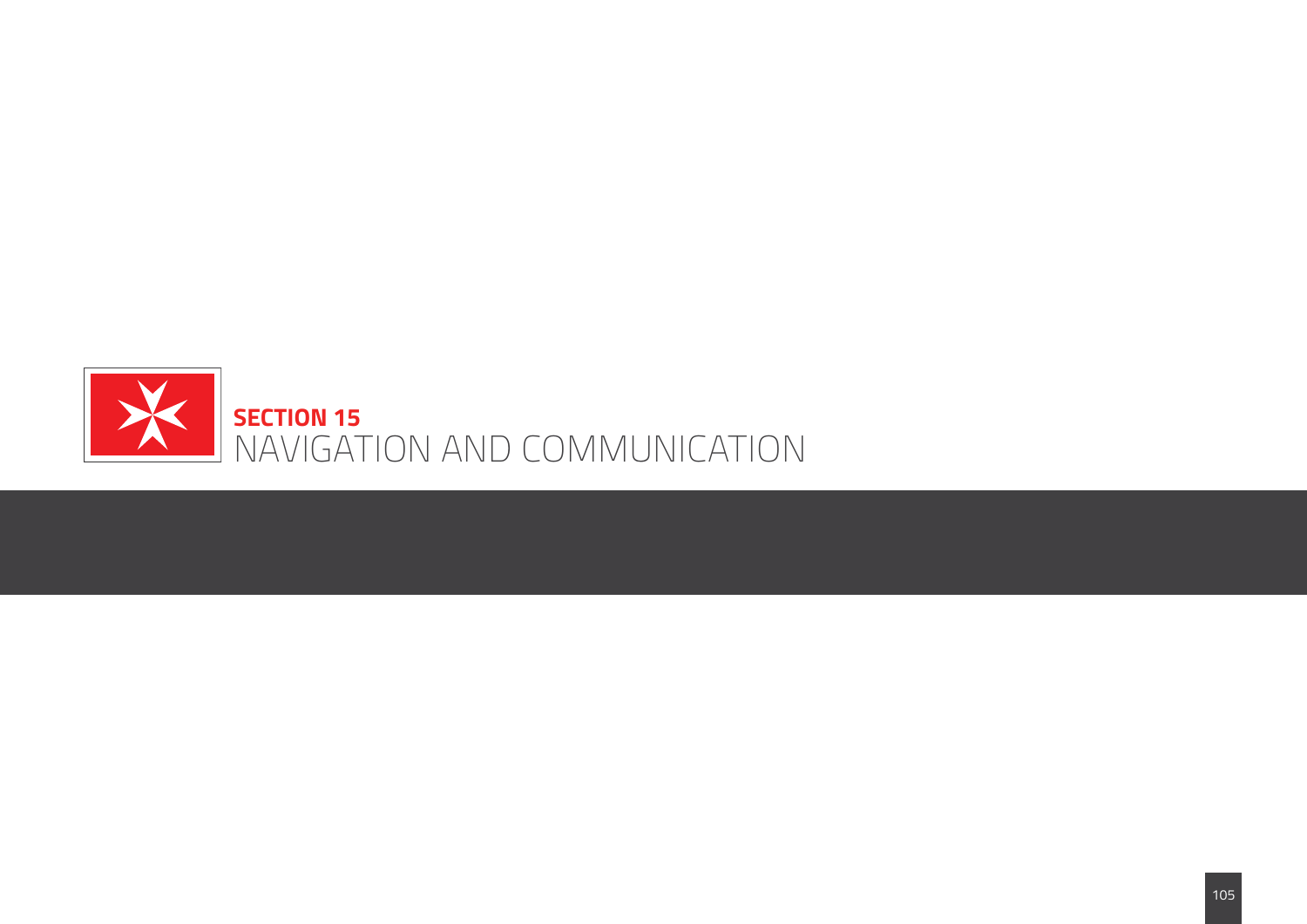# SECTION 15
# NAVIGATION AND COMMUNICATION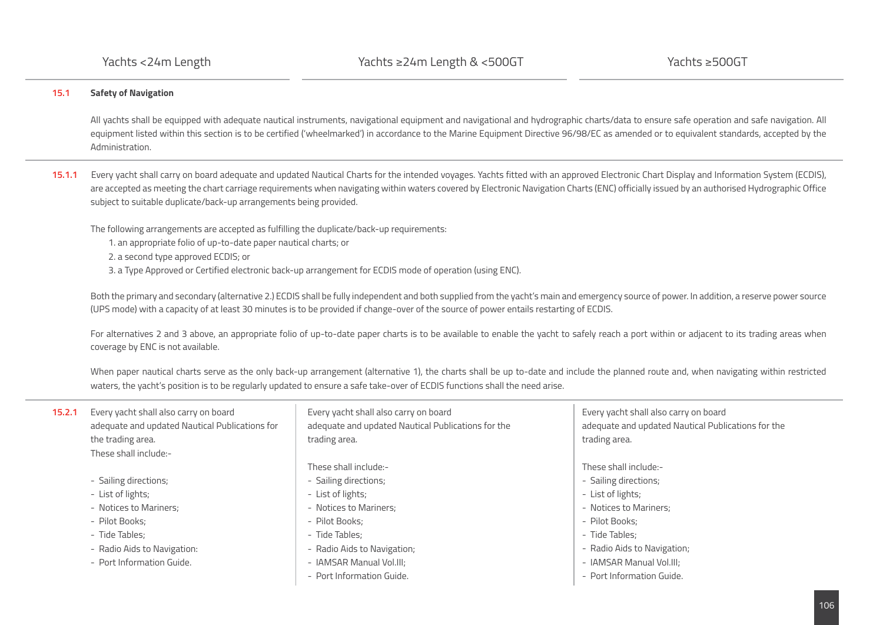| | Yachts <24m Length | Yachts ≥24m Length & <500GT | Yachts ≥500GT |
|---|---|---|---|

**15.1 Safety of Navigation**

All yachts shall be equipped with adequate nautical instruments, navigational equipment and navigational and hydrographic charts/data to ensure safe operation and safe navigation. All equipment listed within this section is to be certified ('wheelmarked') in accordance to the Marine Equipment Directive 96/98/EC as amended or to equivalent standards, accepted by the Administration.

**15.1.1** Every yacht shall carry on board adequate and updated Nautical Charts for the intended voyages. Yachts fitted with an approved Electronic Chart Display and Information System (ECDIS), are accepted as meeting the chart carriage requirements when navigating within waters covered by Electronic Navigation Charts (ENC) officially issued by an authorised Hydrographic Office subject to suitable duplicate/back-up arrangements being provided.

The following arrangements are accepted as fulfilling the duplicate/back-up requirements:

1. an appropriate folio of up-to-date paper nautical charts; or
2. a second type approved ECDIS; or
3. a Type Approved or Certified electronic back-up arrangement for ECDIS mode of operation (using ENC).

Both the primary and secondary (alternative 2.) ECDIS shall be fully independent and both supplied from the yacht's main and emergency source of power. In addition, a reserve power source (UPS mode) with a capacity of at least 30 minutes is to be provided if change-over of the source of power entails restarting of ECDIS.

For alternatives 2 and 3 above, an appropriate folio of up-to-date paper charts is to be available to enable the yacht to safely reach a port within or adjacent to its trading areas when coverage by ENC is not available.

When paper nautical charts serve as the only back-up arrangement (alternative 1), the charts shall be up to-date and include the planned route and, when navigating within restricted waters, the yacht's position is to be regularly updated to ensure a safe take-over of ECDIS functions shall the need arise.

| | Yachts <24m Length | Yachts ≥24m Length & <500GT | Yachts ≥500GT |
|---|---|---|---|
| **15.2.1** | Every yacht shall also carry on board adequate and updated Nautical Publications for the trading area.<br>These shall include:-<br>- Sailing directions;<br>- List of lights;<br>- Notices to Mariners;<br>- Pilot Books;<br>- Tide Tables;<br>- Radio Aids to Navigation:<br>- Port Information Guide. | Every yacht shall also carry on board adequate and updated Nautical Publications for the trading area.<br>These shall include:-<br>- Sailing directions;<br>- List of lights;<br>- Notices to Mariners;<br>- Pilot Books;<br>- Tide Tables;<br>- Radio Aids to Navigation;<br>- IAMSAR Manual Vol.III;<br>- Port Information Guide. | Every yacht shall also carry on board adequate and updated Nautical Publications for the trading area.<br>These shall include:-<br>- Sailing directions;<br>- List of lights;<br>- Notices to Mariners;<br>- Pilot Books;<br>- Tide Tables;<br>- Radio Aids to Navigation;<br>- IAMSAR Manual Vol.III;<br>- Port Information Guide. |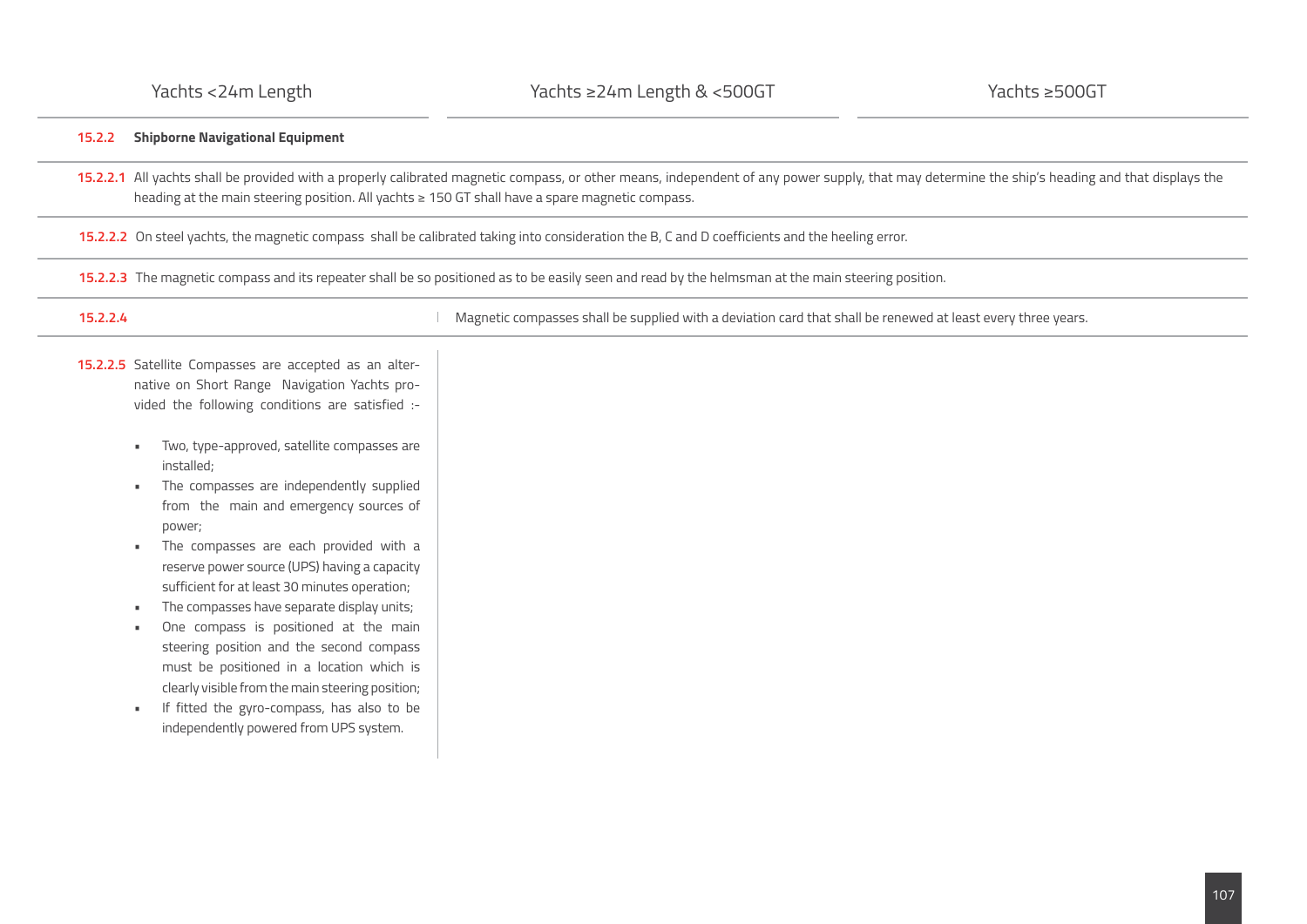| Yachts <24m Length | Yachts ≥24m Length & <500GT | Yachts ≥500GT |
|---|---|---|

### 15.2.2 Shipborne Navigational Equipment

**15.2.2.1** All yachts shall be provided with a properly calibrated magnetic compass, or other means, independent of any power supply, that may determine the ship's heading and that displays the heading at the main steering position. All yachts ≥ 150 GT shall have a spare magnetic compass.

**15.2.2.2** On steel yachts, the magnetic compass shall be calibrated taking into consideration the B, C and D coefficients and the heeling error.

**15.2.2.3** The magnetic compass and its repeater shall be so positioned as to be easily seen and read by the helmsman at the main steering position.

**15.2.2.4**

| Yachts <24m Length | Yachts ≥24m Length & <500GT / Yachts ≥500GT |
|---|---|
| | Magnetic compasses shall be supplied with a deviation card that shall be renewed at least every three years. |

| Yachts <24m Length | Yachts ≥24m Length & <500GT / Yachts ≥500GT |
|---|---|
| **15.2.2.5** Satellite Compasses are accepted as an alternative on Short Range Navigation Yachts provided the following conditions are satisfied :- <br>▪ Two, type-approved, satellite compasses are installed; <br>▪ The compasses are independently supplied from the main and emergency sources of power; <br>▪ The compasses are each provided with a reserve power source (UPS) having a capacity sufficient for at least 30 minutes operation; <br>▪ The compasses have separate display units; <br>▪ One compass is positioned at the main steering position and the second compass must be positioned in a location which is clearly visible from the main steering position; <br>▪ If fitted the gyro-compass, has also to be independently powered from UPS system. | |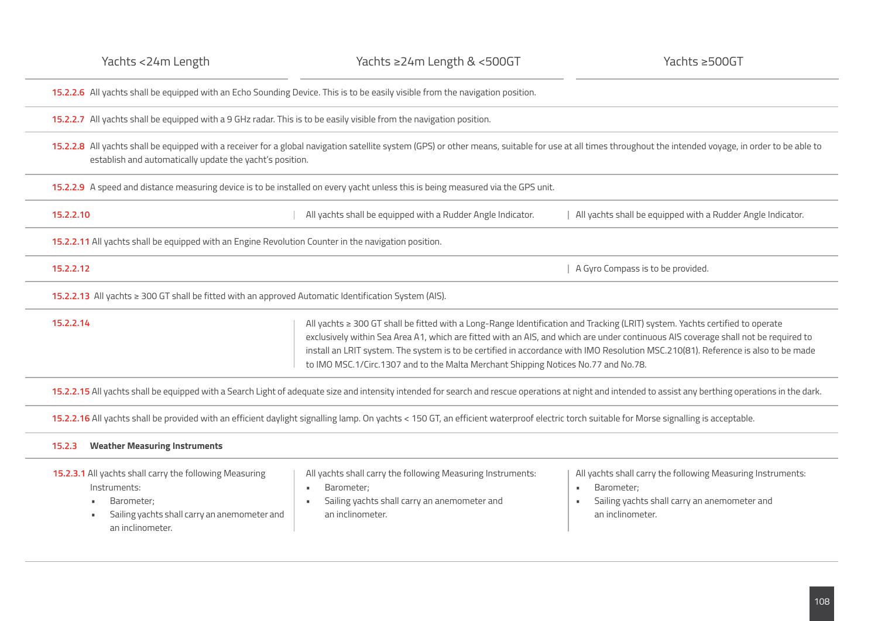| Yachts <24m Length | Yachts ≥24m Length & <500GT | Yachts ≥500GT |
|---|---|---|
| **15.2.2.6** All yachts shall be equipped with an Echo Sounding Device. This is to be easily visible from the navigation position. | | |
| **15.2.2.7** All yachts shall be equipped with a 9 GHz radar. This is to be easily visible from the navigation position. | | |
| **15.2.2.8** All yachts shall be equipped with a receiver for a global navigation satellite system (GPS) or other means, suitable for use at all times throughout the intended voyage, in order to be able to establish and automatically update the yacht's position. | | |
| **15.2.2.9** A speed and distance measuring device is to be installed on every yacht unless this is being measured via the GPS unit. | | |
| **15.2.2.10** | All yachts shall be equipped with a Rudder Angle Indicator. | All yachts shall be equipped with a Rudder Angle Indicator. |
| **15.2.2.11** All yachts shall be equipped with an Engine Revolution Counter in the navigation position. | | |
| **15.2.2.12** | | A Gyro Compass is to be provided. |
| **15.2.2.13** All yachts ≥ 300 GT shall be fitted with an approved Automatic Identification System (AIS). | | |
| **15.2.2.14** | All yachts ≥ 300 GT shall be fitted with a Long-Range Identification and Tracking (LRIT) system. Yachts certified to operate exclusively within Sea Area A1, which are fitted with an AIS, and which are under continuous AIS coverage shall not be required to install an LRIT system. The system is to be certified in accordance with IMO Resolution MSC.210(81). Reference is also to be made to IMO MSC.1/Circ.1307 and to the Malta Merchant Shipping Notices No.77 and No.78. | |
| **15.2.2.15** All yachts shall be equipped with a Search Light of adequate size and intensity intended for search and rescue operations at night and intended to assist any berthing operations in the dark. | | |
| **15.2.2.16** All yachts shall be provided with an efficient daylight signalling lamp. On yachts < 150 GT, an efficient waterproof electric torch suitable for Morse signalling is acceptable. | | |
| **15.2.3 Weather Measuring Instruments** | | |
| **15.2.3.1** All yachts shall carry the following Measuring Instruments:<br>▪ Barometer;<br>▪ Sailing yachts shall carry an anemometer and an inclinometer. | All yachts shall carry the following Measuring Instruments:<br>▪ Barometer;<br>▪ Sailing yachts shall carry an anemometer and an inclinometer. | All yachts shall carry the following Measuring Instruments:<br>▪ Barometer;<br>▪ Sailing yachts shall carry an anemometer and an inclinometer. |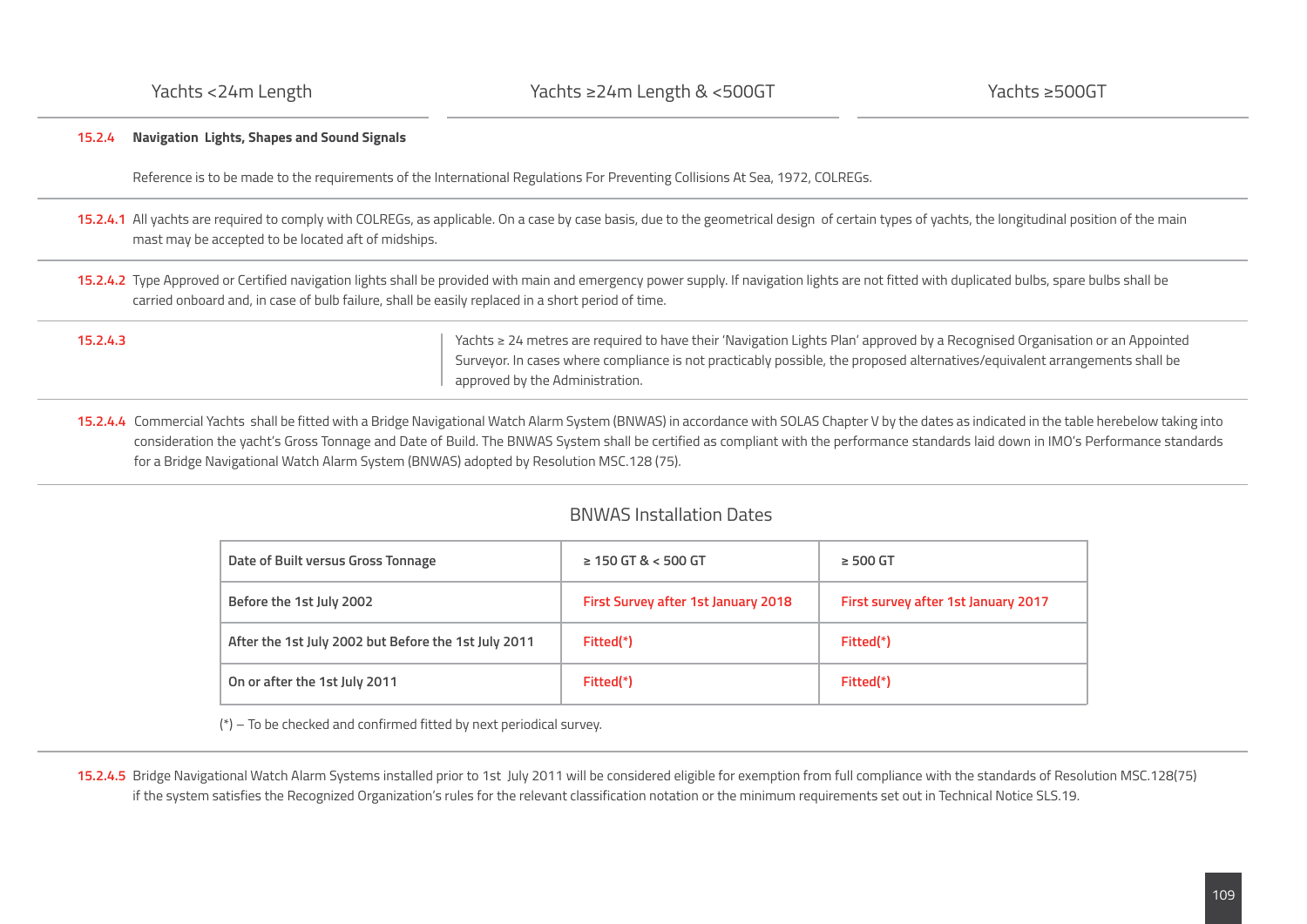| Yachts <24m Length | Yachts ≥24m Length & <500GT | Yachts ≥500GT |
|---|---|---|

**15.2.4 Navigation Lights, Shapes and Sound Signals**

Reference is to be made to the requirements of the International Regulations For Preventing Collisions At Sea, 1972, COLREGs.

**15.2.4.1** All yachts are required to comply with COLREGs, as applicable. On a case by case basis, due to the geometrical design of certain types of yachts, the longitudinal position of the main mast may be accepted to be located aft of midships.

**15.2.4.2** Type Approved or Certified navigation lights shall be provided with main and emergency power supply. If navigation lights are not fitted with duplicated bulbs, spare bulbs shall be carried onboard and, in case of bulb failure, shall be easily replaced in a short period of time.

**15.2.4.3**

Yachts ≥ 24 metres are required to have their 'Navigation Lights Plan' approved by a Recognised Organisation or an Appointed Surveyor. In cases where compliance is not practicably possible, the proposed alternatives/equivalent arrangements shall be approved by the Administration.

**15.2.4.4** Commercial Yachts shall be fitted with a Bridge Navigational Watch Alarm System (BNWAS) in accordance with SOLAS Chapter V by the dates as indicated in the table herebelow taking into consideration the yacht's Gross Tonnage and Date of Build. The BNWAS System shall be certified as compliant with the performance standards laid down in IMO's Performance standards for a Bridge Navigational Watch Alarm System (BNWAS) adopted by Resolution MSC.128 (75).

BNWAS Installation Dates

| Date of Built versus Gross Tonnage | ≥ 150 GT & < 500 GT | ≥ 500 GT |
|---|---|---|
| Before the 1st July 2002 | First Survey after 1st January 2018 | First survey after 1st January 2017 |
| After the 1st July 2002 but Before the 1st July 2011 | Fitted(*) | Fitted(*) |
| On or after the 1st July 2011 | Fitted(*) | Fitted(*) |

(*) – To be checked and confirmed fitted by next periodical survey.

**15.2.4.5** Bridge Navigational Watch Alarm Systems installed prior to 1st July 2011 will be considered eligible for exemption from full compliance with the standards of Resolution MSC.128(75) if the system satisfies the Recognized Organization's rules for the relevant classification notation or the minimum requirements set out in Technical Notice SLS.19.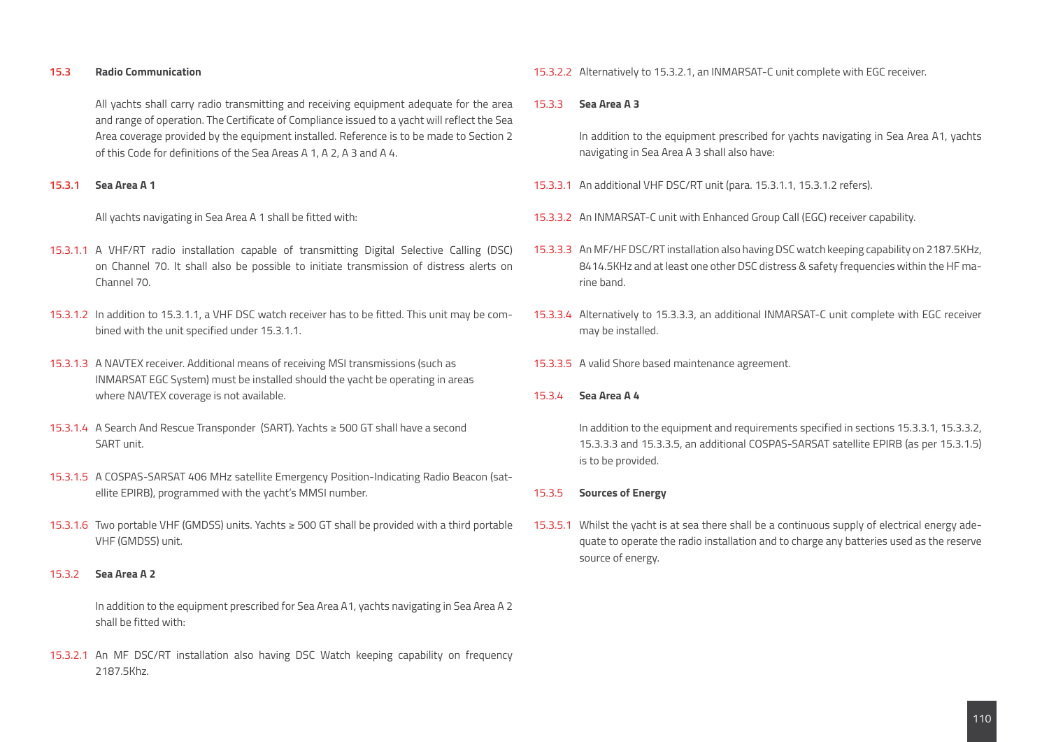### 15.3 Radio Communication

All yachts shall carry radio transmitting and receiving equipment adequate for the area and range of operation. The Certificate of Compliance issued to a yacht will reflect the Sea Area coverage provided by the equipment installed. Reference is to be made to Section 2 of this Code for definitions of the Sea Areas A 1, A 2, A 3 and A 4.

#### 15.3.1 Sea Area A 1

All yachts navigating in Sea Area A 1 shall be fitted with:

15.3.1.1 A VHF/RT radio installation capable of transmitting Digital Selective Calling (DSC) on Channel 70. It shall also be possible to initiate transmission of distress alerts on Channel 70.

15.3.1.2 In addition to 15.3.1.1, a VHF DSC watch receiver has to be fitted. This unit may be combined with the unit specified under 15.3.1.1.

15.3.1.3 A NAVTEX receiver. Additional means of receiving MSI transmissions (such as INMARSAT EGC System) must be installed should the yacht be operating in areas where NAVTEX coverage is not available.

15.3.1.4 A Search And Rescue Transponder (SART). Yachts ≥ 500 GT shall have a second SART unit.

15.3.1.5 A COSPAS-SARSAT 406 MHz satellite Emergency Position-Indicating Radio Beacon (satellite EPIRB), programmed with the yacht's MMSI number.

15.3.1.6 Two portable VHF (GMDSS) units. Yachts ≥ 500 GT shall be provided with a third portable VHF (GMDSS) unit.

#### 15.3.2 Sea Area A 2

In addition to the equipment prescribed for Sea Area A1, yachts navigating in Sea Area A 2 shall be fitted with:

15.3.2.1 An MF DSC/RT installation also having DSC Watch keeping capability on frequency 2187.5Khz.

15.3.2.2 Alternatively to 15.3.2.1, an INMARSAT-C unit complete with EGC receiver.

#### 15.3.3 Sea Area A 3

In addition to the equipment prescribed for yachts navigating in Sea Area A1, yachts navigating in Sea Area A 3 shall also have:

15.3.3.1 An additional VHF DSC/RT unit (para. 15.3.1.1, 15.3.1.2 refers).

15.3.3.2 An INMARSAT-C unit with Enhanced Group Call (EGC) receiver capability.

15.3.3.3 An MF/HF DSC/RT installation also having DSC watch keeping capability on 2187.5KHz, 8414.5KHz and at least one other DSC distress & safety frequencies within the HF marine band.

15.3.3.4 Alternatively to 15.3.3.3, an additional INMARSAT-C unit complete with EGC receiver may be installed.

15.3.3.5 A valid Shore based maintenance agreement.

#### 15.3.4 Sea Area A 4

In addition to the equipment and requirements specified in sections 15.3.3.1, 15.3.3.2, 15.3.3.3 and 15.3.3.5, an additional COSPAS-SARSAT satellite EPIRB (as per 15.3.1.5) is to be provided.

#### 15.3.5 Sources of Energy

15.3.5.1 Whilst the yacht is at sea there shall be a continuous supply of electrical energy adequate to operate the radio installation and to charge any batteries used as the reserve source of energy.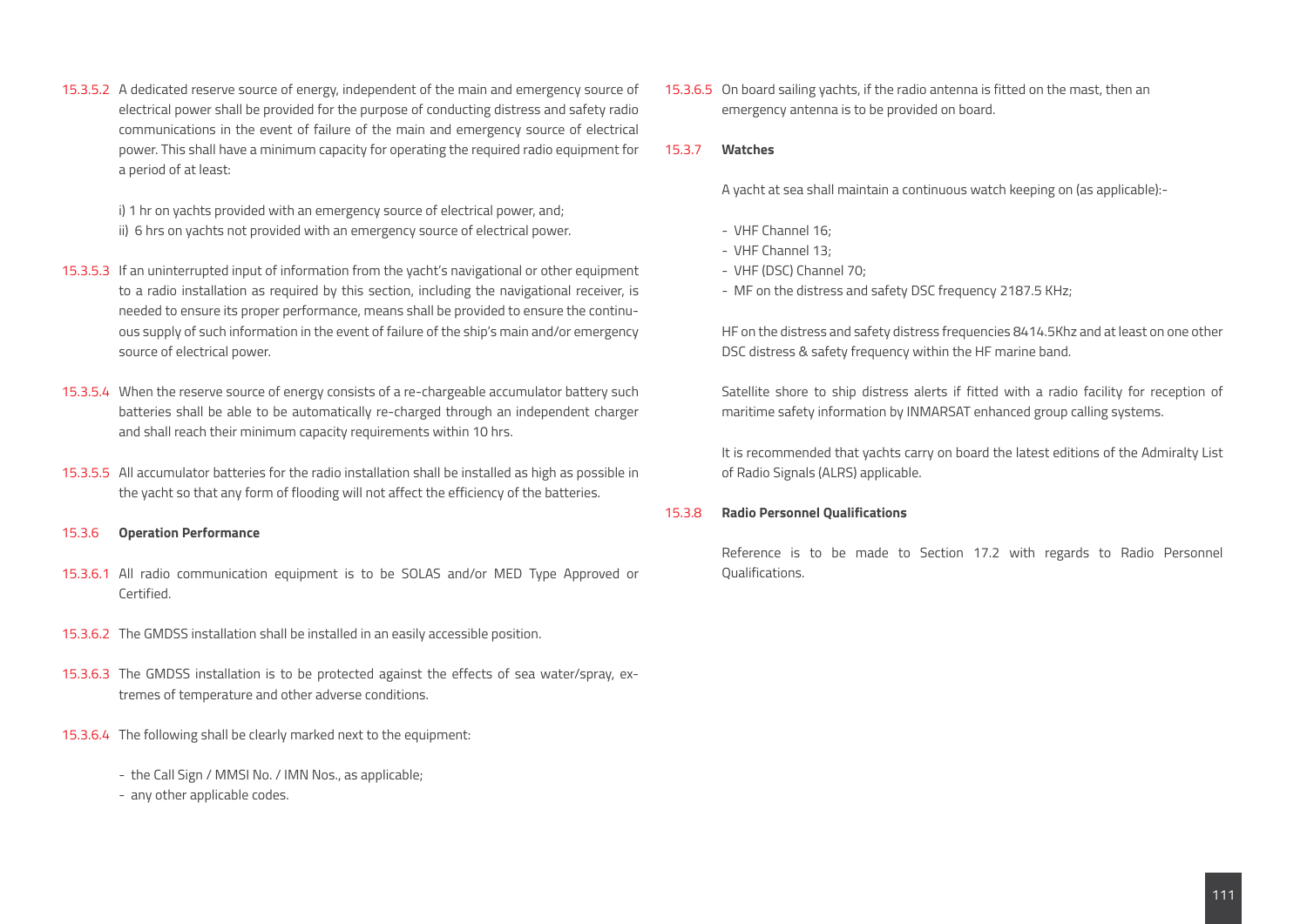15.3.5.2 A dedicated reserve source of energy, independent of the main and emergency source of electrical power shall be provided for the purpose of conducting distress and safety radio communications in the event of failure of the main and emergency source of electrical power. This shall have a minimum capacity for operating the required radio equipment for a period of at least:

i) 1 hr on yachts provided with an emergency source of electrical power, and;
ii) 6 hrs on yachts not provided with an emergency source of electrical power.

15.3.5.3 If an uninterrupted input of information from the yacht's navigational or other equipment to a radio installation as required by this section, including the navigational receiver, is needed to ensure its proper performance, means shall be provided to ensure the continuous supply of such information in the event of failure of the ship's main and/or emergency source of electrical power.

15.3.5.4 When the reserve source of energy consists of a re-chargeable accumulator battery such batteries shall be able to be automatically re-charged through an independent charger and shall reach their minimum capacity requirements within 10 hrs.

15.3.5.5 All accumulator batteries for the radio installation shall be installed as high as possible in the yacht so that any form of flooding will not affect the efficiency of the batteries.

15.3.6 **Operation Performance**

15.3.6.1 All radio communication equipment is to be SOLAS and/or MED Type Approved or Certified.

15.3.6.2 The GMDSS installation shall be installed in an easily accessible position.

15.3.6.3 The GMDSS installation is to be protected against the effects of sea water/spray, extremes of temperature and other adverse conditions.

15.3.6.4 The following shall be clearly marked next to the equipment:

- the Call Sign / MMSI No. / IMN Nos., as applicable;
- any other applicable codes.

15.3.6.5 On board sailing yachts, if the radio antenna is fitted on the mast, then an emergency antenna is to be provided on board.

15.3.7 **Watches**

A yacht at sea shall maintain a continuous watch keeping on (as applicable):-

- VHF Channel 16;
- VHF Channel 13;
- VHF (DSC) Channel 70;
- MF on the distress and safety DSC frequency 2187.5 KHz;

HF on the distress and safety distress frequencies 8414.5Khz and at least on one other DSC distress & safety frequency within the HF marine band.

Satellite shore to ship distress alerts if fitted with a radio facility for reception of maritime safety information by INMARSAT enhanced group calling systems.

It is recommended that yachts carry on board the latest editions of the Admiralty List of Radio Signals (ALRS) applicable.

15.3.8 **Radio Personnel Qualifications**

Reference is to be made to Section 17.2 with regards to Radio Personnel Qualifications.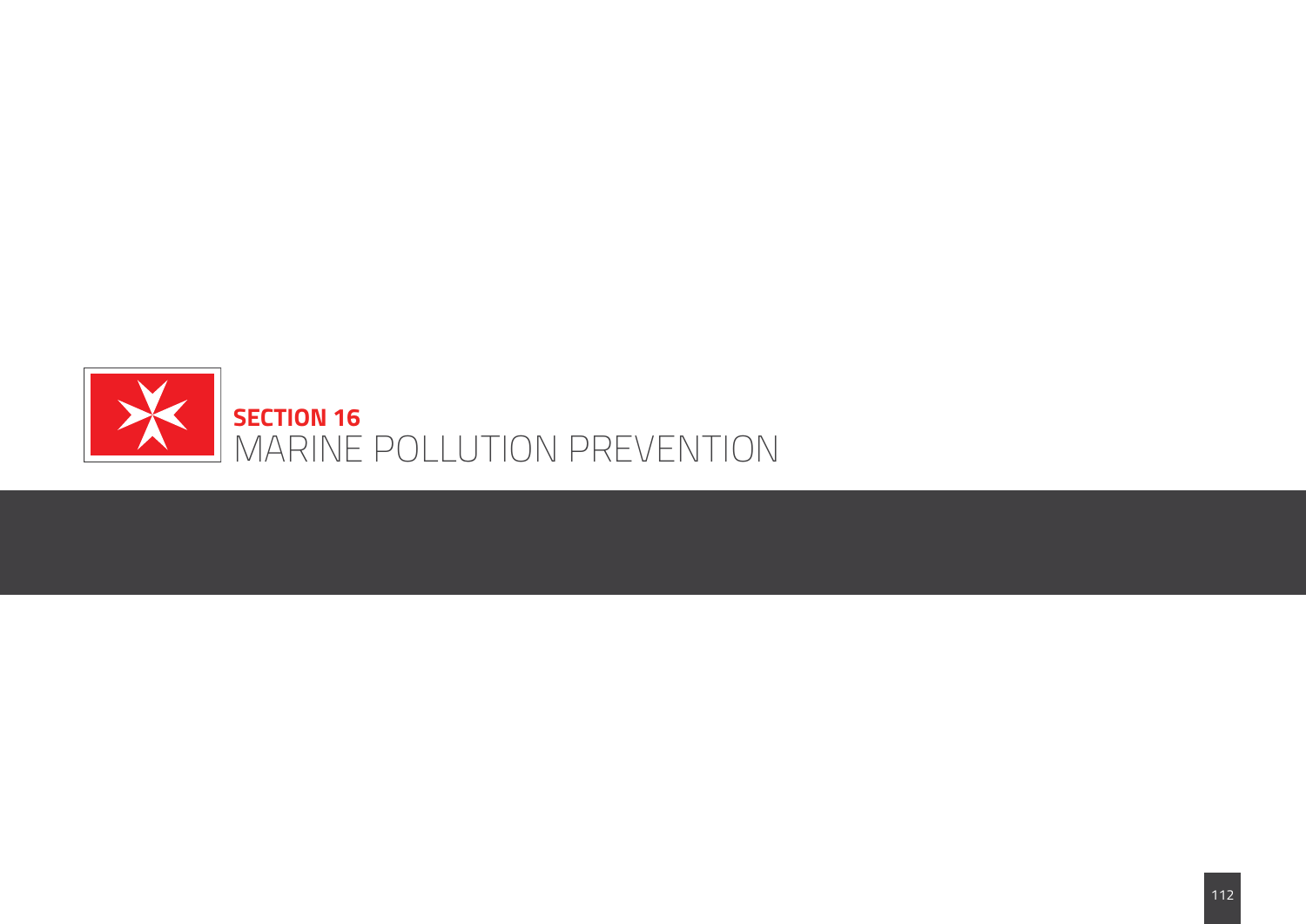# SECTION 16
# MARINE POLLUTION PREVENTION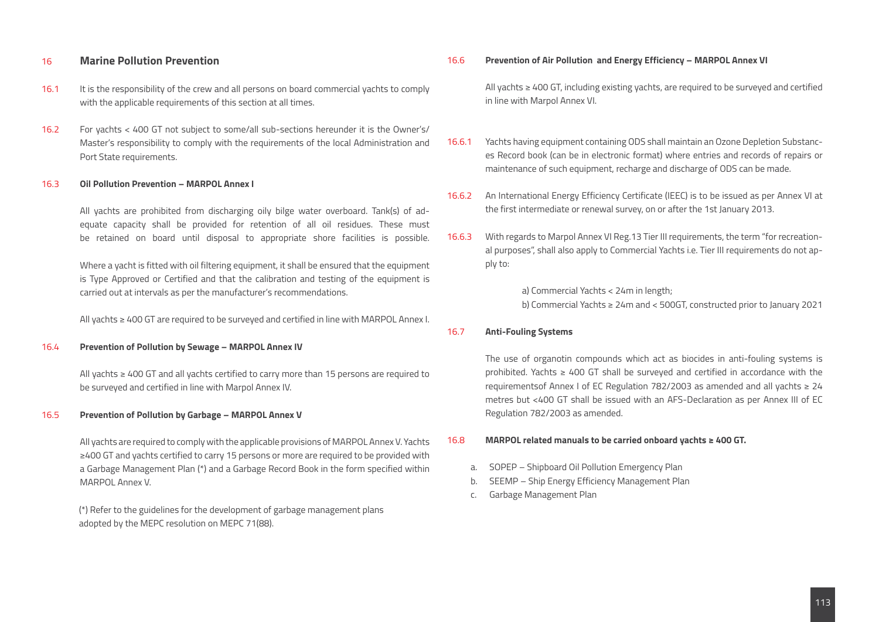## 16 Marine Pollution Prevention

16.1 It is the responsibility of the crew and all persons on board commercial yachts to comply with the applicable requirements of this section at all times.

16.2 For yachts < 400 GT not subject to some/all sub-sections hereunder it is the Owner's/ Master's responsibility to comply with the requirements of the local Administration and Port State requirements.

### 16.3 Oil Pollution Prevention – MARPOL Annex I

All yachts are prohibited from discharging oily bilge water overboard. Tank(s) of adequate capacity shall be provided for retention of all oil residues. These must be retained on board until disposal to appropriate shore facilities is possible.

Where a yacht is fitted with oil filtering equipment, it shall be ensured that the equipment is Type Approved or Certified and that the calibration and testing of the equipment is carried out at intervals as per the manufacturer's recommendations.

All yachts ≥ 400 GT are required to be surveyed and certified in line with MARPOL Annex I.

### 16.4 Prevention of Pollution by Sewage – MARPOL Annex IV

All yachts ≥ 400 GT and all yachts certified to carry more than 15 persons are required to be surveyed and certified in line with Marpol Annex IV.

### 16.5 Prevention of Pollution by Garbage – MARPOL Annex V

All yachts are required to comply with the applicable provisions of MARPOL Annex V. Yachts ≥400 GT and yachts certified to carry 15 persons or more are required to be provided with a Garbage Management Plan (*) and a Garbage Record Book in the form specified within MARPOL Annex V.

(*) Refer to the guidelines for the development of garbage management plans adopted by the MEPC resolution on MEPC 71(88).

### 16.6 Prevention of Air Pollution and Energy Efficiency – MARPOL Annex VI

All yachts ≥ 400 GT, including existing yachts, are required to be surveyed and certified in line with Marpol Annex VI.

16.6.1 Yachts having equipment containing ODS shall maintain an Ozone Depletion Substances Record book (can be in electronic format) where entries and records of repairs or maintenance of such equipment, recharge and discharge of ODS can be made.

16.6.2 An International Energy Efficiency Certificate (IEEC) is to be issued as per Annex VI at the first intermediate or renewal survey, on or after the 1st January 2013.

16.6.3 With regards to Marpol Annex VI Reg.13 Tier III requirements, the term "for recreational purposes", shall also apply to Commercial Yachts i.e. Tier III requirements do not apply to:

a) Commercial Yachts < 24m in length;
b) Commercial Yachts ≥ 24m and < 500GT, constructed prior to January 2021

### 16.7 Anti-Fouling Systems

The use of organotin compounds which act as biocides in anti-fouling systems is prohibited. Yachts ≥ 400 GT shall be surveyed and certified in accordance with the requirementsof Annex I of EC Regulation 782/2003 as amended and all yachts ≥ 24 metres but <400 GT shall be issued with an AFS-Declaration as per Annex III of EC Regulation 782/2003 as amended.

### 16.8 MARPOL related manuals to be carried onboard yachts ≥ 400 GT.

a. SOPEP – Shipboard Oil Pollution Emergency Plan
b. SEEMP – Ship Energy Efficiency Management Plan
c. Garbage Management Plan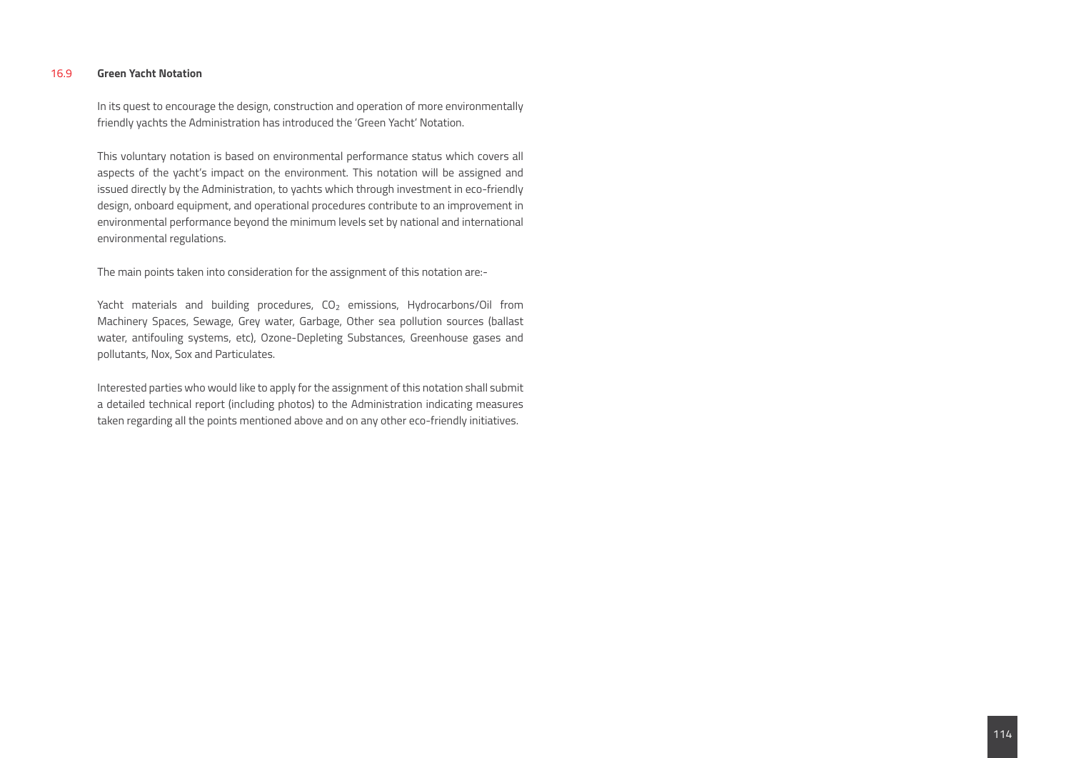## 16.9 Green Yacht Notation

In its quest to encourage the design, construction and operation of more environmentally friendly yachts the Administration has introduced the 'Green Yacht' Notation.

This voluntary notation is based on environmental performance status which covers all aspects of the yacht's impact on the environment. This notation will be assigned and issued directly by the Administration, to yachts which through investment in eco-friendly design, onboard equipment, and operational procedures contribute to an improvement in environmental performance beyond the minimum levels set by national and international environmental regulations.

The main points taken into consideration for the assignment of this notation are:-

Yacht materials and building procedures, $CO_2$ emissions, Hydrocarbons/Oil from Machinery Spaces, Sewage, Grey water, Garbage, Other sea pollution sources (ballast water, antifouling systems, etc), Ozone-Depleting Substances, Greenhouse gases and pollutants, Nox, Sox and Particulates.

Interested parties who would like to apply for the assignment of this notation shall submit a detailed technical report (including photos) to the Administration indicating measures taken regarding all the points mentioned above and on any other eco-friendly initiatives.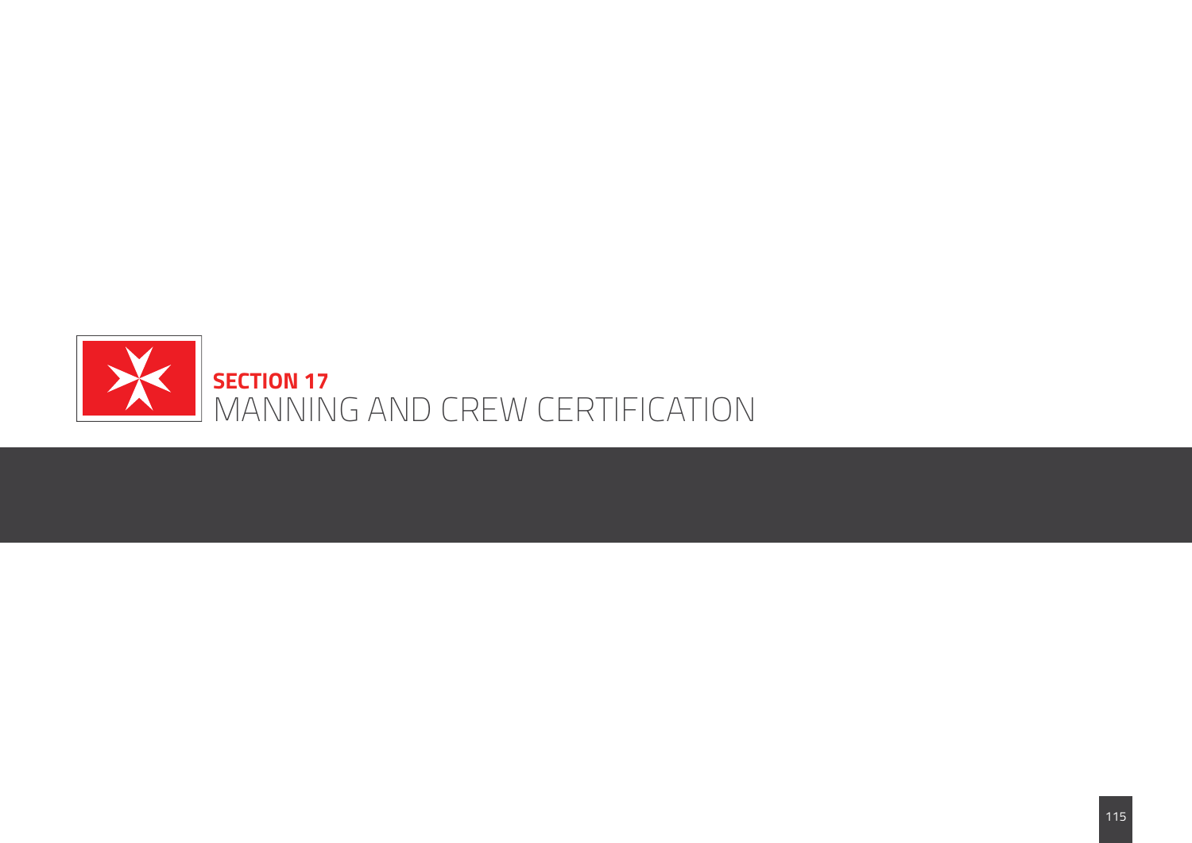# SECTION 17
# MANNING AND CREW CERTIFICATION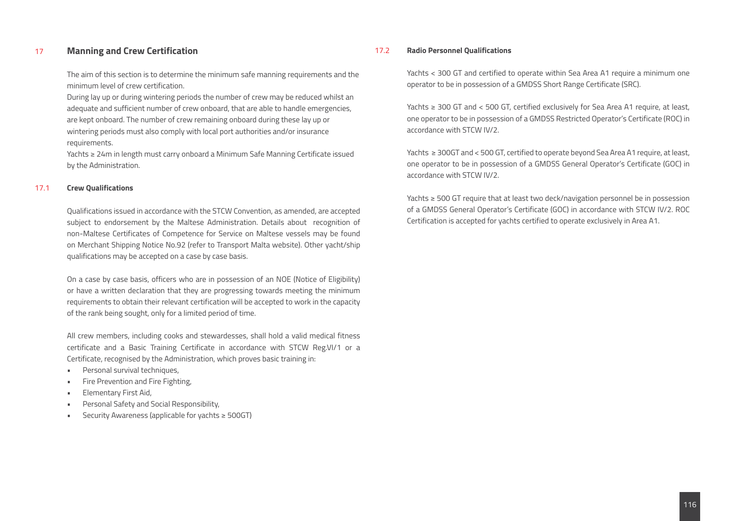## 17 Manning and Crew Certification

The aim of this section is to determine the minimum safe manning requirements and the minimum level of crew certification.
During lay up or during wintering periods the number of crew may be reduced whilst an adequate and sufficient number of crew onboard, that are able to handle emergencies, are kept onboard. The number of crew remaining onboard during these lay up or wintering periods must also comply with local port authorities and/or insurance requirements.
Yachts ≥ 24m in length must carry onboard a Minimum Safe Manning Certificate issued by the Administration.

### 17.1 Crew Qualifications

Qualifications issued in accordance with the STCW Convention, as amended, are accepted subject to endorsement by the Maltese Administration. Details about recognition of non-Maltese Certificates of Competence for Service on Maltese vessels may be found on Merchant Shipping Notice No.92 (refer to Transport Malta website). Other yacht/ship qualifications may be accepted on a case by case basis.

On a case by case basis, officers who are in possession of an NOE (Notice of Eligibility) or have a written declaration that they are progressing towards meeting the minimum requirements to obtain their relevant certification will be accepted to work in the capacity of the rank being sought, only for a limited period of time.

All crew members, including cooks and stewardesses, shall hold a valid medical fitness certificate and a Basic Training Certificate in accordance with STCW Reg.VI/1 or a Certificate, recognised by the Administration, which proves basic training in:

- Personal survival techniques,
- Fire Prevention and Fire Fighting,
- Elementary First Aid,
- Personal Safety and Social Responsibility,
- Security Awareness (applicable for yachts ≥ 500GT)

### 17.2 Radio Personnel Qualifications

Yachts < 300 GT and certified to operate within Sea Area A1 require a minimum one operator to be in possession of a GMDSS Short Range Certificate (SRC).

Yachts ≥ 300 GT and < 500 GT, certified exclusively for Sea Area A1 require, at least, one operator to be in possession of a GMDSS Restricted Operator's Certificate (ROC) in accordance with STCW IV/2.

Yachts ≥ 300GT and < 500 GT, certified to operate beyond Sea Area A1 require, at least, one operator to be in possession of a GMDSS General Operator's Certificate (GOC) in accordance with STCW IV/2.

Yachts ≥ 500 GT require that at least two deck/navigation personnel be in possession of a GMDSS General Operator's Certificate (GOC) in accordance with STCW IV/2. ROC Certification is accepted for yachts certified to operate exclusively in Area A1.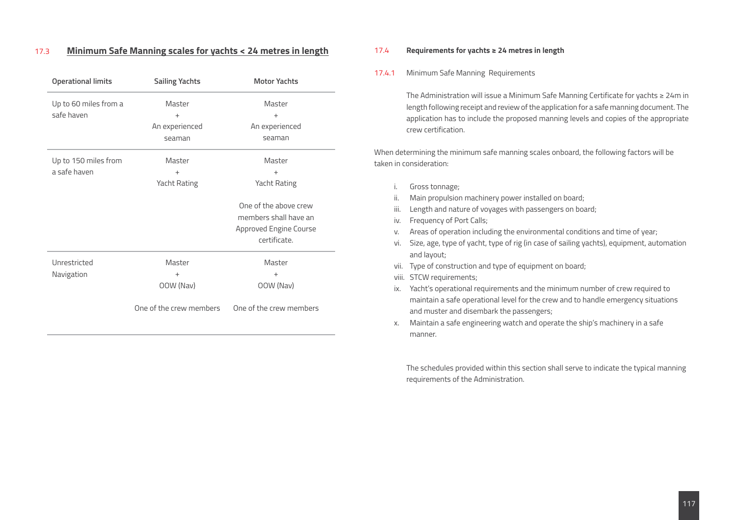## 17.3 Minimum Safe Manning scales for yachts < 24 metres in length

| Operational limits | Sailing Yachts | Motor Yachts |
|---|---|---|
| Up to 60 miles from a safe haven | Master + An experienced seaman | Master + An experienced seaman |
| Up to 150 miles from a safe haven | Master + Yacht Rating | Master + Yacht Rating<br><br>One of the above crew members shall have an Approved Engine Course certificate. |
| Unrestricted Navigation | Master + OOW (Nav)<br><br>One of the crew members | Master + OOW (Nav)<br><br>One of the crew members |

## 17.4 Requirements for yachts ≥ 24 metres in length

### 17.4.1 Minimum Safe Manning Requirements

The Administration will issue a Minimum Safe Manning Certificate for yachts ≥ 24m in length following receipt and review of the application for a safe manning document. The application has to include the proposed manning levels and copies of the appropriate crew certification.

When determining the minimum safe manning scales onboard, the following factors will be taken in consideration:

i. Gross tonnage;
ii. Main propulsion machinery power installed on board;
iii. Length and nature of voyages with passengers on board;
iv. Frequency of Port Calls;
v. Areas of operation including the environmental conditions and time of year;
vi. Size, age, type of yacht, type of rig (in case of sailing yachts), equipment, automation and layout;
vii. Type of construction and type of equipment on board;
viii. STCW requirements;
ix. Yacht's operational requirements and the minimum number of crew required to maintain a safe operational level for the crew and to handle emergency situations and muster and disembark the passengers;
x. Maintain a safe engineering watch and operate the ship's machinery in a safe manner.

The schedules provided within this section shall serve to indicate the typical manning requirements of the Administration.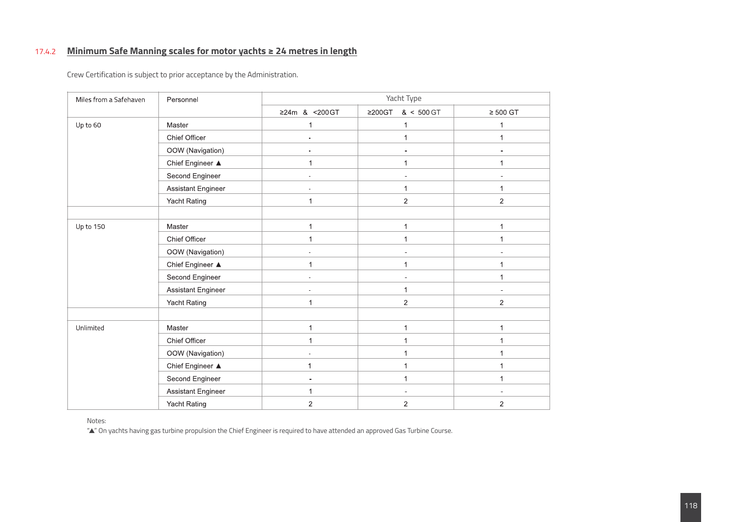### 17.4.2 Minimum Safe Manning scales for motor yachts ≥ 24 metres in length

Crew Certification is subject to prior acceptance by the Administration.

| Miles from a Safehaven | Personnel | Yacht Type | | |
|---|---|---|---|---|
| | | ≥24m & <200GT | ≥200GT & < 500 GT | ≥ 500 GT |
| Up to 60 | Master | 1 | 1 | 1 |
| | Chief Officer | - | 1 | 1 |
| | OOW (Navigation) | - | - | - |
| | Chief Engineer ▲ | 1 | 1 | 1 |
| | Second Engineer | - | - | - |
| | Assistant Engineer | - | 1 | 1 |
| | Yacht Rating | 1 | 2 | 2 |
| | | | | |
| Up to 150 | Master | 1 | 1 | 1 |
| | Chief Officer | 1 | 1 | 1 |
| | OOW (Navigation) | - | - | - |
| | Chief Engineer ▲ | 1 | 1 | 1 |
| | Second Engineer | - | - | 1 |
| | Assistant Engineer | - | 1 | - |
| | Yacht Rating | 1 | 2 | 2 |
| | | | | |
| Unlimited | Master | 1 | 1 | 1 |
| | Chief Officer | 1 | 1 | 1 |
| | OOW (Navigation) | - | 1 | 1 |
| | Chief Engineer ▲ | 1 | 1 | 1 |
| | Second Engineer | - | 1 | 1 |
| | Assistant Engineer | 1 | - | - |
| | Yacht Rating | 2 | 2 | 2 |

Notes:
"▲" On yachts having gas turbine propulsion the Chief Engineer is required to have attended an approved Gas Turbine Course.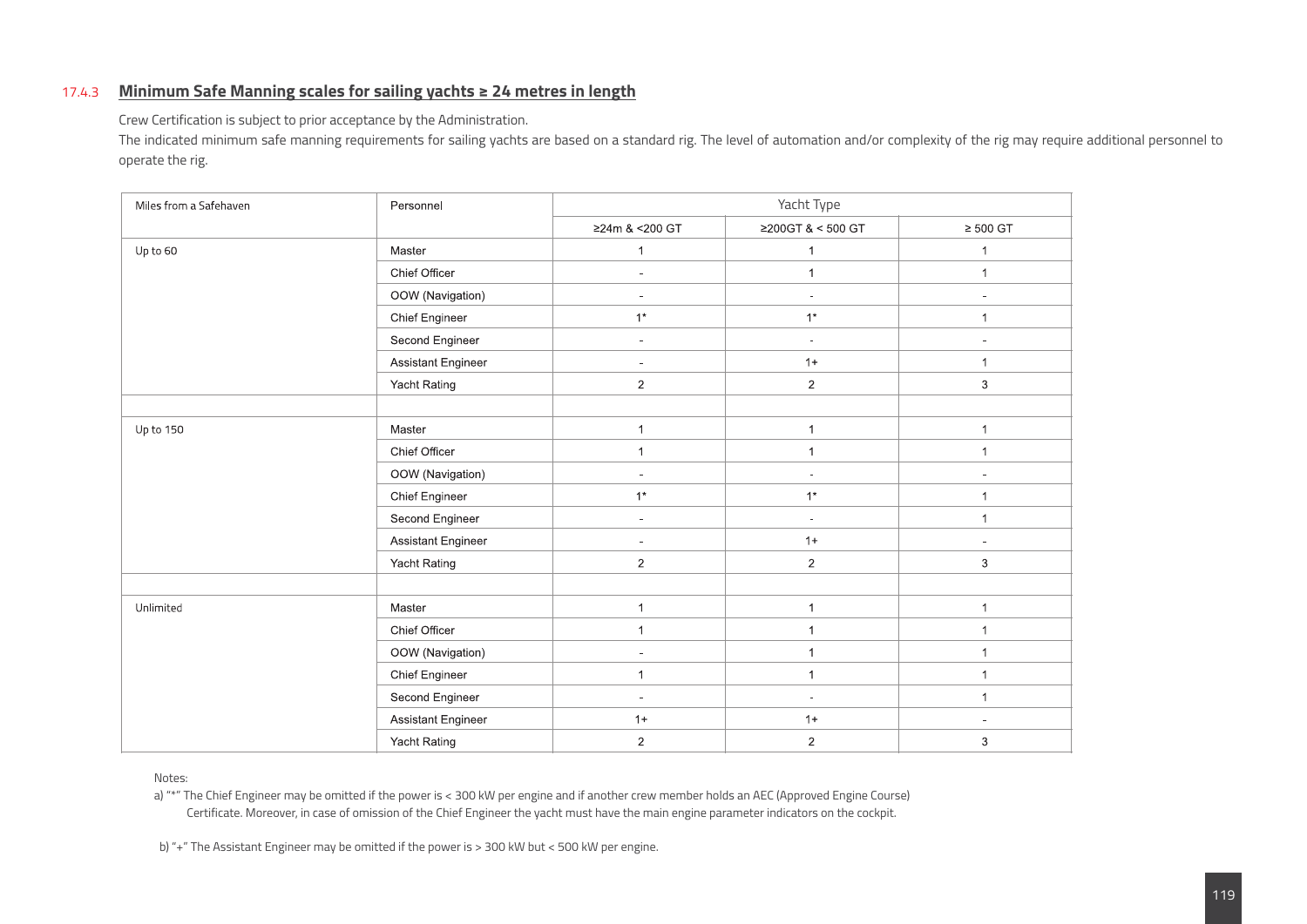### 17.4.3 Minimum Safe Manning scales for sailing yachts ≥ 24 metres in length

Crew Certification is subject to prior acceptance by the Administration.

The indicated minimum safe manning requirements for sailing yachts are based on a standard rig. The level of automation and/or complexity of the rig may require additional personnel to operate the rig.

| Miles from a Safehaven | Personnel | Yacht Type | | |
|---|---|---|---|---|
| | | ≥24m & <200 GT | ≥200GT & < 500 GT | ≥ 500 GT |
| Up to 60 | Master | 1 | 1 | 1 |
| | Chief Officer | - | 1 | 1 |
| | OOW (Navigation) | - | - | - |
| | Chief Engineer | 1* | 1* | 1 |
| | Second Engineer | - | - | - |
| | Assistant Engineer | - | 1+ | 1 |
| | Yacht Rating | 2 | 2 | 3 |
| | | | | |
| Up to 150 | Master | 1 | 1 | 1 |
| | Chief Officer | 1 | 1 | 1 |
| | OOW (Navigation) | - | - | - |
| | Chief Engineer | 1* | 1* | 1 |
| | Second Engineer | - | - | 1 |
| | Assistant Engineer | - | 1+ | - |
| | Yacht Rating | 2 | 2 | 3 |
| | | | | |
| Unlimited | Master | 1 | 1 | 1 |
| | Chief Officer | 1 | 1 | 1 |
| | OOW (Navigation) | - | 1 | 1 |
| | Chief Engineer | 1 | 1 | 1 |
| | Second Engineer | - | - | 1 |
| | Assistant Engineer | 1+ | 1+ | - |
| | Yacht Rating | 2 | 2 | 3 |

Notes:

a) "*" The Chief Engineer may be omitted if the power is < 300 kW per engine and if another crew member holds an AEC (Approved Engine Course) Certificate. Moreover, in case of omission of the Chief Engineer the yacht must have the main engine parameter indicators on the cockpit.

b) "+" The Assistant Engineer may be omitted if the power is > 300 kW but < 500 kW per engine.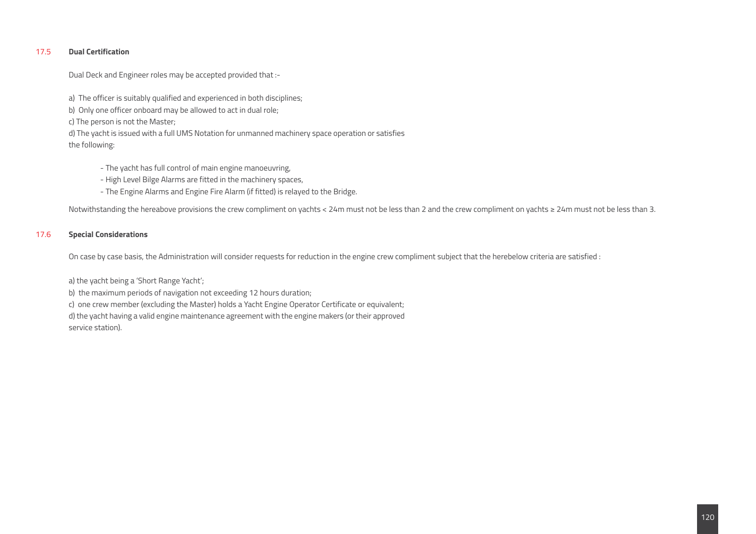### 17.5 Dual Certification

Dual Deck and Engineer roles may be accepted provided that :-

a) The officer is suitably qualified and experienced in both disciplines;
b) Only one officer onboard may be allowed to act in dual role;
c) The person is not the Master;
d) The yacht is issued with a full UMS Notation for unmanned machinery space operation or satisfies the following:

- The yacht has full control of main engine manoeuvring,
- High Level Bilge Alarms are fitted in the machinery spaces,
- The Engine Alarms and Engine Fire Alarm (if fitted) is relayed to the Bridge.

Notwithstanding the hereabove provisions the crew compliment on yachts < 24m must not be less than 2 and the crew compliment on yachts ≥ 24m must not be less than 3.

### 17.6 Special Considerations

On case by case basis, the Administration will consider requests for reduction in the engine crew compliment subject that the herebelow criteria are satisfied :

a) the yacht being a 'Short Range Yacht';
b) the maximum periods of navigation not exceeding 12 hours duration;
c) one crew member (excluding the Master) holds a Yacht Engine Operator Certificate or equivalent;
d) the yacht having a valid engine maintenance agreement with the engine makers (or their approved service station).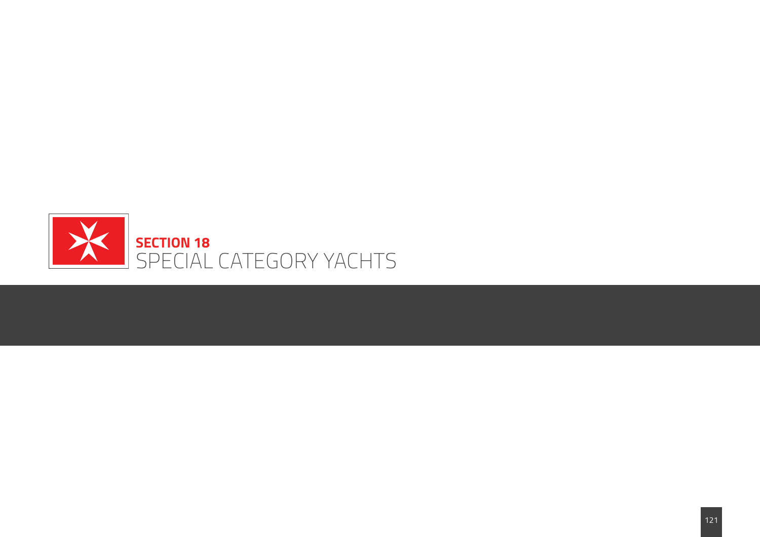# SECTION 18
# SPECIAL CATEGORY YACHTS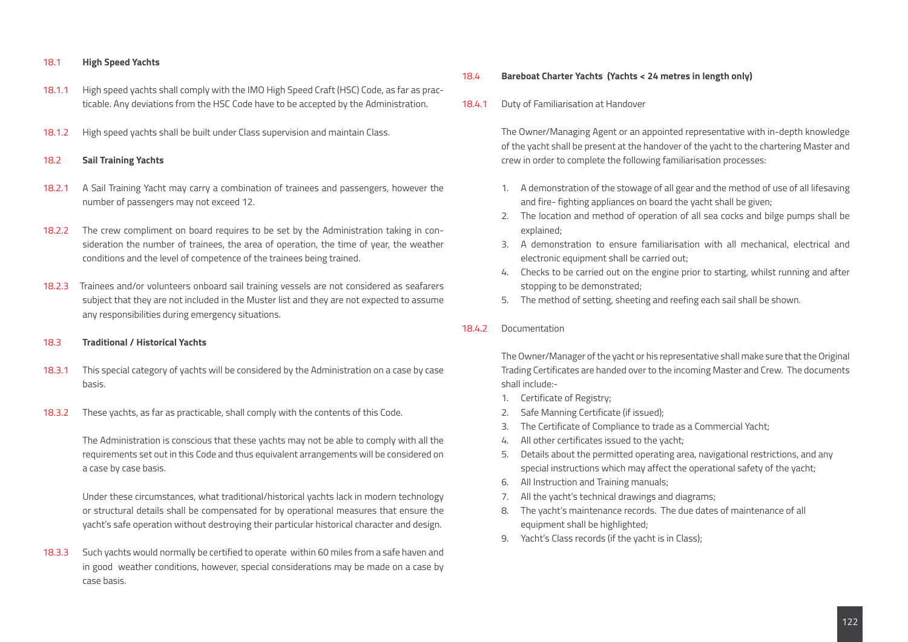### 18.1 High Speed Yachts

18.1.1 High speed yachts shall comply with the IMO High Speed Craft (HSC) Code, as far as practicable. Any deviations from the HSC Code have to be accepted by the Administration.

18.1.2 High speed yachts shall be built under Class supervision and maintain Class.

### 18.2 Sail Training Yachts

18.2.1 A Sail Training Yacht may carry a combination of trainees and passengers, however the number of passengers may not exceed 12.

18.2.2 The crew compliment on board requires to be set by the Administration taking in consideration the number of trainees, the area of operation, the time of year, the weather conditions and the level of competence of the trainees being trained.

18.2.3 Trainees and/or volunteers onboard sail training vessels are not considered as seafarers subject that they are not included in the Muster list and they are not expected to assume any responsibilities during emergency situations.

### 18.3 Traditional / Historical Yachts

18.3.1 This special category of yachts will be considered by the Administration on a case by case basis.

18.3.2 These yachts, as far as practicable, shall comply with the contents of this Code.

The Administration is conscious that these yachts may not be able to comply with all the requirements set out in this Code and thus equivalent arrangements will be considered on a case by case basis.

Under these circumstances, what traditional/historical yachts lack in modern technology or structural details shall be compensated for by operational measures that ensure the yacht's safe operation without destroying their particular historical character and design.

18.3.3 Such yachts would normally be certified to operate within 60 miles from a safe haven and in good weather conditions, however, special considerations may be made on a case by case basis.

### 18.4 Bareboat Charter Yachts (Yachts < 24 metres in length only)

18.4.1 Duty of Familiarisation at Handover

The Owner/Managing Agent or an appointed representative with in-depth knowledge of the yacht shall be present at the handover of the yacht to the chartering Master and crew in order to complete the following familiarisation processes:

1. A demonstration of the stowage of all gear and the method of use of all lifesaving and fire- fighting appliances on board the yacht shall be given;
2. The location and method of operation of all sea cocks and bilge pumps shall be explained;
3. A demonstration to ensure familiarisation with all mechanical, electrical and electronic equipment shall be carried out;
4. Checks to be carried out on the engine prior to starting, whilst running and after stopping to be demonstrated;
5. The method of setting, sheeting and reefing each sail shall be shown.

18.4.2 Documentation

The Owner/Manager of the yacht or his representative shall make sure that the Original Trading Certificates are handed over to the incoming Master and Crew. The documents shall include:-

1. Certificate of Registry;
2. Safe Manning Certificate (if issued);
3. The Certificate of Compliance to trade as a Commercial Yacht;
4. All other certificates issued to the yacht;
5. Details about the permitted operating area, navigational restrictions, and any special instructions which may affect the operational safety of the yacht;
6. All Instruction and Training manuals;
7. All the yacht's technical drawings and diagrams;
8. The yacht's maintenance records. The due dates of maintenance of all equipment shall be highlighted;
9. Yacht's Class records (if the yacht is in Class);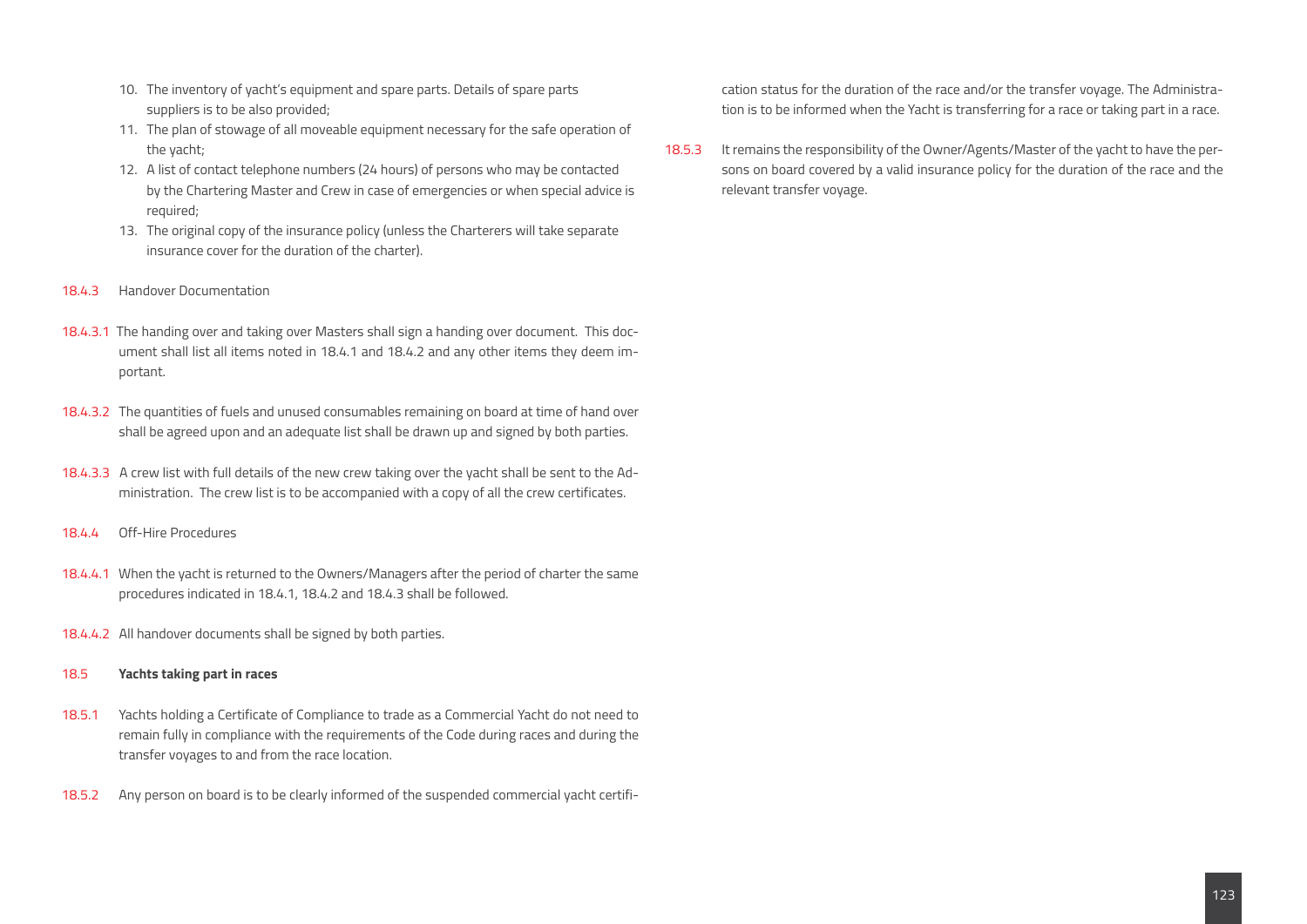10. The inventory of yacht's equipment and spare parts. Details of spare parts suppliers is to be also provided;
11. The plan of stowage of all moveable equipment necessary for the safe operation of the yacht;
12. A list of contact telephone numbers (24 hours) of persons who may be contacted by the Chartering Master and Crew in case of emergencies or when special advice is required;
13. The original copy of the insurance policy (unless the Charterers will take separate insurance cover for the duration of the charter).

18.4.3 Handover Documentation

18.4.3.1 The handing over and taking over Masters shall sign a handing over document. This document shall list all items noted in 18.4.1 and 18.4.2 and any other items they deem important.

18.4.3.2 The quantities of fuels and unused consumables remaining on board at time of hand over shall be agreed upon and an adequate list shall be drawn up and signed by both parties.

18.4.3.3 A crew list with full details of the new crew taking over the yacht shall be sent to the Administration. The crew list is to be accompanied with a copy of all the crew certificates.

18.4.4 Off-Hire Procedures

18.4.4.1 When the yacht is returned to the Owners/Managers after the period of charter the same procedures indicated in 18.4.1, 18.4.2 and 18.4.3 shall be followed.

18.4.4.2 All handover documents shall be signed by both parties.

**18.5 Yachts taking part in races**

18.5.1 Yachts holding a Certificate of Compliance to trade as a Commercial Yacht do not need to remain fully in compliance with the requirements of the Code during races and during the transfer voyages to and from the race location.

18.5.2 Any person on board is to be clearly informed of the suspended commercial yacht certification status for the duration of the race and/or the transfer voyage. The Administration is to be informed when the Yacht is transferring for a race or taking part in a race.

18.5.3 It remains the responsibility of the Owner/Agents/Master of the yacht to have the persons on board covered by a valid insurance policy for the duration of the race and the relevant transfer voyage.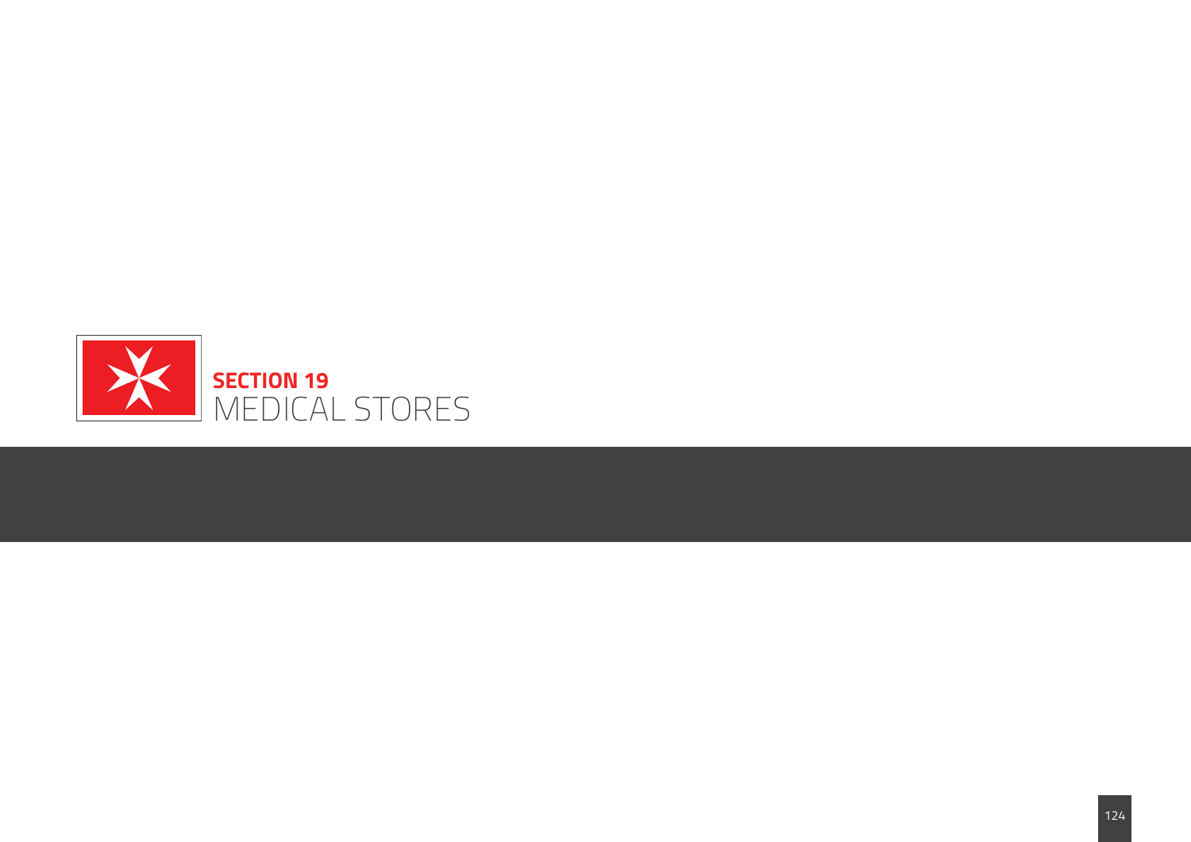# SECTION 19
# MEDICAL STORES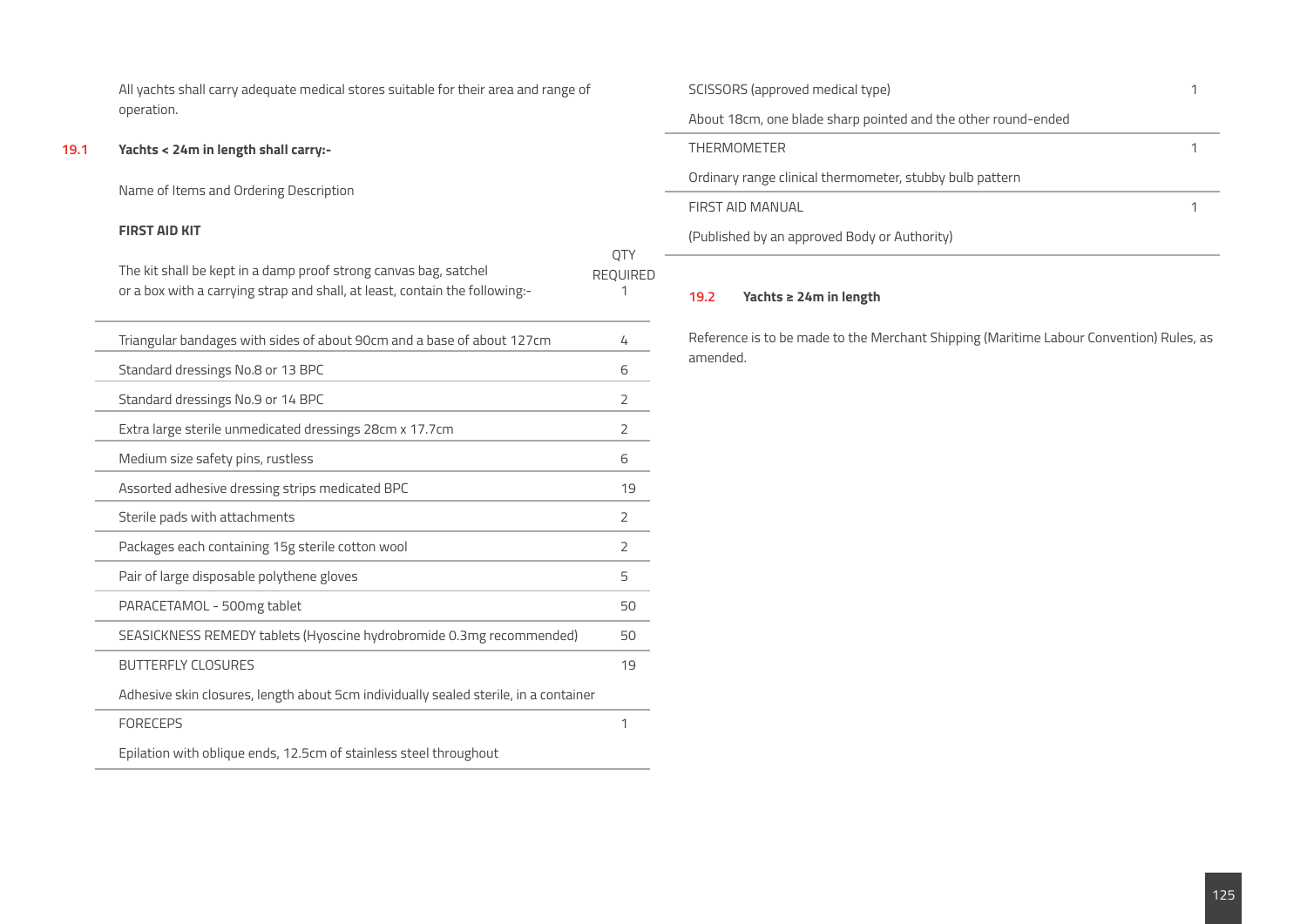All yachts shall carry adequate medical stores suitable for their area and range of operation.

### 19.1 Yachts < 24m in length shall carry:-

Name of Items and Ordering Description

**FIRST AID KIT**

| The kit shall be kept in a damp proof strong canvas bag, satchel or a box with a carrying strap and shall, at least, contain the following:- | QTY REQUIRED 1 |
|---|---|
| Triangular bandages with sides of about 90cm and a base of about 127cm | 4 |
| Standard dressings No.8 or 13 BPC | 6 |
| Standard dressings No.9 or 14 BPC | 2 |
| Extra large sterile unmedicated dressings 28cm x 17.7cm | 2 |
| Medium size safety pins, rustless | 6 |
| Assorted adhesive dressing strips medicated BPC | 19 |
| Sterile pads with attachments | 2 |
| Packages each containing 15g sterile cotton wool | 2 |
| Pair of large disposable polythene gloves | 5 |
| PARACETAMOL - 500mg tablet | 50 |
| SEASICKNESS REMEDY tablets (Hyoscine hydrobromide 0.3mg recommended) | 50 |
| BUTTERFLY CLOSURES<br>Adhesive skin closures, length about 5cm individually sealed sterile, in a container | 19 |
| FORECEPS<br>Epilation with oblique ends, 12.5cm of stainless steel throughout | 1 |
| SCISSORS (approved medical type)<br>About 18cm, one blade sharp pointed and the other round-ended | 1 |
| THERMOMETER<br>Ordinary range clinical thermometer, stubby bulb pattern | 1 |
| FIRST AID MANUAL<br>(Published by an approved Body or Authority) | 1 |

### 19.2 Yachts ≥ 24m in length

Reference is to be made to the Merchant Shipping (Maritime Labour Convention) Rules, as amended.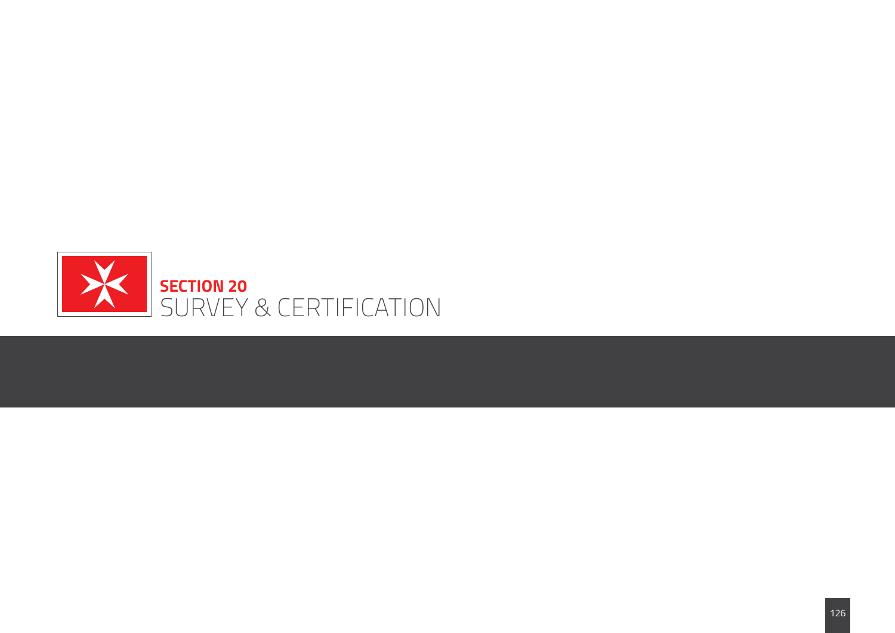# SECTION 20
# SURVEY & CERTIFICATION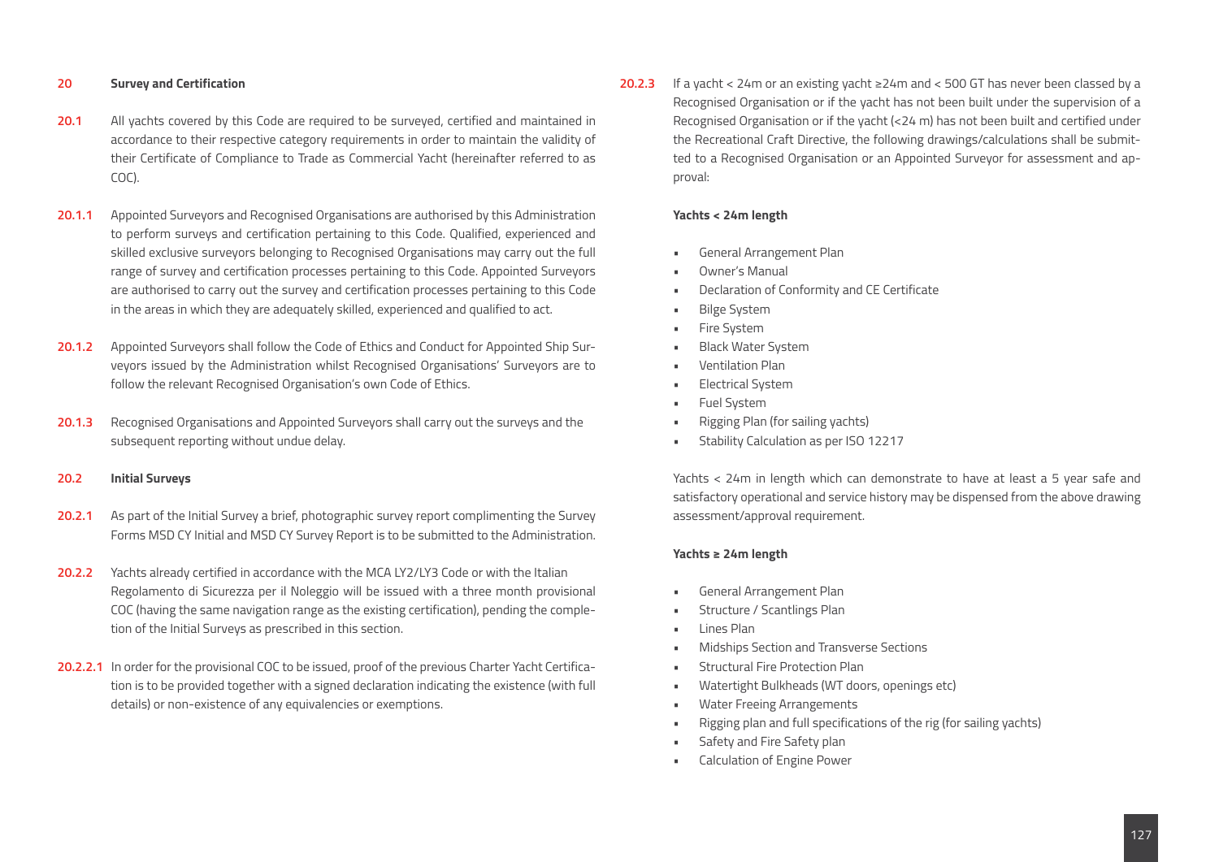**20 Survey and Certification**

**20.1** All yachts covered by this Code are required to be surveyed, certified and maintained in accordance to their respective category requirements in order to maintain the validity of their Certificate of Compliance to Trade as Commercial Yacht (hereinafter referred to as COC).

**20.1.1** Appointed Surveyors and Recognised Organisations are authorised by this Administration to perform surveys and certification pertaining to this Code. Qualified, experienced and skilled exclusive surveyors belonging to Recognised Organisations may carry out the full range of survey and certification processes pertaining to this Code. Appointed Surveyors are authorised to carry out the survey and certification processes pertaining to this Code in the areas in which they are adequately skilled, experienced and qualified to act.

**20.1.2** Appointed Surveyors shall follow the Code of Ethics and Conduct for Appointed Ship Surveyors issued by the Administration whilst Recognised Organisations' Surveyors are to follow the relevant Recognised Organisation's own Code of Ethics.

**20.1.3** Recognised Organisations and Appointed Surveyors shall carry out the surveys and the subsequent reporting without undue delay.

**20.2 Initial Surveys**

**20.2.1** As part of the Initial Survey a brief, photographic survey report complimenting the Survey Forms MSD CY Initial and MSD CY Survey Report is to be submitted to the Administration.

**20.2.2** Yachts already certified in accordance with the MCA LY2/LY3 Code or with the Italian Regolamento di Sicurezza per il Noleggio will be issued with a three month provisional COC (having the same navigation range as the existing certification), pending the completion of the Initial Surveys as prescribed in this section.

**20.2.2.1** In order for the provisional COC to be issued, proof of the previous Charter Yacht Certification is to be provided together with a signed declaration indicating the existence (with full details) or non-existence of any equivalencies or exemptions.

**20.2.3** If a yacht < 24m or an existing yacht ≥24m and < 500 GT has never been classed by a Recognised Organisation or if the yacht has not been built under the supervision of a Recognised Organisation or if the yacht (<24 m) has not been built and certified under the Recreational Craft Directive, the following drawings/calculations shall be submitted to a Recognised Organisation or an Appointed Surveyor for assessment and approval:

**Yachts < 24m length**

- General Arrangement Plan
- Owner's Manual
- Declaration of Conformity and CE Certificate
- Bilge System
- Fire System
- Black Water System
- Ventilation Plan
- Electrical System
- Fuel System
- Rigging Plan (for sailing yachts)
- Stability Calculation as per ISO 12217

Yachts < 24m in length which can demonstrate to have at least a 5 year safe and satisfactory operational and service history may be dispensed from the above drawing assessment/approval requirement.

**Yachts ≥ 24m length**

- General Arrangement Plan
- Structure / Scantlings Plan
- Lines Plan
- Midships Section and Transverse Sections
- Structural Fire Protection Plan
- Watertight Bulkheads (WT doors, openings etc)
- Water Freeing Arrangements
- Rigging plan and full specifications of the rig (for sailing yachts)
- Safety and Fire Safety plan
- Calculation of Engine Power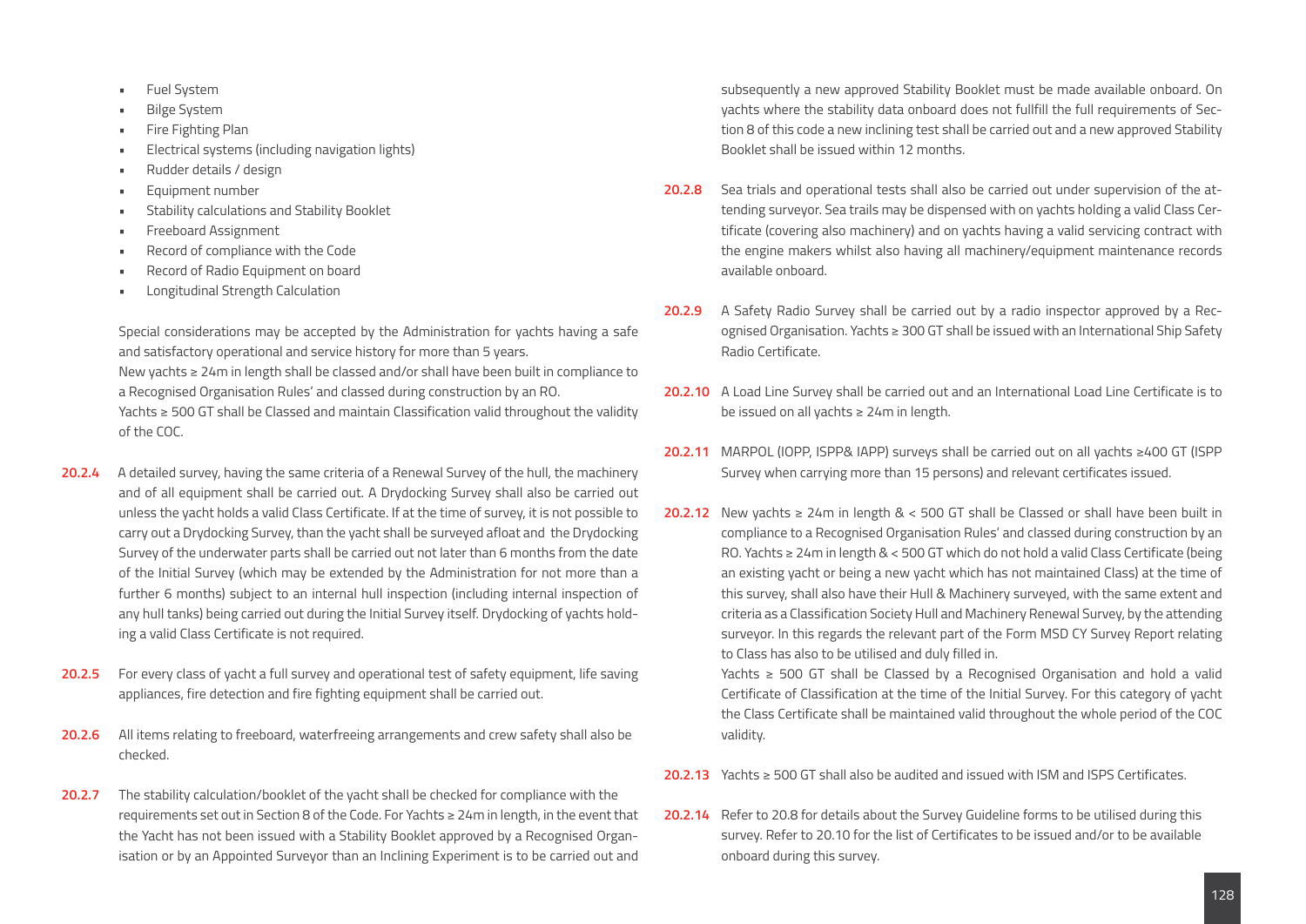- Fuel System
- Bilge System
- Fire Fighting Plan
- Electrical systems (including navigation lights)
- Rudder details / design
- Equipment number
- Stability calculations and Stability Booklet
- Freeboard Assignment
- Record of compliance with the Code
- Record of Radio Equipment on board
- Longitudinal Strength Calculation

Special considerations may be accepted by the Administration for yachts having a safe and satisfactory operational and service history for more than 5 years.
New yachts ≥ 24m in length shall be classed and/or shall have been built in compliance to a Recognised Organisation Rules' and classed during construction by an RO.
Yachts ≥ 500 GT shall be Classed and maintain Classification valid throughout the validity of the COC.

**20.2.4** A detailed survey, having the same criteria of a Renewal Survey of the hull, the machinery and of all equipment shall be carried out. A Drydocking Survey shall also be carried out unless the yacht holds a valid Class Certificate. If at the time of survey, it is not possible to carry out a Drydocking Survey, than the yacht shall be surveyed afloat and the Drydocking Survey of the underwater parts shall be carried out not later than 6 months from the date of the Initial Survey (which may be extended by the Administration for not more than a further 6 months) subject to an internal hull inspection (including internal inspection of any hull tanks) being carried out during the Initial Survey itself. Drydocking of yachts holding a valid Class Certificate is not required.

**20.2.5** For every class of yacht a full survey and operational test of safety equipment, life saving appliances, fire detection and fire fighting equipment shall be carried out.

**20.2.6** All items relating to freeboard, waterfreeing arrangements and crew safety shall also be checked.

**20.2.7** The stability calculation/booklet of the yacht shall be checked for compliance with the requirements set out in Section 8 of the Code. For Yachts ≥ 24m in length, in the event that the Yacht has not been issued with a Stability Booklet approved by a Recognised Organisation or by an Appointed Surveyor than an Inclining Experiment is to be carried out and subsequently a new approved Stability Booklet must be made available onboard. On yachts where the stability data onboard does not fullfill the full requirements of Section 8 of this code a new inclining test shall be carried out and a new approved Stability Booklet shall be issued within 12 months.

**20.2.8** Sea trials and operational tests shall also be carried out under supervision of the attending surveyor. Sea trails may be dispensed with on yachts holding a valid Class Certificate (covering also machinery) and on yachts having a valid servicing contract with the engine makers whilst also having all machinery/equipment maintenance records available onboard.

**20.2.9** A Safety Radio Survey shall be carried out by a radio inspector approved by a Recognised Organisation. Yachts ≥ 300 GT shall be issued with an International Ship Safety Radio Certificate.

**20.2.10** A Load Line Survey shall be carried out and an International Load Line Certificate is to be issued on all yachts ≥ 24m in length.

**20.2.11** MARPOL (IOPP, ISPP& IAPP) surveys shall be carried out on all yachts ≥400 GT (ISPP Survey when carrying more than 15 persons) and relevant certificates issued.

**20.2.12** New yachts ≥ 24m in length & < 500 GT shall be Classed or shall have been built in compliance to a Recognised Organisation Rules' and classed during construction by an RO. Yachts ≥ 24m in length & < 500 GT which do not hold a valid Class Certificate (being an existing yacht or being a new yacht which has not maintained Class) at the time of this survey, shall also have their Hull & Machinery surveyed, with the same extent and criteria as a Classification Society Hull and Machinery Renewal Survey, by the attending surveyor. In this regards the relevant part of the Form MSD CY Survey Report relating to Class has also to be utilised and duly filled in.
Yachts ≥ 500 GT shall be Classed by a Recognised Organisation and hold a valid Certificate of Classification at the time of the Initial Survey. For this category of yacht the Class Certificate shall be maintained valid throughout the whole period of the COC validity.

**20.2.13** Yachts ≥ 500 GT shall also be audited and issued with ISM and ISPS Certificates.

**20.2.14** Refer to 20.8 for details about the Survey Guideline forms to be utilised during this survey. Refer to 20.10 for the list of Certificates to be issued and/or to be available onboard during this survey.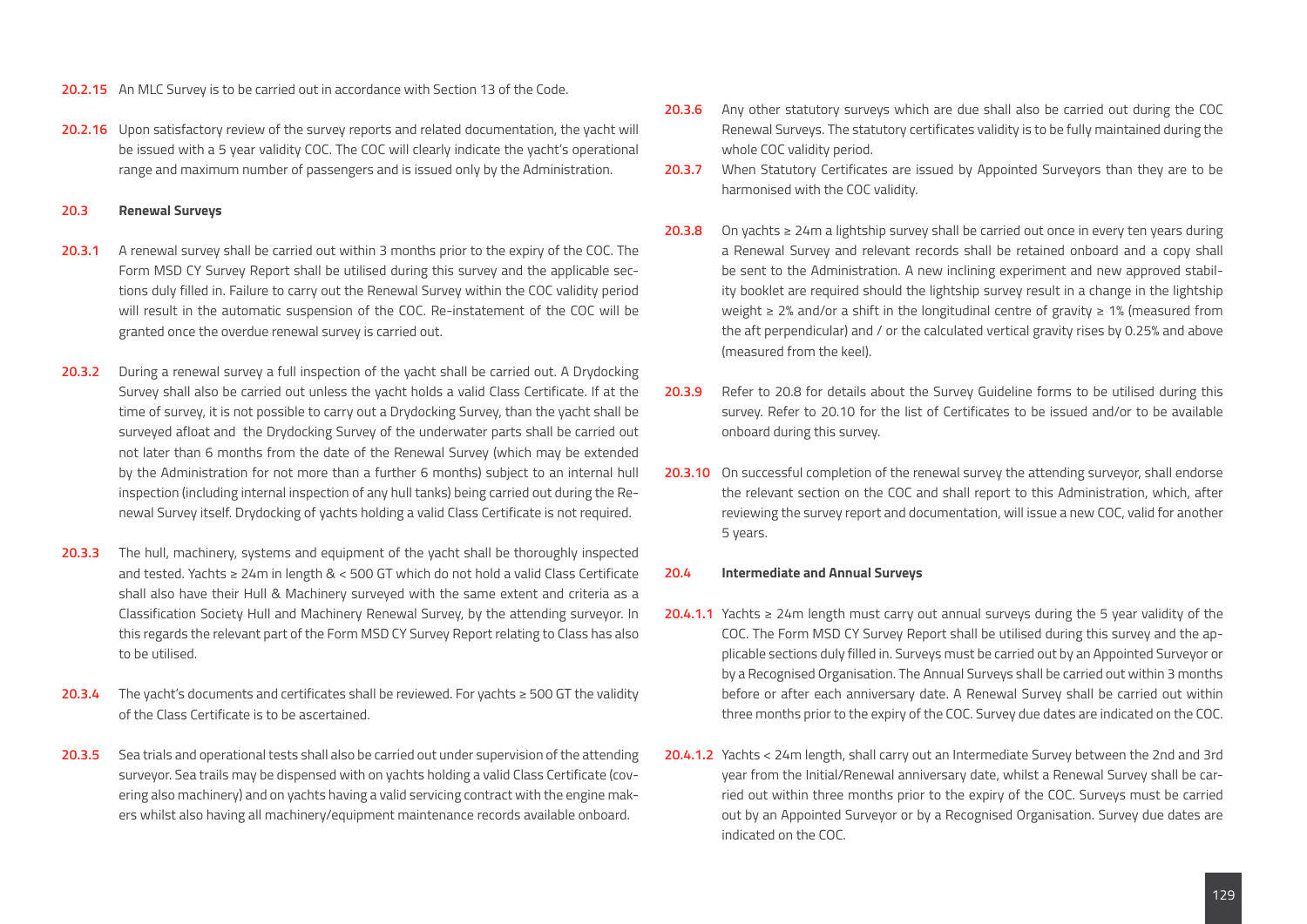**20.2.15** An MLC Survey is to be carried out in accordance with Section 13 of the Code.

**20.2.16** Upon satisfactory review of the survey reports and related documentation, the yacht will be issued with a 5 year validity COC. The COC will clearly indicate the yacht's operational range and maximum number of passengers and is issued only by the Administration.

## 20.3 Renewal Surveys

**20.3.1** A renewal survey shall be carried out within 3 months prior to the expiry of the COC. The Form MSD CY Survey Report shall be utilised during this survey and the applicable sections duly filled in. Failure to carry out the Renewal Survey within the COC validity period will result in the automatic suspension of the COC. Re-instatement of the COC will be granted once the overdue renewal survey is carried out.

**20.3.2** During a renewal survey a full inspection of the yacht shall be carried out. A Drydocking Survey shall also be carried out unless the yacht holds a valid Class Certificate. If at the time of survey, it is not possible to carry out a Drydocking Survey, than the yacht shall be surveyed afloat and the Drydocking Survey of the underwater parts shall be carried out not later than 6 months from the date of the Renewal Survey (which may be extended by the Administration for not more than a further 6 months) subject to an internal hull inspection (including internal inspection of any hull tanks) being carried out during the Renewal Survey itself. Drydocking of yachts holding a valid Class Certificate is not required.

**20.3.3** The hull, machinery, systems and equipment of the yacht shall be thoroughly inspected and tested. Yachts ≥ 24m in length & < 500 GT which do not hold a valid Class Certificate shall also have their Hull & Machinery surveyed with the same extent and criteria as a Classification Society Hull and Machinery Renewal Survey, by the attending surveyor. In this regards the relevant part of the Form MSD CY Survey Report relating to Class has also to be utilised.

**20.3.4** The yacht's documents and certificates shall be reviewed. For yachts ≥ 500 GT the validity of the Class Certificate is to be ascertained.

**20.3.5** Sea trials and operational tests shall also be carried out under supervision of the attending surveyor. Sea trails may be dispensed with on yachts holding a valid Class Certificate (covering also machinery) and on yachts having a valid servicing contract with the engine makers whilst also having all machinery/equipment maintenance records available onboard.

**20.3.6** Any other statutory surveys which are due shall also be carried out during the COC Renewal Surveys. The statutory certificates validity is to be fully maintained during the whole COC validity period.

**20.3.7** When Statutory Certificates are issued by Appointed Surveyors than they are to be harmonised with the COC validity.

**20.3.8** On yachts ≥ 24m a lightship survey shall be carried out once in every ten years during a Renewal Survey and relevant records shall be retained onboard and a copy shall be sent to the Administration. A new inclining experiment and new approved stability booklet are required should the lightship survey result in a change in the lightship weight ≥ 2% and/or a shift in the longitudinal centre of gravity ≥ 1% (measured from the aft perpendicular) and / or the calculated vertical gravity rises by 0.25% and above (measured from the keel).

**20.3.9** Refer to 20.8 for details about the Survey Guideline forms to be utilised during this survey. Refer to 20.10 for the list of Certificates to be issued and/or to be available onboard during this survey.

**20.3.10** On successful completion of the renewal survey the attending surveyor, shall endorse the relevant section on the COC and shall report to this Administration, which, after reviewing the survey report and documentation, will issue a new COC, valid for another 5 years.

## 20.4 Intermediate and Annual Surveys

**20.4.1.1** Yachts ≥ 24m length must carry out annual surveys during the 5 year validity of the COC. The Form MSD CY Survey Report shall be utilised during this survey and the applicable sections duly filled in. Surveys must be carried out by an Appointed Surveyor or by a Recognised Organisation. The Annual Surveys shall be carried out within 3 months before or after each anniversary date. A Renewal Survey shall be carried out within three months prior to the expiry of the COC. Survey due dates are indicated on the COC.

**20.4.1.2** Yachts < 24m length, shall carry out an Intermediate Survey between the 2nd and 3rd year from the Initial/Renewal anniversary date, whilst a Renewal Survey shall be carried out within three months prior to the expiry of the COC. Surveys must be carried out by an Appointed Surveyor or by a Recognised Organisation. Survey due dates are indicated on the COC.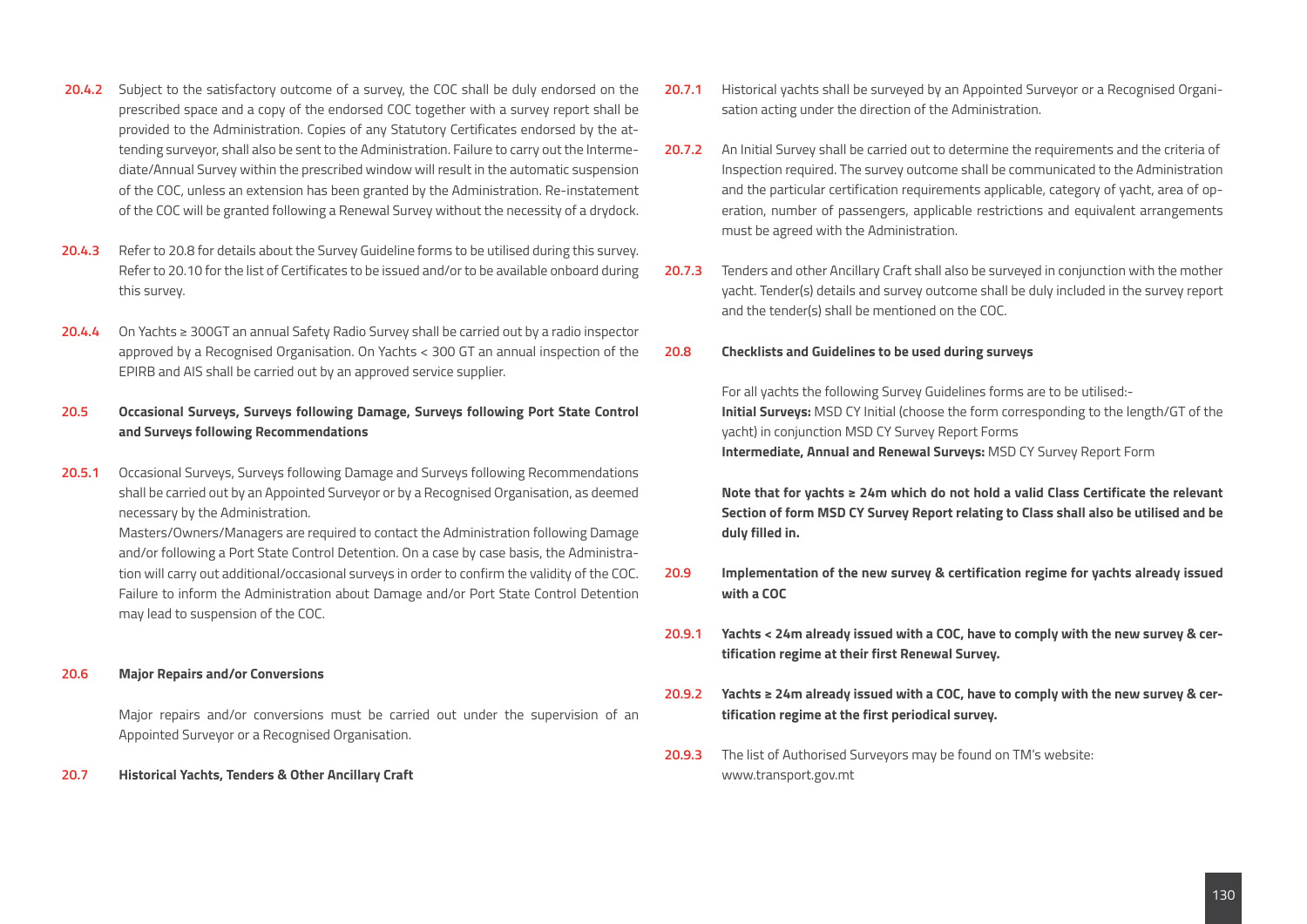**20.4.2** Subject to the satisfactory outcome of a survey, the COC shall be duly endorsed on the prescribed space and a copy of the endorsed COC together with a survey report shall be provided to the Administration. Copies of any Statutory Certificates endorsed by the attending surveyor, shall also be sent to the Administration. Failure to carry out the Intermediate/Annual Survey within the prescribed window will result in the automatic suspension of the COC, unless an extension has been granted by the Administration. Re-instatement of the COC will be granted following a Renewal Survey without the necessity of a drydock.

**20.4.3** Refer to 20.8 for details about the Survey Guideline forms to be utilised during this survey. Refer to 20.10 for the list of Certificates to be issued and/or to be available onboard during this survey.

**20.4.4** On Yachts ≥ 300GT an annual Safety Radio Survey shall be carried out by a radio inspector approved by a Recognised Organisation. On Yachts < 300 GT an annual inspection of the EPIRB and AIS shall be carried out by an approved service supplier.

## 20.5 Occasional Surveys, Surveys following Damage, Surveys following Port State Control and Surveys following Recommendations

**20.5.1** Occasional Surveys, Surveys following Damage and Surveys following Recommendations shall be carried out by an Appointed Surveyor or by a Recognised Organisation, as deemed necessary by the Administration.
Masters/Owners/Managers are required to contact the Administration following Damage and/or following a Port State Control Detention. On a case by case basis, the Administration will carry out additional/occasional surveys in order to confirm the validity of the COC. Failure to inform the Administration about Damage and/or Port State Control Detention may lead to suspension of the COC.

## 20.6 Major Repairs and/or Conversions

Major repairs and/or conversions must be carried out under the supervision of an Appointed Surveyor or a Recognised Organisation.

## 20.7 Historical Yachts, Tenders & Other Ancillary Craft

**20.7.1** Historical yachts shall be surveyed by an Appointed Surveyor or a Recognised Organisation acting under the direction of the Administration.

**20.7.2** An Initial Survey shall be carried out to determine the requirements and the criteria of Inspection required. The survey outcome shall be communicated to the Administration and the particular certification requirements applicable, category of yacht, area of operation, number of passengers, applicable restrictions and equivalent arrangements must be agreed with the Administration.

**20.7.3** Tenders and other Ancillary Craft shall also be surveyed in conjunction with the mother yacht. Tender(s) details and survey outcome shall be duly included in the survey report and the tender(s) shall be mentioned on the COC.

## 20.8 Checklists and Guidelines to be used during surveys

For all yachts the following Survey Guidelines forms are to be utilised:-
**Initial Surveys:** MSD CY Initial (choose the form corresponding to the length/GT of the yacht) in conjunction MSD CY Survey Report Forms
**Intermediate, Annual and Renewal Surveys:** MSD CY Survey Report Form

**Note that for yachts ≥ 24m which do not hold a valid Class Certificate the relevant Section of form MSD CY Survey Report relating to Class shall also be utilised and be duly filled in.**

## 20.9 Implementation of the new survey & certification regime for yachts already issued with a COC

**20.9.1 Yachts < 24m already issued with a COC, have to comply with the new survey & certification regime at their first Renewal Survey.**

**20.9.2 Yachts ≥ 24m already issued with a COC, have to comply with the new survey & certification regime at the first periodical survey.**

**20.9.3** The list of Authorised Surveyors may be found on TM's website:
www.transport.gov.mt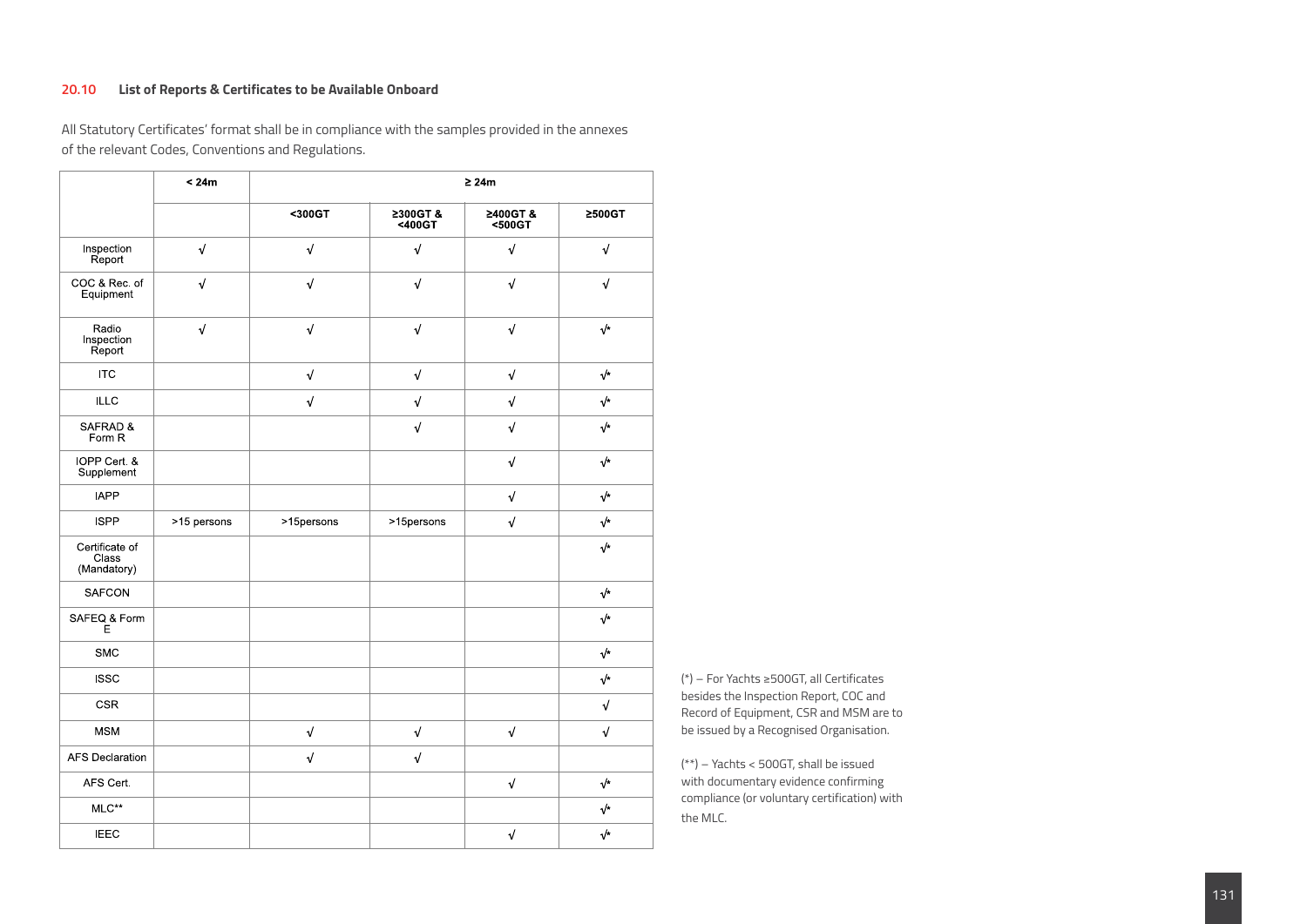### 20.10 List of Reports & Certificates to be Available Onboard

All Statutory Certificates' format shall be in compliance with the samples provided in the annexes of the relevant Codes, Conventions and Regulations.

| | < 24m | ≥ 24m | | | |
|---|---|---|---|---|---|
| | | <300GT | ≥300GT & <400GT | ≥400GT & <500GT | ≥500GT |
| Inspection Report | √ | √ | √ | √ | √ |
| COC & Rec. of Equipment | √ | √ | √ | √ | √ |
| Radio Inspection Report | √ | √ | √ | √ | √* |
| ITC | | √ | √ | √ | √* |
| ILLC | | √ | √ | √ | √* |
| SAFRAD & Form R | | | √ | √ | √* |
| IOPP Cert. & Supplement | | | | √ | √* |
| IAPP | | | | √ | √* |
| ISPP | >15 persons | >15persons | >15persons | √ | √* |
| Certificate of Class (Mandatory) | | | | | √* |
| SAFCON | | | | | √* |
| SAFEQ & Form E | | | | | √* |
| SMC | | | | | √* |
| ISSC | | | | | √* |
| CSR | | | | | √ |
| MSM | | √ | √ | √ | √ |
| AFS Declaration | | √ | √ | | |
| AFS Cert. | | | | √ | √* |
| MLC** | | | | | √* |
| IEEC | | | | √ | √* |

(*) – For Yachts ≥500GT, all Certificates besides the Inspection Report, COC and Record of Equipment, CSR and MSM are to be issued by a Recognised Organisation.

(**) – Yachts < 500GT, shall be issued with documentary evidence confirming compliance (or voluntary certification) with the MLC.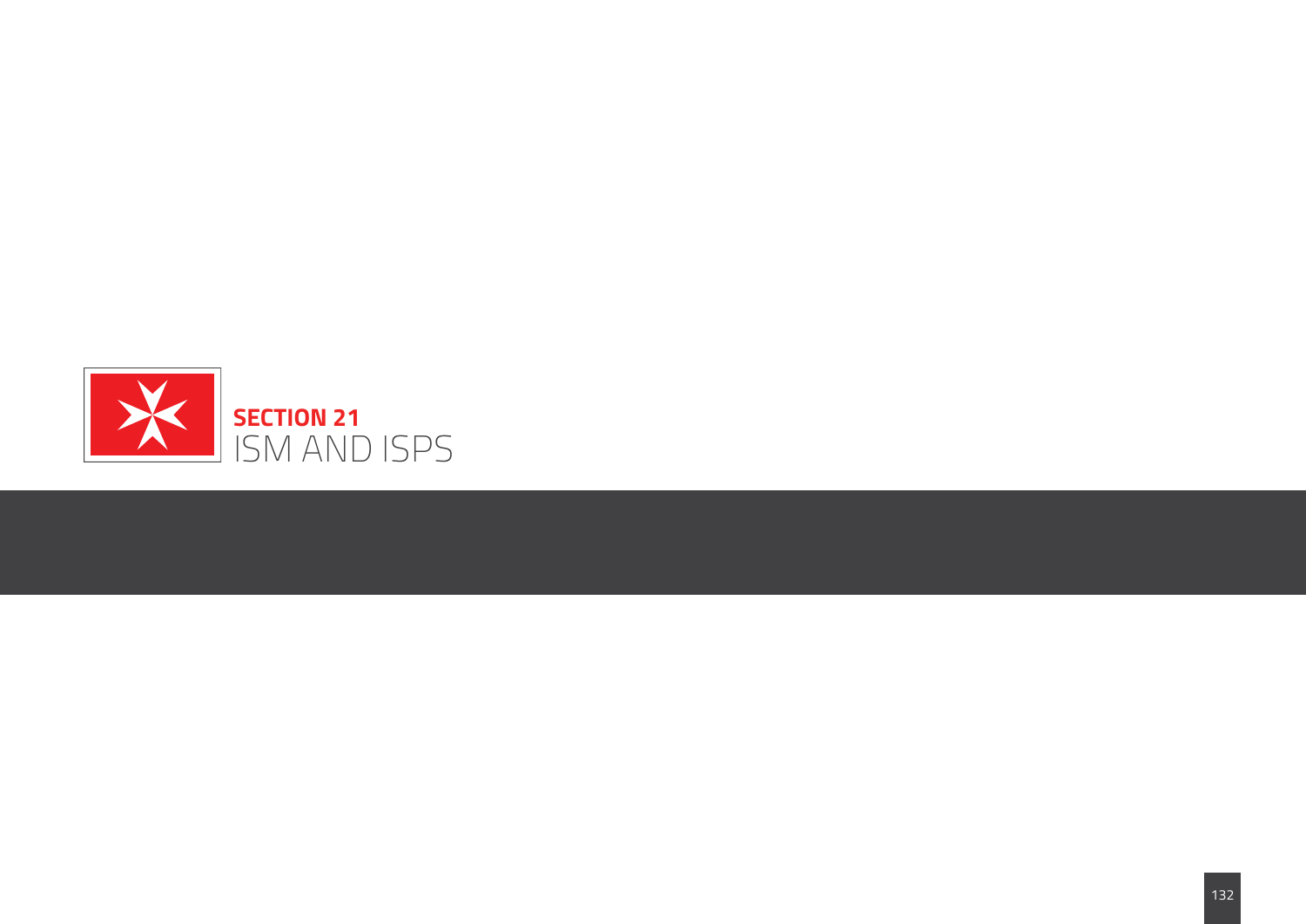# SECTION 21
# ISM AND ISPS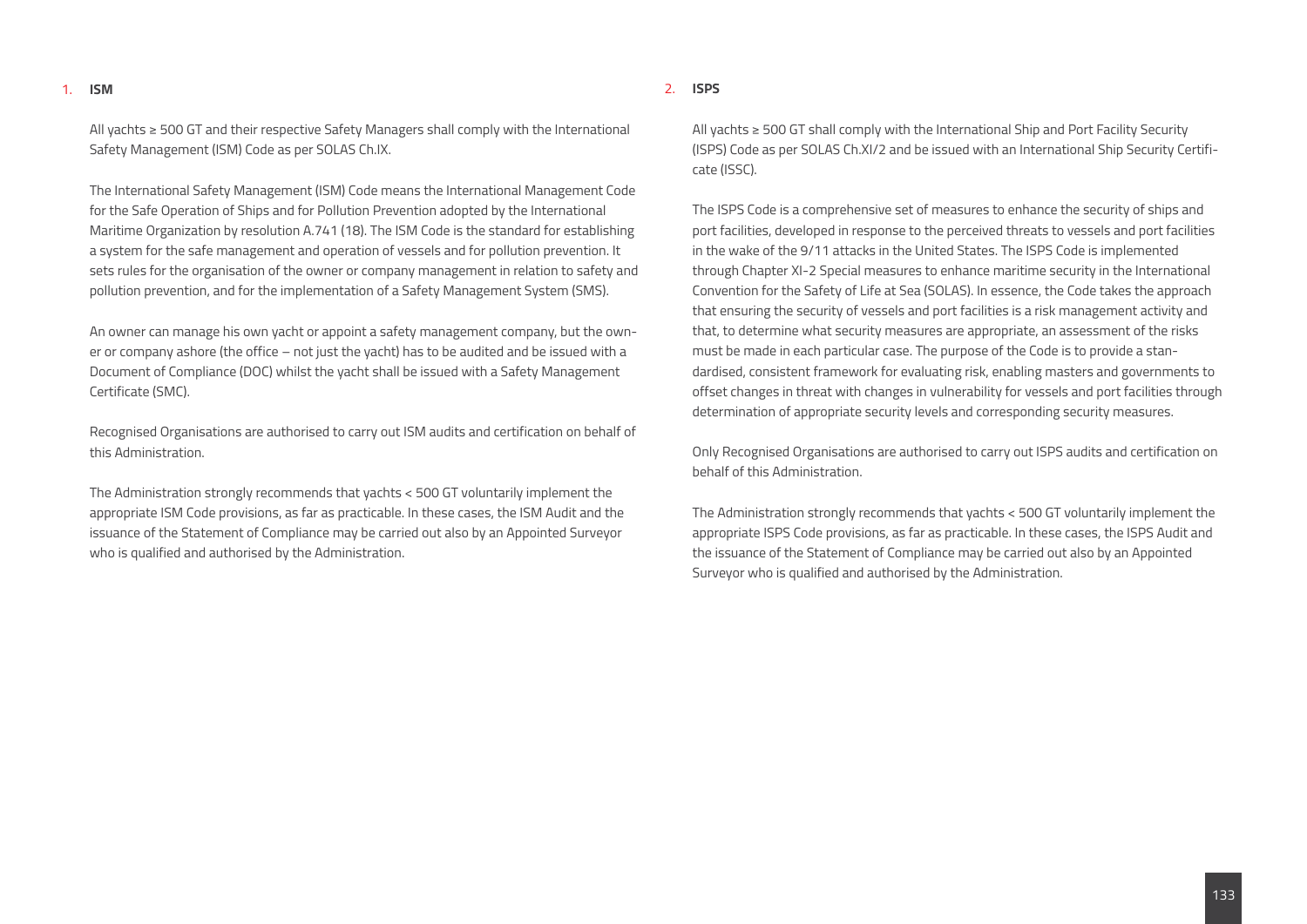## 1. ISM

All yachts ≥ 500 GT and their respective Safety Managers shall comply with the International Safety Management (ISM) Code as per SOLAS Ch.IX.

The International Safety Management (ISM) Code means the International Management Code for the Safe Operation of Ships and for Pollution Prevention adopted by the International Maritime Organization by resolution A.741 (18). The ISM Code is the standard for establishing a system for the safe management and operation of vessels and for pollution prevention. It sets rules for the organisation of the owner or company management in relation to safety and pollution prevention, and for the implementation of a Safety Management System (SMS).

An owner can manage his own yacht or appoint a safety management company, but the owner or company ashore (the office – not just the yacht) has to be audited and be issued with a Document of Compliance (DOC) whilst the yacht shall be issued with a Safety Management Certificate (SMC).

Recognised Organisations are authorised to carry out ISM audits and certification on behalf of this Administration.

The Administration strongly recommends that yachts < 500 GT voluntarily implement the appropriate ISM Code provisions, as far as practicable. In these cases, the ISM Audit and the issuance of the Statement of Compliance may be carried out also by an Appointed Surveyor who is qualified and authorised by the Administration.

## 2. ISPS

All yachts ≥ 500 GT shall comply with the International Ship and Port Facility Security (ISPS) Code as per SOLAS Ch.XI/2 and be issued with an International Ship Security Certificate (ISSC).

The ISPS Code is a comprehensive set of measures to enhance the security of ships and port facilities, developed in response to the perceived threats to vessels and port facilities in the wake of the 9/11 attacks in the United States. The ISPS Code is implemented through Chapter XI-2 Special measures to enhance maritime security in the International Convention for the Safety of Life at Sea (SOLAS). In essence, the Code takes the approach that ensuring the security of vessels and port facilities is a risk management activity and that, to determine what security measures are appropriate, an assessment of the risks must be made in each particular case. The purpose of the Code is to provide a standardised, consistent framework for evaluating risk, enabling masters and governments to offset changes in threat with changes in vulnerability for vessels and port facilities through determination of appropriate security levels and corresponding security measures.

Only Recognised Organisations are authorised to carry out ISPS audits and certification on behalf of this Administration.

The Administration strongly recommends that yachts < 500 GT voluntarily implement the appropriate ISPS Code provisions, as far as practicable. In these cases, the ISPS Audit and the issuance of the Statement of Compliance may be carried out also by an Appointed Surveyor who is qualified and authorised by the Administration.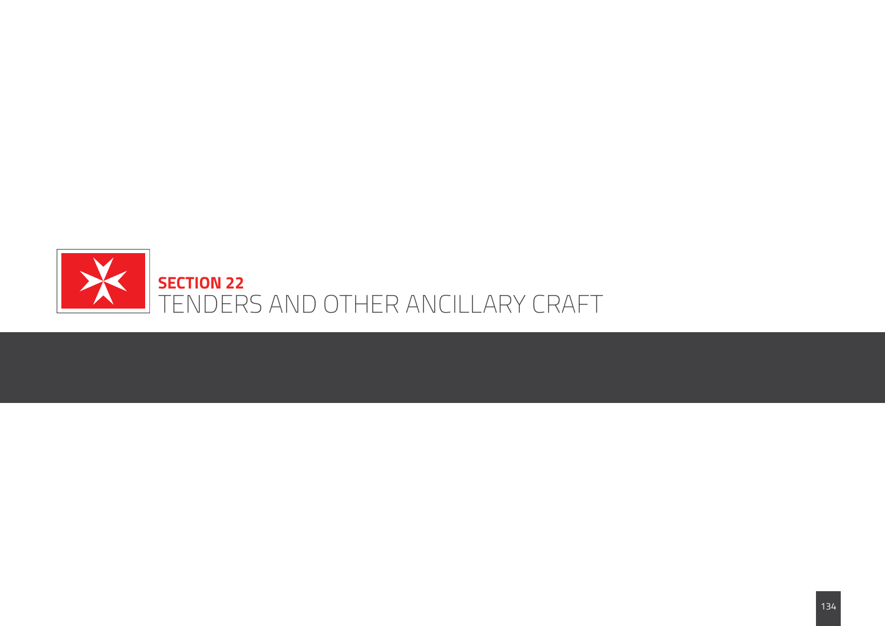# SECTION 22
# TENDERS AND OTHER ANCILLARY CRAFT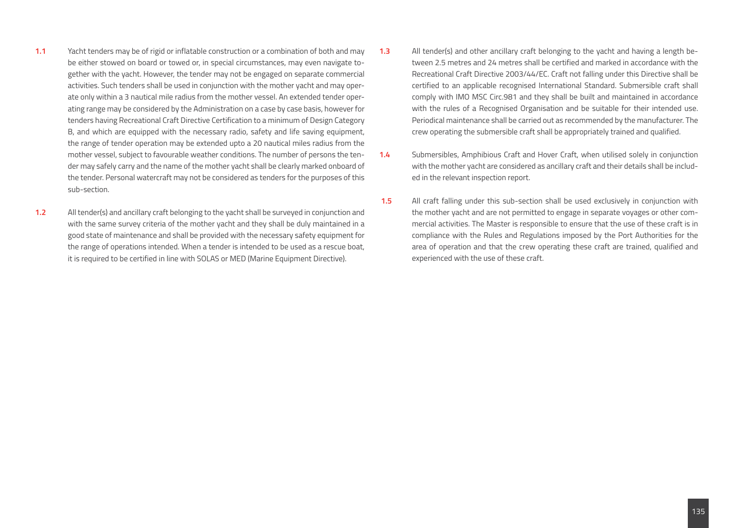**1.1** Yacht tenders may be of rigid or inflatable construction or a combination of both and may be either stowed on board or towed or, in special circumstances, may even navigate together with the yacht. However, the tender may not be engaged on separate commercial activities. Such tenders shall be used in conjunction with the mother yacht and may operate only within a 3 nautical mile radius from the mother vessel. An extended tender operating range may be considered by the Administration on a case by case basis, however for tenders having Recreational Craft Directive Certification to a minimum of Design Category B, and which are equipped with the necessary radio, safety and life saving equipment, the range of tender operation may be extended upto a 20 nautical miles radius from the mother vessel, subject to favourable weather conditions. The number of persons the tender may safely carry and the name of the mother yacht shall be clearly marked onboard of the tender. Personal watercraft may not be considered as tenders for the purposes of this sub-section.

**1.2** All tender(s) and ancillary craft belonging to the yacht shall be surveyed in conjunction and with the same survey criteria of the mother yacht and they shall be duly maintained in a good state of maintenance and shall be provided with the necessary safety equipment for the range of operations intended. When a tender is intended to be used as a rescue boat, it is required to be certified in line with SOLAS or MED (Marine Equipment Directive).

**1.3** All tender(s) and other ancillary craft belonging to the yacht and having a length between 2.5 metres and 24 metres shall be certified and marked in accordance with the Recreational Craft Directive 2003/44/EC. Craft not falling under this Directive shall be certified to an applicable recognised International Standard. Submersible craft shall comply with IMO MSC Circ.981 and they shall be built and maintained in accordance with the rules of a Recognised Organisation and be suitable for their intended use. Periodical maintenance shall be carried out as recommended by the manufacturer. The crew operating the submersible craft shall be appropriately trained and qualified.

**1.4** Submersibles, Amphibious Craft and Hover Craft, when utilised solely in conjunction with the mother yacht are considered as ancillary craft and their details shall be included in the relevant inspection report.

**1.5** All craft falling under this sub-section shall be used exclusively in conjunction with the mother yacht and are not permitted to engage in separate voyages or other commercial activities. The Master is responsible to ensure that the use of these craft is in compliance with the Rules and Regulations imposed by the Port Authorities for the area of operation and that the crew operating these craft are trained, qualified and experienced with the use of these craft.